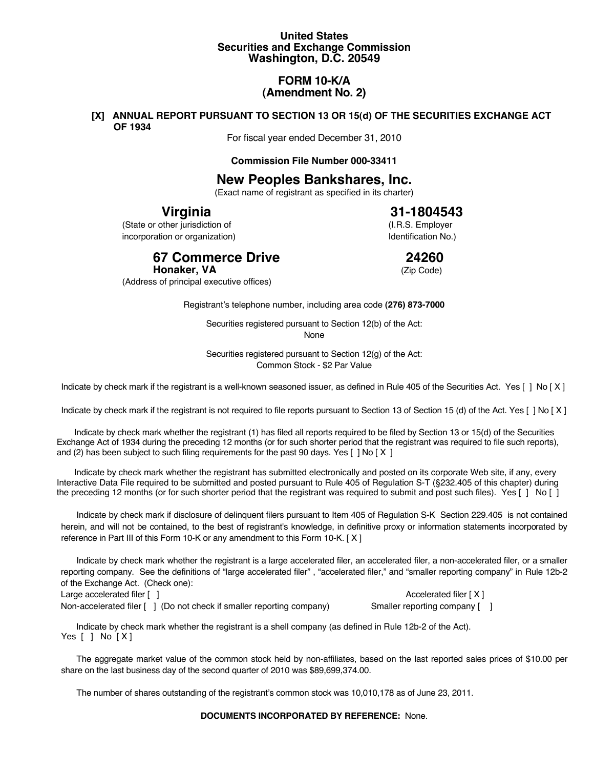**United States**
**Securities and Exchange Commission**
**Washington, D.C. 20549**

## FORM 10-K/A
## (Amendment No. 2)

**[X] ANNUAL REPORT PURSUANT TO SECTION 13 OR 15(d) OF THE SECURITIES EXCHANGE ACT OF 1934**

For fiscal year ended December 31, 2010

**Commission File Number 000-33411**

# New Peoples Bankshares, Inc.

(Exact name of registrant as specified in its charter)

| **Virginia** | **31-1804543** |
|---|---|
| (State or other jurisdiction of incorporation or organization) | (I.R.S. Employer Identification No.) |

| **67 Commerce Drive** **Honaker, VA** | **24260** |
|---|---|
| (Address of principal executive offices) | (Zip Code) |

Registrant's telephone number, including area code **(276) 873-7000**

Securities registered pursuant to Section 12(b) of the Act:
None

Securities registered pursuant to Section 12(g) of the Act:
Common Stock - $2 Par Value

Indicate by check mark if the registrant is a well-known seasoned issuer, as defined in Rule 405 of the Securities Act. Yes [ ] No [ X ]

Indicate by check mark if the registrant is not required to file reports pursuant to Section 13 of Section 15 (d) of the Act. Yes [ ] No [ X ]

Indicate by check mark whether the registrant (1) has filed all reports required to be filed by Section 13 or 15(d) of the Securities Exchange Act of 1934 during the preceding 12 months (or for such shorter period that the registrant was required to file such reports), and (2) has been subject to such filing requirements for the past 90 days. Yes [ ] No [ X ]

Indicate by check mark whether the registrant has submitted electronically and posted on its corporate Web site, if any, every Interactive Data File required to be submitted and posted pursuant to Rule 405 of Regulation S-T (§232.405 of this chapter) during the preceding 12 months (or for such shorter period that the registrant was required to submit and post such files). Yes [ ] No [ ]

Indicate by check mark if disclosure of delinquent filers pursuant to Item 405 of Regulation S-K Section 229.405 is not contained herein, and will not be contained, to the best of registrant's knowledge, in definitive proxy or information statements incorporated by reference in Part III of this Form 10-K or any amendment to this Form 10-K. [ X ]

Indicate by check mark whether the registrant is a large accelerated filer, an accelerated filer, a non-accelerated filer, or a smaller reporting company. See the definitions of "large accelerated filer" , "accelerated filer," and "smaller reporting company" in Rule 12b-2 of the Exchange Act. (Check one):

Large accelerated filer [ ] Accelerated filer [ X ]
Non-accelerated filer [ ] (Do not check if smaller reporting company) Smaller reporting company [ ]

Indicate by check mark whether the registrant is a shell company (as defined in Rule 12b-2 of the Act).
Yes [ ] No [ X ]

The aggregate market value of the common stock held by non-affiliates, based on the last reported sales prices of $10.00 per share on the last business day of the second quarter of 2010 was $89,699,374.00.

The number of shares outstanding of the registrant's common stock was 10,010,178 as of June 23, 2011.

**DOCUMENTS INCORPORATED BY REFERENCE:** None.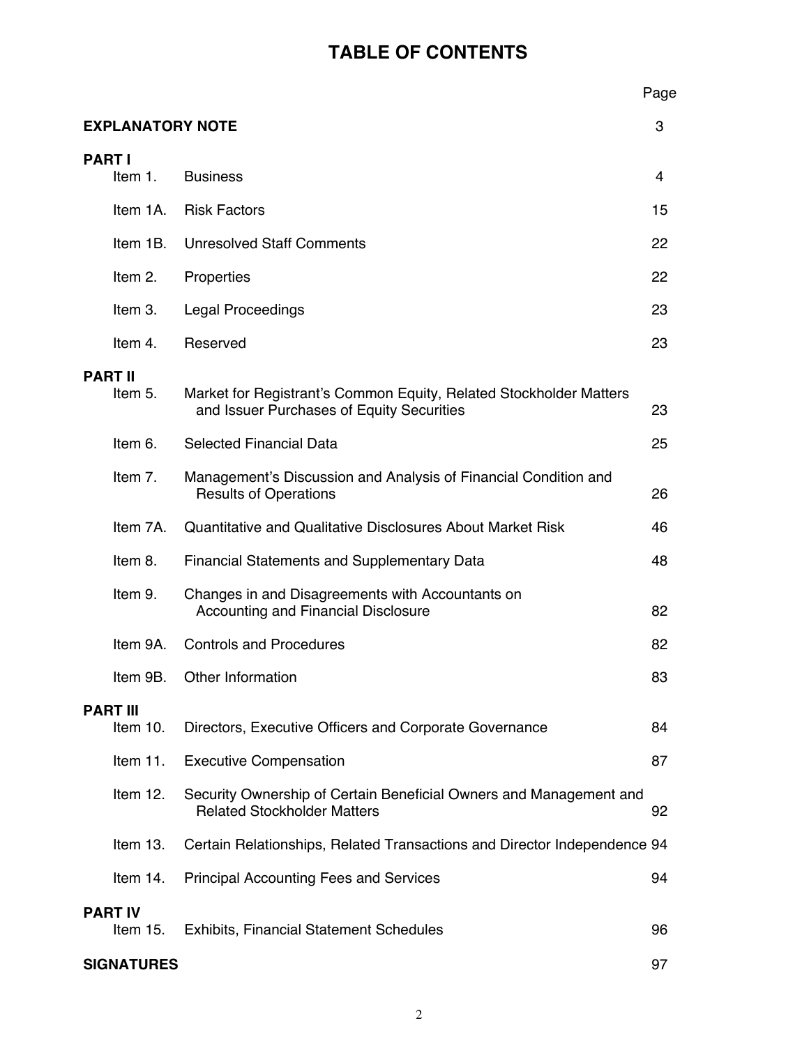# TABLE OF CONTENTS

| | | Page |
|---|---|---|
| **EXPLANATORY NOTE** | | 3 |
| **PART I** | | |
| Item 1. | Business | 4 |
| Item 1A. | Risk Factors | 15 |
| Item 1B. | Unresolved Staff Comments | 22 |
| Item 2. | Properties | 22 |
| Item 3. | Legal Proceedings | 23 |
| Item 4. | Reserved | 23 |
| **PART II** | | |
| Item 5. | Market for Registrant's Common Equity, Related Stockholder Matters and Issuer Purchases of Equity Securities | 23 |
| Item 6. | Selected Financial Data | 25 |
| Item 7. | Management's Discussion and Analysis of Financial Condition and Results of Operations | 26 |
| Item 7A. | Quantitative and Qualitative Disclosures About Market Risk | 46 |
| Item 8. | Financial Statements and Supplementary Data | 48 |
| Item 9. | Changes in and Disagreements with Accountants on Accounting and Financial Disclosure | 82 |
| Item 9A. | Controls and Procedures | 82 |
| Item 9B. | Other Information | 83 |
| **PART III** | | |
| Item 10. | Directors, Executive Officers and Corporate Governance | 84 |
| Item 11. | Executive Compensation | 87 |
| Item 12. | Security Ownership of Certain Beneficial Owners and Management and Related Stockholder Matters | 92 |
| Item 13. | Certain Relationships, Related Transactions and Director Independence | 94 |
| Item 14. | Principal Accounting Fees and Services | 94 |
| **PART IV** | | |
| Item 15. | Exhibits, Financial Statement Schedules | 96 |
| **SIGNATURES** | | 97 |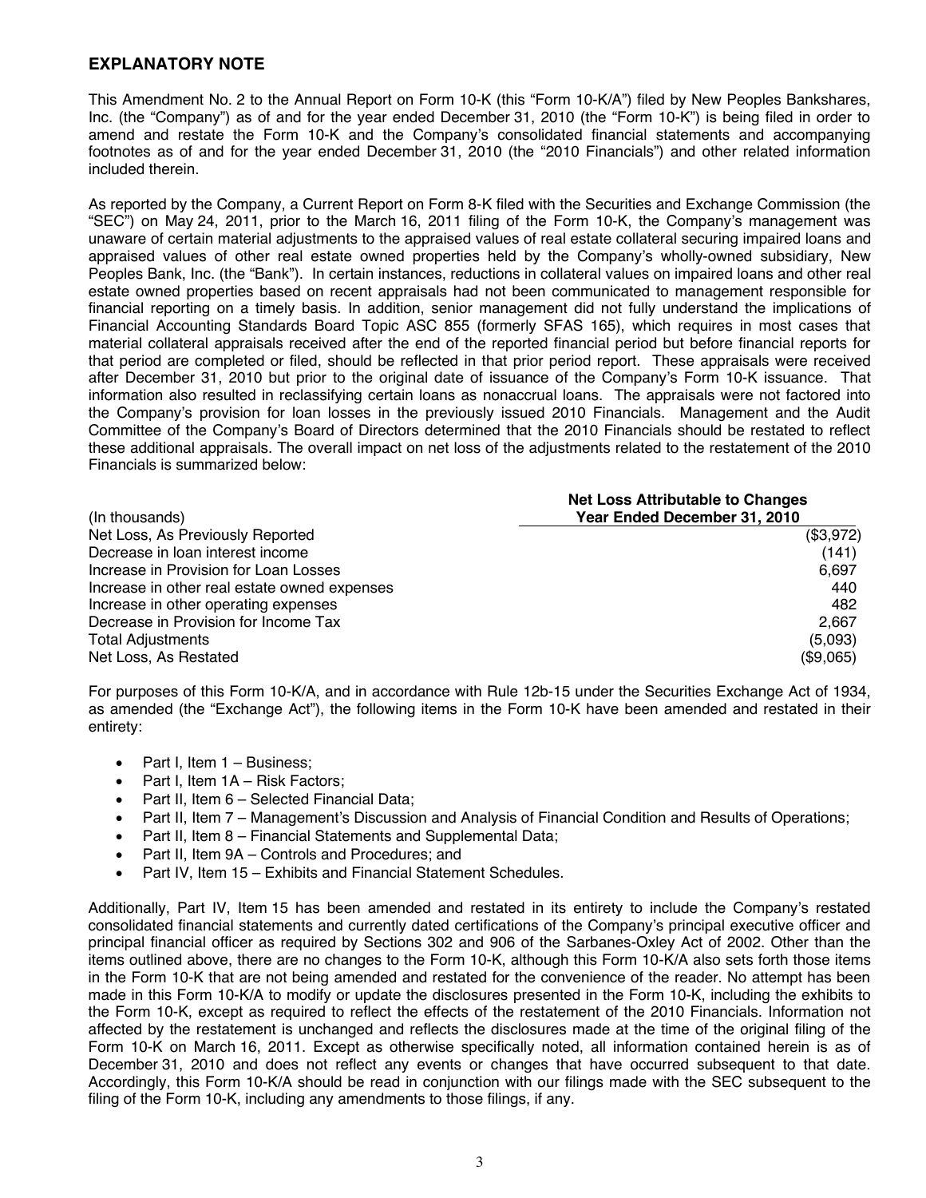## EXPLANATORY NOTE

This Amendment No. 2 to the Annual Report on Form 10-K (this "Form 10-K/A") filed by New Peoples Bankshares, Inc. (the "Company") as of and for the year ended December 31, 2010 (the "Form 10-K") is being filed in order to amend and restate the Form 10-K and the Company's consolidated financial statements and accompanying footnotes as of and for the year ended December 31, 2010 (the "2010 Financials") and other related information included therein.

As reported by the Company, a Current Report on Form 8-K filed with the Securities and Exchange Commission (the "SEC") on May 24, 2011, prior to the March 16, 2011 filing of the Form 10-K, the Company's management was unaware of certain material adjustments to the appraised values of real estate collateral securing impaired loans and appraised values of other real estate owned properties held by the Company's wholly-owned subsidiary, New Peoples Bank, Inc. (the "Bank"). In certain instances, reductions in collateral values on impaired loans and other real estate owned properties based on recent appraisals had not been communicated to management responsible for financial reporting on a timely basis. In addition, senior management did not fully understand the implications of Financial Accounting Standards Board Topic ASC 855 (formerly SFAS 165), which requires in most cases that material collateral appraisals received after the end of the reported financial period but before financial reports for that period are completed or filed, should be reflected in that prior period report. These appraisals were received after December 31, 2010 but prior to the original date of issuance of the Company's Form 10-K issuance. That information also resulted in reclassifying certain loans as nonaccrual loans. The appraisals were not factored into the Company's provision for loan losses in the previously issued 2010 Financials. Management and the Audit Committee of the Company's Board of Directors determined that the 2010 Financials should be restated to reflect these additional appraisals. The overall impact on net loss of the adjustments related to the restatement of the 2010 Financials is summarized below:

| (In thousands) | Net Loss Attributable to Changes Year Ended December 31, 2010 |
|---|---|
| Net Loss, As Previously Reported | ($3,972) |
| Decrease in loan interest income | (141) |
| Increase in Provision for Loan Losses | 6,697 |
| Increase in other real estate owned expenses | 440 |
| Increase in other operating expenses | 482 |
| Decrease in Provision for Income Tax | 2,667 |
| Total Adjustments | (5,093) |
| Net Loss, As Restated | ($9,065) |

For purposes of this Form 10-K/A, and in accordance with Rule 12b-15 under the Securities Exchange Act of 1934, as amended (the "Exchange Act"), the following items in the Form 10-K have been amended and restated in their entirety:

- Part I, Item 1 – Business;
- Part I, Item 1A – Risk Factors;
- Part II, Item 6 – Selected Financial Data;
- Part II, Item 7 – Management's Discussion and Analysis of Financial Condition and Results of Operations;
- Part II, Item 8 – Financial Statements and Supplemental Data;
- Part II, Item 9A – Controls and Procedures; and
- Part IV, Item 15 – Exhibits and Financial Statement Schedules.

Additionally, Part IV, Item 15 has been amended and restated in its entirety to include the Company's restated consolidated financial statements and currently dated certifications of the Company's principal executive officer and principal financial officer as required by Sections 302 and 906 of the Sarbanes-Oxley Act of 2002. Other than the items outlined above, there are no changes to the Form 10-K, although this Form 10-K/A also sets forth those items in the Form 10-K that are not being amended and restated for the convenience of the reader. No attempt has been made in this Form 10-K/A to modify or update the disclosures presented in the Form 10-K, including the exhibits to the Form 10-K, except as required to reflect the effects of the restatement of the 2010 Financials. Information not affected by the restatement is unchanged and reflects the disclosures made at the time of the original filing of the Form 10-K on March 16, 2011. Except as otherwise specifically noted, all information contained herein is as of December 31, 2010 and does not reflect any events or changes that have occurred subsequent to that date. Accordingly, this Form 10-K/A should be read in conjunction with our filings made with the SEC subsequent to the filing of the Form 10-K, including any amendments to those filings, if any.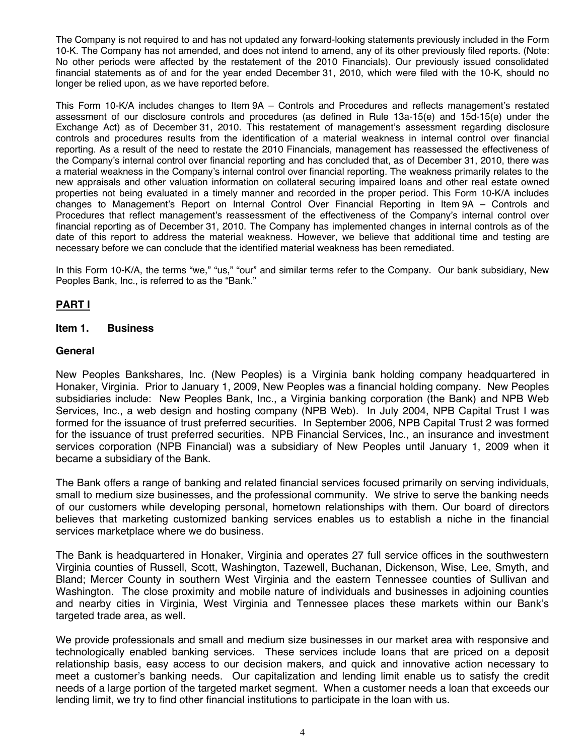The Company is not required to and has not updated any forward-looking statements previously included in the Form 10-K. The Company has not amended, and does not intend to amend, any of its other previously filed reports. (Note: No other periods were affected by the restatement of the 2010 Financials). Our previously issued consolidated financial statements as of and for the year ended December 31, 2010, which were filed with the 10-K, should no longer be relied upon, as we have reported before.

This Form 10-K/A includes changes to Item 9A – Controls and Procedures and reflects management's restated assessment of our disclosure controls and procedures (as defined in Rule 13a-15(e) and 15d-15(e) under the Exchange Act) as of December 31, 2010. This restatement of management's assessment regarding disclosure controls and procedures results from the identification of a material weakness in internal control over financial reporting. As a result of the need to restate the 2010 Financials, management has reassessed the effectiveness of the Company's internal control over financial reporting and has concluded that, as of December 31, 2010, there was a material weakness in the Company's internal control over financial reporting. The weakness primarily relates to the new appraisals and other valuation information on collateral securing impaired loans and other real estate owned properties not being evaluated in a timely manner and recorded in the proper period. This Form 10-K/A includes changes to Management's Report on Internal Control Over Financial Reporting in Item 9A – Controls and Procedures that reflect management's reassessment of the effectiveness of the Company's internal control over financial reporting as of December 31, 2010. The Company has implemented changes in internal controls as of the date of this report to address the material weakness. However, we believe that additional time and testing are necessary before we can conclude that the identified material weakness has been remediated.

In this Form 10-K/A, the terms "we," "us," "our" and similar terms refer to the Company. Our bank subsidiary, New Peoples Bank, Inc., is referred to as the "Bank."

## PART I

### Item 1. Business

### General

New Peoples Bankshares, Inc. (New Peoples) is a Virginia bank holding company headquartered in Honaker, Virginia. Prior to January 1, 2009, New Peoples was a financial holding company. New Peoples subsidiaries include: New Peoples Bank, Inc., a Virginia banking corporation (the Bank) and NPB Web Services, Inc., a web design and hosting company (NPB Web). In July 2004, NPB Capital Trust I was formed for the issuance of trust preferred securities. In September 2006, NPB Capital Trust 2 was formed for the issuance of trust preferred securities. NPB Financial Services, Inc., an insurance and investment services corporation (NPB Financial) was a subsidiary of New Peoples until January 1, 2009 when it became a subsidiary of the Bank.

The Bank offers a range of banking and related financial services focused primarily on serving individuals, small to medium size businesses, and the professional community. We strive to serve the banking needs of our customers while developing personal, hometown relationships with them. Our board of directors believes that marketing customized banking services enables us to establish a niche in the financial services marketplace where we do business.

The Bank is headquartered in Honaker, Virginia and operates 27 full service offices in the southwestern Virginia counties of Russell, Scott, Washington, Tazewell, Buchanan, Dickenson, Wise, Lee, Smyth, and Bland; Mercer County in southern West Virginia and the eastern Tennessee counties of Sullivan and Washington. The close proximity and mobile nature of individuals and businesses in adjoining counties and nearby cities in Virginia, West Virginia and Tennessee places these markets within our Bank's targeted trade area, as well.

We provide professionals and small and medium size businesses in our market area with responsive and technologically enabled banking services. These services include loans that are priced on a deposit relationship basis, easy access to our decision makers, and quick and innovative action necessary to meet a customer's banking needs. Our capitalization and lending limit enable us to satisfy the credit needs of a large portion of the targeted market segment. When a customer needs a loan that exceeds our lending limit, we try to find other financial institutions to participate in the loan with us.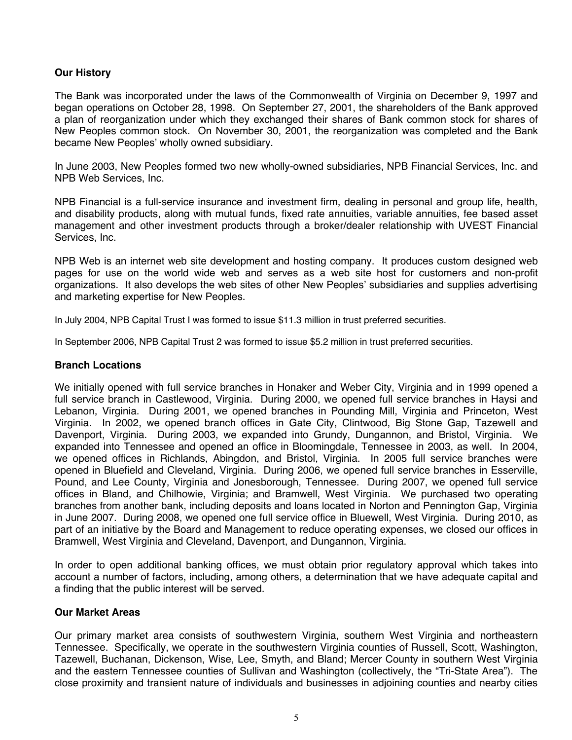## Our History

The Bank was incorporated under the laws of the Commonwealth of Virginia on December 9, 1997 and began operations on October 28, 1998. On September 27, 2001, the shareholders of the Bank approved a plan of reorganization under which they exchanged their shares of Bank common stock for shares of New Peoples common stock. On November 30, 2001, the reorganization was completed and the Bank became New Peoples' wholly owned subsidiary.

In June 2003, New Peoples formed two new wholly-owned subsidiaries, NPB Financial Services, Inc. and NPB Web Services, Inc.

NPB Financial is a full-service insurance and investment firm, dealing in personal and group life, health, and disability products, along with mutual funds, fixed rate annuities, variable annuities, fee based asset management and other investment products through a broker/dealer relationship with UVEST Financial Services, Inc.

NPB Web is an internet web site development and hosting company. It produces custom designed web pages for use on the world wide web and serves as a web site host for customers and non-profit organizations. It also develops the web sites of other New Peoples' subsidiaries and supplies advertising and marketing expertise for New Peoples.

In July 2004, NPB Capital Trust I was formed to issue $11.3 million in trust preferred securities.

In September 2006, NPB Capital Trust 2 was formed to issue $5.2 million in trust preferred securities.

## Branch Locations

We initially opened with full service branches in Honaker and Weber City, Virginia and in 1999 opened a full service branch in Castlewood, Virginia. During 2000, we opened full service branches in Haysi and Lebanon, Virginia. During 2001, we opened branches in Pounding Mill, Virginia and Princeton, West Virginia. In 2002, we opened branch offices in Gate City, Clintwood, Big Stone Gap, Tazewell and Davenport, Virginia. During 2003, we expanded into Grundy, Dungannon, and Bristol, Virginia. We expanded into Tennessee and opened an office in Bloomingdale, Tennessee in 2003, as well. In 2004, we opened offices in Richlands, Abingdon, and Bristol, Virginia. In 2005 full service branches were opened in Bluefield and Cleveland, Virginia. During 2006, we opened full service branches in Esserville, Pound, and Lee County, Virginia and Jonesborough, Tennessee. During 2007, we opened full service offices in Bland, and Chilhowie, Virginia; and Bramwell, West Virginia. We purchased two operating branches from another bank, including deposits and loans located in Norton and Pennington Gap, Virginia in June 2007. During 2008, we opened one full service office in Bluewell, West Virginia. During 2010, as part of an initiative by the Board and Management to reduce operating expenses, we closed our offices in Bramwell, West Virginia and Cleveland, Davenport, and Dungannon, Virginia.

In order to open additional banking offices, we must obtain prior regulatory approval which takes into account a number of factors, including, among others, a determination that we have adequate capital and a finding that the public interest will be served.

## Our Market Areas

Our primary market area consists of southwestern Virginia, southern West Virginia and northeastern Tennessee. Specifically, we operate in the southwestern Virginia counties of Russell, Scott, Washington, Tazewell, Buchanan, Dickenson, Wise, Lee, Smyth, and Bland; Mercer County in southern West Virginia and the eastern Tennessee counties of Sullivan and Washington (collectively, the "Tri-State Area"). The close proximity and transient nature of individuals and businesses in adjoining counties and nearby cities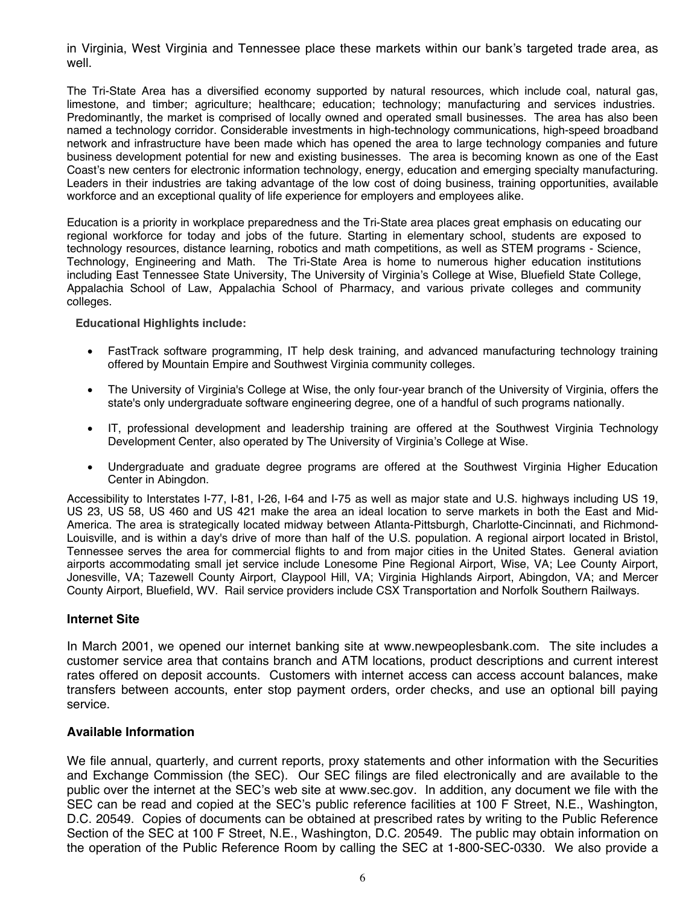in Virginia, West Virginia and Tennessee place these markets within our bank's targeted trade area, as well.

The Tri-State Area has a diversified economy supported by natural resources, which include coal, natural gas, limestone, and timber; agriculture; healthcare; education; technology; manufacturing and services industries. Predominantly, the market is comprised of locally owned and operated small businesses. The area has also been named a technology corridor. Considerable investments in high-technology communications, high-speed broadband network and infrastructure have been made which has opened the area to large technology companies and future business development potential for new and existing businesses. The area is becoming known as one of the East Coast's new centers for electronic information technology, energy, education and emerging specialty manufacturing. Leaders in their industries are taking advantage of the low cost of doing business, training opportunities, available workforce and an exceptional quality of life experience for employers and employees alike.

Education is a priority in workplace preparedness and the Tri-State area places great emphasis on educating our regional workforce for today and jobs of the future. Starting in elementary school, students are exposed to technology resources, distance learning, robotics and math competitions, as well as STEM programs - Science, Technology, Engineering and Math. The Tri-State Area is home to numerous higher education institutions including East Tennessee State University, The University of Virginia's College at Wise, Bluefield State College, Appalachia School of Law, Appalachia School of Pharmacy, and various private colleges and community colleges.

**Educational Highlights include:**

- FastTrack software programming, IT help desk training, and advanced manufacturing technology training offered by Mountain Empire and Southwest Virginia community colleges.
- The University of Virginia's College at Wise, the only four-year branch of the University of Virginia, offers the state's only undergraduate software engineering degree, one of a handful of such programs nationally.
- IT, professional development and leadership training are offered at the Southwest Virginia Technology Development Center, also operated by The University of Virginia's College at Wise.
- Undergraduate and graduate degree programs are offered at the Southwest Virginia Higher Education Center in Abingdon.

Accessibility to Interstates I-77, I-81, I-26, I-64 and I-75 as well as major state and U.S. highways including US 19, US 23, US 58, US 460 and US 421 make the area an ideal location to serve markets in both the East and Mid-America. The area is strategically located midway between Atlanta-Pittsburgh, Charlotte-Cincinnati, and Richmond-Louisville, and is within a day's drive of more than half of the U.S. population. A regional airport located in Bristol, Tennessee serves the area for commercial flights to and from major cities in the United States. General aviation airports accommodating small jet service include Lonesome Pine Regional Airport, Wise, VA; Lee County Airport, Jonesville, VA; Tazewell County Airport, Claypool Hill, VA; Virginia Highlands Airport, Abingdon, VA; and Mercer County Airport, Bluefield, WV. Rail service providers include CSX Transportation and Norfolk Southern Railways.

## Internet Site

In March 2001, we opened our internet banking site at www.newpeoplesbank.com. The site includes a customer service area that contains branch and ATM locations, product descriptions and current interest rates offered on deposit accounts. Customers with internet access can access account balances, make transfers between accounts, enter stop payment orders, order checks, and use an optional bill paying service.

## Available Information

We file annual, quarterly, and current reports, proxy statements and other information with the Securities and Exchange Commission (the SEC). Our SEC filings are filed electronically and are available to the public over the internet at the SEC's web site at www.sec.gov. In addition, any document we file with the SEC can be read and copied at the SEC's public reference facilities at 100 F Street, N.E., Washington, D.C. 20549. Copies of documents can be obtained at prescribed rates by writing to the Public Reference Section of the SEC at 100 F Street, N.E., Washington, D.C. 20549. The public may obtain information on the operation of the Public Reference Room by calling the SEC at 1-800-SEC-0330. We also provide a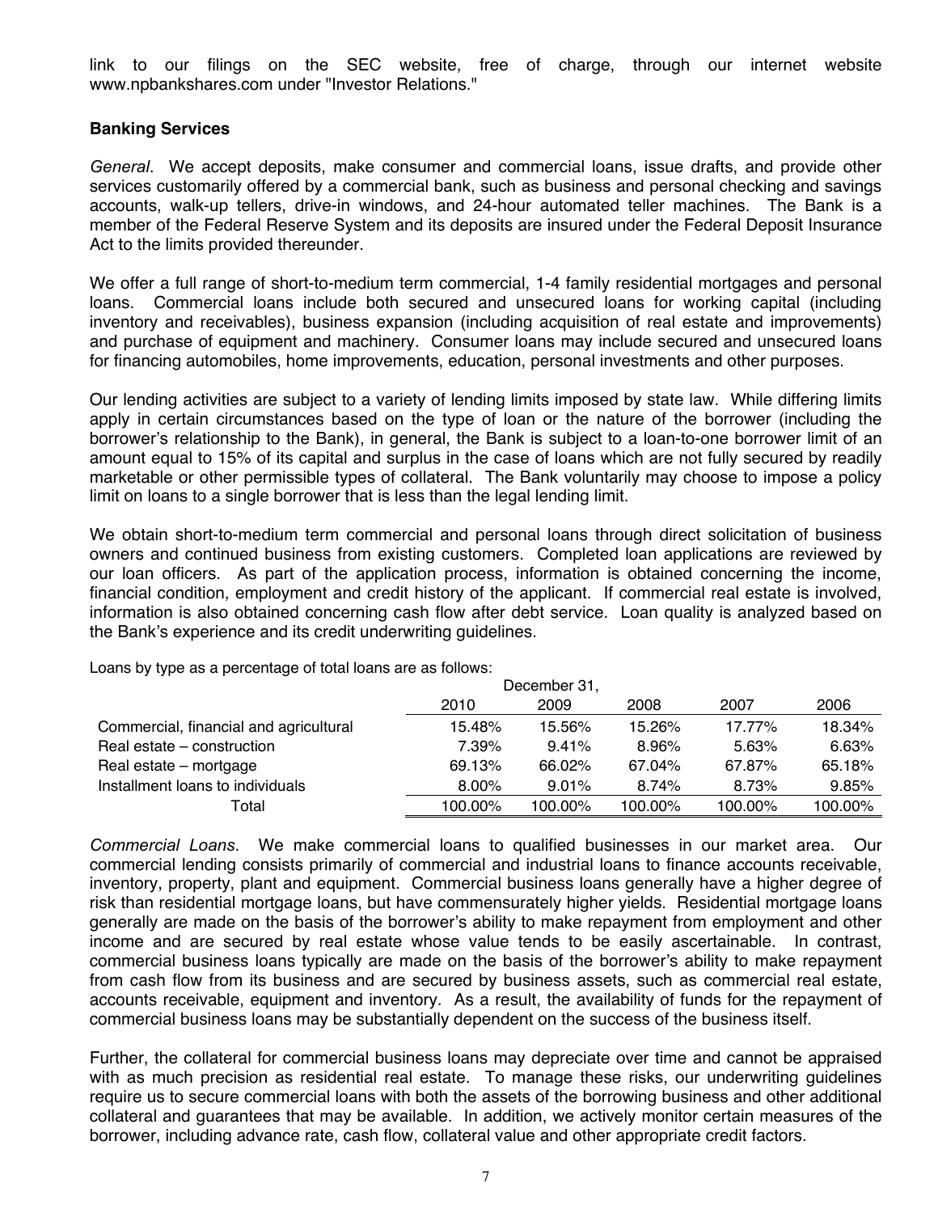link to our filings on the SEC website, free of charge, through our internet website www.npbankshares.com under "Investor Relations."

### Banking Services

*General*. We accept deposits, make consumer and commercial loans, issue drafts, and provide other services customarily offered by a commercial bank, such as business and personal checking and savings accounts, walk-up tellers, drive-in windows, and 24-hour automated teller machines. The Bank is a member of the Federal Reserve System and its deposits are insured under the Federal Deposit Insurance Act to the limits provided thereunder.

We offer a full range of short-to-medium term commercial, 1-4 family residential mortgages and personal loans. Commercial loans include both secured and unsecured loans for working capital (including inventory and receivables), business expansion (including acquisition of real estate and improvements) and purchase of equipment and machinery. Consumer loans may include secured and unsecured loans for financing automobiles, home improvements, education, personal investments and other purposes.

Our lending activities are subject to a variety of lending limits imposed by state law. While differing limits apply in certain circumstances based on the type of loan or the nature of the borrower (including the borrower's relationship to the Bank), in general, the Bank is subject to a loan-to-one borrower limit of an amount equal to 15% of its capital and surplus in the case of loans which are not fully secured by readily marketable or other permissible types of collateral. The Bank voluntarily may choose to impose a policy limit on loans to a single borrower that is less than the legal lending limit.

We obtain short-to-medium term commercial and personal loans through direct solicitation of business owners and continued business from existing customers. Completed loan applications are reviewed by our loan officers. As part of the application process, information is obtained concerning the income, financial condition, employment and credit history of the applicant. If commercial real estate is involved, information is also obtained concerning cash flow after debt service. Loan quality is analyzed based on the Bank's experience and its credit underwriting guidelines.

Loans by type as a percentage of total loans are as follows:

| | December 31, | | | | |
|---|---|---|---|---|---|
| | 2010 | 2009 | 2008 | 2007 | 2006 |
| Commercial, financial and agricultural | 15.48% | 15.56% | 15.26% | 17.77% | 18.34% |
| Real estate – construction | 7.39% | 9.41% | 8.96% | 5.63% | 6.63% |
| Real estate – mortgage | 69.13% | 66.02% | 67.04% | 67.87% | 65.18% |
| Installment loans to individuals | 8.00% | 9.01% | 8.74% | 8.73% | 9.85% |
| Total | 100.00% | 100.00% | 100.00% | 100.00% | 100.00% |

*Commercial Loans*. We make commercial loans to qualified businesses in our market area. Our commercial lending consists primarily of commercial and industrial loans to finance accounts receivable, inventory, property, plant and equipment. Commercial business loans generally have a higher degree of risk than residential mortgage loans, but have commensurately higher yields. Residential mortgage loans generally are made on the basis of the borrower's ability to make repayment from employment and other income and are secured by real estate whose value tends to be easily ascertainable. In contrast, commercial business loans typically are made on the basis of the borrower's ability to make repayment from cash flow from its business and are secured by business assets, such as commercial real estate, accounts receivable, equipment and inventory. As a result, the availability of funds for the repayment of commercial business loans may be substantially dependent on the success of the business itself.

Further, the collateral for commercial business loans may depreciate over time and cannot be appraised with as much precision as residential real estate. To manage these risks, our underwriting guidelines require us to secure commercial loans with both the assets of the borrowing business and other additional collateral and guarantees that may be available. In addition, we actively monitor certain measures of the borrower, including advance rate, cash flow, collateral value and other appropriate credit factors.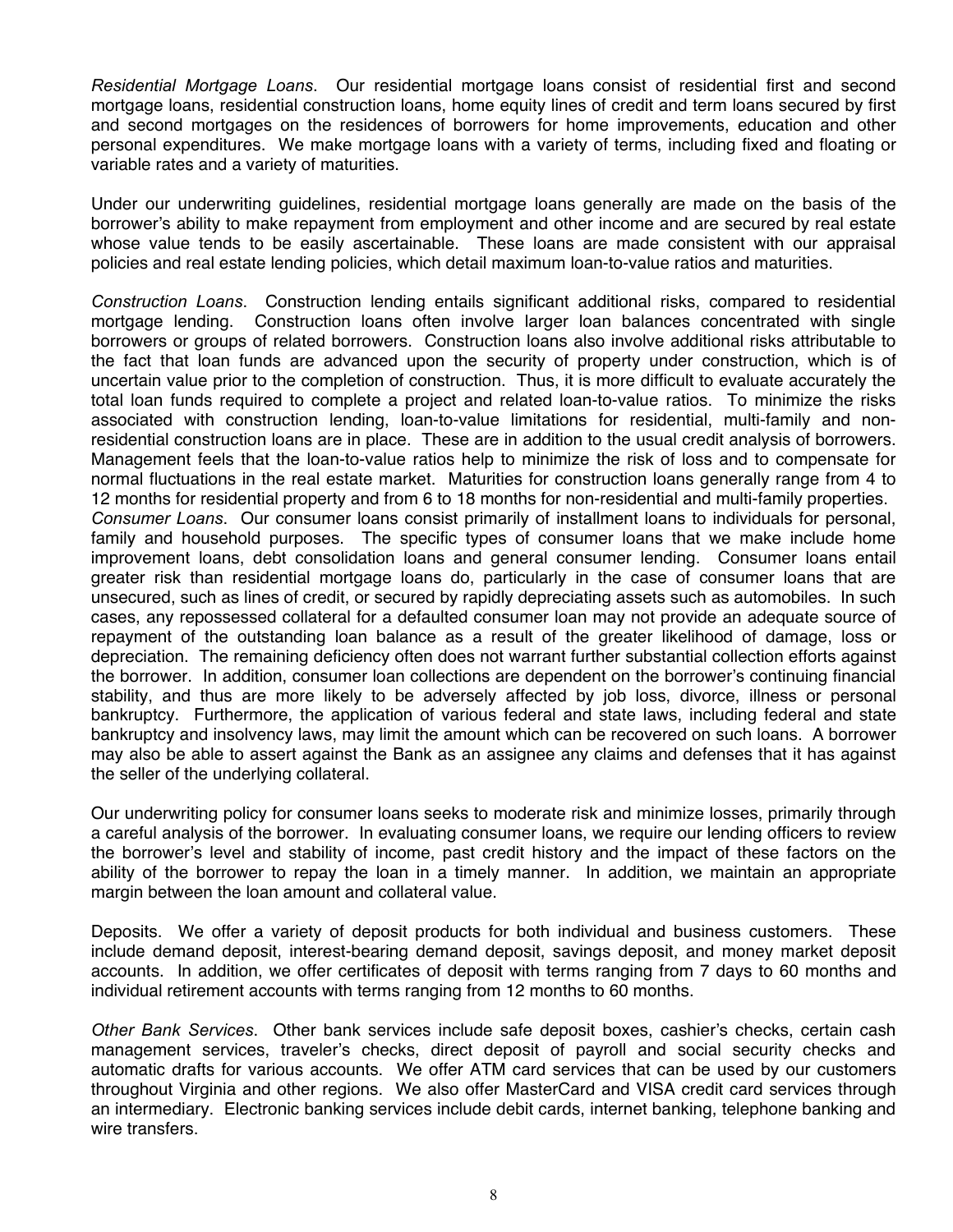*Residential Mortgage Loans*. Our residential mortgage loans consist of residential first and second mortgage loans, residential construction loans, home equity lines of credit and term loans secured by first and second mortgages on the residences of borrowers for home improvements, education and other personal expenditures. We make mortgage loans with a variety of terms, including fixed and floating or variable rates and a variety of maturities.

Under our underwriting guidelines, residential mortgage loans generally are made on the basis of the borrower's ability to make repayment from employment and other income and are secured by real estate whose value tends to be easily ascertainable. These loans are made consistent with our appraisal policies and real estate lending policies, which detail maximum loan-to-value ratios and maturities.

*Construction Loans*. Construction lending entails significant additional risks, compared to residential mortgage lending. Construction loans often involve larger loan balances concentrated with single borrowers or groups of related borrowers. Construction loans also involve additional risks attributable to the fact that loan funds are advanced upon the security of property under construction, which is of uncertain value prior to the completion of construction. Thus, it is more difficult to evaluate accurately the total loan funds required to complete a project and related loan-to-value ratios. To minimize the risks associated with construction lending, loan-to-value limitations for residential, multi-family and non-residential construction loans are in place. These are in addition to the usual credit analysis of borrowers. Management feels that the loan-to-value ratios help to minimize the risk of loss and to compensate for normal fluctuations in the real estate market. Maturities for construction loans generally range from 4 to 12 months for residential property and from 6 to 18 months for non-residential and multi-family properties.

*Consumer Loans*. Our consumer loans consist primarily of installment loans to individuals for personal, family and household purposes. The specific types of consumer loans that we make include home improvement loans, debt consolidation loans and general consumer lending. Consumer loans entail greater risk than residential mortgage loans do, particularly in the case of consumer loans that are unsecured, such as lines of credit, or secured by rapidly depreciating assets such as automobiles. In such cases, any repossessed collateral for a defaulted consumer loan may not provide an adequate source of repayment of the outstanding loan balance as a result of the greater likelihood of damage, loss or depreciation. The remaining deficiency often does not warrant further substantial collection efforts against the borrower. In addition, consumer loan collections are dependent on the borrower's continuing financial stability, and thus are more likely to be adversely affected by job loss, divorce, illness or personal bankruptcy. Furthermore, the application of various federal and state laws, including federal and state bankruptcy and insolvency laws, may limit the amount which can be recovered on such loans. A borrower may also be able to assert against the Bank as an assignee any claims and defenses that it has against the seller of the underlying collateral.

Our underwriting policy for consumer loans seeks to moderate risk and minimize losses, primarily through a careful analysis of the borrower. In evaluating consumer loans, we require our lending officers to review the borrower's level and stability of income, past credit history and the impact of these factors on the ability of the borrower to repay the loan in a timely manner. In addition, we maintain an appropriate margin between the loan amount and collateral value.

Deposits. We offer a variety of deposit products for both individual and business customers. These include demand deposit, interest-bearing demand deposit, savings deposit, and money market deposit accounts. In addition, we offer certificates of deposit with terms ranging from 7 days to 60 months and individual retirement accounts with terms ranging from 12 months to 60 months.

*Other Bank Services*. Other bank services include safe deposit boxes, cashier's checks, certain cash management services, traveler's checks, direct deposit of payroll and social security checks and automatic drafts for various accounts. We offer ATM card services that can be used by our customers throughout Virginia and other regions. We also offer MasterCard and VISA credit card services through an intermediary. Electronic banking services include debit cards, internet banking, telephone banking and wire transfers.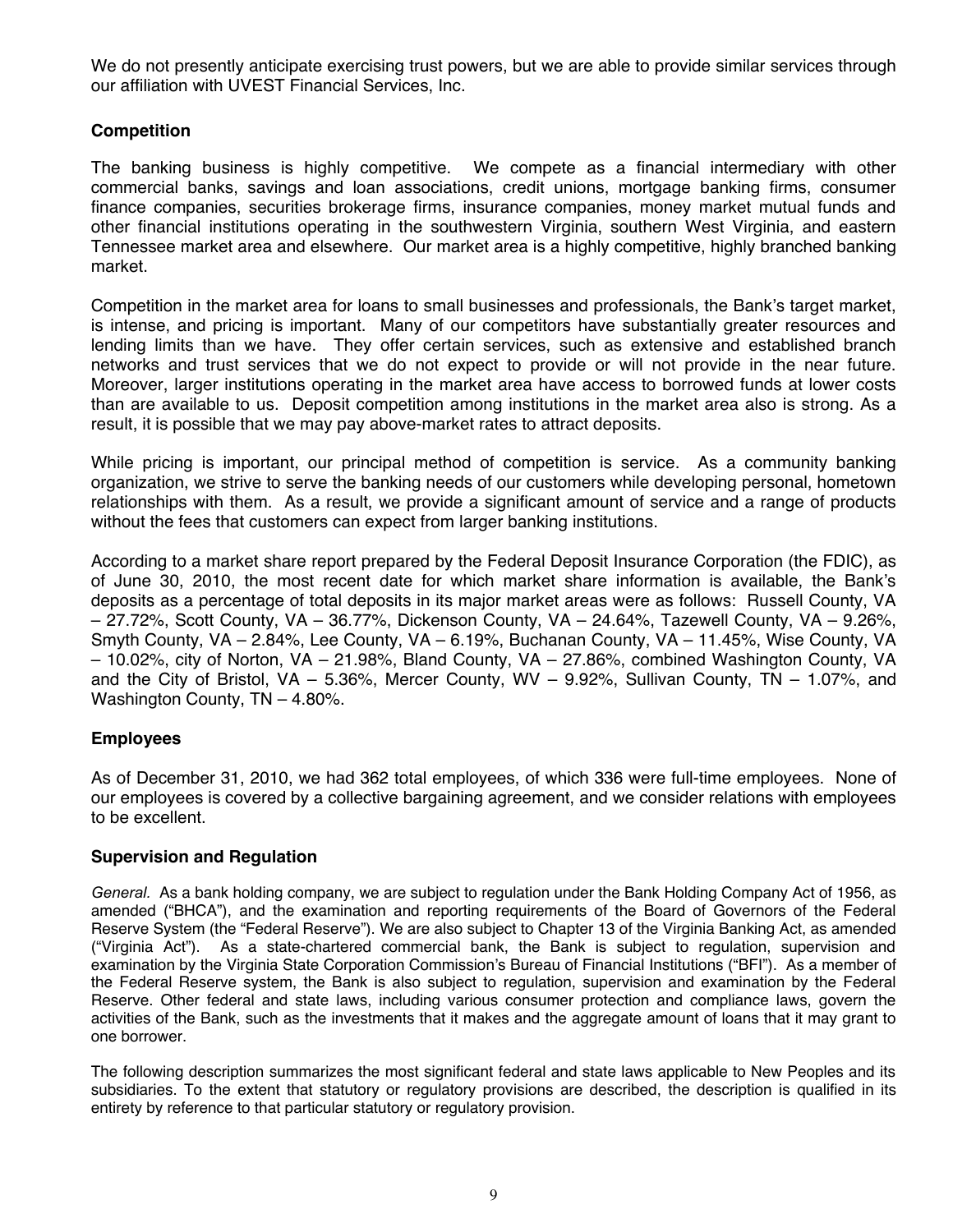We do not presently anticipate exercising trust powers, but we are able to provide similar services through our affiliation with UVEST Financial Services, Inc.

## Competition

The banking business is highly competitive. We compete as a financial intermediary with other commercial banks, savings and loan associations, credit unions, mortgage banking firms, consumer finance companies, securities brokerage firms, insurance companies, money market mutual funds and other financial institutions operating in the southwestern Virginia, southern West Virginia, and eastern Tennessee market area and elsewhere. Our market area is a highly competitive, highly branched banking market.

Competition in the market area for loans to small businesses and professionals, the Bank's target market, is intense, and pricing is important. Many of our competitors have substantially greater resources and lending limits than we have. They offer certain services, such as extensive and established branch networks and trust services that we do not expect to provide or will not provide in the near future. Moreover, larger institutions operating in the market area have access to borrowed funds at lower costs than are available to us. Deposit competition among institutions in the market area also is strong. As a result, it is possible that we may pay above-market rates to attract deposits.

While pricing is important, our principal method of competition is service. As a community banking organization, we strive to serve the banking needs of our customers while developing personal, hometown relationships with them. As a result, we provide a significant amount of service and a range of products without the fees that customers can expect from larger banking institutions.

According to a market share report prepared by the Federal Deposit Insurance Corporation (the FDIC), as of June 30, 2010, the most recent date for which market share information is available, the Bank's deposits as a percentage of total deposits in its major market areas were as follows: Russell County, VA – 27.72%, Scott County, VA – 36.77%, Dickenson County, VA – 24.64%, Tazewell County, VA – 9.26%, Smyth County, VA – 2.84%, Lee County, VA – 6.19%, Buchanan County, VA – 11.45%, Wise County, VA – 10.02%, city of Norton, VA – 21.98%, Bland County, VA – 27.86%, combined Washington County, VA and the City of Bristol, VA – 5.36%, Mercer County, WV – 9.92%, Sullivan County, TN – 1.07%, and Washington County, TN – 4.80%.

## Employees

As of December 31, 2010, we had 362 total employees, of which 336 were full-time employees. None of our employees is covered by a collective bargaining agreement, and we consider relations with employees to be excellent.

## Supervision and Regulation

*General.* As a bank holding company, we are subject to regulation under the Bank Holding Company Act of 1956, as amended ("BHCA"), and the examination and reporting requirements of the Board of Governors of the Federal Reserve System (the "Federal Reserve"). We are also subject to Chapter 13 of the Virginia Banking Act, as amended ("Virginia Act"). As a state-chartered commercial bank, the Bank is subject to regulation, supervision and examination by the Virginia State Corporation Commission's Bureau of Financial Institutions ("BFI"). As a member of the Federal Reserve system, the Bank is also subject to regulation, supervision and examination by the Federal Reserve. Other federal and state laws, including various consumer protection and compliance laws, govern the activities of the Bank, such as the investments that it makes and the aggregate amount of loans that it may grant to one borrower.

The following description summarizes the most significant federal and state laws applicable to New Peoples and its subsidiaries. To the extent that statutory or regulatory provisions are described, the description is qualified in its entirety by reference to that particular statutory or regulatory provision.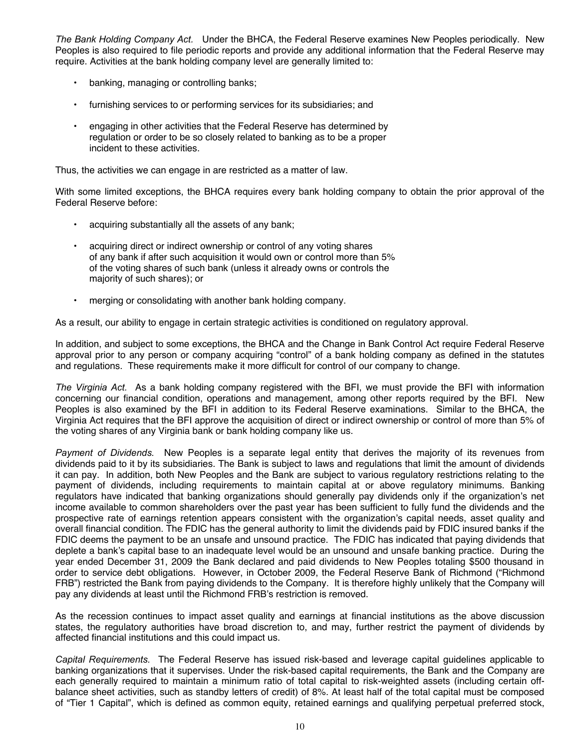*The Bank Holding Company Act.* Under the BHCA, the Federal Reserve examines New Peoples periodically. New Peoples is also required to file periodic reports and provide any additional information that the Federal Reserve may require. Activities at the bank holding company level are generally limited to:

- banking, managing or controlling banks;
- furnishing services to or performing services for its subsidiaries; and
- engaging in other activities that the Federal Reserve has determined by regulation or order to be so closely related to banking as to be a proper incident to these activities.

Thus, the activities we can engage in are restricted as a matter of law.

With some limited exceptions, the BHCA requires every bank holding company to obtain the prior approval of the Federal Reserve before:

- acquiring substantially all the assets of any bank;
- acquiring direct or indirect ownership or control of any voting shares of any bank if after such acquisition it would own or control more than 5% of the voting shares of such bank (unless it already owns or controls the majority of such shares); or
- merging or consolidating with another bank holding company.

As a result, our ability to engage in certain strategic activities is conditioned on regulatory approval.

In addition, and subject to some exceptions, the BHCA and the Change in Bank Control Act require Federal Reserve approval prior to any person or company acquiring "control" of a bank holding company as defined in the statutes and regulations. These requirements make it more difficult for control of our company to change.

*The Virginia Act.* As a bank holding company registered with the BFI, we must provide the BFI with information concerning our financial condition, operations and management, among other reports required by the BFI. New Peoples is also examined by the BFI in addition to its Federal Reserve examinations. Similar to the BHCA, the Virginia Act requires that the BFI approve the acquisition of direct or indirect ownership or control of more than 5% of the voting shares of any Virginia bank or bank holding company like us.

*Payment of Dividends.* New Peoples is a separate legal entity that derives the majority of its revenues from dividends paid to it by its subsidiaries. The Bank is subject to laws and regulations that limit the amount of dividends it can pay. In addition, both New Peoples and the Bank are subject to various regulatory restrictions relating to the payment of dividends, including requirements to maintain capital at or above regulatory minimums. Banking regulators have indicated that banking organizations should generally pay dividends only if the organization's net income available to common shareholders over the past year has been sufficient to fully fund the dividends and the prospective rate of earnings retention appears consistent with the organization's capital needs, asset quality and overall financial condition. The FDIC has the general authority to limit the dividends paid by FDIC insured banks if the FDIC deems the payment to be an unsafe and unsound practice. The FDIC has indicated that paying dividends that deplete a bank's capital base to an inadequate level would be an unsound and unsafe banking practice. During the year ended December 31, 2009 the Bank declared and paid dividends to New Peoples totaling $500 thousand in order to service debt obligations. However, in October 2009, the Federal Reserve Bank of Richmond ("Richmond FRB") restricted the Bank from paying dividends to the Company. It is therefore highly unlikely that the Company will pay any dividends at least until the Richmond FRB's restriction is removed.

As the recession continues to impact asset quality and earnings at financial institutions as the above discussion states, the regulatory authorities have broad discretion to, and may, further restrict the payment of dividends by affected financial institutions and this could impact us.

*Capital Requirements.* The Federal Reserve has issued risk-based and leverage capital guidelines applicable to banking organizations that it supervises. Under the risk-based capital requirements, the Bank and the Company are each generally required to maintain a minimum ratio of total capital to risk-weighted assets (including certain off-balance sheet activities, such as standby letters of credit) of 8%. At least half of the total capital must be composed of "Tier 1 Capital", which is defined as common equity, retained earnings and qualifying perpetual preferred stock,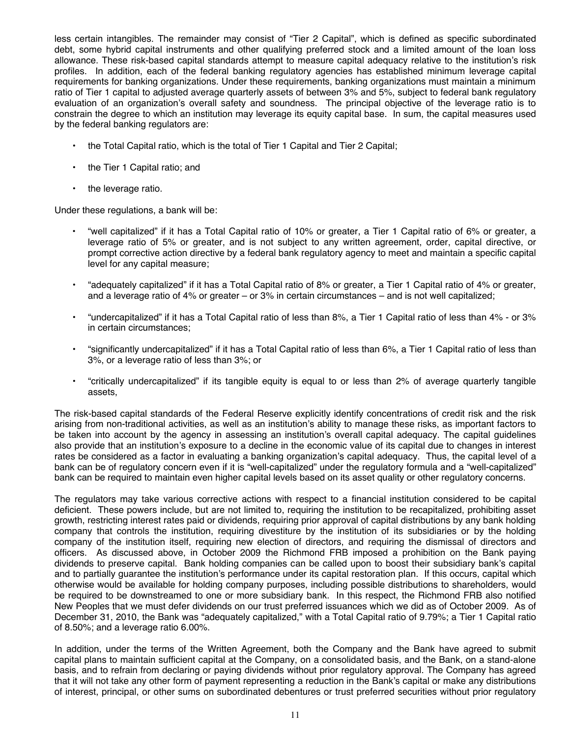less certain intangibles. The remainder may consist of "Tier 2 Capital", which is defined as specific subordinated debt, some hybrid capital instruments and other qualifying preferred stock and a limited amount of the loan loss allowance. These risk-based capital standards attempt to measure capital adequacy relative to the institution's risk profiles. In addition, each of the federal banking regulatory agencies has established minimum leverage capital requirements for banking organizations. Under these requirements, banking organizations must maintain a minimum ratio of Tier 1 capital to adjusted average quarterly assets of between 3% and 5%, subject to federal bank regulatory evaluation of an organization's overall safety and soundness. The principal objective of the leverage ratio is to constrain the degree to which an institution may leverage its equity capital base. In sum, the capital measures used by the federal banking regulators are:

- the Total Capital ratio, which is the total of Tier 1 Capital and Tier 2 Capital;
- the Tier 1 Capital ratio; and
- the leverage ratio.

Under these regulations, a bank will be:

- "well capitalized" if it has a Total Capital ratio of 10% or greater, a Tier 1 Capital ratio of 6% or greater, a leverage ratio of 5% or greater, and is not subject to any written agreement, order, capital directive, or prompt corrective action directive by a federal bank regulatory agency to meet and maintain a specific capital level for any capital measure;
- "adequately capitalized" if it has a Total Capital ratio of 8% or greater, a Tier 1 Capital ratio of 4% or greater, and a leverage ratio of 4% or greater – or 3% in certain circumstances – and is not well capitalized;
- "undercapitalized" if it has a Total Capital ratio of less than 8%, a Tier 1 Capital ratio of less than 4% - or 3% in certain circumstances;
- "significantly undercapitalized" if it has a Total Capital ratio of less than 6%, a Tier 1 Capital ratio of less than 3%, or a leverage ratio of less than 3%; or
- "critically undercapitalized" if its tangible equity is equal to or less than 2% of average quarterly tangible assets,

The risk-based capital standards of the Federal Reserve explicitly identify concentrations of credit risk and the risk arising from non-traditional activities, as well as an institution's ability to manage these risks, as important factors to be taken into account by the agency in assessing an institution's overall capital adequacy. The capital guidelines also provide that an institution's exposure to a decline in the economic value of its capital due to changes in interest rates be considered as a factor in evaluating a banking organization's capital adequacy. Thus, the capital level of a bank can be of regulatory concern even if it is "well-capitalized" under the regulatory formula and a "well-capitalized" bank can be required to maintain even higher capital levels based on its asset quality or other regulatory concerns.

The regulators may take various corrective actions with respect to a financial institution considered to be capital deficient. These powers include, but are not limited to, requiring the institution to be recapitalized, prohibiting asset growth, restricting interest rates paid or dividends, requiring prior approval of capital distributions by any bank holding company that controls the institution, requiring divestiture by the institution of its subsidiaries or by the holding company of the institution itself, requiring new election of directors, and requiring the dismissal of directors and officers. As discussed above, in October 2009 the Richmond FRB imposed a prohibition on the Bank paying dividends to preserve capital. Bank holding companies can be called upon to boost their subsidiary bank's capital and to partially guarantee the institution's performance under its capital restoration plan. If this occurs, capital which otherwise would be available for holding company purposes, including possible distributions to shareholders, would be required to be downstreamed to one or more subsidiary bank. In this respect, the Richmond FRB also notified New Peoples that we must defer dividends on our trust preferred issuances which we did as of October 2009. As of December 31, 2010, the Bank was "adequately capitalized," with a Total Capital ratio of 9.79%; a Tier 1 Capital ratio of 8.50%; and a leverage ratio 6.00%.

In addition, under the terms of the Written Agreement, both the Company and the Bank have agreed to submit capital plans to maintain sufficient capital at the Company, on a consolidated basis, and the Bank, on a stand-alone basis, and to refrain from declaring or paying dividends without prior regulatory approval. The Company has agreed that it will not take any other form of payment representing a reduction in the Bank's capital or make any distributions of interest, principal, or other sums on subordinated debentures or trust preferred securities without prior regulatory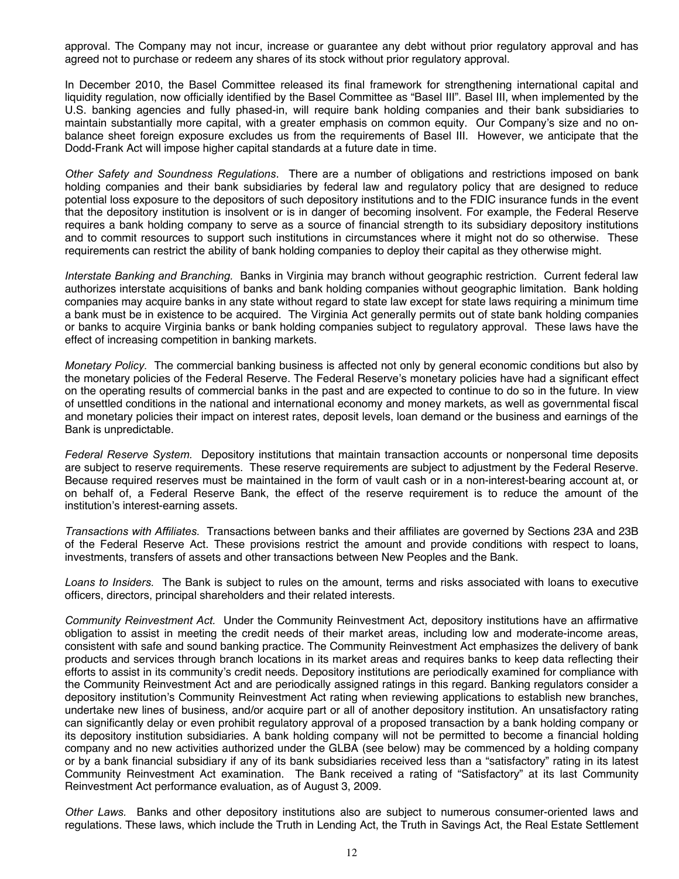approval. The Company may not incur, increase or guarantee any debt without prior regulatory approval and has agreed not to purchase or redeem any shares of its stock without prior regulatory approval.

In December 2010, the Basel Committee released its final framework for strengthening international capital and liquidity regulation, now officially identified by the Basel Committee as "Basel III". Basel III, when implemented by the U.S. banking agencies and fully phased-in, will require bank holding companies and their bank subsidiaries to maintain substantially more capital, with a greater emphasis on common equity. Our Company's size and no on-balance sheet foreign exposure excludes us from the requirements of Basel III. However, we anticipate that the Dodd-Frank Act will impose higher capital standards at a future date in time.

*Other Safety and Soundness Regulations*. There are a number of obligations and restrictions imposed on bank holding companies and their bank subsidiaries by federal law and regulatory policy that are designed to reduce potential loss exposure to the depositors of such depository institutions and to the FDIC insurance funds in the event that the depository institution is insolvent or is in danger of becoming insolvent. For example, the Federal Reserve requires a bank holding company to serve as a source of financial strength to its subsidiary depository institutions and to commit resources to support such institutions in circumstances where it might not do so otherwise. These requirements can restrict the ability of bank holding companies to deploy their capital as they otherwise might.

*Interstate Banking and Branching.* Banks in Virginia may branch without geographic restriction. Current federal law authorizes interstate acquisitions of banks and bank holding companies without geographic limitation. Bank holding companies may acquire banks in any state without regard to state law except for state laws requiring a minimum time a bank must be in existence to be acquired. The Virginia Act generally permits out of state bank holding companies or banks to acquire Virginia banks or bank holding companies subject to regulatory approval. These laws have the effect of increasing competition in banking markets.

*Monetary Policy.* The commercial banking business is affected not only by general economic conditions but also by the monetary policies of the Federal Reserve. The Federal Reserve's monetary policies have had a significant effect on the operating results of commercial banks in the past and are expected to continue to do so in the future. In view of unsettled conditions in the national and international economy and money markets, as well as governmental fiscal and monetary policies their impact on interest rates, deposit levels, loan demand or the business and earnings of the Bank is unpredictable.

*Federal Reserve System.* Depository institutions that maintain transaction accounts or nonpersonal time deposits are subject to reserve requirements. These reserve requirements are subject to adjustment by the Federal Reserve. Because required reserves must be maintained in the form of vault cash or in a non-interest-bearing account at, or on behalf of, a Federal Reserve Bank, the effect of the reserve requirement is to reduce the amount of the institution's interest-earning assets.

*Transactions with Affiliates.* Transactions between banks and their affiliates are governed by Sections 23A and 23B of the Federal Reserve Act. These provisions restrict the amount and provide conditions with respect to loans, investments, transfers of assets and other transactions between New Peoples and the Bank.

*Loans to Insiders.* The Bank is subject to rules on the amount, terms and risks associated with loans to executive officers, directors, principal shareholders and their related interests.

*Community Reinvestment Act.* Under the Community Reinvestment Act, depository institutions have an affirmative obligation to assist in meeting the credit needs of their market areas, including low and moderate-income areas, consistent with safe and sound banking practice. The Community Reinvestment Act emphasizes the delivery of bank products and services through branch locations in its market areas and requires banks to keep data reflecting their efforts to assist in its community's credit needs. Depository institutions are periodically examined for compliance with the Community Reinvestment Act and are periodically assigned ratings in this regard. Banking regulators consider a depository institution's Community Reinvestment Act rating when reviewing applications to establish new branches, undertake new lines of business, and/or acquire part or all of another depository institution. An unsatisfactory rating can significantly delay or even prohibit regulatory approval of a proposed transaction by a bank holding company or its depository institution subsidiaries. A bank holding company will not be permitted to become a financial holding company and no new activities authorized under the GLBA (see below) may be commenced by a holding company or by a bank financial subsidiary if any of its bank subsidiaries received less than a "satisfactory" rating in its latest Community Reinvestment Act examination. The Bank received a rating of "Satisfactory" at its last Community Reinvestment Act performance evaluation, as of August 3, 2009.

*Other Laws.* Banks and other depository institutions also are subject to numerous consumer-oriented laws and regulations. These laws, which include the Truth in Lending Act, the Truth in Savings Act, the Real Estate Settlement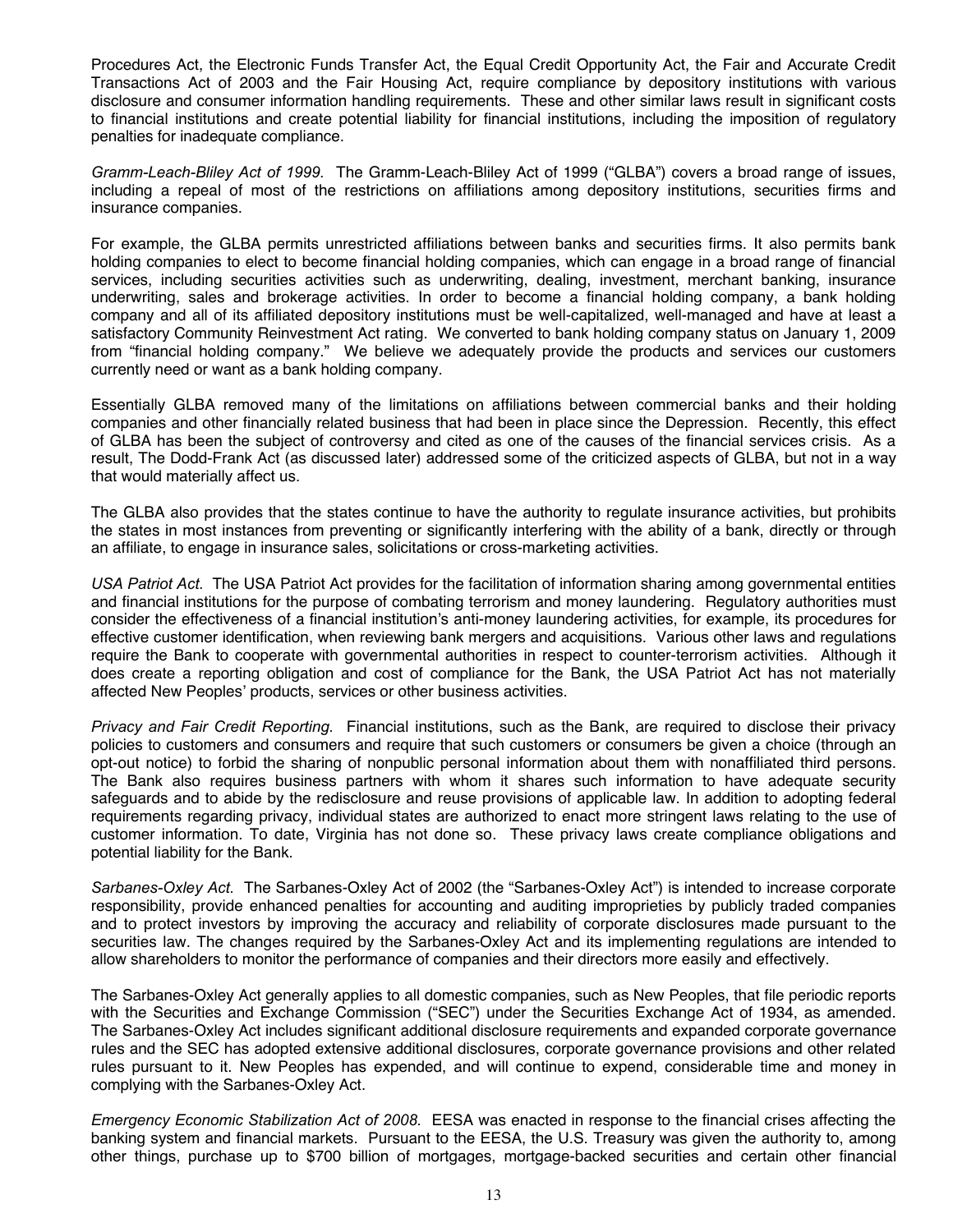Procedures Act, the Electronic Funds Transfer Act, the Equal Credit Opportunity Act, the Fair and Accurate Credit Transactions Act of 2003 and the Fair Housing Act, require compliance by depository institutions with various disclosure and consumer information handling requirements. These and other similar laws result in significant costs to financial institutions and create potential liability for financial institutions, including the imposition of regulatory penalties for inadequate compliance.

*Gramm-Leach-Bliley Act of 1999.* The Gramm-Leach-Bliley Act of 1999 ("GLBA") covers a broad range of issues, including a repeal of most of the restrictions on affiliations among depository institutions, securities firms and insurance companies.

For example, the GLBA permits unrestricted affiliations between banks and securities firms. It also permits bank holding companies to elect to become financial holding companies, which can engage in a broad range of financial services, including securities activities such as underwriting, dealing, investment, merchant banking, insurance underwriting, sales and brokerage activities. In order to become a financial holding company, a bank holding company and all of its affiliated depository institutions must be well-capitalized, well-managed and have at least a satisfactory Community Reinvestment Act rating. We converted to bank holding company status on January 1, 2009 from "financial holding company." We believe we adequately provide the products and services our customers currently need or want as a bank holding company.

Essentially GLBA removed many of the limitations on affiliations between commercial banks and their holding companies and other financially related business that had been in place since the Depression. Recently, this effect of GLBA has been the subject of controversy and cited as one of the causes of the financial services crisis. As a result, The Dodd-Frank Act (as discussed later) addressed some of the criticized aspects of GLBA, but not in a way that would materially affect us.

The GLBA also provides that the states continue to have the authority to regulate insurance activities, but prohibits the states in most instances from preventing or significantly interfering with the ability of a bank, directly or through an affiliate, to engage in insurance sales, solicitations or cross-marketing activities.

*USA Patriot Act.* The USA Patriot Act provides for the facilitation of information sharing among governmental entities and financial institutions for the purpose of combating terrorism and money laundering. Regulatory authorities must consider the effectiveness of a financial institution's anti-money laundering activities, for example, its procedures for effective customer identification, when reviewing bank mergers and acquisitions. Various other laws and regulations require the Bank to cooperate with governmental authorities in respect to counter-terrorism activities. Although it does create a reporting obligation and cost of compliance for the Bank, the USA Patriot Act has not materially affected New Peoples' products, services or other business activities.

*Privacy and Fair Credit Reporting.* Financial institutions, such as the Bank, are required to disclose their privacy policies to customers and consumers and require that such customers or consumers be given a choice (through an opt-out notice) to forbid the sharing of nonpublic personal information about them with nonaffiliated third persons. The Bank also requires business partners with whom it shares such information to have adequate security safeguards and to abide by the redisclosure and reuse provisions of applicable law. In addition to adopting federal requirements regarding privacy, individual states are authorized to enact more stringent laws relating to the use of customer information. To date, Virginia has not done so. These privacy laws create compliance obligations and potential liability for the Bank.

*Sarbanes-Oxley Act.* The Sarbanes-Oxley Act of 2002 (the "Sarbanes-Oxley Act") is intended to increase corporate responsibility, provide enhanced penalties for accounting and auditing improprieties by publicly traded companies and to protect investors by improving the accuracy and reliability of corporate disclosures made pursuant to the securities law. The changes required by the Sarbanes-Oxley Act and its implementing regulations are intended to allow shareholders to monitor the performance of companies and their directors more easily and effectively.

The Sarbanes-Oxley Act generally applies to all domestic companies, such as New Peoples, that file periodic reports with the Securities and Exchange Commission ("SEC") under the Securities Exchange Act of 1934, as amended. The Sarbanes-Oxley Act includes significant additional disclosure requirements and expanded corporate governance rules and the SEC has adopted extensive additional disclosures, corporate governance provisions and other related rules pursuant to it. New Peoples has expended, and will continue to expend, considerable time and money in complying with the Sarbanes-Oxley Act.

*Emergency Economic Stabilization Act of 2008.* EESA was enacted in response to the financial crises affecting the banking system and financial markets. Pursuant to the EESA, the U.S. Treasury was given the authority to, among other things, purchase up to $700 billion of mortgages, mortgage-backed securities and certain other financial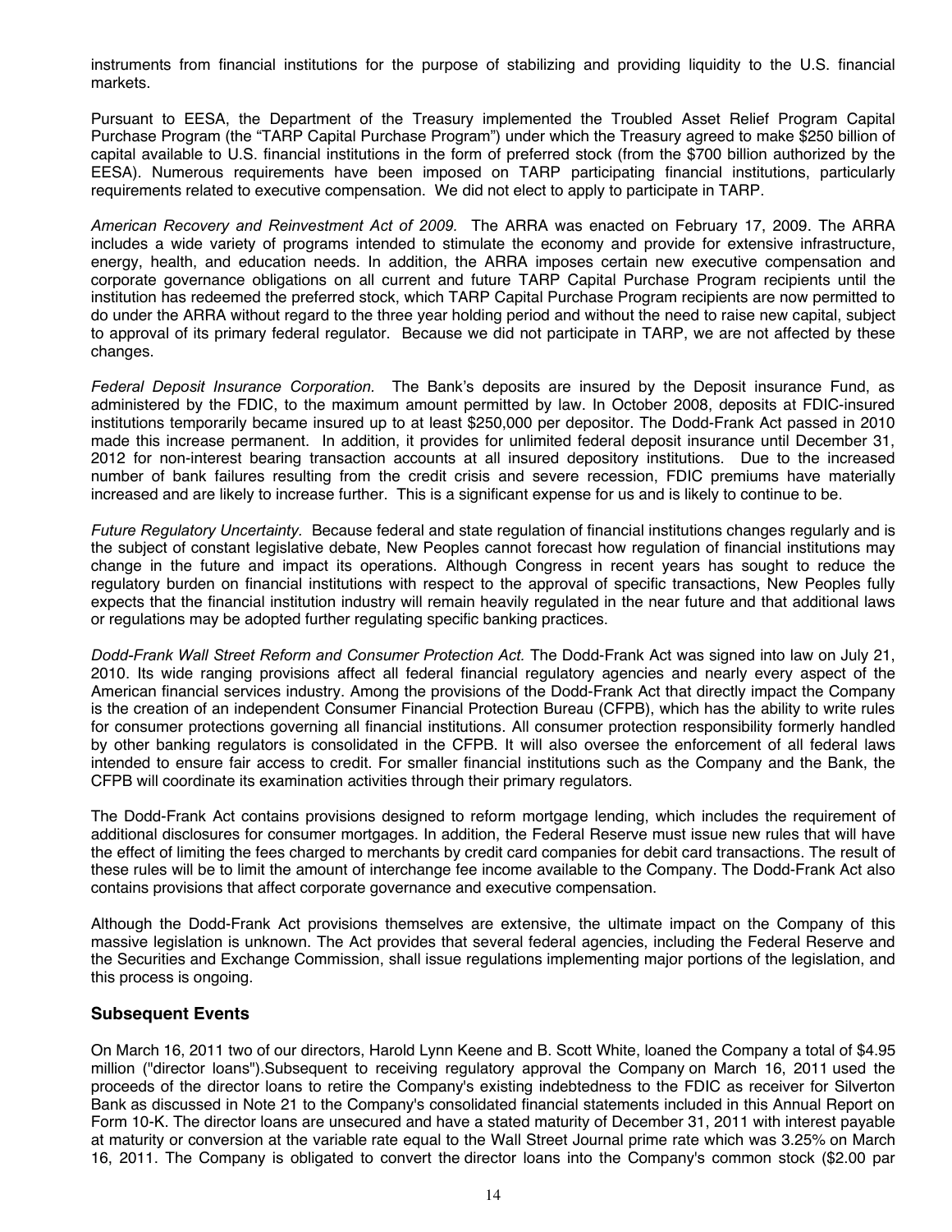instruments from financial institutions for the purpose of stabilizing and providing liquidity to the U.S. financial markets.

Pursuant to EESA, the Department of the Treasury implemented the Troubled Asset Relief Program Capital Purchase Program (the "TARP Capital Purchase Program") under which the Treasury agreed to make $250 billion of capital available to U.S. financial institutions in the form of preferred stock (from the $700 billion authorized by the EESA). Numerous requirements have been imposed on TARP participating financial institutions, particularly requirements related to executive compensation. We did not elect to apply to participate in TARP.

*American Recovery and Reinvestment Act of 2009.* The ARRA was enacted on February 17, 2009. The ARRA includes a wide variety of programs intended to stimulate the economy and provide for extensive infrastructure, energy, health, and education needs. In addition, the ARRA imposes certain new executive compensation and corporate governance obligations on all current and future TARP Capital Purchase Program recipients until the institution has redeemed the preferred stock, which TARP Capital Purchase Program recipients are now permitted to do under the ARRA without regard to the three year holding period and without the need to raise new capital, subject to approval of its primary federal regulator. Because we did not participate in TARP, we are not affected by these changes.

*Federal Deposit Insurance Corporation.* The Bank's deposits are insured by the Deposit insurance Fund, as administered by the FDIC, to the maximum amount permitted by law. In October 2008, deposits at FDIC-insured institutions temporarily became insured up to at least $250,000 per depositor. The Dodd-Frank Act passed in 2010 made this increase permanent. In addition, it provides for unlimited federal deposit insurance until December 31, 2012 for non-interest bearing transaction accounts at all insured depository institutions. Due to the increased number of bank failures resulting from the credit crisis and severe recession, FDIC premiums have materially increased and are likely to increase further. This is a significant expense for us and is likely to continue to be.

*Future Regulatory Uncertainty.* Because federal and state regulation of financial institutions changes regularly and is the subject of constant legislative debate, New Peoples cannot forecast how regulation of financial institutions may change in the future and impact its operations. Although Congress in recent years has sought to reduce the regulatory burden on financial institutions with respect to the approval of specific transactions, New Peoples fully expects that the financial institution industry will remain heavily regulated in the near future and that additional laws or regulations may be adopted further regulating specific banking practices.

*Dodd-Frank Wall Street Reform and Consumer Protection Act.* The Dodd-Frank Act was signed into law on July 21, 2010. Its wide ranging provisions affect all federal financial regulatory agencies and nearly every aspect of the American financial services industry. Among the provisions of the Dodd-Frank Act that directly impact the Company is the creation of an independent Consumer Financial Protection Bureau (CFPB), which has the ability to write rules for consumer protections governing all financial institutions. All consumer protection responsibility formerly handled by other banking regulators is consolidated in the CFPB. It will also oversee the enforcement of all federal laws intended to ensure fair access to credit. For smaller financial institutions such as the Company and the Bank, the CFPB will coordinate its examination activities through their primary regulators.

The Dodd-Frank Act contains provisions designed to reform mortgage lending, which includes the requirement of additional disclosures for consumer mortgages. In addition, the Federal Reserve must issue new rules that will have the effect of limiting the fees charged to merchants by credit card companies for debit card transactions. The result of these rules will be to limit the amount of interchange fee income available to the Company. The Dodd-Frank Act also contains provisions that affect corporate governance and executive compensation.

Although the Dodd-Frank Act provisions themselves are extensive, the ultimate impact on the Company of this massive legislation is unknown. The Act provides that several federal agencies, including the Federal Reserve and the Securities and Exchange Commission, shall issue regulations implementing major portions of the legislation, and this process is ongoing.

## Subsequent Events

On March 16, 2011 two of our directors, Harold Lynn Keene and B. Scott White, loaned the Company a total of $4.95 million ("director loans").Subsequent to receiving regulatory approval the Company on March 16, 2011 used the proceeds of the director loans to retire the Company's existing indebtedness to the FDIC as receiver for Silverton Bank as discussed in Note 21 to the Company's consolidated financial statements included in this Annual Report on Form 10-K. The director loans are unsecured and have a stated maturity of December 31, 2011 with interest payable at maturity or conversion at the variable rate equal to the Wall Street Journal prime rate which was 3.25% on March 16, 2011. The Company is obligated to convert the director loans into the Company's common stock ($2.00 par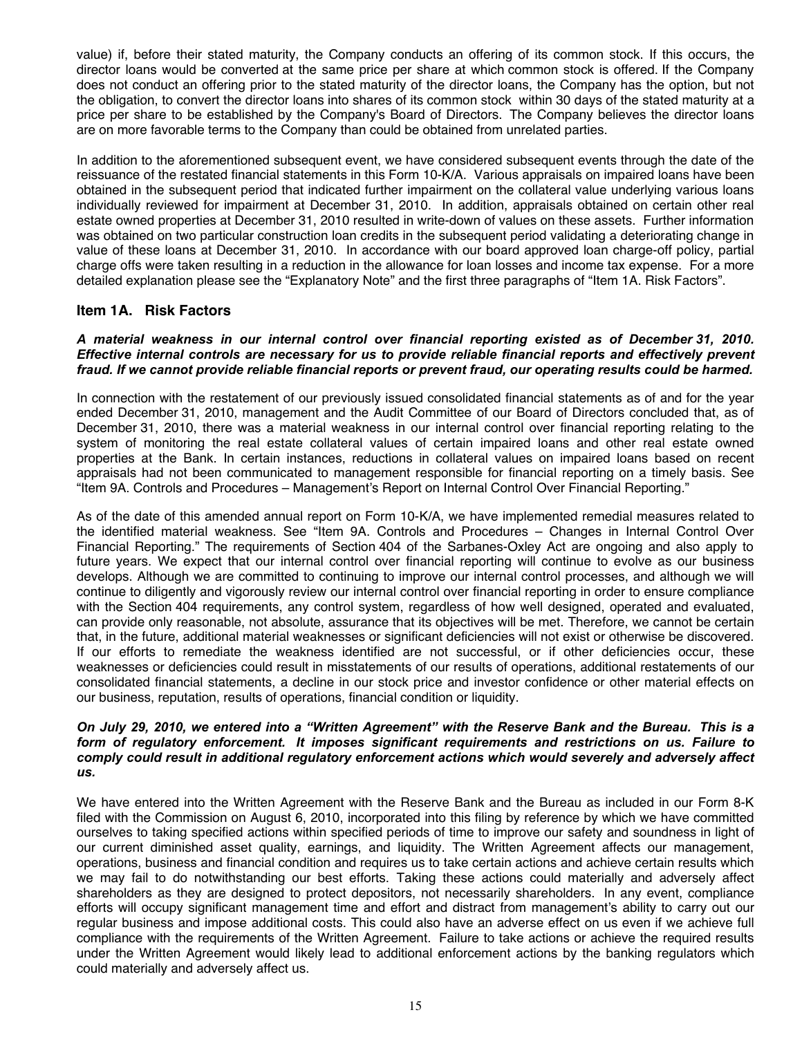value) if, before their stated maturity, the Company conducts an offering of its common stock. If this occurs, the director loans would be converted at the same price per share at which common stock is offered. If the Company does not conduct an offering prior to the stated maturity of the director loans, the Company has the option, but not the obligation, to convert the director loans into shares of its common stock within 30 days of the stated maturity at a price per share to be established by the Company's Board of Directors. The Company believes the director loans are on more favorable terms to the Company than could be obtained from unrelated parties.

In addition to the aforementioned subsequent event, we have considered subsequent events through the date of the reissuance of the restated financial statements in this Form 10-K/A. Various appraisals on impaired loans have been obtained in the subsequent period that indicated further impairment on the collateral value underlying various loans individually reviewed for impairment at December 31, 2010. In addition, appraisals obtained on certain other real estate owned properties at December 31, 2010 resulted in write-down of values on these assets. Further information was obtained on two particular construction loan credits in the subsequent period validating a deteriorating change in value of these loans at December 31, 2010. In accordance with our board approved loan charge-off policy, partial charge offs were taken resulting in a reduction in the allowance for loan losses and income tax expense. For a more detailed explanation please see the "Explanatory Note" and the first three paragraphs of "Item 1A. Risk Factors".

## Item 1A. Risk Factors

***A material weakness in our internal control over financial reporting existed as of December 31, 2010. Effective internal controls are necessary for us to provide reliable financial reports and effectively prevent fraud. If we cannot provide reliable financial reports or prevent fraud, our operating results could be harmed.***

In connection with the restatement of our previously issued consolidated financial statements as of and for the year ended December 31, 2010, management and the Audit Committee of our Board of Directors concluded that, as of December 31, 2010, there was a material weakness in our internal control over financial reporting relating to the system of monitoring the real estate collateral values of certain impaired loans and other real estate owned properties at the Bank. In certain instances, reductions in collateral values on impaired loans based on recent appraisals had not been communicated to management responsible for financial reporting on a timely basis. See "Item 9A. Controls and Procedures – Management's Report on Internal Control Over Financial Reporting."

As of the date of this amended annual report on Form 10-K/A, we have implemented remedial measures related to the identified material weakness. See "Item 9A. Controls and Procedures – Changes in Internal Control Over Financial Reporting." The requirements of Section 404 of the Sarbanes-Oxley Act are ongoing and also apply to future years. We expect that our internal control over financial reporting will continue to evolve as our business develops. Although we are committed to continuing to improve our internal control processes, and although we will continue to diligently and vigorously review our internal control over financial reporting in order to ensure compliance with the Section 404 requirements, any control system, regardless of how well designed, operated and evaluated, can provide only reasonable, not absolute, assurance that its objectives will be met. Therefore, we cannot be certain that, in the future, additional material weaknesses or significant deficiencies will not exist or otherwise be discovered. If our efforts to remediate the weakness identified are not successful, or if other deficiencies occur, these weaknesses or deficiencies could result in misstatements of our results of operations, additional restatements of our consolidated financial statements, a decline in our stock price and investor confidence or other material effects on our business, reputation, results of operations, financial condition or liquidity.

***On July 29, 2010, we entered into a "Written Agreement" with the Reserve Bank and the Bureau. This is a form of regulatory enforcement. It imposes significant requirements and restrictions on us. Failure to comply could result in additional regulatory enforcement actions which would severely and adversely affect us.***

We have entered into the Written Agreement with the Reserve Bank and the Bureau as included in our Form 8-K filed with the Commission on August 6, 2010, incorporated into this filing by reference by which we have committed ourselves to taking specified actions within specified periods of time to improve our safety and soundness in light of our current diminished asset quality, earnings, and liquidity. The Written Agreement affects our management, operations, business and financial condition and requires us to take certain actions and achieve certain results which we may fail to do notwithstanding our best efforts. Taking these actions could materially and adversely affect shareholders as they are designed to protect depositors, not necessarily shareholders. In any event, compliance efforts will occupy significant management time and effort and distract from management's ability to carry out our regular business and impose additional costs. This could also have an adverse effect on us even if we achieve full compliance with the requirements of the Written Agreement. Failure to take actions or achieve the required results under the Written Agreement would likely lead to additional enforcement actions by the banking regulators which could materially and adversely affect us.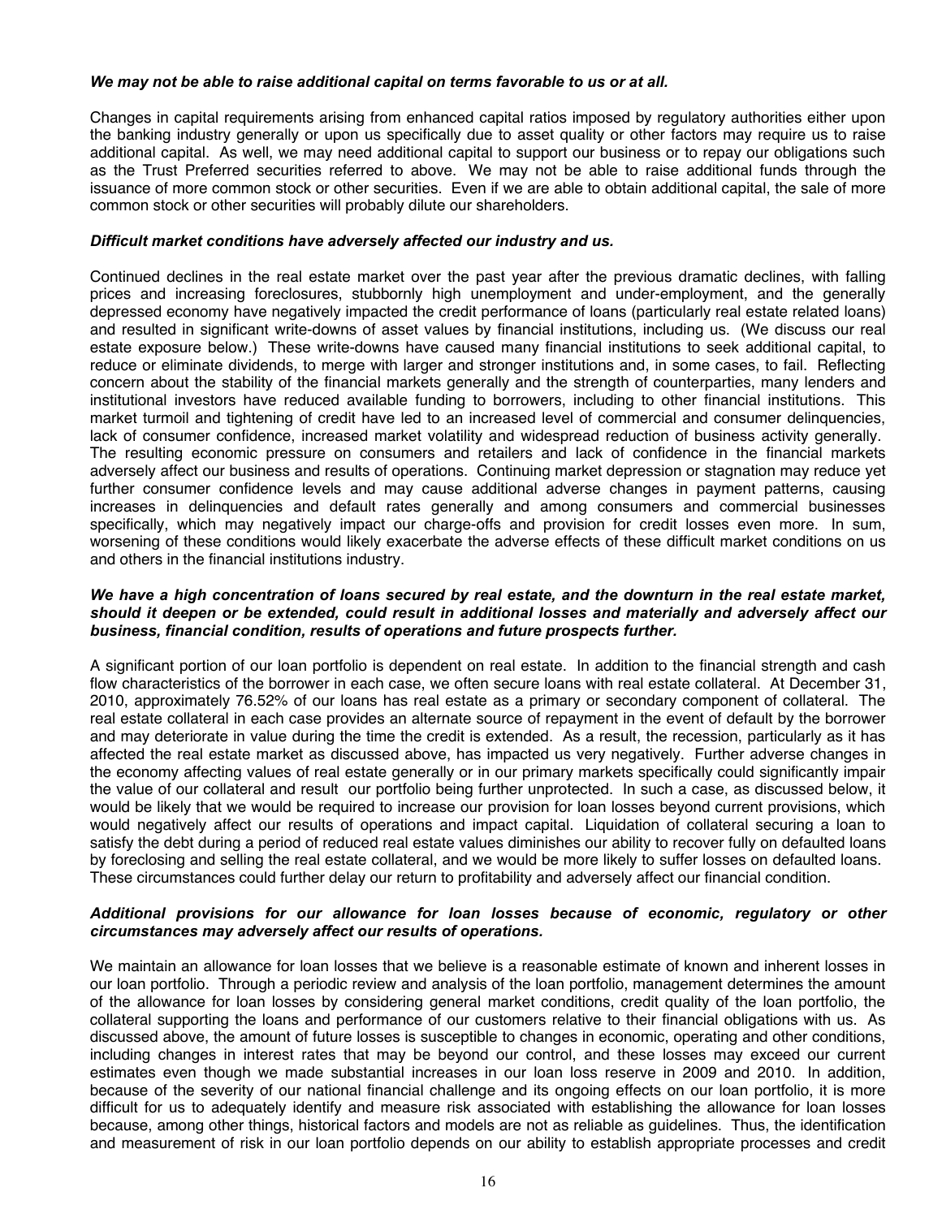***We may not be able to raise additional capital on terms favorable to us or at all.***

Changes in capital requirements arising from enhanced capital ratios imposed by regulatory authorities either upon the banking industry generally or upon us specifically due to asset quality or other factors may require us to raise additional capital. As well, we may need additional capital to support our business or to repay our obligations such as the Trust Preferred securities referred to above. We may not be able to raise additional funds through the issuance of more common stock or other securities. Even if we are able to obtain additional capital, the sale of more common stock or other securities will probably dilute our shareholders.

***Difficult market conditions have adversely affected our industry and us.***

Continued declines in the real estate market over the past year after the previous dramatic declines, with falling prices and increasing foreclosures, stubbornly high unemployment and under-employment, and the generally depressed economy have negatively impacted the credit performance of loans (particularly real estate related loans) and resulted in significant write-downs of asset values by financial institutions, including us. (We discuss our real estate exposure below.) These write-downs have caused many financial institutions to seek additional capital, to reduce or eliminate dividends, to merge with larger and stronger institutions and, in some cases, to fail. Reflecting concern about the stability of the financial markets generally and the strength of counterparties, many lenders and institutional investors have reduced available funding to borrowers, including to other financial institutions. This market turmoil and tightening of credit have led to an increased level of commercial and consumer delinquencies, lack of consumer confidence, increased market volatility and widespread reduction of business activity generally. The resulting economic pressure on consumers and retailers and lack of confidence in the financial markets adversely affect our business and results of operations. Continuing market depression or stagnation may reduce yet further consumer confidence levels and may cause additional adverse changes in payment patterns, causing increases in delinquencies and default rates generally and among consumers and commercial businesses specifically, which may negatively impact our charge-offs and provision for credit losses even more. In sum, worsening of these conditions would likely exacerbate the adverse effects of these difficult market conditions on us and others in the financial institutions industry.

***We have a high concentration of loans secured by real estate, and the downturn in the real estate market, should it deepen or be extended, could result in additional losses and materially and adversely affect our business, financial condition, results of operations and future prospects further.***

A significant portion of our loan portfolio is dependent on real estate. In addition to the financial strength and cash flow characteristics of the borrower in each case, we often secure loans with real estate collateral. At December 31, 2010, approximately 76.52% of our loans has real estate as a primary or secondary component of collateral. The real estate collateral in each case provides an alternate source of repayment in the event of default by the borrower and may deteriorate in value during the time the credit is extended. As a result, the recession, particularly as it has affected the real estate market as discussed above, has impacted us very negatively. Further adverse changes in the economy affecting values of real estate generally or in our primary markets specifically could significantly impair the value of our collateral and result our portfolio being further unprotected. In such a case, as discussed below, it would be likely that we would be required to increase our provision for loan losses beyond current provisions, which would negatively affect our results of operations and impact capital. Liquidation of collateral securing a loan to satisfy the debt during a period of reduced real estate values diminishes our ability to recover fully on defaulted loans by foreclosing and selling the real estate collateral, and we would be more likely to suffer losses on defaulted loans. These circumstances could further delay our return to profitability and adversely affect our financial condition.

***Additional provisions for our allowance for loan losses because of economic, regulatory or other circumstances may adversely affect our results of operations.***

We maintain an allowance for loan losses that we believe is a reasonable estimate of known and inherent losses in our loan portfolio. Through a periodic review and analysis of the loan portfolio, management determines the amount of the allowance for loan losses by considering general market conditions, credit quality of the loan portfolio, the collateral supporting the loans and performance of our customers relative to their financial obligations with us. As discussed above, the amount of future losses is susceptible to changes in economic, operating and other conditions, including changes in interest rates that may be beyond our control, and these losses may exceed our current estimates even though we made substantial increases in our loan loss reserve in 2009 and 2010. In addition, because of the severity of our national financial challenge and its ongoing effects on our loan portfolio, it is more difficult for us to adequately identify and measure risk associated with establishing the allowance for loan losses because, among other things, historical factors and models are not as reliable as guidelines. Thus, the identification and measurement of risk in our loan portfolio depends on our ability to establish appropriate processes and credit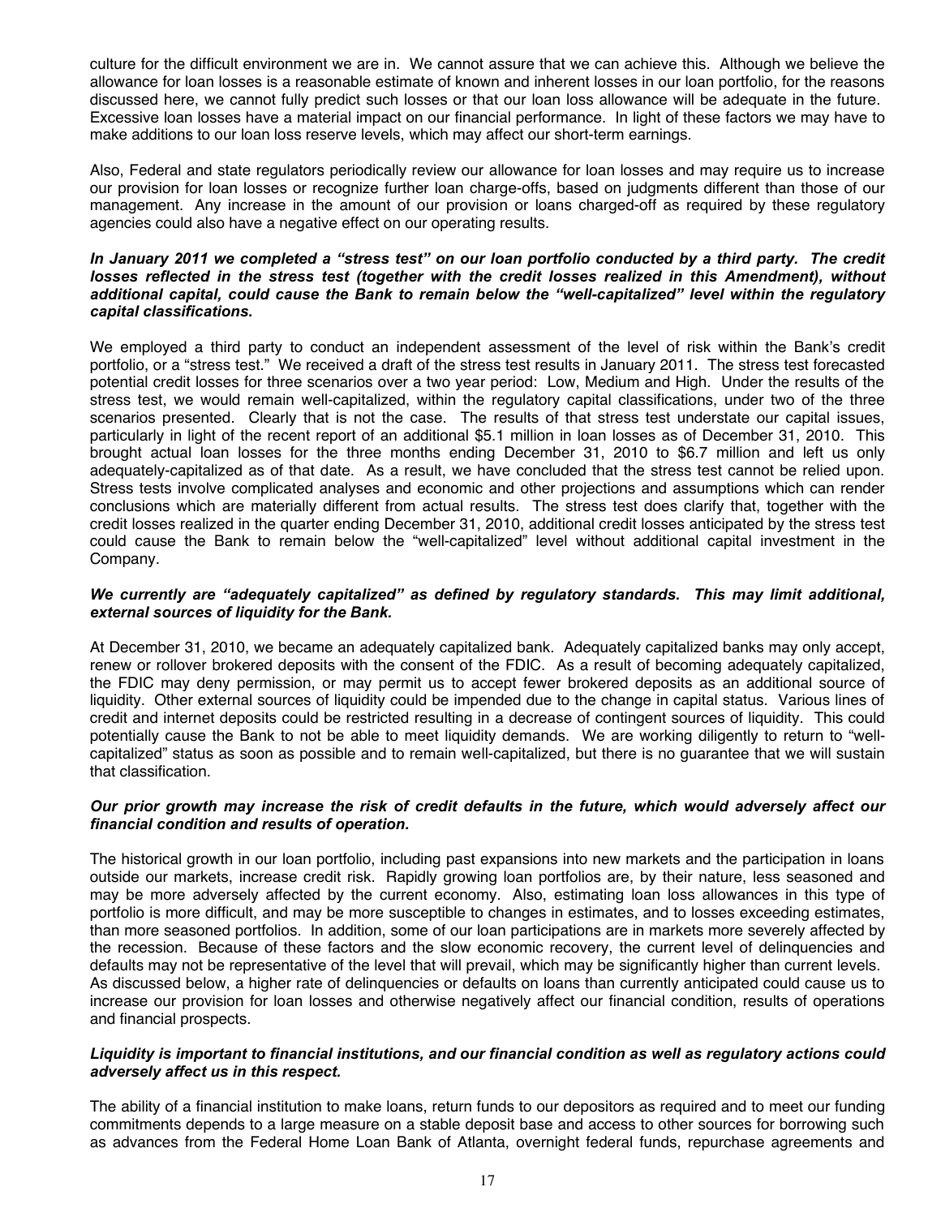culture for the difficult environment we are in. We cannot assure that we can achieve this. Although we believe the allowance for loan losses is a reasonable estimate of known and inherent losses in our loan portfolio, for the reasons discussed here, we cannot fully predict such losses or that our loan loss allowance will be adequate in the future. Excessive loan losses have a material impact on our financial performance. In light of these factors we may have to make additions to our loan loss reserve levels, which may affect our short-term earnings.

Also, Federal and state regulators periodically review our allowance for loan losses and may require us to increase our provision for loan losses or recognize further loan charge-offs, based on judgments different than those of our management. Any increase in the amount of our provision or loans charged-off as required by these regulatory agencies could also have a negative effect on our operating results.

***In January 2011 we completed a "stress test" on our loan portfolio conducted by a third party. The credit losses reflected in the stress test (together with the credit losses realized in this Amendment), without additional capital, could cause the Bank to remain below the "well-capitalized" level within the regulatory capital classifications.***

We employed a third party to conduct an independent assessment of the level of risk within the Bank's credit portfolio, or a "stress test." We received a draft of the stress test results in January 2011. The stress test forecasted potential credit losses for three scenarios over a two year period: Low, Medium and High. Under the results of the stress test, we would remain well-capitalized, within the regulatory capital classifications, under two of the three scenarios presented. Clearly that is not the case. The results of that stress test understate our capital issues, particularly in light of the recent report of an additional $5.1 million in loan losses as of December 31, 2010. This brought actual loan losses for the three months ending December 31, 2010 to $6.7 million and left us only adequately-capitalized as of that date. As a result, we have concluded that the stress test cannot be relied upon. Stress tests involve complicated analyses and economic and other projections and assumptions which can render conclusions which are materially different from actual results. The stress test does clarify that, together with the credit losses realized in the quarter ending December 31, 2010, additional credit losses anticipated by the stress test could cause the Bank to remain below the "well-capitalized" level without additional capital investment in the Company.

***We currently are "adequately capitalized" as defined by regulatory standards. This may limit additional, external sources of liquidity for the Bank.***

At December 31, 2010, we became an adequately capitalized bank. Adequately capitalized banks may only accept, renew or rollover brokered deposits with the consent of the FDIC. As a result of becoming adequately capitalized, the FDIC may deny permission, or may permit us to accept fewer brokered deposits as an additional source of liquidity. Other external sources of liquidity could be impended due to the change in capital status. Various lines of credit and internet deposits could be restricted resulting in a decrease of contingent sources of liquidity. This could potentially cause the Bank to not be able to meet liquidity demands. We are working diligently to return to "well-capitalized" status as soon as possible and to remain well-capitalized, but there is no guarantee that we will sustain that classification.

***Our prior growth may increase the risk of credit defaults in the future, which would adversely affect our financial condition and results of operation.***

The historical growth in our loan portfolio, including past expansions into new markets and the participation in loans outside our markets, increase credit risk. Rapidly growing loan portfolios are, by their nature, less seasoned and may be more adversely affected by the current economy. Also, estimating loan loss allowances in this type of portfolio is more difficult, and may be more susceptible to changes in estimates, and to losses exceeding estimates, than more seasoned portfolios. In addition, some of our loan participations are in markets more severely affected by the recession. Because of these factors and the slow economic recovery, the current level of delinquencies and defaults may not be representative of the level that will prevail, which may be significantly higher than current levels. As discussed below, a higher rate of delinquencies or defaults on loans than currently anticipated could cause us to increase our provision for loan losses and otherwise negatively affect our financial condition, results of operations and financial prospects.

***Liquidity is important to financial institutions, and our financial condition as well as regulatory actions could adversely affect us in this respect.***

The ability of a financial institution to make loans, return funds to our depositors as required and to meet our funding commitments depends to a large measure on a stable deposit base and access to other sources for borrowing such as advances from the Federal Home Loan Bank of Atlanta, overnight federal funds, repurchase agreements and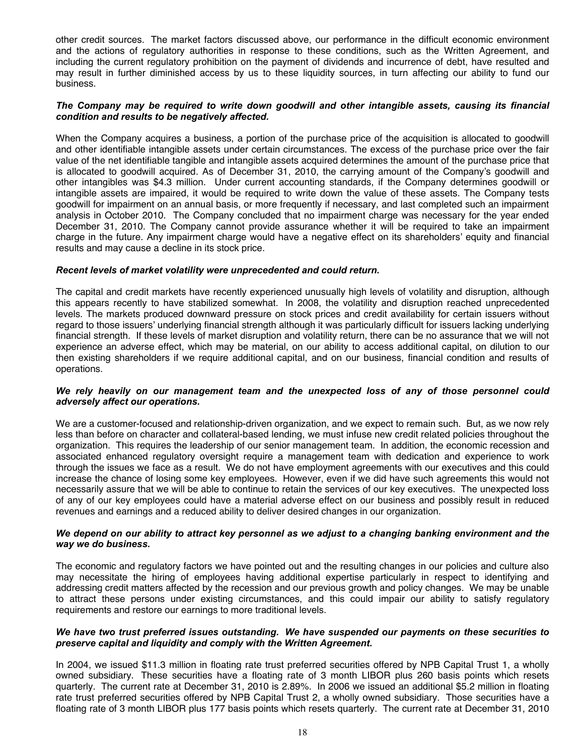other credit sources. The market factors discussed above, our performance in the difficult economic environment and the actions of regulatory authorities in response to these conditions, such as the Written Agreement, and including the current regulatory prohibition on the payment of dividends and incurrence of debt, have resulted and may result in further diminished access by us to these liquidity sources, in turn affecting our ability to fund our business.

***The Company may be required to write down goodwill and other intangible assets, causing its financial condition and results to be negatively affected.***

When the Company acquires a business, a portion of the purchase price of the acquisition is allocated to goodwill and other identifiable intangible assets under certain circumstances. The excess of the purchase price over the fair value of the net identifiable tangible and intangible assets acquired determines the amount of the purchase price that is allocated to goodwill acquired. As of December 31, 2010, the carrying amount of the Company's goodwill and other intangibles was $4.3 million. Under current accounting standards, if the Company determines goodwill or intangible assets are impaired, it would be required to write down the value of these assets. The Company tests goodwill for impairment on an annual basis, or more frequently if necessary, and last completed such an impairment analysis in October 2010. The Company concluded that no impairment charge was necessary for the year ended December 31, 2010. The Company cannot provide assurance whether it will be required to take an impairment charge in the future. Any impairment charge would have a negative effect on its shareholders' equity and financial results and may cause a decline in its stock price.

***Recent levels of market volatility were unprecedented and could return.***

The capital and credit markets have recently experienced unusually high levels of volatility and disruption, although this appears recently to have stabilized somewhat. In 2008, the volatility and disruption reached unprecedented levels. The markets produced downward pressure on stock prices and credit availability for certain issuers without regard to those issuers' underlying financial strength although it was particularly difficult for issuers lacking underlying financial strength. If these levels of market disruption and volatility return, there can be no assurance that we will not experience an adverse effect, which may be material, on our ability to access additional capital, on dilution to our then existing shareholders if we require additional capital, and on our business, financial condition and results of operations.

***We rely heavily on our management team and the unexpected loss of any of those personnel could adversely affect our operations.***

We are a customer-focused and relationship-driven organization, and we expect to remain such. But, as we now rely less than before on character and collateral-based lending, we must infuse new credit related policies throughout the organization. This requires the leadership of our senior management team. In addition, the economic recession and associated enhanced regulatory oversight require a management team with dedication and experience to work through the issues we face as a result. We do not have employment agreements with our executives and this could increase the chance of losing some key employees. However, even if we did have such agreements this would not necessarily assure that we will be able to continue to retain the services of our key executives. The unexpected loss of any of our key employees could have a material adverse effect on our business and possibly result in reduced revenues and earnings and a reduced ability to deliver desired changes in our organization.

***We depend on our ability to attract key personnel as we adjust to a changing banking environment and the way we do business.***

The economic and regulatory factors we have pointed out and the resulting changes in our policies and culture also may necessitate the hiring of employees having additional expertise particularly in respect to identifying and addressing credit matters affected by the recession and our previous growth and policy changes. We may be unable to attract these persons under existing circumstances, and this could impair our ability to satisfy regulatory requirements and restore our earnings to more traditional levels.

***We have two trust preferred issues outstanding. We have suspended our payments on these securities to preserve capital and liquidity and comply with the Written Agreement.***

In 2004, we issued $11.3 million in floating rate trust preferred securities offered by NPB Capital Trust 1, a wholly owned subsidiary. These securities have a floating rate of 3 month LIBOR plus 260 basis points which resets quarterly. The current rate at December 31, 2010 is 2.89%. In 2006 we issued an additional $5.2 million in floating rate trust preferred securities offered by NPB Capital Trust 2, a wholly owned subsidiary. Those securities have a floating rate of 3 month LIBOR plus 177 basis points which resets quarterly. The current rate at December 31, 2010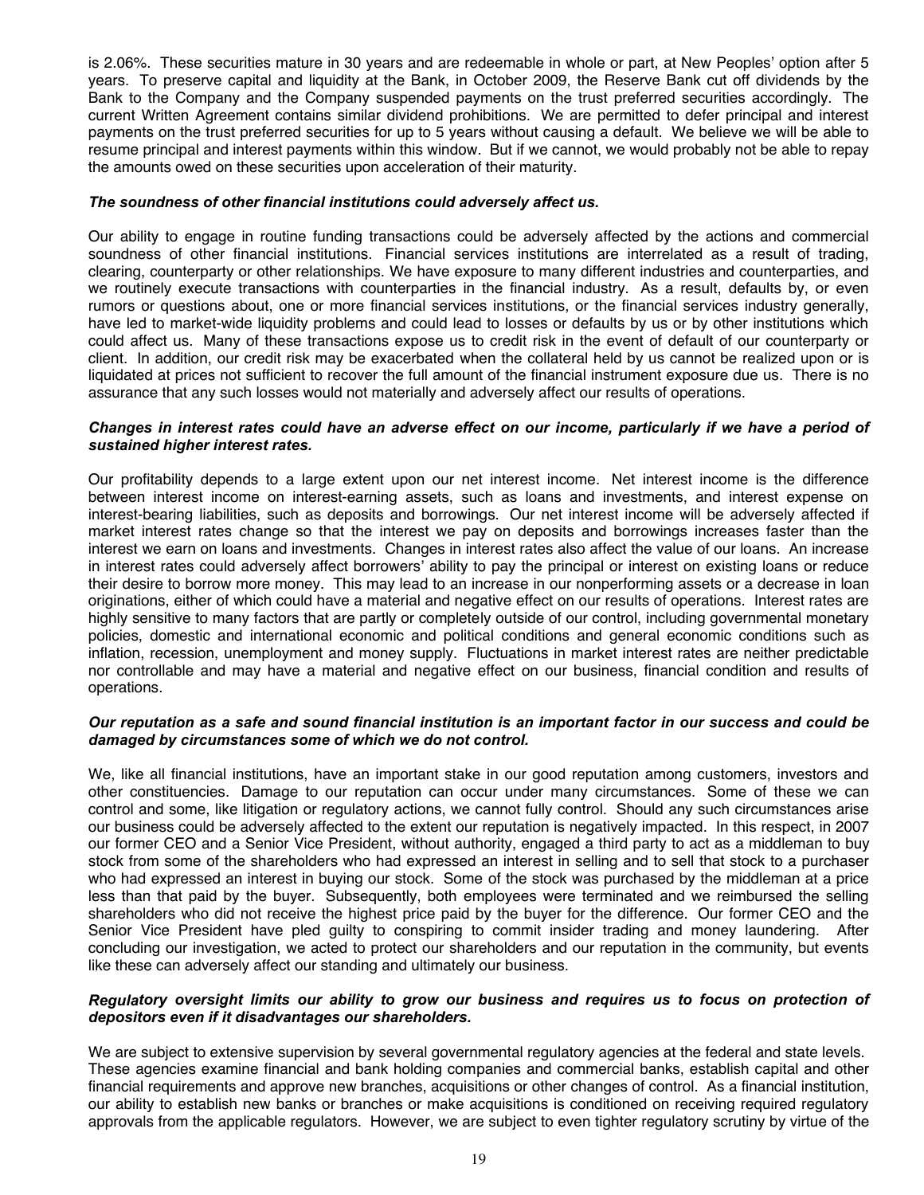is 2.06%. These securities mature in 30 years and are redeemable in whole or part, at New Peoples' option after 5 years. To preserve capital and liquidity at the Bank, in October 2009, the Reserve Bank cut off dividends by the Bank to the Company and the Company suspended payments on the trust preferred securities accordingly. The current Written Agreement contains similar dividend prohibitions. We are permitted to defer principal and interest payments on the trust preferred securities for up to 5 years without causing a default. We believe we will be able to resume principal and interest payments within this window. But if we cannot, we would probably not be able to repay the amounts owed on these securities upon acceleration of their maturity.

***The soundness of other financial institutions could adversely affect us.***

Our ability to engage in routine funding transactions could be adversely affected by the actions and commercial soundness of other financial institutions. Financial services institutions are interrelated as a result of trading, clearing, counterparty or other relationships. We have exposure to many different industries and counterparties, and we routinely execute transactions with counterparties in the financial industry. As a result, defaults by, or even rumors or questions about, one or more financial services institutions, or the financial services industry generally, have led to market-wide liquidity problems and could lead to losses or defaults by us or by other institutions which could affect us. Many of these transactions expose us to credit risk in the event of default of our counterparty or client. In addition, our credit risk may be exacerbated when the collateral held by us cannot be realized upon or is liquidated at prices not sufficient to recover the full amount of the financial instrument exposure due us. There is no assurance that any such losses would not materially and adversely affect our results of operations.

***Changes in interest rates could have an adverse effect on our income, particularly if we have a period of sustained higher interest rates.***

Our profitability depends to a large extent upon our net interest income. Net interest income is the difference between interest income on interest-earning assets, such as loans and investments, and interest expense on interest-bearing liabilities, such as deposits and borrowings. Our net interest income will be adversely affected if market interest rates change so that the interest we pay on deposits and borrowings increases faster than the interest we earn on loans and investments. Changes in interest rates also affect the value of our loans. An increase in interest rates could adversely affect borrowers' ability to pay the principal or interest on existing loans or reduce their desire to borrow more money. This may lead to an increase in our nonperforming assets or a decrease in loan originations, either of which could have a material and negative effect on our results of operations. Interest rates are highly sensitive to many factors that are partly or completely outside of our control, including governmental monetary policies, domestic and international economic and political conditions and general economic conditions such as inflation, recession, unemployment and money supply. Fluctuations in market interest rates are neither predictable nor controllable and may have a material and negative effect on our business, financial condition and results of operations.

***Our reputation as a safe and sound financial institution is an important factor in our success and could be damaged by circumstances some of which we do not control.***

We, like all financial institutions, have an important stake in our good reputation among customers, investors and other constituencies. Damage to our reputation can occur under many circumstances. Some of these we can control and some, like litigation or regulatory actions, we cannot fully control. Should any such circumstances arise our business could be adversely affected to the extent our reputation is negatively impacted. In this respect, in 2007 our former CEO and a Senior Vice President, without authority, engaged a third party to act as a middleman to buy stock from some of the shareholders who had expressed an interest in selling and to sell that stock to a purchaser who had expressed an interest in buying our stock. Some of the stock was purchased by the middleman at a price less than that paid by the buyer. Subsequently, both employees were terminated and we reimbursed the selling shareholders who did not receive the highest price paid by the buyer for the difference. Our former CEO and the Senior Vice President have pled guilty to conspiring to commit insider trading and money laundering. After concluding our investigation, we acted to protect our shareholders and our reputation in the community, but events like these can adversely affect our standing and ultimately our business.

***Regulatory oversight limits our ability to grow our business and requires us to focus on protection of depositors even if it disadvantages our shareholders.***

We are subject to extensive supervision by several governmental regulatory agencies at the federal and state levels. These agencies examine financial and bank holding companies and commercial banks, establish capital and other financial requirements and approve new branches, acquisitions or other changes of control. As a financial institution, our ability to establish new banks or branches or make acquisitions is conditioned on receiving required regulatory approvals from the applicable regulators. However, we are subject to even tighter regulatory scrutiny by virtue of the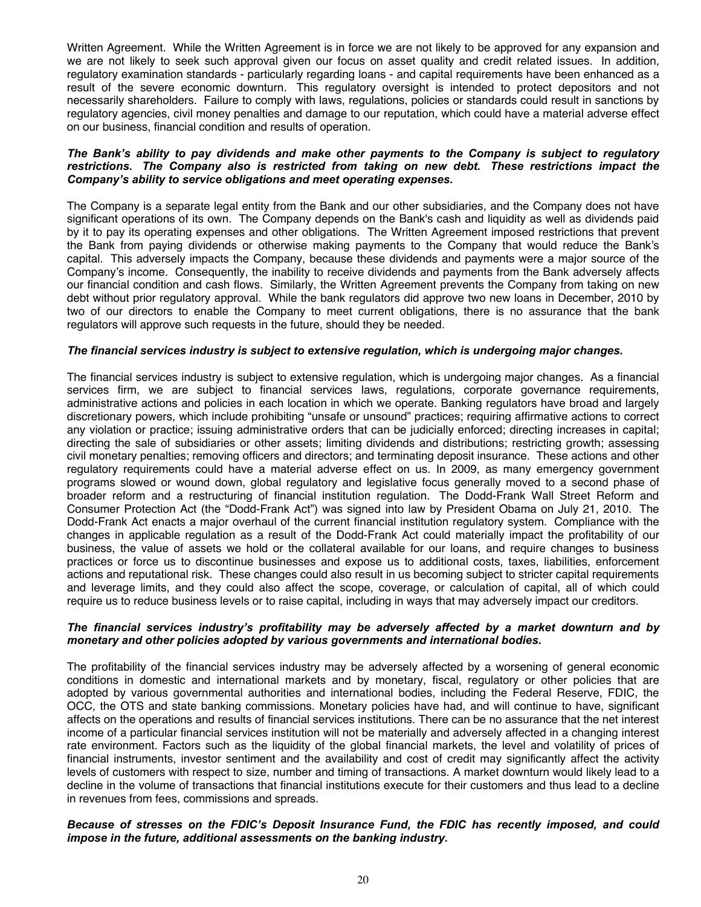Written Agreement. While the Written Agreement is in force we are not likely to be approved for any expansion and we are not likely to seek such approval given our focus on asset quality and credit related issues. In addition, regulatory examination standards - particularly regarding loans - and capital requirements have been enhanced as a result of the severe economic downturn. This regulatory oversight is intended to protect depositors and not necessarily shareholders. Failure to comply with laws, regulations, policies or standards could result in sanctions by regulatory agencies, civil money penalties and damage to our reputation, which could have a material adverse effect on our business, financial condition and results of operation.

***The Bank's ability to pay dividends and make other payments to the Company is subject to regulatory restrictions. The Company also is restricted from taking on new debt. These restrictions impact the Company's ability to service obligations and meet operating expenses.***

The Company is a separate legal entity from the Bank and our other subsidiaries, and the Company does not have significant operations of its own. The Company depends on the Bank's cash and liquidity as well as dividends paid by it to pay its operating expenses and other obligations. The Written Agreement imposed restrictions that prevent the Bank from paying dividends or otherwise making payments to the Company that would reduce the Bank's capital. This adversely impacts the Company, because these dividends and payments were a major source of the Company's income. Consequently, the inability to receive dividends and payments from the Bank adversely affects our financial condition and cash flows. Similarly, the Written Agreement prevents the Company from taking on new debt without prior regulatory approval. While the bank regulators did approve two new loans in December, 2010 by two of our directors to enable the Company to meet current obligations, there is no assurance that the bank regulators will approve such requests in the future, should they be needed.

***The financial services industry is subject to extensive regulation, which is undergoing major changes.***

The financial services industry is subject to extensive regulation, which is undergoing major changes. As a financial services firm, we are subject to financial services laws, regulations, corporate governance requirements, administrative actions and policies in each location in which we operate. Banking regulators have broad and largely discretionary powers, which include prohibiting "unsafe or unsound" practices; requiring affirmative actions to correct any violation or practice; issuing administrative orders that can be judicially enforced; directing increases in capital; directing the sale of subsidiaries or other assets; limiting dividends and distributions; restricting growth; assessing civil monetary penalties; removing officers and directors; and terminating deposit insurance. These actions and other regulatory requirements could have a material adverse effect on us. In 2009, as many emergency government programs slowed or wound down, global regulatory and legislative focus generally moved to a second phase of broader reform and a restructuring of financial institution regulation. The Dodd-Frank Wall Street Reform and Consumer Protection Act (the "Dodd-Frank Act") was signed into law by President Obama on July 21, 2010. The Dodd-Frank Act enacts a major overhaul of the current financial institution regulatory system. Compliance with the changes in applicable regulation as a result of the Dodd-Frank Act could materially impact the profitability of our business, the value of assets we hold or the collateral available for our loans, and require changes to business practices or force us to discontinue businesses and expose us to additional costs, taxes, liabilities, enforcement actions and reputational risk. These changes could also result in us becoming subject to stricter capital requirements and leverage limits, and they could also affect the scope, coverage, or calculation of capital, all of which could require us to reduce business levels or to raise capital, including in ways that may adversely impact our creditors.

***The financial services industry's profitability may be adversely affected by a market downturn and by monetary and other policies adopted by various governments and international bodies.***

The profitability of the financial services industry may be adversely affected by a worsening of general economic conditions in domestic and international markets and by monetary, fiscal, regulatory or other policies that are adopted by various governmental authorities and international bodies, including the Federal Reserve, FDIC, the OCC, the OTS and state banking commissions. Monetary policies have had, and will continue to have, significant affects on the operations and results of financial services institutions. There can be no assurance that the net interest income of a particular financial services institution will not be materially and adversely affected in a changing interest rate environment. Factors such as the liquidity of the global financial markets, the level and volatility of prices of financial instruments, investor sentiment and the availability and cost of credit may significantly affect the activity levels of customers with respect to size, number and timing of transactions. A market downturn would likely lead to a decline in the volume of transactions that financial institutions execute for their customers and thus lead to a decline in revenues from fees, commissions and spreads.

***Because of stresses on the FDIC's Deposit Insurance Fund, the FDIC has recently imposed, and could impose in the future, additional assessments on the banking industry.***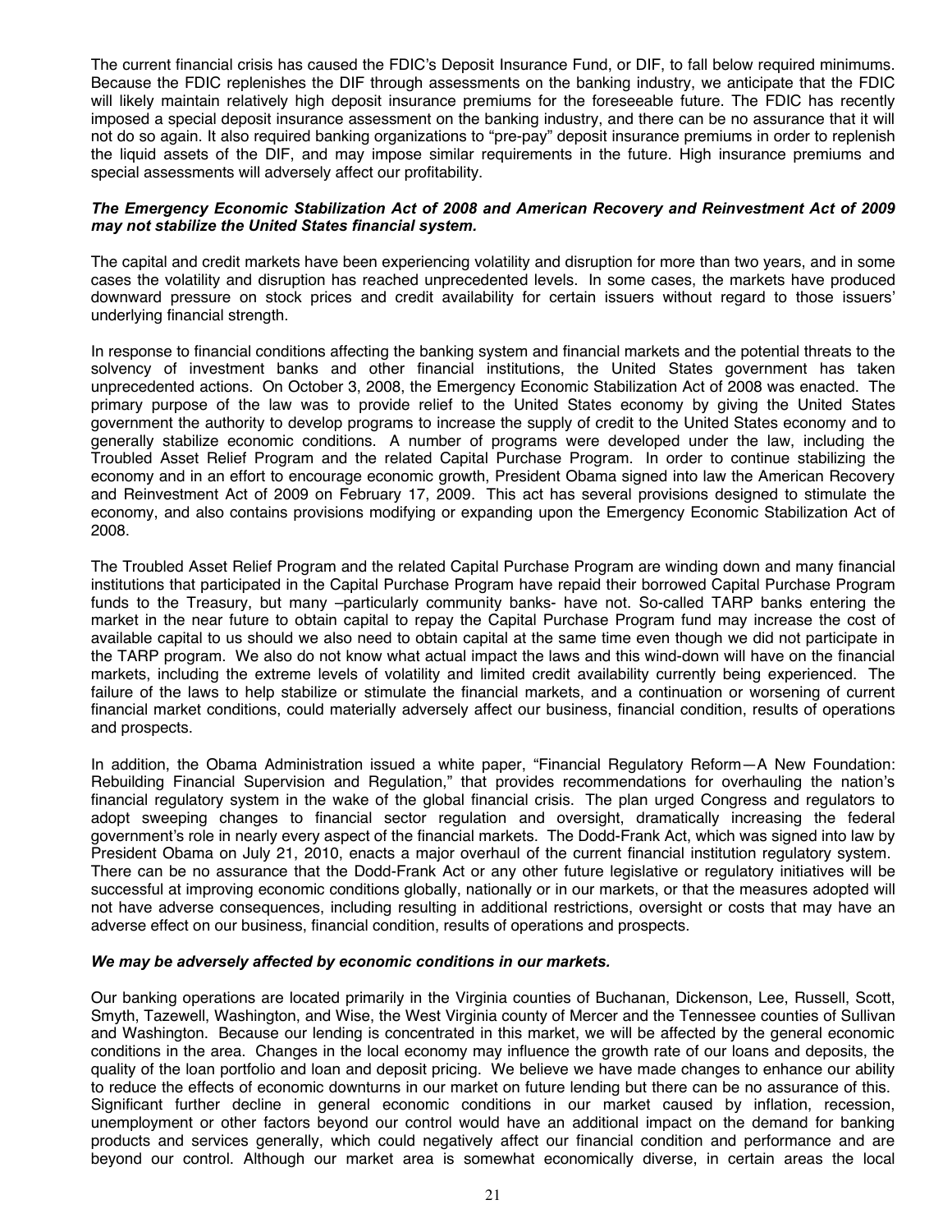The current financial crisis has caused the FDIC's Deposit Insurance Fund, or DIF, to fall below required minimums. Because the FDIC replenishes the DIF through assessments on the banking industry, we anticipate that the FDIC will likely maintain relatively high deposit insurance premiums for the foreseeable future. The FDIC has recently imposed a special deposit insurance assessment on the banking industry, and there can be no assurance that it will not do so again. It also required banking organizations to "pre-pay" deposit insurance premiums in order to replenish the liquid assets of the DIF, and may impose similar requirements in the future. High insurance premiums and special assessments will adversely affect our profitability.

***The Emergency Economic Stabilization Act of 2008 and American Recovery and Reinvestment Act of 2009 may not stabilize the United States financial system.***

The capital and credit markets have been experiencing volatility and disruption for more than two years, and in some cases the volatility and disruption has reached unprecedented levels. In some cases, the markets have produced downward pressure on stock prices and credit availability for certain issuers without regard to those issuers' underlying financial strength.

In response to financial conditions affecting the banking system and financial markets and the potential threats to the solvency of investment banks and other financial institutions, the United States government has taken unprecedented actions. On October 3, 2008, the Emergency Economic Stabilization Act of 2008 was enacted. The primary purpose of the law was to provide relief to the United States economy by giving the United States government the authority to develop programs to increase the supply of credit to the United States economy and to generally stabilize economic conditions. A number of programs were developed under the law, including the Troubled Asset Relief Program and the related Capital Purchase Program. In order to continue stabilizing the economy and in an effort to encourage economic growth, President Obama signed into law the American Recovery and Reinvestment Act of 2009 on February 17, 2009. This act has several provisions designed to stimulate the economy, and also contains provisions modifying or expanding upon the Emergency Economic Stabilization Act of 2008.

The Troubled Asset Relief Program and the related Capital Purchase Program are winding down and many financial institutions that participated in the Capital Purchase Program have repaid their borrowed Capital Purchase Program funds to the Treasury, but many –particularly community banks- have not. So-called TARP banks entering the market in the near future to obtain capital to repay the Capital Purchase Program fund may increase the cost of available capital to us should we also need to obtain capital at the same time even though we did not participate in the TARP program. We also do not know what actual impact the laws and this wind-down will have on the financial markets, including the extreme levels of volatility and limited credit availability currently being experienced. The failure of the laws to help stabilize or stimulate the financial markets, and a continuation or worsening of current financial market conditions, could materially adversely affect our business, financial condition, results of operations and prospects.

In addition, the Obama Administration issued a white paper, "Financial Regulatory Reform—A New Foundation: Rebuilding Financial Supervision and Regulation," that provides recommendations for overhauling the nation's financial regulatory system in the wake of the global financial crisis. The plan urged Congress and regulators to adopt sweeping changes to financial sector regulation and oversight, dramatically increasing the federal government's role in nearly every aspect of the financial markets. The Dodd-Frank Act, which was signed into law by President Obama on July 21, 2010, enacts a major overhaul of the current financial institution regulatory system. There can be no assurance that the Dodd-Frank Act or any other future legislative or regulatory initiatives will be successful at improving economic conditions globally, nationally or in our markets, or that the measures adopted will not have adverse consequences, including resulting in additional restrictions, oversight or costs that may have an adverse effect on our business, financial condition, results of operations and prospects.

***We may be adversely affected by economic conditions in our markets.***

Our banking operations are located primarily in the Virginia counties of Buchanan, Dickenson, Lee, Russell, Scott, Smyth, Tazewell, Washington, and Wise, the West Virginia county of Mercer and the Tennessee counties of Sullivan and Washington. Because our lending is concentrated in this market, we will be affected by the general economic conditions in the area. Changes in the local economy may influence the growth rate of our loans and deposits, the quality of the loan portfolio and loan and deposit pricing. We believe we have made changes to enhance our ability to reduce the effects of economic downturns in our market on future lending but there can be no assurance of this. Significant further decline in general economic conditions in our market caused by inflation, recession, unemployment or other factors beyond our control would have an additional impact on the demand for banking products and services generally, which could negatively affect our financial condition and performance and are beyond our control. Although our market area is somewhat economically diverse, in certain areas the local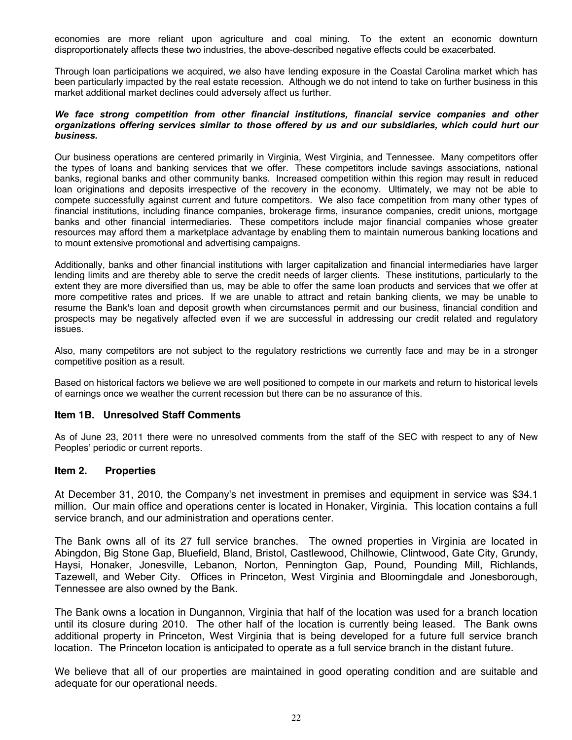economies are more reliant upon agriculture and coal mining. To the extent an economic downturn disproportionately affects these two industries, the above-described negative effects could be exacerbated.

Through loan participations we acquired, we also have lending exposure in the Coastal Carolina market which has been particularly impacted by the real estate recession. Although we do not intend to take on further business in this market additional market declines could adversely affect us further.

***We face strong competition from other financial institutions, financial service companies and other organizations offering services similar to those offered by us and our subsidiaries, which could hurt our business.***

Our business operations are centered primarily in Virginia, West Virginia, and Tennessee. Many competitors offer the types of loans and banking services that we offer. These competitors include savings associations, national banks, regional banks and other community banks. Increased competition within this region may result in reduced loan originations and deposits irrespective of the recovery in the economy. Ultimately, we may not be able to compete successfully against current and future competitors. We also face competition from many other types of financial institutions, including finance companies, brokerage firms, insurance companies, credit unions, mortgage banks and other financial intermediaries. These competitors include major financial companies whose greater resources may afford them a marketplace advantage by enabling them to maintain numerous banking locations and to mount extensive promotional and advertising campaigns.

Additionally, banks and other financial institutions with larger capitalization and financial intermediaries have larger lending limits and are thereby able to serve the credit needs of larger clients. These institutions, particularly to the extent they are more diversified than us, may be able to offer the same loan products and services that we offer at more competitive rates and prices. If we are unable to attract and retain banking clients, we may be unable to resume the Bank's loan and deposit growth when circumstances permit and our business, financial condition and prospects may be negatively affected even if we are successful in addressing our credit related and regulatory issues.

Also, many competitors are not subject to the regulatory restrictions we currently face and may be in a stronger competitive position as a result.

Based on historical factors we believe we are well positioned to compete in our markets and return to historical levels of earnings once we weather the current recession but there can be no assurance of this.

## Item 1B. Unresolved Staff Comments

As of June 23, 2011 there were no unresolved comments from the staff of the SEC with respect to any of New Peoples' periodic or current reports.

## Item 2. Properties

At December 31, 2010, the Company's net investment in premises and equipment in service was $34.1 million. Our main office and operations center is located in Honaker, Virginia. This location contains a full service branch, and our administration and operations center.

The Bank owns all of its 27 full service branches. The owned properties in Virginia are located in Abingdon, Big Stone Gap, Bluefield, Bland, Bristol, Castlewood, Chilhowie, Clintwood, Gate City, Grundy, Haysi, Honaker, Jonesville, Lebanon, Norton, Pennington Gap, Pound, Pounding Mill, Richlands, Tazewell, and Weber City. Offices in Princeton, West Virginia and Bloomingdale and Jonesborough, Tennessee are also owned by the Bank.

The Bank owns a location in Dungannon, Virginia that half of the location was used for a branch location until its closure during 2010. The other half of the location is currently being leased. The Bank owns additional property in Princeton, West Virginia that is being developed for a future full service branch location. The Princeton location is anticipated to operate as a full service branch in the distant future.

We believe that all of our properties are maintained in good operating condition and are suitable and adequate for our operational needs.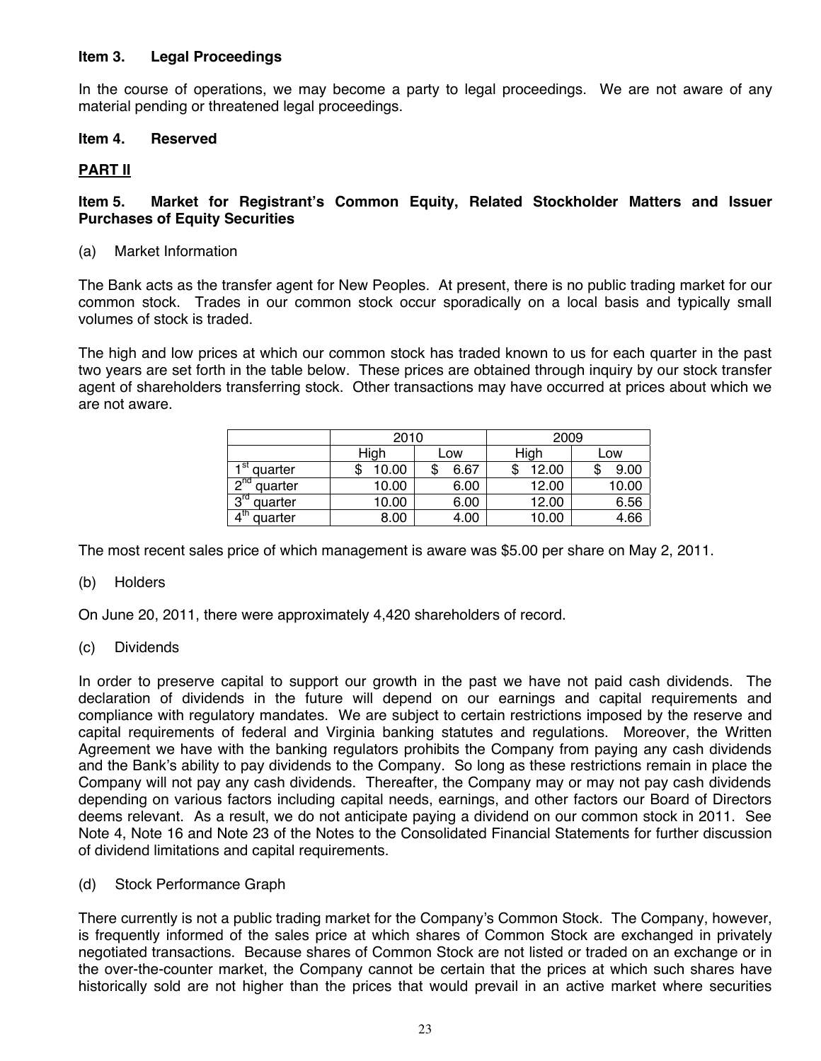### Item 3. Legal Proceedings

In the course of operations, we may become a party to legal proceedings. We are not aware of any material pending or threatened legal proceedings.

### Item 4. Reserved

## PART II

### Item 5. Market for Registrant's Common Equity, Related Stockholder Matters and Issuer Purchases of Equity Securities

(a) Market Information

The Bank acts as the transfer agent for New Peoples. At present, there is no public trading market for our common stock. Trades in our common stock occur sporadically on a local basis and typically small volumes of stock is traded.

The high and low prices at which our common stock has traded known to us for each quarter in the past two years are set forth in the table below. These prices are obtained through inquiry by our stock transfer agent of shareholders transferring stock. Other transactions may have occurred at prices about which we are not aware.

| | 2010 | | 2009 | |
|---|---|---|---|---|
| | High | Low | High | Low |
| 1st quarter | $ 10.00 | $ 6.67 | $ 12.00 | $ 9.00 |
| 2nd quarter | 10.00 | 6.00 | 12.00 | 10.00 |
| 3rd quarter | 10.00 | 6.00 | 12.00 | 6.56 |
| 4th quarter | 8.00 | 4.00 | 10.00 | 4.66 |

The most recent sales price of which management is aware was $5.00 per share on May 2, 2011.

(b) Holders

On June 20, 2011, there were approximately 4,420 shareholders of record.

(c) Dividends

In order to preserve capital to support our growth in the past we have not paid cash dividends. The declaration of dividends in the future will depend on our earnings and capital requirements and compliance with regulatory mandates. We are subject to certain restrictions imposed by the reserve and capital requirements of federal and Virginia banking statutes and regulations. Moreover, the Written Agreement we have with the banking regulators prohibits the Company from paying any cash dividends and the Bank's ability to pay dividends to the Company. So long as these restrictions remain in place the Company will not pay any cash dividends. Thereafter, the Company may or may not pay cash dividends depending on various factors including capital needs, earnings, and other factors our Board of Directors deems relevant. As a result, we do not anticipate paying a dividend on our common stock in 2011. See Note 4, Note 16 and Note 23 of the Notes to the Consolidated Financial Statements for further discussion of dividend limitations and capital requirements.

(d) Stock Performance Graph

There currently is not a public trading market for the Company's Common Stock. The Company, however, is frequently informed of the sales price at which shares of Common Stock are exchanged in privately negotiated transactions. Because shares of Common Stock are not listed or traded on an exchange or in the over-the-counter market, the Company cannot be certain that the prices at which such shares have historically sold are not higher than the prices that would prevail in an active market where securities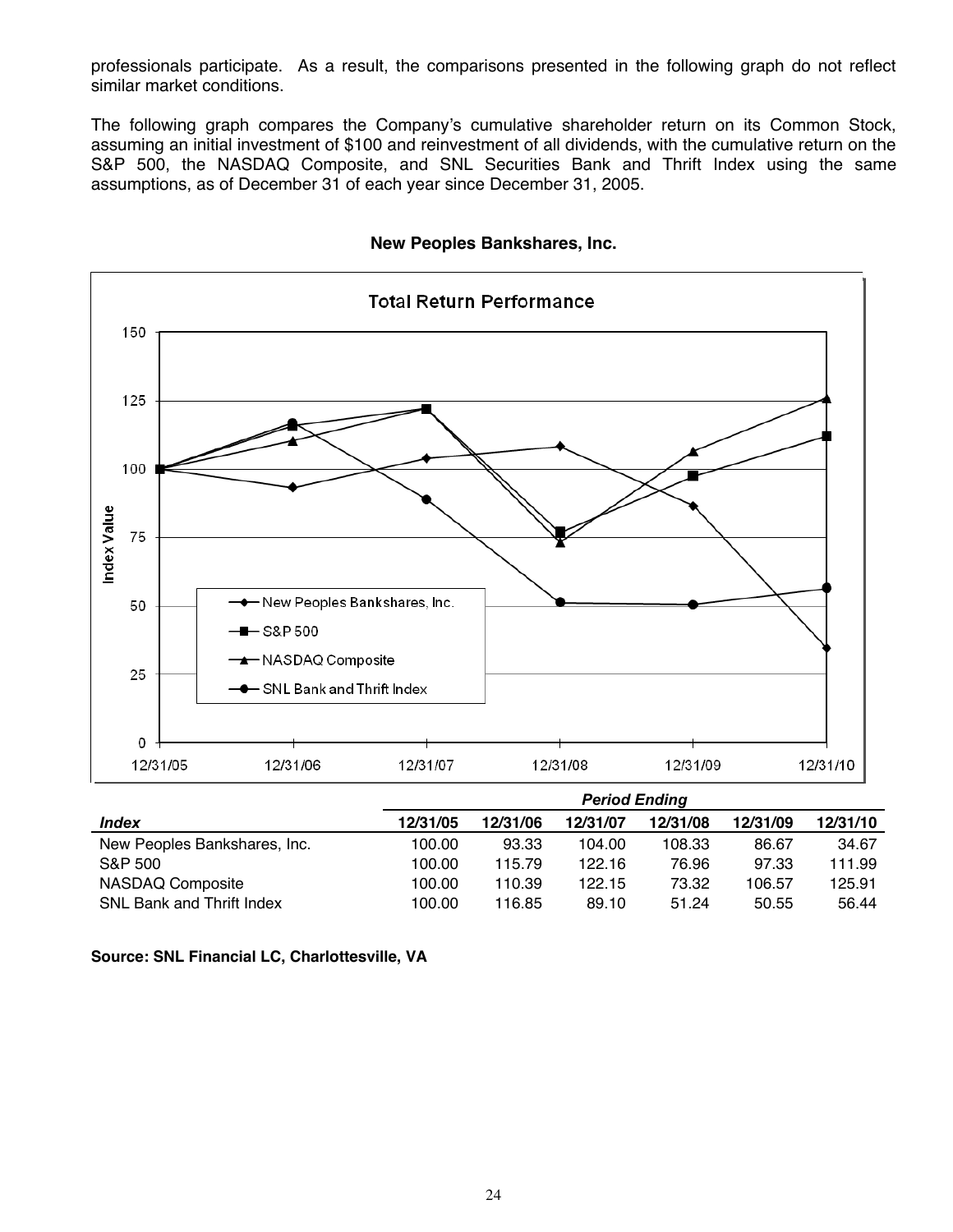professionals participate. As a result, the comparisons presented in the following graph do not reflect similar market conditions.

The following graph compares the Company's cumulative shareholder return on its Common Stock, assuming an initial investment of $100 and reinvestment of all dividends, with the cumulative return on the S&P 500, the NASDAQ Composite, and SNL Securities Bank and Thrift Index using the same assumptions, as of December 31 of each year since December 31, 2005.

**New Peoples Bankshares, Inc.**

| | *Period Ending* | | | | | |
|---|---|---|---|---|---|---|
| ***Index*** | **12/31/05** | **12/31/06** | **12/31/07** | **12/31/08** | **12/31/09** | **12/31/10** |
| New Peoples Bankshares, Inc. | 100.00 | 93.33 | 104.00 | 108.33 | 86.67 | 34.67 |
| S&P 500 | 100.00 | 115.79 | 122.16 | 76.96 | 97.33 | 111.99 |
| NASDAQ Composite | 100.00 | 110.39 | 122.15 | 73.32 | 106.57 | 125.91 |
| SNL Bank and Thrift Index | 100.00 | 116.85 | 89.10 | 51.24 | 50.55 | 56.44 |

**Source: SNL Financial LC, Charlottesville, VA**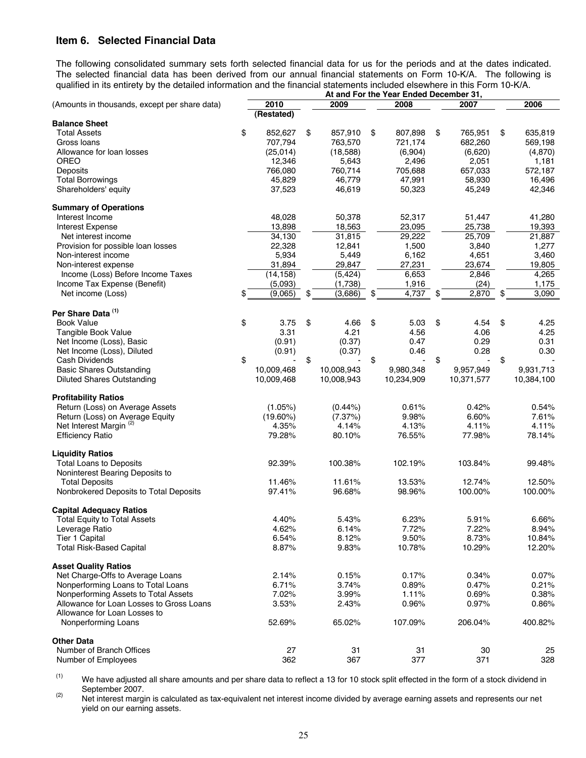## Item 6. Selected Financial Data

The following consolidated summary sets forth selected financial data for us for the periods and at the dates indicated. The selected financial data has been derived from our annual financial statements on Form 10-K/A. The following is qualified in its entirety by the detailed information and the financial statements included elsewhere in this Form 10-K/A.

| (Amounts in thousands, except per share data) | At and For the Year Ended December 31, | | | | |
|---|---|---|---|---|---|
| | 2010 (Restated) | 2009 | 2008 | 2007 | 2006 |
| **Balance Sheet** | | | | | |
| Total Assets | $ 852,627 | $ 857,910 | $ 807,898 | $ 765,951 | $ 635,819 |
| Gross loans | 707,794 | 763,570 | 721,174 | 682,260 | 569,198 |
| Allowance for loan losses | (25,014) | (18,588) | (6,904) | (6,620) | (4,870) |
| OREO | 12,346 | 5,643 | 2,496 | 2,051 | 1,181 |
| Deposits | 766,080 | 760,714 | 705,688 | 657,033 | 572,187 |
| Total Borrowings | 45,829 | 46,779 | 47,991 | 58,930 | 16,496 |
| Shareholders' equity | 37,523 | 46,619 | 50,323 | 45,249 | 42,346 |
| **Summary of Operations** | | | | | |
| Interest Income | 48,028 | 50,378 | 52,317 | 51,447 | 41,280 |
| Interest Expense | 13,898 | 18,563 | 23,095 | 25,738 | 19,393 |
| Net interest income | 34,130 | 31,815 | 29,222 | 25,709 | 21,887 |
| Provision for possible loan losses | 22,328 | 12,841 | 1,500 | 3,840 | 1,277 |
| Non-interest income | 5,934 | 5,449 | 6,162 | 4,651 | 3,460 |
| Non-interest expense | 31,894 | 29,847 | 27,231 | 23,674 | 19,805 |
| Income (Loss) Before Income Taxes | (14,158) | (5,424) | 6,653 | 2,846 | 4,265 |
| Income Tax Expense (Benefit) | (5,093) | (1,738) | 1,916 | (24) | 1,175 |
| Net income (Loss) | $ (9,065) | $ (3,686) | $ 4,737 | $ 2,870 | $ 3,090 |
| **Per Share Data [1]** | | | | | |
| Book Value | $ 3.75 | $ 4.66 | $ 5.03 | $ 4.54 | $ 4.25 |
| Tangible Book Value | 3.31 | 4.21 | 4.56 | 4.06 | 4.25 |
| Net Income (Loss), Basic | (0.91) | (0.37) | 0.47 | 0.29 | 0.31 |
| Net Income (Loss), Diluted | (0.91) | (0.37) | 0.46 | 0.28 | 0.30 |
| Cash Dividends | $ - | $ - | $ - | $ - | $ - |
| Basic Shares Outstanding | 10,009,468 | 10,008,943 | 9,980,348 | 9,957,949 | 9,931,713 |
| Diluted Shares Outstanding | 10,009,468 | 10,008,943 | 10,234,909 | 10,371,577 | 10,384,100 |
| **Profitability Ratios** | | | | | |
| Return (Loss) on Average Assets | (1.05%) | (0.44%) | 0.61% | 0.42% | 0.54% |
| Return (Loss) on Average Equity | (19.60%) | (7.37%) | 9.98% | 6.60% | 7.61% |
| Net Interest Margin [2] | 4.35% | 4.14% | 4.13% | 4.11% | 4.11% |
| Efficiency Ratio | 79.28% | 80.10% | 76.55% | 77.98% | 78.14% |
| **Liquidity Ratios** | | | | | |
| Total Loans to Deposits | 92.39% | 100.38% | 102.19% | 103.84% | 99.48% |
| Noninterest Bearing Deposits to Total Deposits | 11.46% | 11.61% | 13.53% | 12.74% | 12.50% |
| Nonbrokered Deposits to Total Deposits | 97.41% | 96.68% | 98.96% | 100.00% | 100.00% |
| **Capital Adequacy Ratios** | | | | | |
| Total Equity to Total Assets | 4.40% | 5.43% | 6.23% | 5.91% | 6.66% |
| Leverage Ratio | 4.62% | 6.14% | 7.72% | 7.22% | 8.94% |
| Tier 1 Capital | 6.54% | 8.12% | 9.50% | 8.73% | 10.84% |
| Total Risk-Based Capital | 8.87% | 9.83% | 10.78% | 10.29% | 12.20% |
| **Asset Quality Ratios** | | | | | |
| Net Charge-Offs to Average Loans | 2.14% | 0.15% | 0.17% | 0.34% | 0.07% |
| Nonperforming Loans to Total Loans | 6.71% | 3.74% | 0.89% | 0.47% | 0.21% |
| Nonperforming Assets to Total Assets | 7.02% | 3.99% | 1.11% | 0.69% | 0.38% |
| Allowance for Loan Losses to Gross Loans | 3.53% | 2.43% | 0.96% | 0.97% | 0.86% |
| Allowance for Loan Losses to Nonperforming Loans | 52.69% | 65.02% | 107.09% | 206.04% | 400.82% |
| **Other Data** | | | | | |
| Number of Branch Offices | 27 | 31 | 31 | 30 | 25 |
| Number of Employees | 362 | 367 | 377 | 371 | 328 |

(1) We have adjusted all share amounts and per share data to reflect a 13 for 10 stock split effected in the form of a stock dividend in September 2007.

(2) Net interest margin is calculated as tax-equivalent net interest income divided by average earning assets and represents our net yield on our earning assets.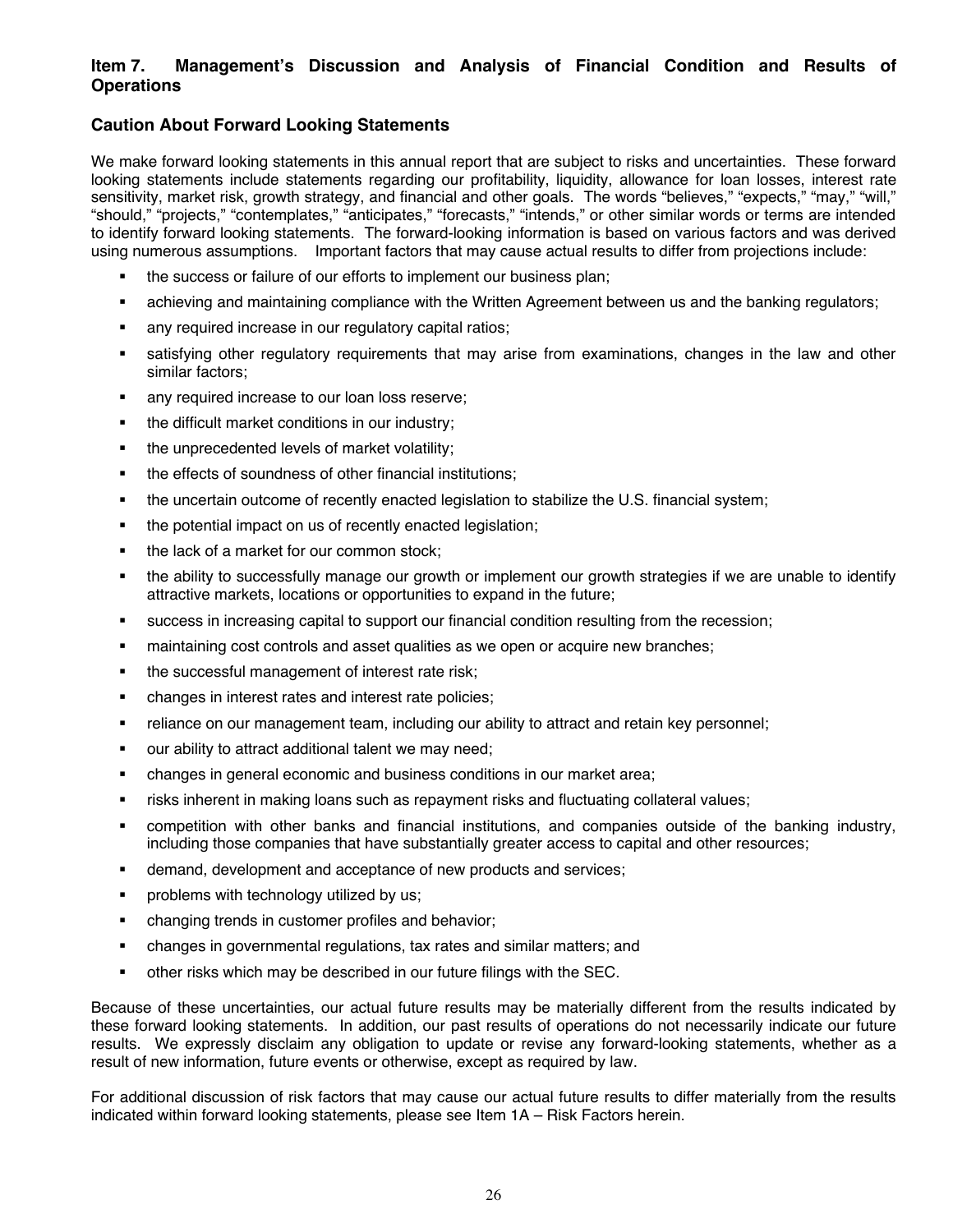## Item 7. Management's Discussion and Analysis of Financial Condition and Results of Operations

### Caution About Forward Looking Statements

We make forward looking statements in this annual report that are subject to risks and uncertainties. These forward looking statements include statements regarding our profitability, liquidity, allowance for loan losses, interest rate sensitivity, market risk, growth strategy, and financial and other goals. The words "believes," "expects," "may," "will," "should," "projects," "contemplates," "anticipates," "forecasts," "intends," or other similar words or terms are intended to identify forward looking statements. The forward-looking information is based on various factors and was derived using numerous assumptions. Important factors that may cause actual results to differ from projections include:

- the success or failure of our efforts to implement our business plan;
- achieving and maintaining compliance with the Written Agreement between us and the banking regulators;
- any required increase in our regulatory capital ratios;
- satisfying other regulatory requirements that may arise from examinations, changes in the law and other similar factors;
- any required increase to our loan loss reserve;
- the difficult market conditions in our industry;
- the unprecedented levels of market volatility;
- the effects of soundness of other financial institutions;
- the uncertain outcome of recently enacted legislation to stabilize the U.S. financial system;
- the potential impact on us of recently enacted legislation;
- the lack of a market for our common stock;
- the ability to successfully manage our growth or implement our growth strategies if we are unable to identify attractive markets, locations or opportunities to expand in the future;
- success in increasing capital to support our financial condition resulting from the recession;
- maintaining cost controls and asset qualities as we open or acquire new branches;
- the successful management of interest rate risk;
- changes in interest rates and interest rate policies;
- reliance on our management team, including our ability to attract and retain key personnel;
- our ability to attract additional talent we may need;
- changes in general economic and business conditions in our market area;
- risks inherent in making loans such as repayment risks and fluctuating collateral values;
- competition with other banks and financial institutions, and companies outside of the banking industry, including those companies that have substantially greater access to capital and other resources;
- demand, development and acceptance of new products and services;
- problems with technology utilized by us;
- changing trends in customer profiles and behavior;
- changes in governmental regulations, tax rates and similar matters; and
- other risks which may be described in our future filings with the SEC.

Because of these uncertainties, our actual future results may be materially different from the results indicated by these forward looking statements. In addition, our past results of operations do not necessarily indicate our future results. We expressly disclaim any obligation to update or revise any forward-looking statements, whether as a result of new information, future events or otherwise, except as required by law.

For additional discussion of risk factors that may cause our actual future results to differ materially from the results indicated within forward looking statements, please see Item 1A – Risk Factors herein.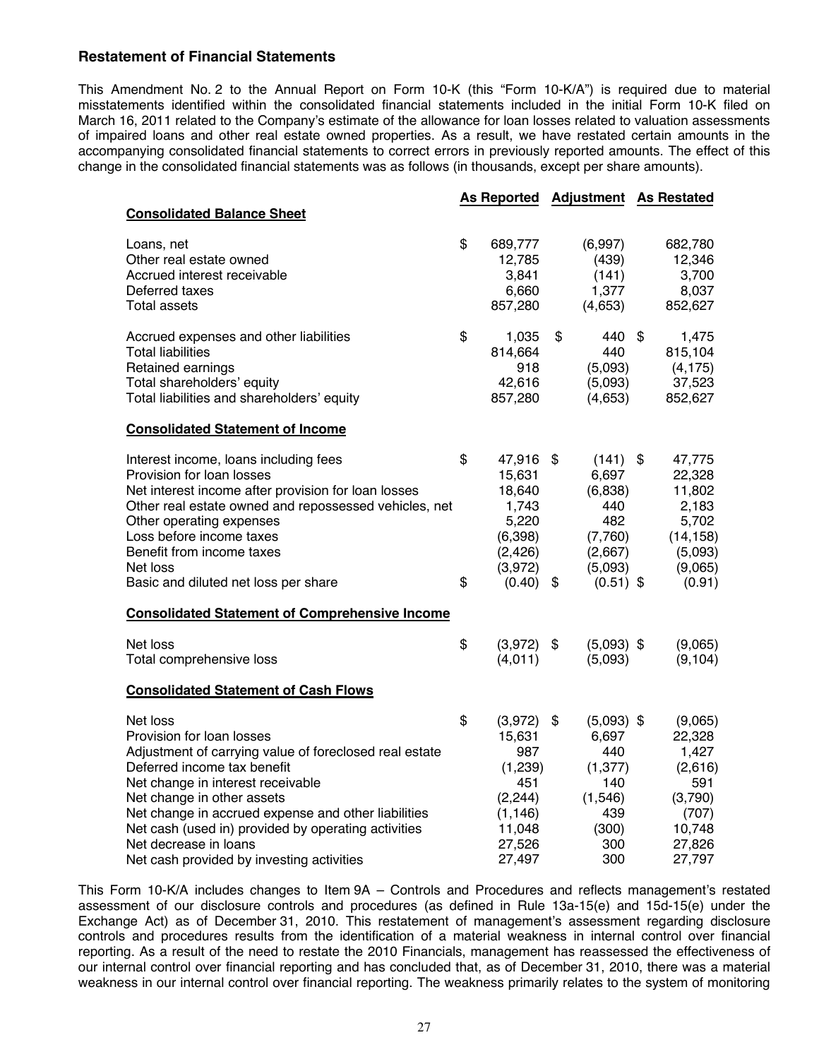## Restatement of Financial Statements

This Amendment No. 2 to the Annual Report on Form 10-K (this "Form 10-K/A") is required due to material misstatements identified within the consolidated financial statements included in the initial Form 10-K filed on March 16, 2011 related to the Company's estimate of the allowance for loan losses related to valuation assessments of impaired loans and other real estate owned properties. As a result, we have restated certain amounts in the accompanying consolidated financial statements to correct errors in previously reported amounts. The effect of this change in the consolidated financial statements was as follows (in thousands, except per share amounts).

| | As Reported | Adjustment | As Restated |
|---|---|---|---|
| **Consolidated Balance Sheet** | | | |
| Loans, net | $ 689,777 | (6,997) | 682,780 |
| Other real estate owned | 12,785 | (439) | 12,346 |
| Accrued interest receivable | 3,841 | (141) | 3,700 |
| Deferred taxes | 6,660 | 1,377 | 8,037 |
| Total assets | 857,280 | (4,653) | 852,627 |
| Accrued expenses and other liabilities | $ 1,035 | $ 440 | $ 1,475 |
| Total liabilities | 814,664 | 440 | 815,104 |
| Retained earnings | 918 | (5,093) | (4,175) |
| Total shareholders' equity | 42,616 | (5,093) | 37,523 |
| Total liabilities and shareholders' equity | 857,280 | (4,653) | 852,627 |
| **Consolidated Statement of Income** | | | |
| Interest income, loans including fees | $ 47,916 | $ (141) | $ 47,775 |
| Provision for loan losses | 15,631 | 6,697 | 22,328 |
| Net interest income after provision for loan losses | 18,640 | (6,838) | 11,802 |
| Other real estate owned and repossessed vehicles, net | 1,743 | 440 | 2,183 |
| Other operating expenses | 5,220 | 482 | 5,702 |
| Loss before income taxes | (6,398) | (7,760) | (14,158) |
| Benefit from income taxes | (2,426) | (2,667) | (5,093) |
| Net loss | (3,972) | (5,093) | (9,065) |
| Basic and diluted net loss per share | $ (0.40) | $ (0.51) | $ (0.91) |
| **Consolidated Statement of Comprehensive Income** | | | |
| Net loss | $ (3,972) | $ (5,093) | $ (9,065) |
| Total comprehensive loss | (4,011) | (5,093) | (9,104) |
| **Consolidated Statement of Cash Flows** | | | |
| Net loss | $ (3,972) | $ (5,093) | $ (9,065) |
| Provision for loan losses | 15,631 | 6,697 | 22,328 |
| Adjustment of carrying value of foreclosed real estate | 987 | 440 | 1,427 |
| Deferred income tax benefit | (1,239) | (1,377) | (2,616) |
| Net change in interest receivable | 451 | 140 | 591 |
| Net change in other assets | (2,244) | (1,546) | (3,790) |
| Net change in accrued expense and other liabilities | (1,146) | 439 | (707) |
| Net cash (used in) provided by operating activities | 11,048 | (300) | 10,748 |
| Net decrease in loans | 27,526 | 300 | 27,826 |
| Net cash provided by investing activities | 27,497 | 300 | 27,797 |

This Form 10-K/A includes changes to Item 9A – Controls and Procedures and reflects management's restated assessment of our disclosure controls and procedures (as defined in Rule 13a-15(e) and 15d-15(e) under the Exchange Act) as of December 31, 2010. This restatement of management's assessment regarding disclosure controls and procedures results from the identification of a material weakness in internal control over financial reporting. As a result of the need to restate the 2010 Financials, management has reassessed the effectiveness of our internal control over financial reporting and has concluded that, as of December 31, 2010, there was a material weakness in our internal control over financial reporting. The weakness primarily relates to the system of monitoring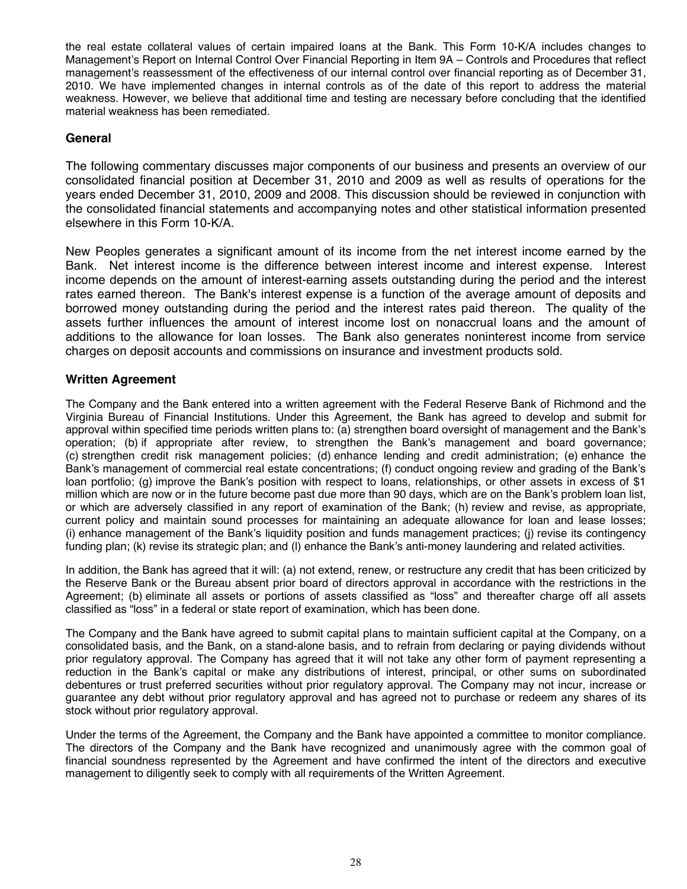the real estate collateral values of certain impaired loans at the Bank. This Form 10-K/A includes changes to Management's Report on Internal Control Over Financial Reporting in Item 9A – Controls and Procedures that reflect management's reassessment of the effectiveness of our internal control over financial reporting as of December 31, 2010. We have implemented changes in internal controls as of the date of this report to address the material weakness. However, we believe that additional time and testing are necessary before concluding that the identified material weakness has been remediated.

## General

The following commentary discusses major components of our business and presents an overview of our consolidated financial position at December 31, 2010 and 2009 as well as results of operations for the years ended December 31, 2010, 2009 and 2008. This discussion should be reviewed in conjunction with the consolidated financial statements and accompanying notes and other statistical information presented elsewhere in this Form 10-K/A.

New Peoples generates a significant amount of its income from the net interest income earned by the Bank. Net interest income is the difference between interest income and interest expense. Interest income depends on the amount of interest-earning assets outstanding during the period and the interest rates earned thereon. The Bank's interest expense is a function of the average amount of deposits and borrowed money outstanding during the period and the interest rates paid thereon. The quality of the assets further influences the amount of interest income lost on nonaccrual loans and the amount of additions to the allowance for loan losses. The Bank also generates noninterest income from service charges on deposit accounts and commissions on insurance and investment products sold.

## Written Agreement

The Company and the Bank entered into a written agreement with the Federal Reserve Bank of Richmond and the Virginia Bureau of Financial Institutions. Under this Agreement, the Bank has agreed to develop and submit for approval within specified time periods written plans to: (a) strengthen board oversight of management and the Bank's operation; (b) if appropriate after review, to strengthen the Bank's management and board governance; (c) strengthen credit risk management policies; (d) enhance lending and credit administration; (e) enhance the Bank's management of commercial real estate concentrations; (f) conduct ongoing review and grading of the Bank's loan portfolio; (g) improve the Bank's position with respect to loans, relationships, or other assets in excess of $1 million which are now or in the future become past due more than 90 days, which are on the Bank's problem loan list, or which are adversely classified in any report of examination of the Bank; (h) review and revise, as appropriate, current policy and maintain sound processes for maintaining an adequate allowance for loan and lease losses; (i) enhance management of the Bank's liquidity position and funds management practices; (j) revise its contingency funding plan; (k) revise its strategic plan; and (l) enhance the Bank's anti-money laundering and related activities.

In addition, the Bank has agreed that it will: (a) not extend, renew, or restructure any credit that has been criticized by the Reserve Bank or the Bureau absent prior board of directors approval in accordance with the restrictions in the Agreement; (b) eliminate all assets or portions of assets classified as "loss" and thereafter charge off all assets classified as "loss" in a federal or state report of examination, which has been done.

The Company and the Bank have agreed to submit capital plans to maintain sufficient capital at the Company, on a consolidated basis, and the Bank, on a stand-alone basis, and to refrain from declaring or paying dividends without prior regulatory approval. The Company has agreed that it will not take any other form of payment representing a reduction in the Bank's capital or make any distributions of interest, principal, or other sums on subordinated debentures or trust preferred securities without prior regulatory approval. The Company may not incur, increase or guarantee any debt without prior regulatory approval and has agreed not to purchase or redeem any shares of its stock without prior regulatory approval.

Under the terms of the Agreement, the Company and the Bank have appointed a committee to monitor compliance. The directors of the Company and the Bank have recognized and unanimously agree with the common goal of financial soundness represented by the Agreement and have confirmed the intent of the directors and executive management to diligently seek to comply with all requirements of the Written Agreement.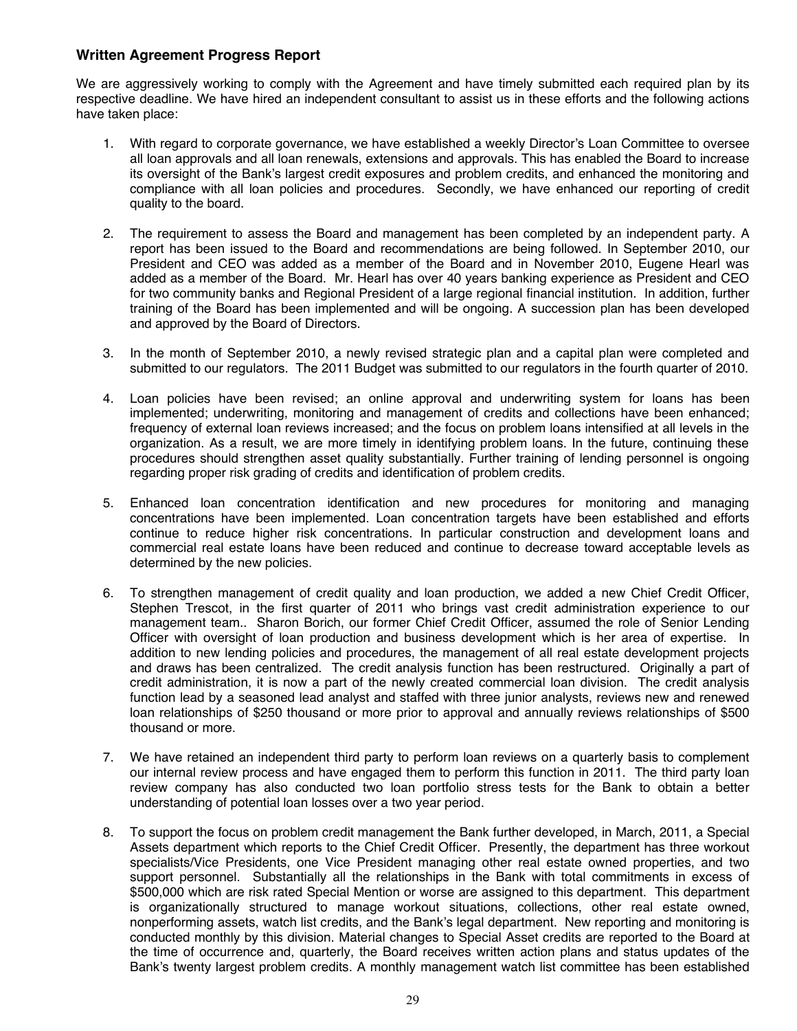### Written Agreement Progress Report

We are aggressively working to comply with the Agreement and have timely submitted each required plan by its respective deadline. We have hired an independent consultant to assist us in these efforts and the following actions have taken place:

1. With regard to corporate governance, we have established a weekly Director's Loan Committee to oversee all loan approvals and all loan renewals, extensions and approvals. This has enabled the Board to increase its oversight of the Bank's largest credit exposures and problem credits, and enhanced the monitoring and compliance with all loan policies and procedures. Secondly, we have enhanced our reporting of credit quality to the board.

2. The requirement to assess the Board and management has been completed by an independent party. A report has been issued to the Board and recommendations are being followed. In September 2010, our President and CEO was added as a member of the Board and in November 2010, Eugene Hearl was added as a member of the Board. Mr. Hearl has over 40 years banking experience as President and CEO for two community banks and Regional President of a large regional financial institution. In addition, further training of the Board has been implemented and will be ongoing. A succession plan has been developed and approved by the Board of Directors.

3. In the month of September 2010, a newly revised strategic plan and a capital plan were completed and submitted to our regulators. The 2011 Budget was submitted to our regulators in the fourth quarter of 2010.

4. Loan policies have been revised; an online approval and underwriting system for loans has been implemented; underwriting, monitoring and management of credits and collections have been enhanced; frequency of external loan reviews increased; and the focus on problem loans intensified at all levels in the organization. As a result, we are more timely in identifying problem loans. In the future, continuing these procedures should strengthen asset quality substantially. Further training of lending personnel is ongoing regarding proper risk grading of credits and identification of problem credits.

5. Enhanced loan concentration identification and new procedures for monitoring and managing concentrations have been implemented. Loan concentration targets have been established and efforts continue to reduce higher risk concentrations. In particular construction and development loans and commercial real estate loans have been reduced and continue to decrease toward acceptable levels as determined by the new policies.

6. To strengthen management of credit quality and loan production, we added a new Chief Credit Officer, Stephen Trescot, in the first quarter of 2011 who brings vast credit administration experience to our management team.. Sharon Borich, our former Chief Credit Officer, assumed the role of Senior Lending Officer with oversight of loan production and business development which is her area of expertise. In addition to new lending policies and procedures, the management of all real estate development projects and draws has been centralized. The credit analysis function has been restructured. Originally a part of credit administration, it is now a part of the newly created commercial loan division. The credit analysis function lead by a seasoned lead analyst and staffed with three junior analysts, reviews new and renewed loan relationships of $250 thousand or more prior to approval and annually reviews relationships of $500 thousand or more.

7. We have retained an independent third party to perform loan reviews on a quarterly basis to complement our internal review process and have engaged them to perform this function in 2011. The third party loan review company has also conducted two loan portfolio stress tests for the Bank to obtain a better understanding of potential loan losses over a two year period.

8. To support the focus on problem credit management the Bank further developed, in March, 2011, a Special Assets department which reports to the Chief Credit Officer. Presently, the department has three workout specialists/Vice Presidents, one Vice President managing other real estate owned properties, and two support personnel. Substantially all the relationships in the Bank with total commitments in excess of $500,000 which are risk rated Special Mention or worse are assigned to this department. This department is organizationally structured to manage workout situations, collections, other real estate owned, nonperforming assets, watch list credits, and the Bank's legal department. New reporting and monitoring is conducted monthly by this division. Material changes to Special Asset credits are reported to the Board at the time of occurrence and, quarterly, the Board receives written action plans and status updates of the Bank's twenty largest problem credits. A monthly management watch list committee has been established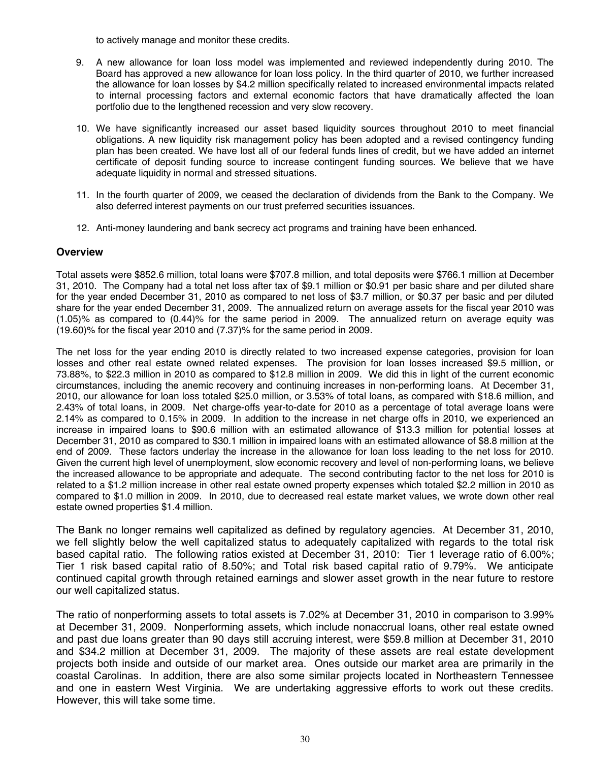to actively manage and monitor these credits.

9. A new allowance for loan loss model was implemented and reviewed independently during 2010. The Board has approved a new allowance for loan loss policy. In the third quarter of 2010, we further increased the allowance for loan losses by $4.2 million specifically related to increased environmental impacts related to internal processing factors and external economic factors that have dramatically affected the loan portfolio due to the lengthened recession and very slow recovery.

10. We have significantly increased our asset based liquidity sources throughout 2010 to meet financial obligations. A new liquidity risk management policy has been adopted and a revised contingency funding plan has been created. We have lost all of our federal funds lines of credit, but we have added an internet certificate of deposit funding source to increase contingent funding sources. We believe that we have adequate liquidity in normal and stressed situations.

11. In the fourth quarter of 2009, we ceased the declaration of dividends from the Bank to the Company. We also deferred interest payments on our trust preferred securities issuances.

12. Anti-money laundering and bank secrecy act programs and training have been enhanced.

## Overview

Total assets were $852.6 million, total loans were $707.8 million, and total deposits were $766.1 million at December 31, 2010. The Company had a total net loss after tax of $9.1 million or $0.91 per basic share and per diluted share for the year ended December 31, 2010 as compared to net loss of $3.7 million, or $0.37 per basic and per diluted share for the year ended December 31, 2009. The annualized return on average assets for the fiscal year 2010 was (1.05)% as compared to (0.44)% for the same period in 2009. The annualized return on average equity was (19.60)% for the fiscal year 2010 and (7.37)% for the same period in 2009.

The net loss for the year ending 2010 is directly related to two increased expense categories, provision for loan losses and other real estate owned related expenses. The provision for loan losses increased $9.5 million, or 73.88%, to $22.3 million in 2010 as compared to $12.8 million in 2009. We did this in light of the current economic circumstances, including the anemic recovery and continuing increases in non-performing loans. At December 31, 2010, our allowance for loan loss totaled $25.0 million, or 3.53% of total loans, as compared with $18.6 million, and 2.43% of total loans, in 2009. Net charge-offs year-to-date for 2010 as a percentage of total average loans were 2.14% as compared to 0.15% in 2009. In addition to the increase in net charge offs in 2010, we experienced an increase in impaired loans to $90.6 million with an estimated allowance of $13.3 million for potential losses at December 31, 2010 as compared to $30.1 million in impaired loans with an estimated allowance of $8.8 million at the end of 2009. These factors underlay the increase in the allowance for loan loss leading to the net loss for 2010. Given the current high level of unemployment, slow economic recovery and level of non-performing loans, we believe the increased allowance to be appropriate and adequate. The second contributing factor to the net loss for 2010 is related to a $1.2 million increase in other real estate owned property expenses which totaled $2.2 million in 2010 as compared to $1.0 million in 2009. In 2010, due to decreased real estate market values, we wrote down other real estate owned properties $1.4 million.

The Bank no longer remains well capitalized as defined by regulatory agencies. At December 31, 2010, we fell slightly below the well capitalized status to adequately capitalized with regards to the total risk based capital ratio. The following ratios existed at December 31, 2010: Tier 1 leverage ratio of 6.00%; Tier 1 risk based capital ratio of 8.50%; and Total risk based capital ratio of 9.79%. We anticipate continued capital growth through retained earnings and slower asset growth in the near future to restore our well capitalized status.

The ratio of nonperforming assets to total assets is 7.02% at December 31, 2010 in comparison to 3.99% at December 31, 2009. Nonperforming assets, which include nonaccrual loans, other real estate owned and past due loans greater than 90 days still accruing interest, were $59.8 million at December 31, 2010 and $34.2 million at December 31, 2009. The majority of these assets are real estate development projects both inside and outside of our market area. Ones outside our market area are primarily in the coastal Carolinas. In addition, there are also some similar projects located in Northeastern Tennessee and one in eastern West Virginia. We are undertaking aggressive efforts to work out these credits. However, this will take some time.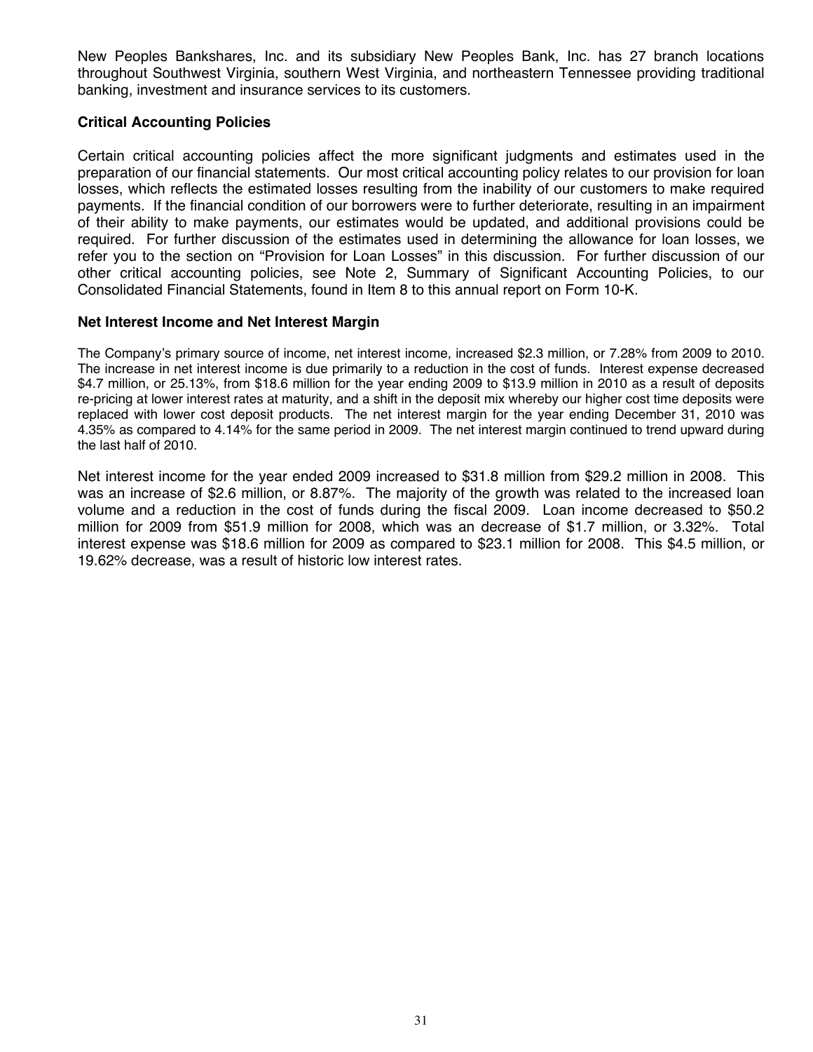New Peoples Bankshares, Inc. and its subsidiary New Peoples Bank, Inc. has 27 branch locations throughout Southwest Virginia, southern West Virginia, and northeastern Tennessee providing traditional banking, investment and insurance services to its customers.

### Critical Accounting Policies

Certain critical accounting policies affect the more significant judgments and estimates used in the preparation of our financial statements. Our most critical accounting policy relates to our provision for loan losses, which reflects the estimated losses resulting from the inability of our customers to make required payments. If the financial condition of our borrowers were to further deteriorate, resulting in an impairment of their ability to make payments, our estimates would be updated, and additional provisions could be required. For further discussion of the estimates used in determining the allowance for loan losses, we refer you to the section on "Provision for Loan Losses" in this discussion. For further discussion of our other critical accounting policies, see Note 2, Summary of Significant Accounting Policies, to our Consolidated Financial Statements, found in Item 8 to this annual report on Form 10-K.

### Net Interest Income and Net Interest Margin

The Company's primary source of income, net interest income, increased $2.3 million, or 7.28% from 2009 to 2010. The increase in net interest income is due primarily to a reduction in the cost of funds. Interest expense decreased $4.7 million, or 25.13%, from $18.6 million for the year ending 2009 to $13.9 million in 2010 as a result of deposits re-pricing at lower interest rates at maturity, and a shift in the deposit mix whereby our higher cost time deposits were replaced with lower cost deposit products. The net interest margin for the year ending December 31, 2010 was 4.35% as compared to 4.14% for the same period in 2009. The net interest margin continued to trend upward during the last half of 2010.

Net interest income for the year ended 2009 increased to $31.8 million from $29.2 million in 2008. This was an increase of $2.6 million, or 8.87%. The majority of the growth was related to the increased loan volume and a reduction in the cost of funds during the fiscal 2009. Loan income decreased to $50.2 million for 2009 from $51.9 million for 2008, which was an decrease of $1.7 million, or 3.32%. Total interest expense was $18.6 million for 2009 as compared to $23.1 million for 2008. This $4.5 million, or 19.62% decrease, was a result of historic low interest rates.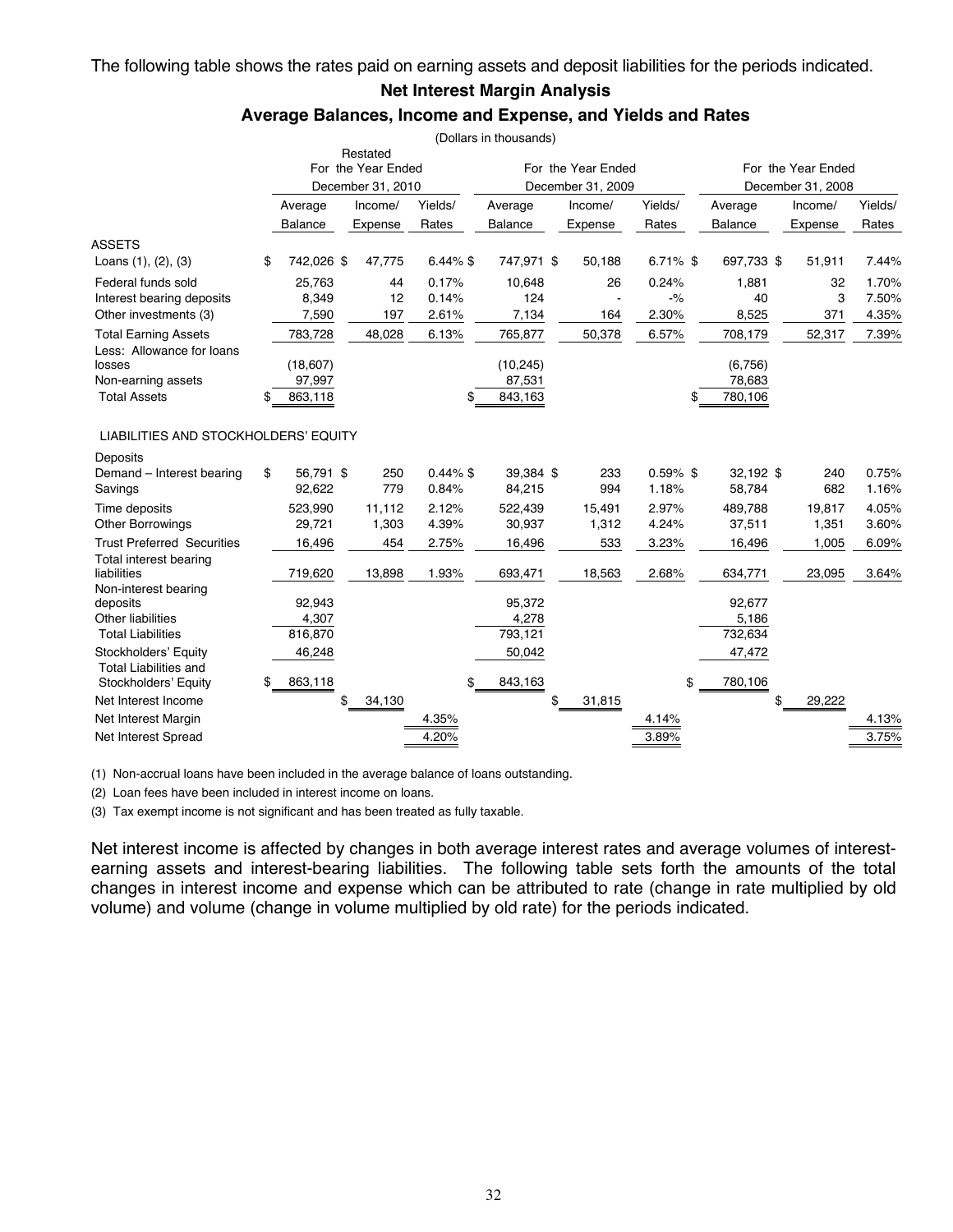The following table shows the rates paid on earning assets and deposit liabilities for the periods indicated.

## Net Interest Margin Analysis

### Average Balances, Income and Expense, and Yields and Rates

(Dollars in thousands)

| | Restated For the Year Ended December 31, 2010 | | | For the Year Ended December 31, 2009 | | | For the Year Ended December 31, 2008 | | |
|---|---|---|---|---|---|---|---|---|---|
| | Average Balance | Income/ Expense | Yields/ Rates | Average Balance | Income/ Expense | Yields/ Rates | Average Balance | Income/ Expense | Yields/ Rates |
| **ASSETS** | | | | | | | | | |
| Loans (1), (2), (3) | $ 742,026 | $ 47,775 | 6.44% | $ 747,971 | $ 50,188 | 6.71% | $ 697,733 | $ 51,911 | 7.44% |
| Federal funds sold | 25,763 | 44 | 0.17% | 10,648 | 26 | 0.24% | 1,881 | 32 | 1.70% |
| Interest bearing deposits | 8,349 | 12 | 0.14% | 124 | - | -% | 40 | 3 | 7.50% |
| Other investments (3) | 7,590 | 197 | 2.61% | 7,134 | 164 | 2.30% | 8,525 | 371 | 4.35% |
| Total Earning Assets | 783,728 | 48,028 | 6.13% | 765,877 | 50,378 | 6.57% | 708,179 | 52,317 | 7.39% |
| Less: Allowance for loans losses | (18,607) | | | (10,245) | | | (6,756) | | |
| Non-earning assets | 97,997 | | | 87,531 | | | 78,683 | | |
| Total Assets | $ 863,118 | | | $ 843,163 | | | $ 780,106 | | |
| **LIABILITIES AND STOCKHOLDERS' EQUITY** | | | | | | | | | |
| Deposits | | | | | | | | | |
| Demand – Interest bearing | $ 56,791 | $ 250 | 0.44% | $ 39,384 | $ 233 | 0.59% | $ 32,192 | $ 240 | 0.75% |
| Savings | 92,622 | 779 | 0.84% | 84,215 | 994 | 1.18% | 58,784 | 682 | 1.16% |
| Time deposits | 523,990 | 11,112 | 2.12% | 522,439 | 15,491 | 2.97% | 489,788 | 19,817 | 4.05% |
| Other Borrowings | 29,721 | 1,303 | 4.39% | 30,937 | 1,312 | 4.24% | 37,511 | 1,351 | 3.60% |
| Trust Preferred Securities | 16,496 | 454 | 2.75% | 16,496 | 533 | 3.23% | 16,496 | 1,005 | 6.09% |
| Total interest bearing liabilities | 719,620 | 13,898 | 1.93% | 693,471 | 18,563 | 2.68% | 634,771 | 23,095 | 3.64% |
| Non-interest bearing deposits | 92,943 | | | 95,372 | | | 92,677 | | |
| Other liabilities | 4,307 | | | 4,278 | | | 5,186 | | |
| Total Liabilities | 816,870 | | | 793,121 | | | 732,634 | | |
| Stockholders' Equity | 46,248 | | | 50,042 | | | 47,472 | | |
| Total Liabilities and Stockholders' Equity | $ 863,118 | | | $ 843,163 | | | $ 780,106 | | |
| Net Interest Income | | $ 34,130 | | | $ 31,815 | | | $ 29,222 | |
| Net Interest Margin | | | 4.35% | | | 4.14% | | | 4.13% |
| Net Interest Spread | | | 4.20% | | | 3.89% | | | 3.75% |

(1) Non-accrual loans have been included in the average balance of loans outstanding.

(2) Loan fees have been included in interest income on loans.

(3) Tax exempt income is not significant and has been treated as fully taxable.

Net interest income is affected by changes in both average interest rates and average volumes of interest-earning assets and interest-bearing liabilities. The following table sets forth the amounts of the total changes in interest income and expense which can be attributed to rate (change in rate multiplied by old volume) and volume (change in volume multiplied by old rate) for the periods indicated.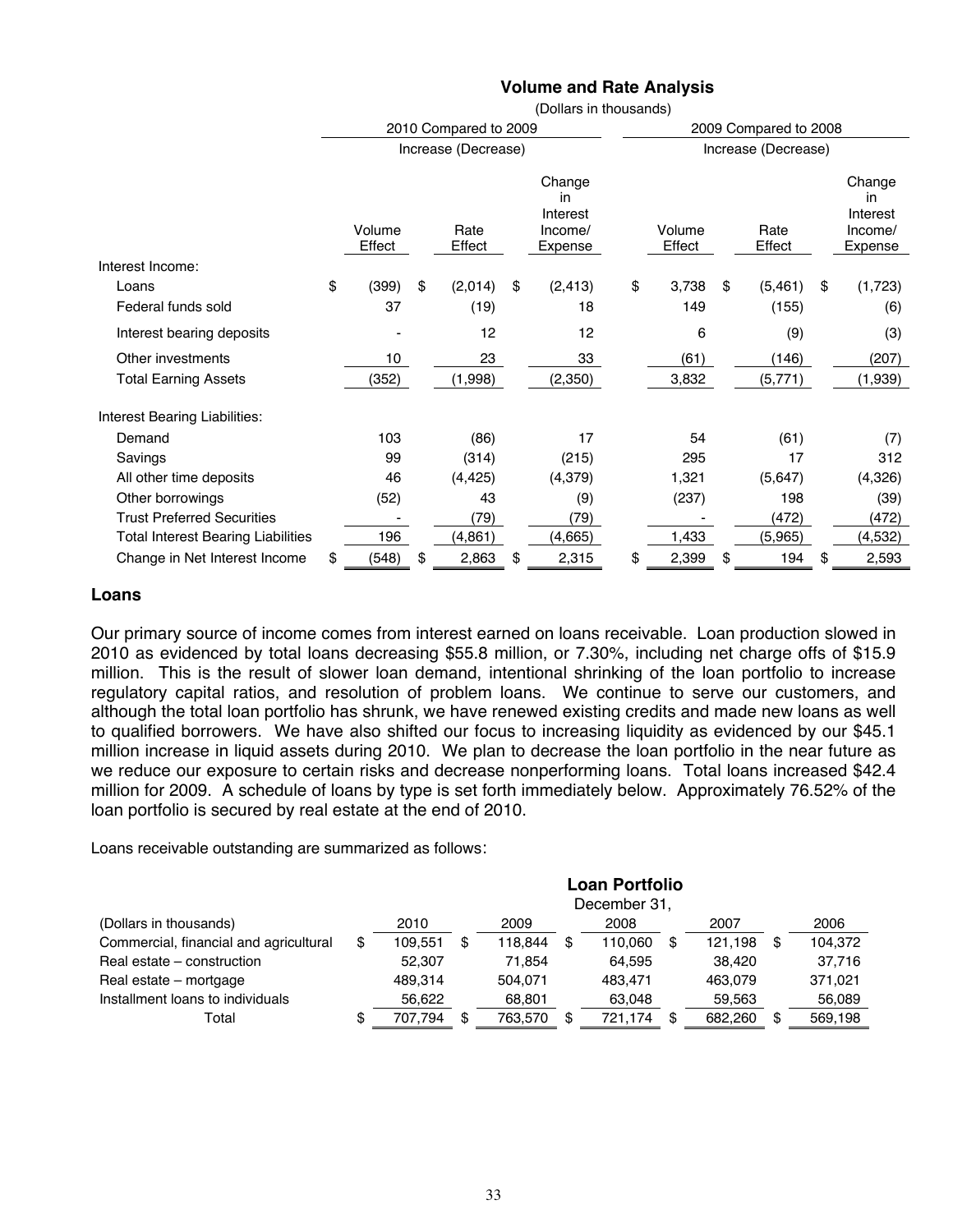## Volume and Rate Analysis

(Dollars in thousands)

| | 2010 Compared to 2009 | | | 2009 Compared to 2008 | | |
|---|---|---|---|---|---|---|
| | Increase (Decrease) | | | Increase (Decrease) | | |
| | Volume Effect | Rate Effect | Change in Interest Income/ Expense | Volume Effect | Rate Effect | Change in Interest Income/ Expense |
| Interest Income: | | | | | | |
| Loans | $ (399) | $ (2,014) | $ (2,413) | $ 3,738 | $ (5,461) | $ (1,723) |
| Federal funds sold | 37 | (19) | 18 | 149 | (155) | (6) |
| Interest bearing deposits | - | 12 | 12 | 6 | (9) | (3) |
| Other investments | 10 | 23 | 33 | (61) | (146) | (207) |
| Total Earning Assets | (352) | (1,998) | (2,350) | 3,832 | (5,771) | (1,939) |
| Interest Bearing Liabilities: | | | | | | |
| Demand | 103 | (86) | 17 | 54 | (61) | (7) |
| Savings | 99 | (314) | (215) | 295 | 17 | 312 |
| All other time deposits | 46 | (4,425) | (4,379) | 1,321 | (5,647) | (4,326) |
| Other borrowings | (52) | 43 | (9) | (237) | 198 | (39) |
| Trust Preferred Securities | - | (79) | (79) | - | (472) | (472) |
| Total Interest Bearing Liabilities | 196 | (4,861) | (4,665) | 1,433 | (5,965) | (4,532) |
| Change in Net Interest Income | $ (548) | $ 2,863 | $ 2,315 | $ 2,399 | $ 194 | $ 2,593 |

### Loans

Our primary source of income comes from interest earned on loans receivable. Loan production slowed in 2010 as evidenced by total loans decreasing $55.8 million, or 7.30%, including net charge offs of $15.9 million. This is the result of slower loan demand, intentional shrinking of the loan portfolio to increase regulatory capital ratios, and resolution of problem loans. We continue to serve our customers, and although the total loan portfolio has shrunk, we have renewed existing credits and made new loans as well to qualified borrowers. We have also shifted our focus to increasing liquidity as evidenced by our $45.1 million increase in liquid assets during 2010. We plan to decrease the loan portfolio in the near future as we reduce our exposure to certain risks and decrease nonperforming loans. Total loans increased $42.4 million for 2009. A schedule of loans by type is set forth immediately below. Approximately 76.52% of the loan portfolio is secured by real estate at the end of 2010.

Loans receivable outstanding are summarized as follows:

**Loan Portfolio**

| (Dollars in thousands) | December 31, 2010 | 2009 | 2008 | 2007 | 2006 |
|---|---|---|---|---|---|
| Commercial, financial and agricultural | $ 109,551 | $ 118,844 | $ 110,060 | $ 121,198 | $ 104,372 |
| Real estate – construction | 52,307 | 71,854 | 64,595 | 38,420 | 37,716 |
| Real estate – mortgage | 489,314 | 504,071 | 483,471 | 463,079 | 371,021 |
| Installment loans to individuals | 56,622 | 68,801 | 63,048 | 59,563 | 56,089 |
| Total | $ 707,794 | $ 763,570 | $ 721,174 | $ 682,260 | $ 569,198 |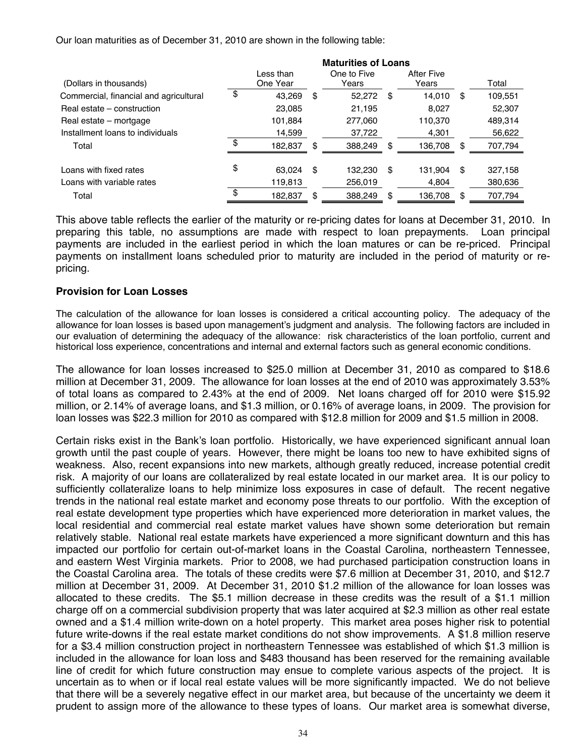Our loan maturities as of December 31, 2010 are shown in the following table:

| (Dollars in thousands) | Maturities of Loans | | | |
|---|---|---|---|---|
| | Less than One Year | One to Five Years | After Five Years | Total |
| Commercial, financial and agricultural | $ 43,269 | $ 52,272 | $ 14,010 | $ 109,551 |
| Real estate – construction | 23,085 | 21,195 | 8,027 | 52,307 |
| Real estate – mortgage | 101,884 | 277,060 | 110,370 | 489,314 |
| Installment loans to individuals | 14,599 | 37,722 | 4,301 | 56,622 |
| Total | $ 182,837 | $ 388,249 | $ 136,708 | $ 707,794 |
| | | | | |
| Loans with fixed rates | $ 63,024 | $ 132,230 | $ 131,904 | $ 327,158 |
| Loans with variable rates | 119,813 | 256,019 | 4,804 | 380,636 |
| Total | $ 182,837 | $ 388,249 | $ 136,708 | $ 707,794 |

This above table reflects the earlier of the maturity or re-pricing dates for loans at December 31, 2010. In preparing this table, no assumptions are made with respect to loan prepayments. Loan principal payments are included in the earliest period in which the loan matures or can be re-priced. Principal payments on installment loans scheduled prior to maturity are included in the period of maturity or re-pricing.

## Provision for Loan Losses

The calculation of the allowance for loan losses is considered a critical accounting policy. The adequacy of the allowance for loan losses is based upon management's judgment and analysis. The following factors are included in our evaluation of determining the adequacy of the allowance: risk characteristics of the loan portfolio, current and historical loss experience, concentrations and internal and external factors such as general economic conditions.

The allowance for loan losses increased to $25.0 million at December 31, 2010 as compared to $18.6 million at December 31, 2009. The allowance for loan losses at the end of 2010 was approximately 3.53% of total loans as compared to 2.43% at the end of 2009. Net loans charged off for 2010 were $15.92 million, or 2.14% of average loans, and $1.3 million, or 0.16% of average loans, in 2009. The provision for loan losses was $22.3 million for 2010 as compared with $12.8 million for 2009 and $1.5 million in 2008.

Certain risks exist in the Bank's loan portfolio. Historically, we have experienced significant annual loan growth until the past couple of years. However, there might be loans too new to have exhibited signs of weakness. Also, recent expansions into new markets, although greatly reduced, increase potential credit risk. A majority of our loans are collateralized by real estate located in our market area. It is our policy to sufficiently collateralize loans to help minimize loss exposures in case of default. The recent negative trends in the national real estate market and economy pose threats to our portfolio. With the exception of real estate development type properties which have experienced more deterioration in market values, the local residential and commercial real estate market values have shown some deterioration but remain relatively stable. National real estate markets have experienced a more significant downturn and this has impacted our portfolio for certain out-of-market loans in the Coastal Carolina, northeastern Tennessee, and eastern West Virginia markets. Prior to 2008, we had purchased participation construction loans in the Coastal Carolina area. The totals of these credits were $7.6 million at December 31, 2010, and $12.7 million at December 31, 2009. At December 31, 2010 $1.2 million of the allowance for loan losses was allocated to these credits. The $5.1 million decrease in these credits was the result of a $1.1 million charge off on a commercial subdivision property that was later acquired at $2.3 million as other real estate owned and a $1.4 million write-down on a hotel property. This market area poses higher risk to potential future write-downs if the real estate market conditions do not show improvements. A $1.8 million reserve for a $3.4 million construction project in northeastern Tennessee was established of which $1.3 million is included in the allowance for loan loss and $483 thousand has been reserved for the remaining available line of credit for which future construction may ensue to complete various aspects of the project. It is uncertain as to when or if local real estate values will be more significantly impacted. We do not believe that there will be a severely negative effect in our market area, but because of the uncertainty we deem it prudent to assign more of the allowance to these types of loans. Our market area is somewhat diverse,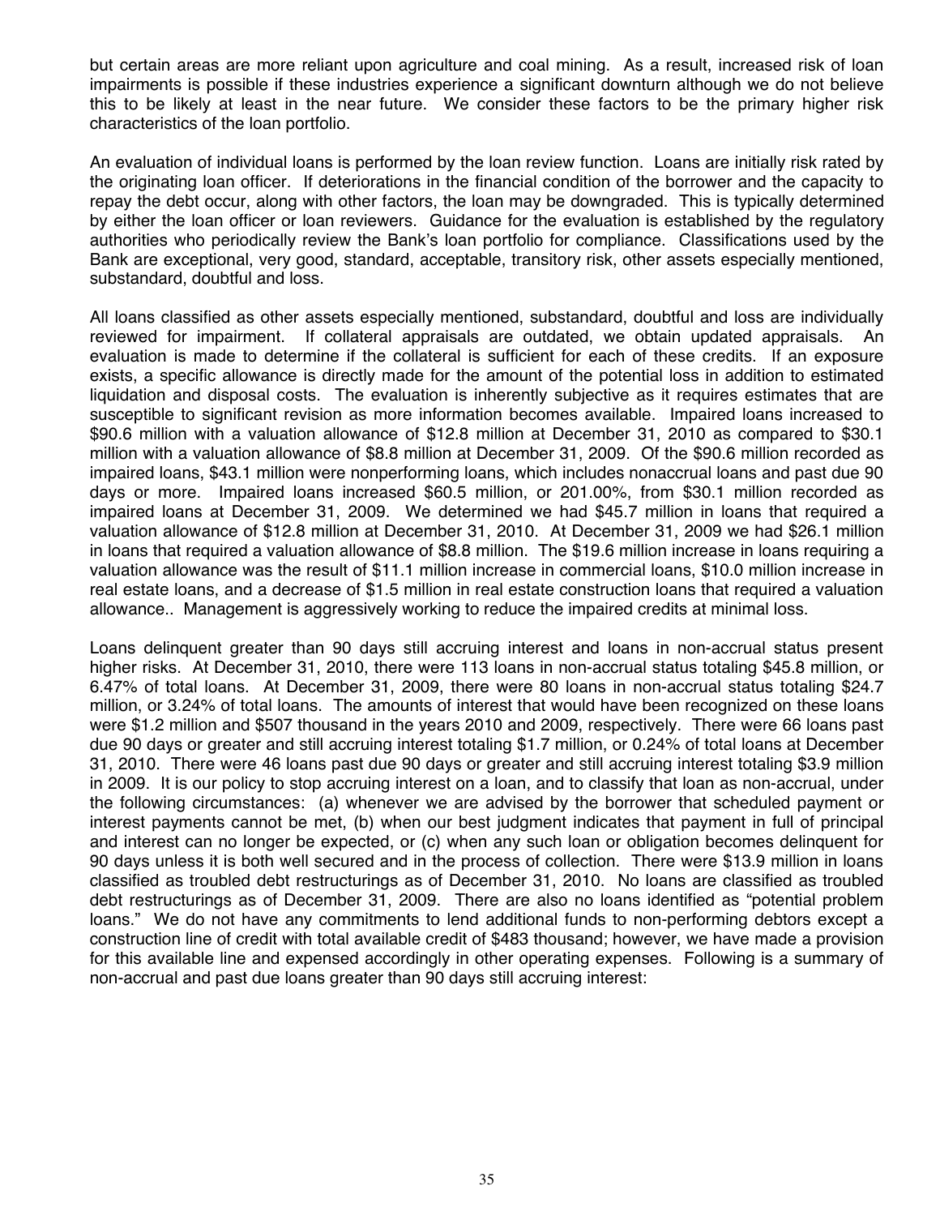but certain areas are more reliant upon agriculture and coal mining. As a result, increased risk of loan impairments is possible if these industries experience a significant downturn although we do not believe this to be likely at least in the near future. We consider these factors to be the primary higher risk characteristics of the loan portfolio.

An evaluation of individual loans is performed by the loan review function. Loans are initially risk rated by the originating loan officer. If deteriorations in the financial condition of the borrower and the capacity to repay the debt occur, along with other factors, the loan may be downgraded. This is typically determined by either the loan officer or loan reviewers. Guidance for the evaluation is established by the regulatory authorities who periodically review the Bank's loan portfolio for compliance. Classifications used by the Bank are exceptional, very good, standard, acceptable, transitory risk, other assets especially mentioned, substandard, doubtful and loss.

All loans classified as other assets especially mentioned, substandard, doubtful and loss are individually reviewed for impairment. If collateral appraisals are outdated, we obtain updated appraisals. An evaluation is made to determine if the collateral is sufficient for each of these credits. If an exposure exists, a specific allowance is directly made for the amount of the potential loss in addition to estimated liquidation and disposal costs. The evaluation is inherently subjective as it requires estimates that are susceptible to significant revision as more information becomes available. Impaired loans increased to \$90.6 million with a valuation allowance of \$12.8 million at December 31, 2010 as compared to \$30.1 million with a valuation allowance of \$8.8 million at December 31, 2009. Of the \$90.6 million recorded as impaired loans, \$43.1 million were nonperforming loans, which includes nonaccrual loans and past due 90 days or more. Impaired loans increased \$60.5 million, or 201.00%, from \$30.1 million recorded as impaired loans at December 31, 2009. We determined we had \$45.7 million in loans that required a valuation allowance of \$12.8 million at December 31, 2010. At December 31, 2009 we had \$26.1 million in loans that required a valuation allowance of \$8.8 million. The \$19.6 million increase in loans requiring a valuation allowance was the result of \$11.1 million increase in commercial loans, \$10.0 million increase in real estate loans, and a decrease of \$1.5 million in real estate construction loans that required a valuation allowance.. Management is aggressively working to reduce the impaired credits at minimal loss.

Loans delinquent greater than 90 days still accruing interest and loans in non-accrual status present higher risks. At December 31, 2010, there were 113 loans in non-accrual status totaling \$45.8 million, or 6.47% of total loans. At December 31, 2009, there were 80 loans in non-accrual status totaling \$24.7 million, or 3.24% of total loans. The amounts of interest that would have been recognized on these loans were \$1.2 million and \$507 thousand in the years 2010 and 2009, respectively. There were 66 loans past due 90 days or greater and still accruing interest totaling \$1.7 million, or 0.24% of total loans at December 31, 2010. There were 46 loans past due 90 days or greater and still accruing interest totaling \$3.9 million in 2009. It is our policy to stop accruing interest on a loan, and to classify that loan as non-accrual, under the following circumstances: (a) whenever we are advised by the borrower that scheduled payment or interest payments cannot be met, (b) when our best judgment indicates that payment in full of principal and interest can no longer be expected, or (c) when any such loan or obligation becomes delinquent for 90 days unless it is both well secured and in the process of collection. There were \$13.9 million in loans classified as troubled debt restructurings as of December 31, 2010. No loans are classified as troubled debt restructurings as of December 31, 2009. There are also no loans identified as "potential problem loans." We do not have any commitments to lend additional funds to non-performing debtors except a construction line of credit with total available credit of \$483 thousand; however, we have made a provision for this available line and expensed accordingly in other operating expenses. Following is a summary of non-accrual and past due loans greater than 90 days still accruing interest: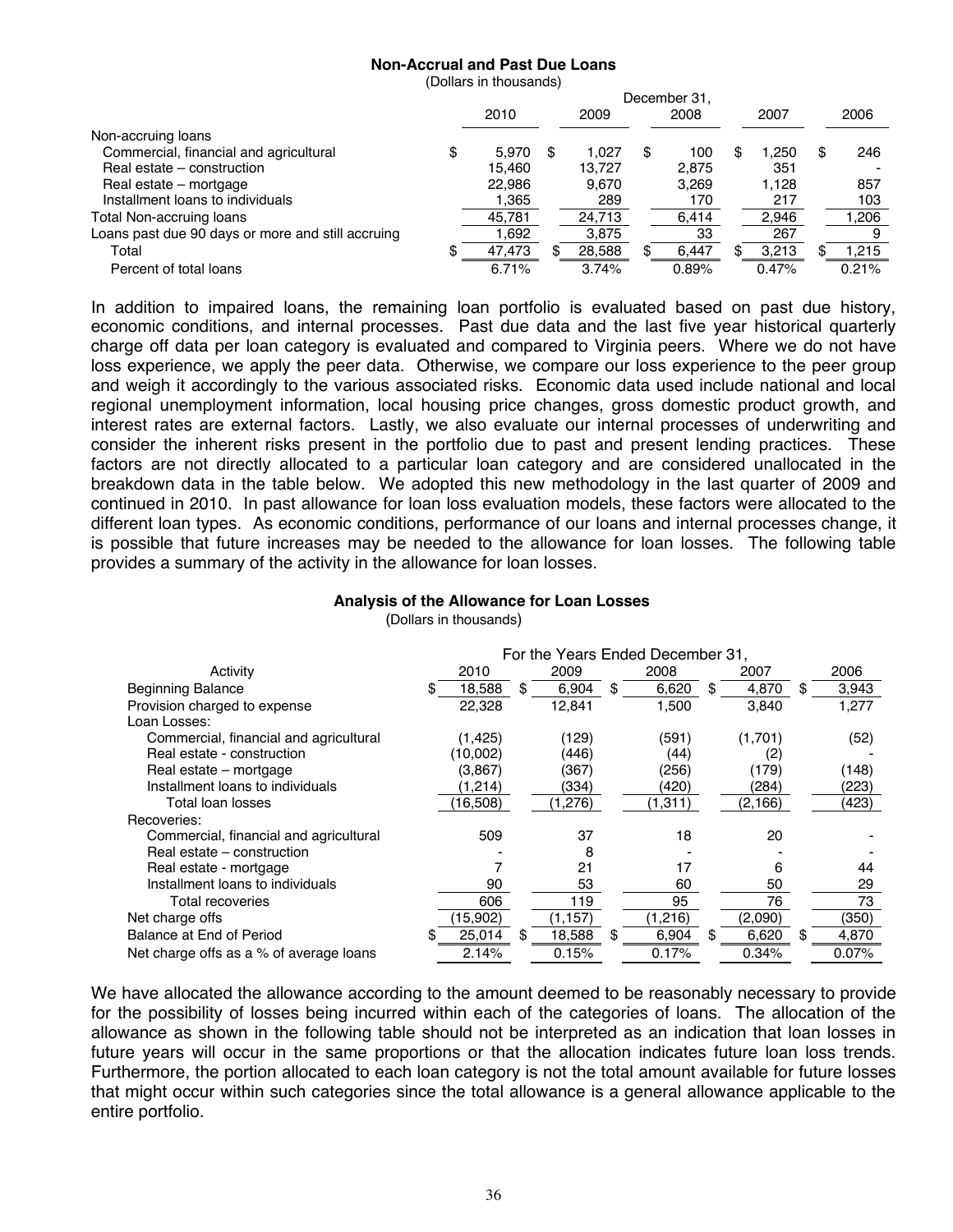**Non-Accrual and Past Due Loans**

(Dollars in thousands)

| | December 31, | | | | |
|---|---|---|---|---|---|
| | 2010 | 2009 | 2008 | 2007 | 2006 |
| Non-accruing loans | | | | | |
| Commercial, financial and agricultural | $ 5,970 | $ 1,027 | $ 100 | $ 1,250 | $ 246 |
| Real estate – construction | 15,460 | 13,727 | 2,875 | 351 | - |
| Real estate – mortgage | 22,986 | 9,670 | 3,269 | 1,128 | 857 |
| Installment loans to individuals | 1,365 | 289 | 170 | 217 | 103 |
| Total Non-accruing loans | 45,781 | 24,713 | 6,414 | 2,946 | 1,206 |
| Loans past due 90 days or more and still accruing | 1,692 | 3,875 | 33 | 267 | 9 |
| Total | $ 47,473 | $ 28,588 | $ 6,447 | $ 3,213 | $ 1,215 |
| Percent of total loans | 6.71% | 3.74% | 0.89% | 0.47% | 0.21% |

In addition to impaired loans, the remaining loan portfolio is evaluated based on past due history, economic conditions, and internal processes. Past due data and the last five year historical quarterly charge off data per loan category is evaluated and compared to Virginia peers. Where we do not have loss experience, we apply the peer data. Otherwise, we compare our loss experience to the peer group and weigh it accordingly to the various associated risks. Economic data used include national and local regional unemployment information, local housing price changes, gross domestic product growth, and interest rates are external factors. Lastly, we also evaluate our internal processes of underwriting and consider the inherent risks present in the portfolio due to past and present lending practices. These factors are not directly allocated to a particular loan category and are considered unallocated in the breakdown data in the table below. We adopted this new methodology in the last quarter of 2009 and continued in 2010. In past allowance for loan loss evaluation models, these factors were allocated to the different loan types. As economic conditions, performance of our loans and internal processes change, it is possible that future increases may be needed to the allowance for loan losses. The following table provides a summary of the activity in the allowance for loan losses.

**Analysis of the Allowance for Loan Losses**

(Dollars in thousands)

| | For the Years Ended December 31, | | | | |
|---|---|---|---|---|---|
| Activity | 2010 | 2009 | 2008 | 2007 | 2006 |
| Beginning Balance | $ 18,588 | $ 6,904 | $ 6,620 | $ 4,870 | $ 3,943 |
| Provision charged to expense | 22,328 | 12,841 | 1,500 | 3,840 | 1,277 |
| Loan Losses: | | | | | |
| Commercial, financial and agricultural | (1,425) | (129) | (591) | (1,701) | (52) |
| Real estate - construction | (10,002) | (446) | (44) | (2) | - |
| Real estate – mortgage | (3,867) | (367) | (256) | (179) | (148) |
| Installment loans to individuals | (1,214) | (334) | (420) | (284) | (223) |
| Total loan losses | (16,508) | (1,276) | (1,311) | (2,166) | (423) |
| Recoveries: | | | | | |
| Commercial, financial and agricultural | 509 | 37 | 18 | 20 | - |
| Real estate – construction | - | 8 | - | - | - |
| Real estate - mortgage | 7 | 21 | 17 | 6 | 44 |
| Installment loans to individuals | 90 | 53 | 60 | 50 | 29 |
| Total recoveries | 606 | 119 | 95 | 76 | 73 |
| Net charge offs | (15,902) | (1,157) | (1,216) | (2,090) | (350) |
| Balance at End of Period | $ 25,014 | $ 18,588 | $ 6,904 | $ 6,620 | $ 4,870 |
| Net charge offs as a % of average loans | 2.14% | 0.15% | 0.17% | 0.34% | 0.07% |

We have allocated the allowance according to the amount deemed to be reasonably necessary to provide for the possibility of losses being incurred within each of the categories of loans. The allocation of the allowance as shown in the following table should not be interpreted as an indication that loan losses in future years will occur in the same proportions or that the allocation indicates future loan loss trends. Furthermore, the portion allocated to each loan category is not the total amount available for future losses that might occur within such categories since the total allowance is a general allowance applicable to the entire portfolio.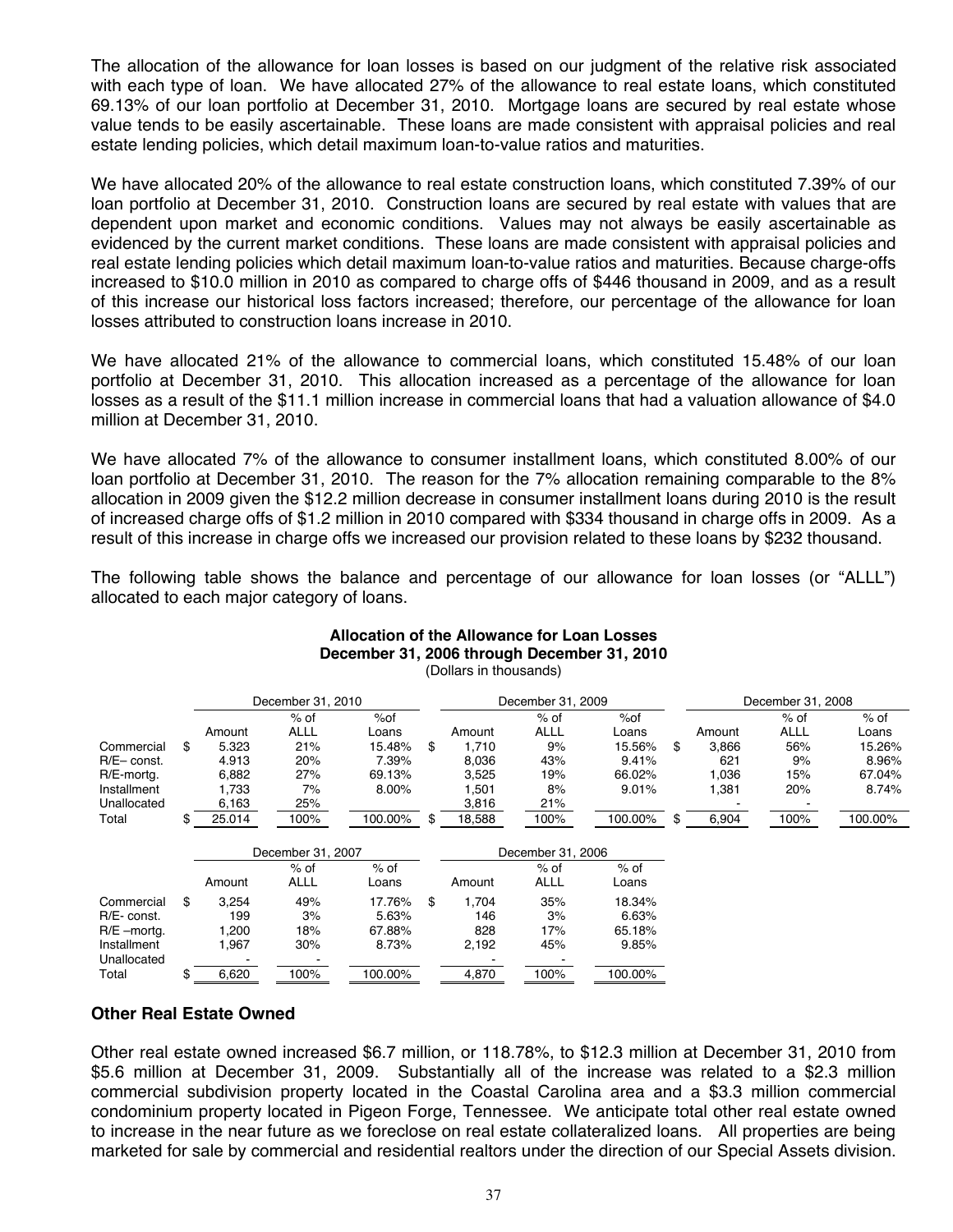The allocation of the allowance for loan losses is based on our judgment of the relative risk associated with each type of loan. We have allocated 27% of the allowance to real estate loans, which constituted 69.13% of our loan portfolio at December 31, 2010. Mortgage loans are secured by real estate whose value tends to be easily ascertainable. These loans are made consistent with appraisal policies and real estate lending policies, which detail maximum loan-to-value ratios and maturities.

We have allocated 20% of the allowance to real estate construction loans, which constituted 7.39% of our loan portfolio at December 31, 2010. Construction loans are secured by real estate with values that are dependent upon market and economic conditions. Values may not always be easily ascertainable as evidenced by the current market conditions. These loans are made consistent with appraisal policies and real estate lending policies which detail maximum loan-to-value ratios and maturities. Because charge-offs increased to $10.0 million in 2010 as compared to charge offs of $446 thousand in 2009, and as a result of this increase our historical loss factors increased; therefore, our percentage of the allowance for loan losses attributed to construction loans increase in 2010.

We have allocated 21% of the allowance to commercial loans, which constituted 15.48% of our loan portfolio at December 31, 2010. This allocation increased as a percentage of the allowance for loan losses as a result of the $11.1 million increase in commercial loans that had a valuation allowance of $4.0 million at December 31, 2010.

We have allocated 7% of the allowance to consumer installment loans, which constituted 8.00% of our loan portfolio at December 31, 2010. The reason for the 7% allocation remaining comparable to the 8% allocation in 2009 given the $12.2 million decrease in consumer installment loans during 2010 is the result of increased charge offs of $1.2 million in 2010 compared with $334 thousand in charge offs in 2009. As a result of this increase in charge offs we increased our provision related to these loans by $232 thousand.

The following table shows the balance and percentage of our allowance for loan losses (or "ALLL") allocated to each major category of loans.

**Allocation of the Allowance for Loan Losses**
**December 31, 2006 through December 31, 2010**
(Dollars in thousands)

| | December 31, 2010 | | | December 31, 2009 | | | December 31, 2008 | | |
|---|---|---|---|---|---|---|---|---|---|
| | Amount | % of ALLL | %of Loans | Amount | % of ALLL | %of Loans | Amount | % of ALLL | % of Loans |
| Commercial | $ 5.323 | 21% | 15.48% | $ 1,710 | 9% | 15.56% | $ 3,866 | 56% | 15.26% |
| R/E– const. | 4.913 | 20% | 7.39% | 8,036 | 43% | 9.41% | 621 | 9% | 8.96% |
| R/E-mortg. | 6,882 | 27% | 69.13% | 3,525 | 19% | 66.02% | 1,036 | 15% | 67.04% |
| Installment | 1,733 | 7% | 8.00% | 1,501 | 8% | 9.01% | 1,381 | 20% | 8.74% |
| Unallocated | 6,163 | 25% | | 3,816 | 21% | | - | - | |
| Total | $ 25.014 | 100% | 100.00% | $ 18,588 | 100% | 100.00% | $ 6,904 | 100% | 100.00% |

| | December 31, 2007 | | | December 31, 2006 | | |
|---|---|---|---|---|---|---|
| | Amount | % of ALLL | % of Loans | Amount | % of ALLL | % of Loans |
| Commercial | $ 3,254 | 49% | 17.76% | $ 1,704 | 35% | 18.34% |
| R/E- const. | 199 | 3% | 5.63% | 146 | 3% | 6.63% |
| R/E –mortg. | 1,200 | 18% | 67.88% | 828 | 17% | 65.18% |
| Installment | 1,967 | 30% | 8.73% | 2,192 | 45% | 9.85% |
| Unallocated | - | - | | - | - | |
| Total | $ 6,620 | 100% | 100.00% | 4,870 | 100% | 100.00% |

## Other Real Estate Owned

Other real estate owned increased $6.7 million, or 118.78%, to $12.3 million at December 31, 2010 from $5.6 million at December 31, 2009. Substantially all of the increase was related to a $2.3 million commercial subdivision property located in the Coastal Carolina area and a $3.3 million commercial condominium property located in Pigeon Forge, Tennessee. We anticipate total other real estate owned to increase in the near future as we foreclose on real estate collateralized loans. All properties are being marketed for sale by commercial and residential realtors under the direction of our Special Assets division.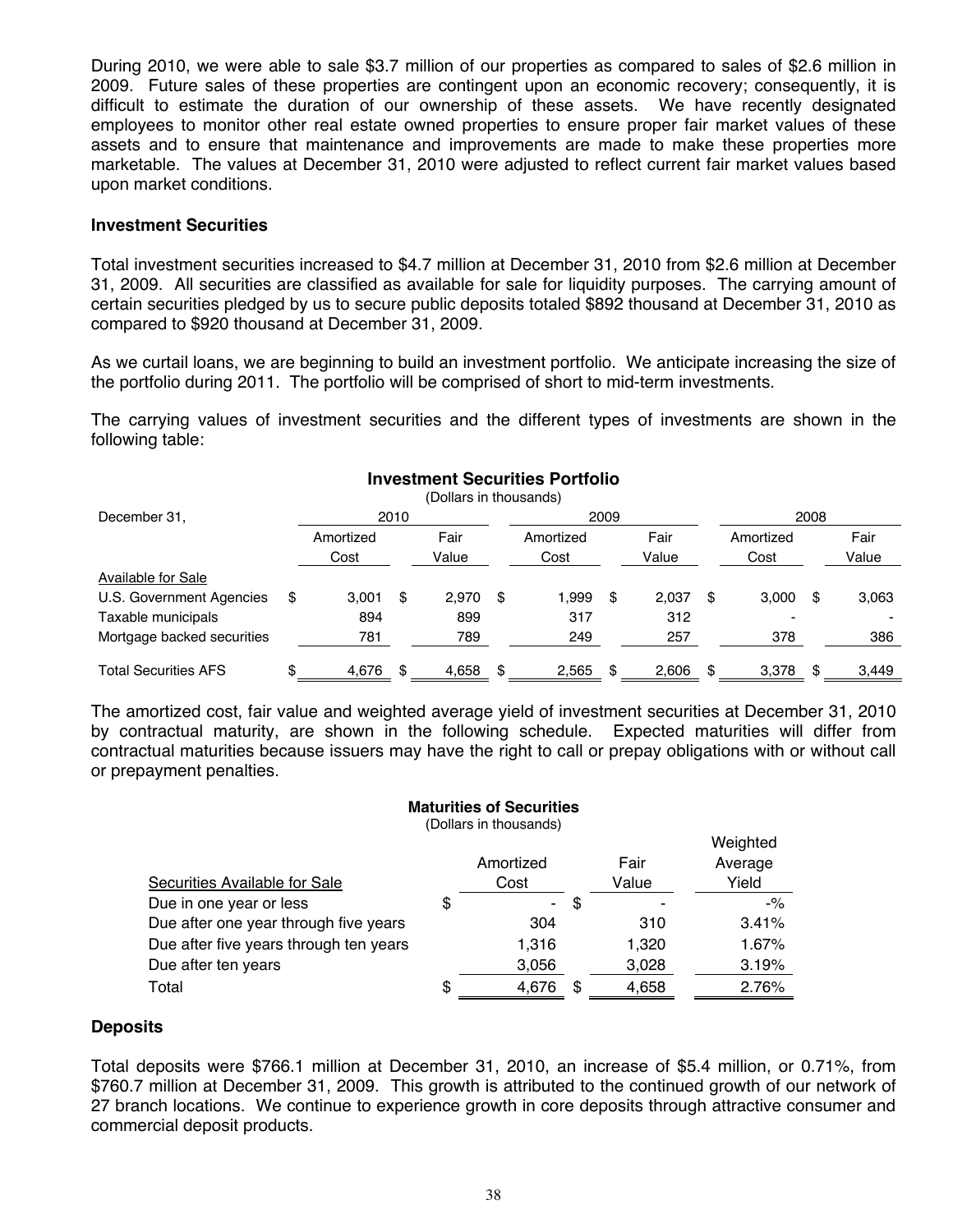During 2010, we were able to sale $3.7 million of our properties as compared to sales of $2.6 million in 2009. Future sales of these properties are contingent upon an economic recovery; consequently, it is difficult to estimate the duration of our ownership of these assets. We have recently designated employees to monitor other real estate owned properties to ensure proper fair market values of these assets and to ensure that maintenance and improvements are made to make these properties more marketable. The values at December 31, 2010 were adjusted to reflect current fair market values based upon market conditions.

**Investment Securities**

Total investment securities increased to $4.7 million at December 31, 2010 from $2.6 million at December 31, 2009. All securities are classified as available for sale for liquidity purposes. The carrying amount of certain securities pledged by us to secure public deposits totaled $892 thousand at December 31, 2010 as compared to $920 thousand at December 31, 2009.

As we curtail loans, we are beginning to build an investment portfolio. We anticipate increasing the size of the portfolio during 2011. The portfolio will be comprised of short to mid-term investments.

The carrying values of investment securities and the different types of investments are shown in the following table:

**Investment Securities Portfolio**
(Dollars in thousands)

| December 31, | 2010 | | 2009 | | 2008 | |
|---|---|---|---|---|---|---|
| | Amortized Cost | Fair Value | Amortized Cost | Fair Value | Amortized Cost | Fair Value |
| Available for Sale | | | | | | |
| U.S. Government Agencies | $ 3,001 | $ 2,970 | $ 1,999 | $ 2,037 | $ 3,000 | $ 3,063 |
| Taxable municipals | 894 | 899 | 317 | 312 | - | - |
| Mortgage backed securities | 781 | 789 | 249 | 257 | 378 | 386 |
| Total Securities AFS | $ 4,676 | $ 4,658 | $ 2,565 | $ 2,606 | $ 3,378 | $ 3,449 |

The amortized cost, fair value and weighted average yield of investment securities at December 31, 2010 by contractual maturity, are shown in the following schedule. Expected maturities will differ from contractual maturities because issuers may have the right to call or prepay obligations with or without call or prepayment penalties.

**Maturities of Securities**
(Dollars in thousands)

| Securities Available for Sale | Amortized Cost | Fair Value | Weighted Average Yield |
|---|---|---|---|
| Due in one year or less | $ - | $ - | -% |
| Due after one year through five years | 304 | 310 | 3.41% |
| Due after five years through ten years | 1,316 | 1,320 | 1.67% |
| Due after ten years | 3,056 | 3,028 | 3.19% |
| Total | $ 4,676 | $ 4,658 | 2.76% |

**Deposits**

Total deposits were $766.1 million at December 31, 2010, an increase of $5.4 million, or 0.71%, from $760.7 million at December 31, 2009. This growth is attributed to the continued growth of our network of 27 branch locations. We continue to experience growth in core deposits through attractive consumer and commercial deposit products.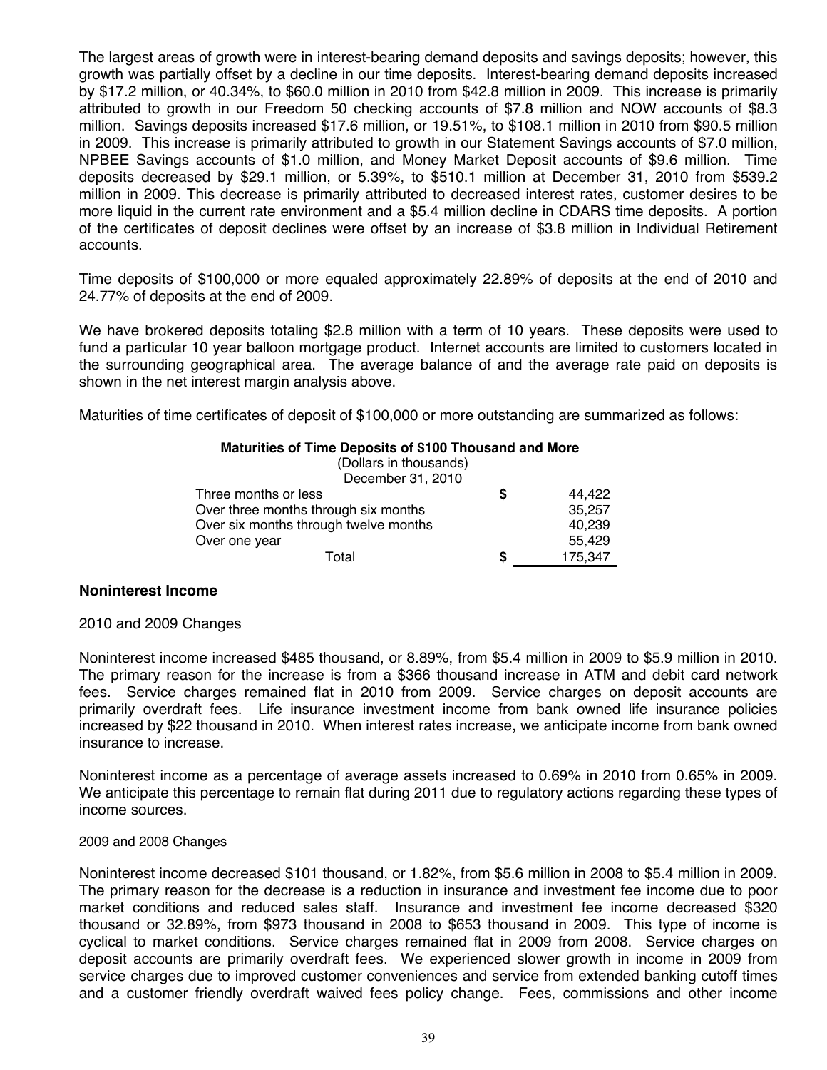The largest areas of growth were in interest-bearing demand deposits and savings deposits; however, this growth was partially offset by a decline in our time deposits. Interest-bearing demand deposits increased by $17.2 million, or 40.34%, to $60.0 million in 2010 from $42.8 million in 2009. This increase is primarily attributed to growth in our Freedom 50 checking accounts of $7.8 million and NOW accounts of $8.3 million. Savings deposits increased $17.6 million, or 19.51%, to $108.1 million in 2010 from $90.5 million in 2009. This increase is primarily attributed to growth in our Statement Savings accounts of $7.0 million, NPBEE Savings accounts of $1.0 million, and Money Market Deposit accounts of $9.6 million. Time deposits decreased by $29.1 million, or 5.39%, to $510.1 million at December 31, 2010 from $539.2 million in 2009. This decrease is primarily attributed to decreased interest rates, customer desires to be more liquid in the current rate environment and a $5.4 million decline in CDARS time deposits. A portion of the certificates of deposit declines were offset by an increase of $3.8 million in Individual Retirement accounts.

Time deposits of $100,000 or more equaled approximately 22.89% of deposits at the end of 2010 and 24.77% of deposits at the end of 2009.

We have brokered deposits totaling $2.8 million with a term of 10 years. These deposits were used to fund a particular 10 year balloon mortgage product. Internet accounts are limited to customers located in the surrounding geographical area. The average balance of and the average rate paid on deposits is shown in the net interest margin analysis above.

Maturities of time certificates of deposit of $100,000 or more outstanding are summarized as follows:

**Maturities of Time Deposits of $100 Thousand and More**
(Dollars in thousands)

| December 31, 2010 | |
|---|---|
| Three months or less | $ 44,422 |
| Over three months through six months | 35,257 |
| Over six months through twelve months | 40,239 |
| Over one year | 55,429 |
| Total | $ 175,347 |

## Noninterest Income

2010 and 2009 Changes

Noninterest income increased $485 thousand, or 8.89%, from $5.4 million in 2009 to $5.9 million in 2010. The primary reason for the increase is from a $366 thousand increase in ATM and debit card network fees. Service charges remained flat in 2010 from 2009. Service charges on deposit accounts are primarily overdraft fees. Life insurance investment income from bank owned life insurance policies increased by $22 thousand in 2010. When interest rates increase, we anticipate income from bank owned insurance to increase.

Noninterest income as a percentage of average assets increased to 0.69% in 2010 from 0.65% in 2009. We anticipate this percentage to remain flat during 2011 due to regulatory actions regarding these types of income sources.

2009 and 2008 Changes

Noninterest income decreased $101 thousand, or 1.82%, from $5.6 million in 2008 to $5.4 million in 2009. The primary reason for the decrease is a reduction in insurance and investment fee income due to poor market conditions and reduced sales staff. Insurance and investment fee income decreased $320 thousand or 32.89%, from $973 thousand in 2008 to $653 thousand in 2009. This type of income is cyclical to market conditions. Service charges remained flat in 2009 from 2008. Service charges on deposit accounts are primarily overdraft fees. We experienced slower growth in income in 2009 from service charges due to improved customer conveniences and service from extended banking cutoff times and a customer friendly overdraft waived fees policy change. Fees, commissions and other income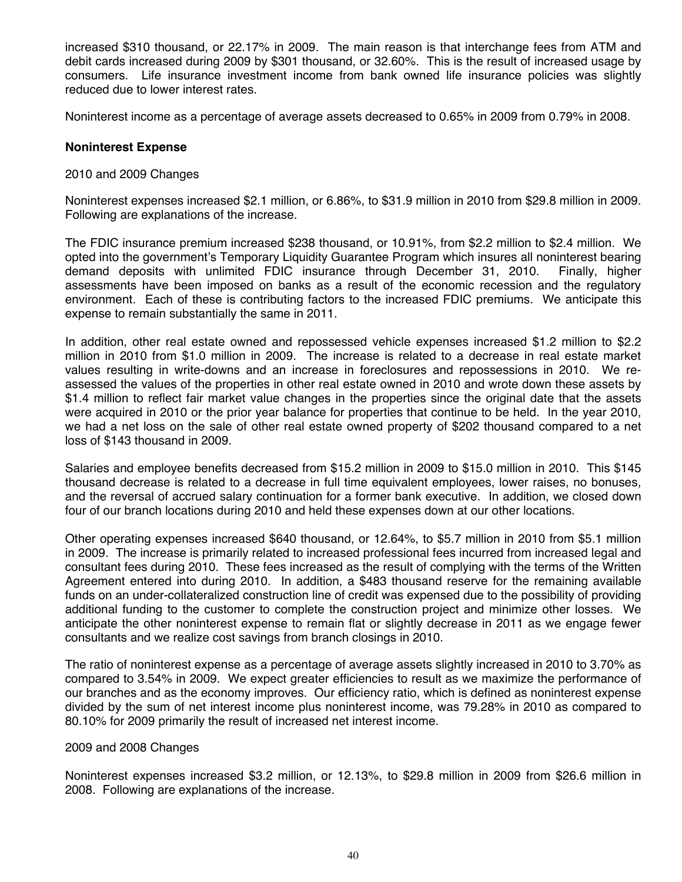increased $310 thousand, or 22.17% in 2009. The main reason is that interchange fees from ATM and debit cards increased during 2009 by $301 thousand, or 32.60%. This is the result of increased usage by consumers. Life insurance investment income from bank owned life insurance policies was slightly reduced due to lower interest rates.

Noninterest income as a percentage of average assets decreased to 0.65% in 2009 from 0.79% in 2008.

**Noninterest Expense**

2010 and 2009 Changes

Noninterest expenses increased $2.1 million, or 6.86%, to $31.9 million in 2010 from $29.8 million in 2009. Following are explanations of the increase.

The FDIC insurance premium increased $238 thousand, or 10.91%, from $2.2 million to $2.4 million. We opted into the government's Temporary Liquidity Guarantee Program which insures all noninterest bearing demand deposits with unlimited FDIC insurance through December 31, 2010. Finally, higher assessments have been imposed on banks as a result of the economic recession and the regulatory environment. Each of these is contributing factors to the increased FDIC premiums. We anticipate this expense to remain substantially the same in 2011.

In addition, other real estate owned and repossessed vehicle expenses increased $1.2 million to $2.2 million in 2010 from $1.0 million in 2009. The increase is related to a decrease in real estate market values resulting in write-downs and an increase in foreclosures and repossessions in 2010. We re-assessed the values of the properties in other real estate owned in 2010 and wrote down these assets by $1.4 million to reflect fair market value changes in the properties since the original date that the assets were acquired in 2010 or the prior year balance for properties that continue to be held. In the year 2010, we had a net loss on the sale of other real estate owned property of $202 thousand compared to a net loss of $143 thousand in 2009.

Salaries and employee benefits decreased from $15.2 million in 2009 to $15.0 million in 2010. This $145 thousand decrease is related to a decrease in full time equivalent employees, lower raises, no bonuses, and the reversal of accrued salary continuation for a former bank executive. In addition, we closed down four of our branch locations during 2010 and held these expenses down at our other locations.

Other operating expenses increased $640 thousand, or 12.64%, to $5.7 million in 2010 from $5.1 million in 2009. The increase is primarily related to increased professional fees incurred from increased legal and consultant fees during 2010. These fees increased as the result of complying with the terms of the Written Agreement entered into during 2010. In addition, a $483 thousand reserve for the remaining available funds on an under-collateralized construction line of credit was expensed due to the possibility of providing additional funding to the customer to complete the construction project and minimize other losses. We anticipate the other noninterest expense to remain flat or slightly decrease in 2011 as we engage fewer consultants and we realize cost savings from branch closings in 2010.

The ratio of noninterest expense as a percentage of average assets slightly increased in 2010 to 3.70% as compared to 3.54% in 2009. We expect greater efficiencies to result as we maximize the performance of our branches and as the economy improves. Our efficiency ratio, which is defined as noninterest expense divided by the sum of net interest income plus noninterest income, was 79.28% in 2010 as compared to 80.10% for 2009 primarily the result of increased net interest income.

2009 and 2008 Changes

Noninterest expenses increased $3.2 million, or 12.13%, to $29.8 million in 2009 from $26.6 million in 2008. Following are explanations of the increase.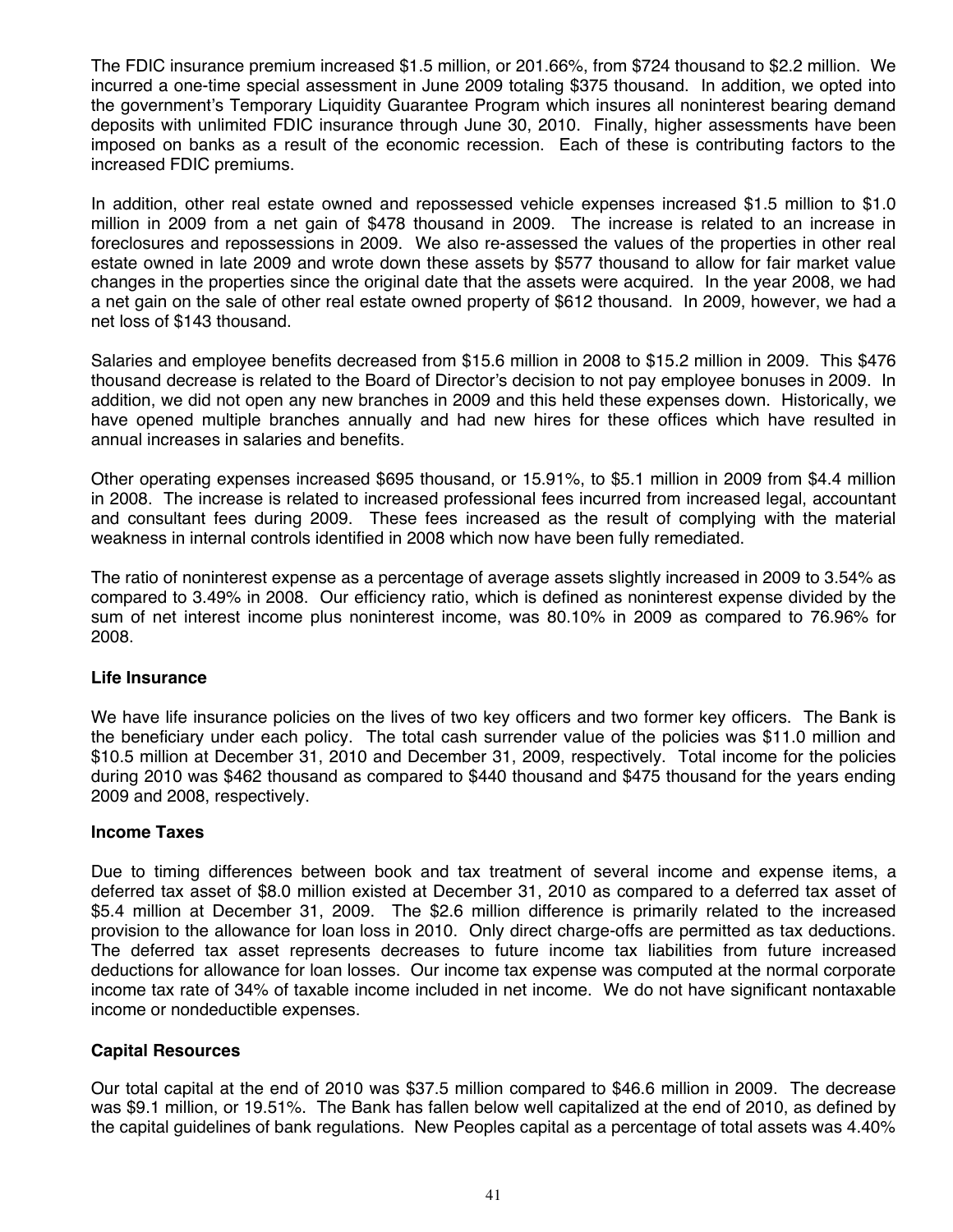The FDIC insurance premium increased $1.5 million, or 201.66%, from $724 thousand to $2.2 million. We incurred a one-time special assessment in June 2009 totaling $375 thousand. In addition, we opted into the government's Temporary Liquidity Guarantee Program which insures all noninterest bearing demand deposits with unlimited FDIC insurance through June 30, 2010. Finally, higher assessments have been imposed on banks as a result of the economic recession. Each of these is contributing factors to the increased FDIC premiums.

In addition, other real estate owned and repossessed vehicle expenses increased $1.5 million to $1.0 million in 2009 from a net gain of $478 thousand in 2009. The increase is related to an increase in foreclosures and repossessions in 2009. We also re-assessed the values of the properties in other real estate owned in late 2009 and wrote down these assets by $577 thousand to allow for fair market value changes in the properties since the original date that the assets were acquired. In the year 2008, we had a net gain on the sale of other real estate owned property of $612 thousand. In 2009, however, we had a net loss of $143 thousand.

Salaries and employee benefits decreased from $15.6 million in 2008 to $15.2 million in 2009. This $476 thousand decrease is related to the Board of Director's decision to not pay employee bonuses in 2009. In addition, we did not open any new branches in 2009 and this held these expenses down. Historically, we have opened multiple branches annually and had new hires for these offices which have resulted in annual increases in salaries and benefits.

Other operating expenses increased $695 thousand, or 15.91%, to $5.1 million in 2009 from $4.4 million in 2008. The increase is related to increased professional fees incurred from increased legal, accountant and consultant fees during 2009. These fees increased as the result of complying with the material weakness in internal controls identified in 2008 which now have been fully remediated.

The ratio of noninterest expense as a percentage of average assets slightly increased in 2009 to 3.54% as compared to 3.49% in 2008. Our efficiency ratio, which is defined as noninterest expense divided by the sum of net interest income plus noninterest income, was 80.10% in 2009 as compared to 76.96% for 2008.

**Life Insurance**

We have life insurance policies on the lives of two key officers and two former key officers. The Bank is the beneficiary under each policy. The total cash surrender value of the policies was $11.0 million and $10.5 million at December 31, 2010 and December 31, 2009, respectively. Total income for the policies during 2010 was $462 thousand as compared to $440 thousand and $475 thousand for the years ending 2009 and 2008, respectively.

**Income Taxes**

Due to timing differences between book and tax treatment of several income and expense items, a deferred tax asset of $8.0 million existed at December 31, 2010 as compared to a deferred tax asset of $5.4 million at December 31, 2009. The $2.6 million difference is primarily related to the increased provision to the allowance for loan loss in 2010. Only direct charge-offs are permitted as tax deductions. The deferred tax asset represents decreases to future income tax liabilities from future increased deductions for allowance for loan losses. Our income tax expense was computed at the normal corporate income tax rate of 34% of taxable income included in net income. We do not have significant nontaxable income or nondeductible expenses.

**Capital Resources**

Our total capital at the end of 2010 was $37.5 million compared to $46.6 million in 2009. The decrease was $9.1 million, or 19.51%. The Bank has fallen below well capitalized at the end of 2010, as defined by the capital guidelines of bank regulations. New Peoples capital as a percentage of total assets was 4.40%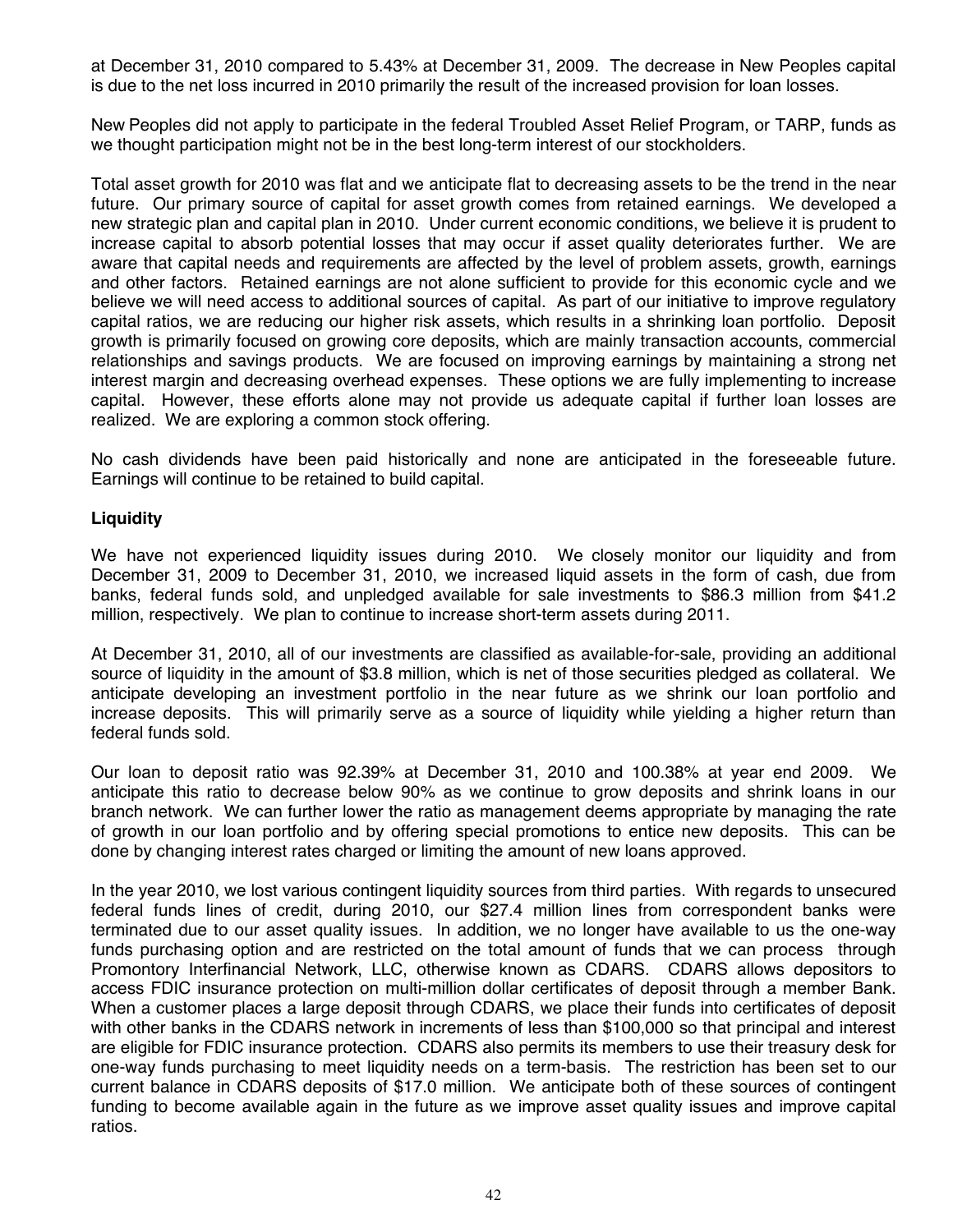at December 31, 2010 compared to 5.43% at December 31, 2009. The decrease in New Peoples capital is due to the net loss incurred in 2010 primarily the result of the increased provision for loan losses.

New Peoples did not apply to participate in the federal Troubled Asset Relief Program, or TARP, funds as we thought participation might not be in the best long-term interest of our stockholders.

Total asset growth for 2010 was flat and we anticipate flat to decreasing assets to be the trend in the near future. Our primary source of capital for asset growth comes from retained earnings. We developed a new strategic plan and capital plan in 2010. Under current economic conditions, we believe it is prudent to increase capital to absorb potential losses that may occur if asset quality deteriorates further. We are aware that capital needs and requirements are affected by the level of problem assets, growth, earnings and other factors. Retained earnings are not alone sufficient to provide for this economic cycle and we believe we will need access to additional sources of capital. As part of our initiative to improve regulatory capital ratios, we are reducing our higher risk assets, which results in a shrinking loan portfolio. Deposit growth is primarily focused on growing core deposits, which are mainly transaction accounts, commercial relationships and savings products. We are focused on improving earnings by maintaining a strong net interest margin and decreasing overhead expenses. These options we are fully implementing to increase capital. However, these efforts alone may not provide us adequate capital if further loan losses are realized. We are exploring a common stock offering.

No cash dividends have been paid historically and none are anticipated in the foreseeable future. Earnings will continue to be retained to build capital.

**Liquidity**

We have not experienced liquidity issues during 2010. We closely monitor our liquidity and from December 31, 2009 to December 31, 2010, we increased liquid assets in the form of cash, due from banks, federal funds sold, and unpledged available for sale investments to $86.3 million from $41.2 million, respectively. We plan to continue to increase short-term assets during 2011.

At December 31, 2010, all of our investments are classified as available-for-sale, providing an additional source of liquidity in the amount of $3.8 million, which is net of those securities pledged as collateral. We anticipate developing an investment portfolio in the near future as we shrink our loan portfolio and increase deposits. This will primarily serve as a source of liquidity while yielding a higher return than federal funds sold.

Our loan to deposit ratio was 92.39% at December 31, 2010 and 100.38% at year end 2009. We anticipate this ratio to decrease below 90% as we continue to grow deposits and shrink loans in our branch network. We can further lower the ratio as management deems appropriate by managing the rate of growth in our loan portfolio and by offering special promotions to entice new deposits. This can be done by changing interest rates charged or limiting the amount of new loans approved.

In the year 2010, we lost various contingent liquidity sources from third parties. With regards to unsecured federal funds lines of credit, during 2010, our $27.4 million lines from correspondent banks were terminated due to our asset quality issues. In addition, we no longer have available to us the one-way funds purchasing option and are restricted on the total amount of funds that we can process through Promontory Interfinancial Network, LLC, otherwise known as CDARS. CDARS allows depositors to access FDIC insurance protection on multi-million dollar certificates of deposit through a member Bank. When a customer places a large deposit through CDARS, we place their funds into certificates of deposit with other banks in the CDARS network in increments of less than $100,000 so that principal and interest are eligible for FDIC insurance protection. CDARS also permits its members to use their treasury desk for one-way funds purchasing to meet liquidity needs on a term-basis. The restriction has been set to our current balance in CDARS deposits of $17.0 million. We anticipate both of these sources of contingent funding to become available again in the future as we improve asset quality issues and improve capital ratios.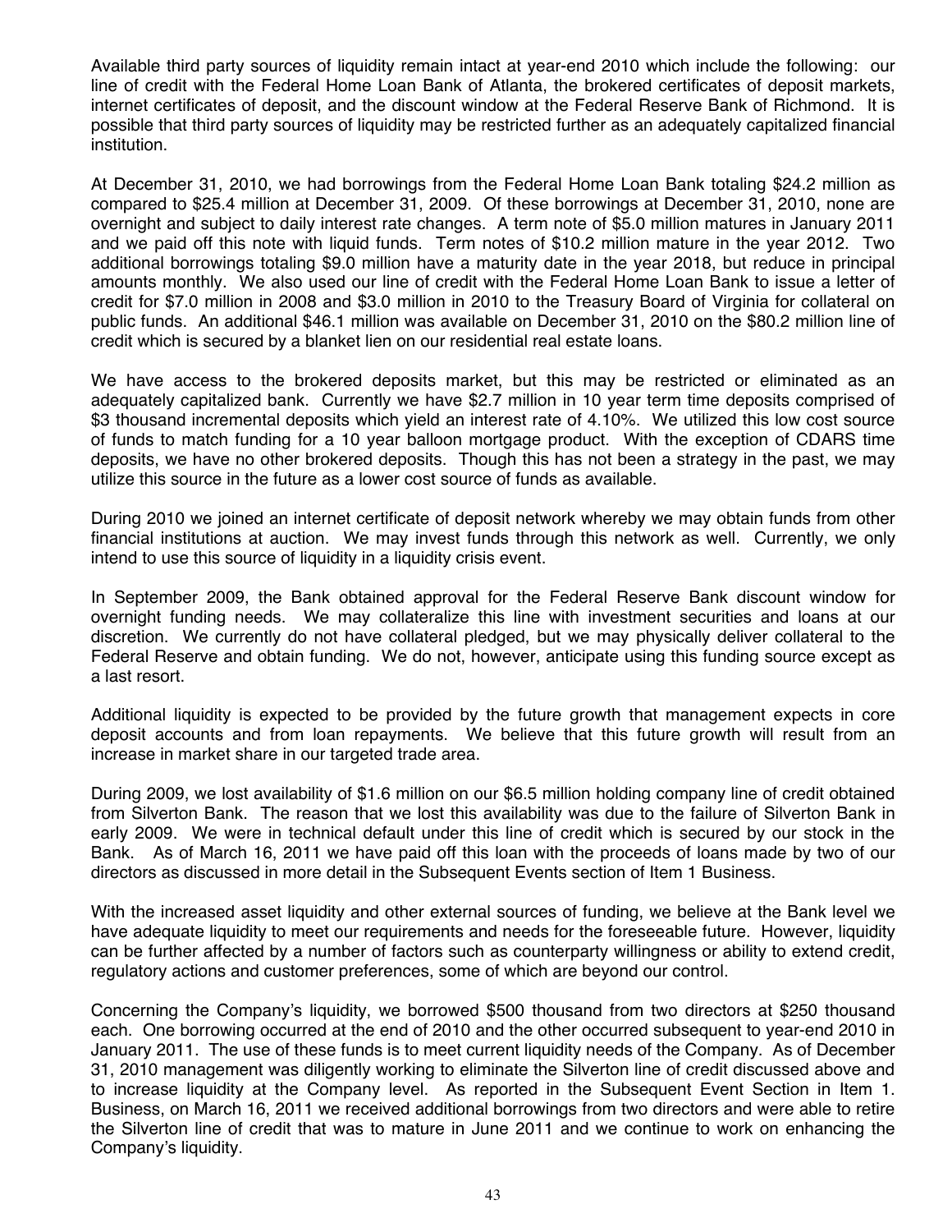Available third party sources of liquidity remain intact at year-end 2010 which include the following: our line of credit with the Federal Home Loan Bank of Atlanta, the brokered certificates of deposit markets, internet certificates of deposit, and the discount window at the Federal Reserve Bank of Richmond. It is possible that third party sources of liquidity may be restricted further as an adequately capitalized financial institution.

At December 31, 2010, we had borrowings from the Federal Home Loan Bank totaling $24.2 million as compared to $25.4 million at December 31, 2009. Of these borrowings at December 31, 2010, none are overnight and subject to daily interest rate changes. A term note of $5.0 million matures in January 2011 and we paid off this note with liquid funds. Term notes of $10.2 million mature in the year 2012. Two additional borrowings totaling $9.0 million have a maturity date in the year 2018, but reduce in principal amounts monthly. We also used our line of credit with the Federal Home Loan Bank to issue a letter of credit for $7.0 million in 2008 and $3.0 million in 2010 to the Treasury Board of Virginia for collateral on public funds. An additional $46.1 million was available on December 31, 2010 on the $80.2 million line of credit which is secured by a blanket lien on our residential real estate loans.

We have access to the brokered deposits market, but this may be restricted or eliminated as an adequately capitalized bank. Currently we have $2.7 million in 10 year term time deposits comprised of $3 thousand incremental deposits which yield an interest rate of 4.10%. We utilized this low cost source of funds to match funding for a 10 year balloon mortgage product. With the exception of CDARS time deposits, we have no other brokered deposits. Though this has not been a strategy in the past, we may utilize this source in the future as a lower cost source of funds as available.

During 2010 we joined an internet certificate of deposit network whereby we may obtain funds from other financial institutions at auction. We may invest funds through this network as well. Currently, we only intend to use this source of liquidity in a liquidity crisis event.

In September 2009, the Bank obtained approval for the Federal Reserve Bank discount window for overnight funding needs. We may collateralize this line with investment securities and loans at our discretion. We currently do not have collateral pledged, but we may physically deliver collateral to the Federal Reserve and obtain funding. We do not, however, anticipate using this funding source except as a last resort.

Additional liquidity is expected to be provided by the future growth that management expects in core deposit accounts and from loan repayments. We believe that this future growth will result from an increase in market share in our targeted trade area.

During 2009, we lost availability of $1.6 million on our $6.5 million holding company line of credit obtained from Silverton Bank. The reason that we lost this availability was due to the failure of Silverton Bank in early 2009. We were in technical default under this line of credit which is secured by our stock in the Bank. As of March 16, 2011 we have paid off this loan with the proceeds of loans made by two of our directors as discussed in more detail in the Subsequent Events section of Item 1 Business.

With the increased asset liquidity and other external sources of funding, we believe at the Bank level we have adequate liquidity to meet our requirements and needs for the foreseeable future. However, liquidity can be further affected by a number of factors such as counterparty willingness or ability to extend credit, regulatory actions and customer preferences, some of which are beyond our control.

Concerning the Company's liquidity, we borrowed $500 thousand from two directors at $250 thousand each. One borrowing occurred at the end of 2010 and the other occurred subsequent to year-end 2010 in January 2011. The use of these funds is to meet current liquidity needs of the Company. As of December 31, 2010 management was diligently working to eliminate the Silverton line of credit discussed above and to increase liquidity at the Company level. As reported in the Subsequent Event Section in Item 1. Business, on March 16, 2011 we received additional borrowings from two directors and were able to retire the Silverton line of credit that was to mature in June 2011 and we continue to work on enhancing the Company's liquidity.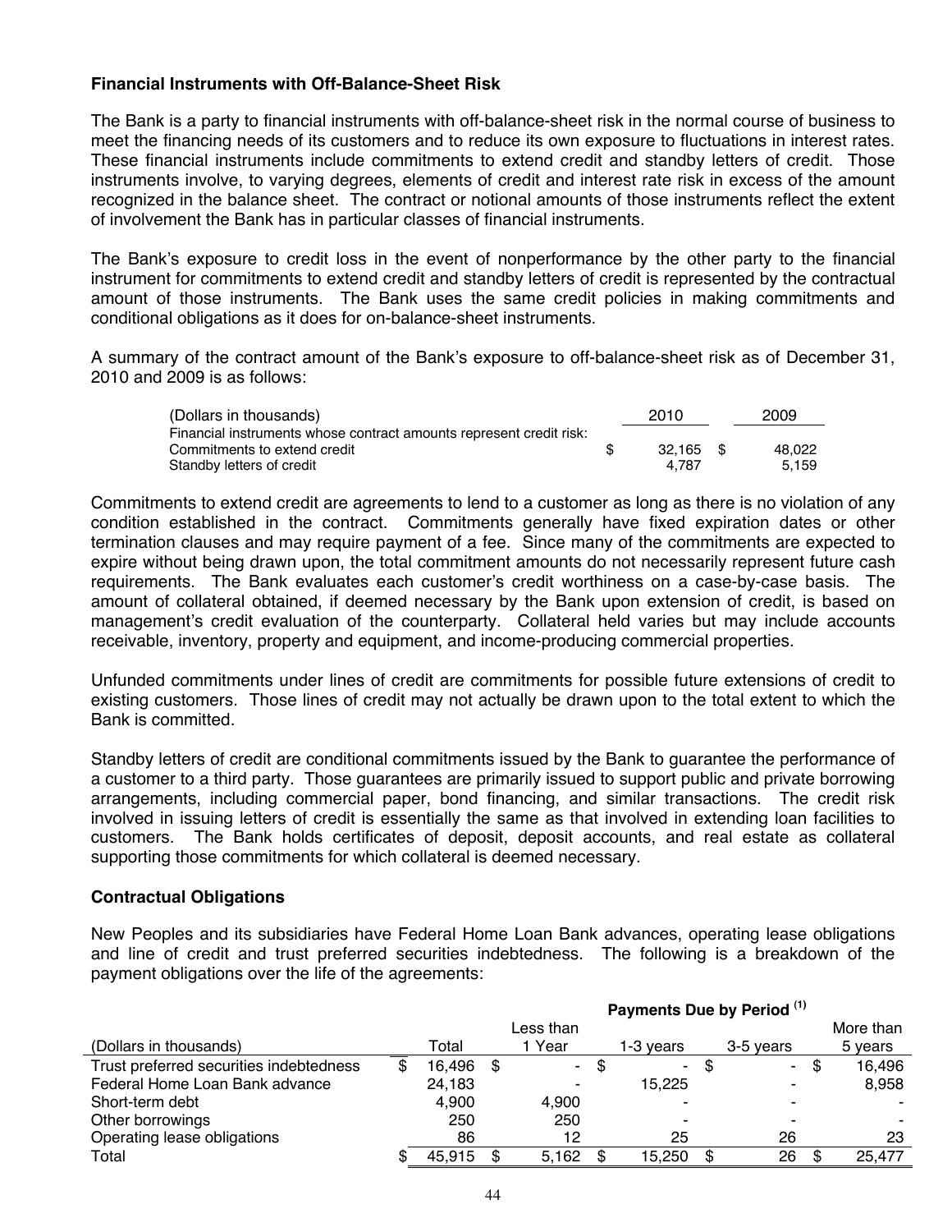### Financial Instruments with Off-Balance-Sheet Risk

The Bank is a party to financial instruments with off-balance-sheet risk in the normal course of business to meet the financing needs of its customers and to reduce its own exposure to fluctuations in interest rates. These financial instruments include commitments to extend credit and standby letters of credit. Those instruments involve, to varying degrees, elements of credit and interest rate risk in excess of the amount recognized in the balance sheet. The contract or notional amounts of those instruments reflect the extent of involvement the Bank has in particular classes of financial instruments.

The Bank's exposure to credit loss in the event of nonperformance by the other party to the financial instrument for commitments to extend credit and standby letters of credit is represented by the contractual amount of those instruments. The Bank uses the same credit policies in making commitments and conditional obligations as it does for on-balance-sheet instruments.

A summary of the contract amount of the Bank's exposure to off-balance-sheet risk as of December 31, 2010 and 2009 is as follows:

| (Dollars in thousands) | 2010 | 2009 |
|---|---|---|
| Financial instruments whose contract amounts represent credit risk: | | |
| Commitments to extend credit | $ 32,165 | $ 48,022 |
| Standby letters of credit | 4,787 | 5,159 |

Commitments to extend credit are agreements to lend to a customer as long as there is no violation of any condition established in the contract. Commitments generally have fixed expiration dates or other termination clauses and may require payment of a fee. Since many of the commitments are expected to expire without being drawn upon, the total commitment amounts do not necessarily represent future cash requirements. The Bank evaluates each customer's credit worthiness on a case-by-case basis. The amount of collateral obtained, if deemed necessary by the Bank upon extension of credit, is based on management's credit evaluation of the counterparty. Collateral held varies but may include accounts receivable, inventory, property and equipment, and income-producing commercial properties.

Unfunded commitments under lines of credit are commitments for possible future extensions of credit to existing customers. Those lines of credit may not actually be drawn upon to the total extent to which the Bank is committed.

Standby letters of credit are conditional commitments issued by the Bank to guarantee the performance of a customer to a third party. Those guarantees are primarily issued to support public and private borrowing arrangements, including commercial paper, bond financing, and similar transactions. The credit risk involved in issuing letters of credit is essentially the same as that involved in extending loan facilities to customers. The Bank holds certificates of deposit, deposit accounts, and real estate as collateral supporting those commitments for which collateral is deemed necessary.

### Contractual Obligations

New Peoples and its subsidiaries have Federal Home Loan Bank advances, operating lease obligations and line of credit and trust preferred securities indebtedness. The following is a breakdown of the payment obligations over the life of the agreements:

| | | Payments Due by Period [1] | | | |
|---|---|---|---|---|---|
| (Dollars in thousands) | Total | Less than 1 Year | 1-3 years | 3-5 years | More than 5 years |
| Trust preferred securities indebtedness | $ 16,496 | $ - | $ - | $ - | $ 16,496 |
| Federal Home Loan Bank advance | 24,183 | - | 15,225 | - | 8,958 |
| Short-term debt | 4,900 | 4,900 | - | - | - |
| Other borrowings | 250 | 250 | - | - | - |
| Operating lease obligations | 86 | 12 | 25 | 26 | 23 |
| Total | $ 45,915 | $ 5,162 | $ 15,250 | $ 26 | $ 25,477 |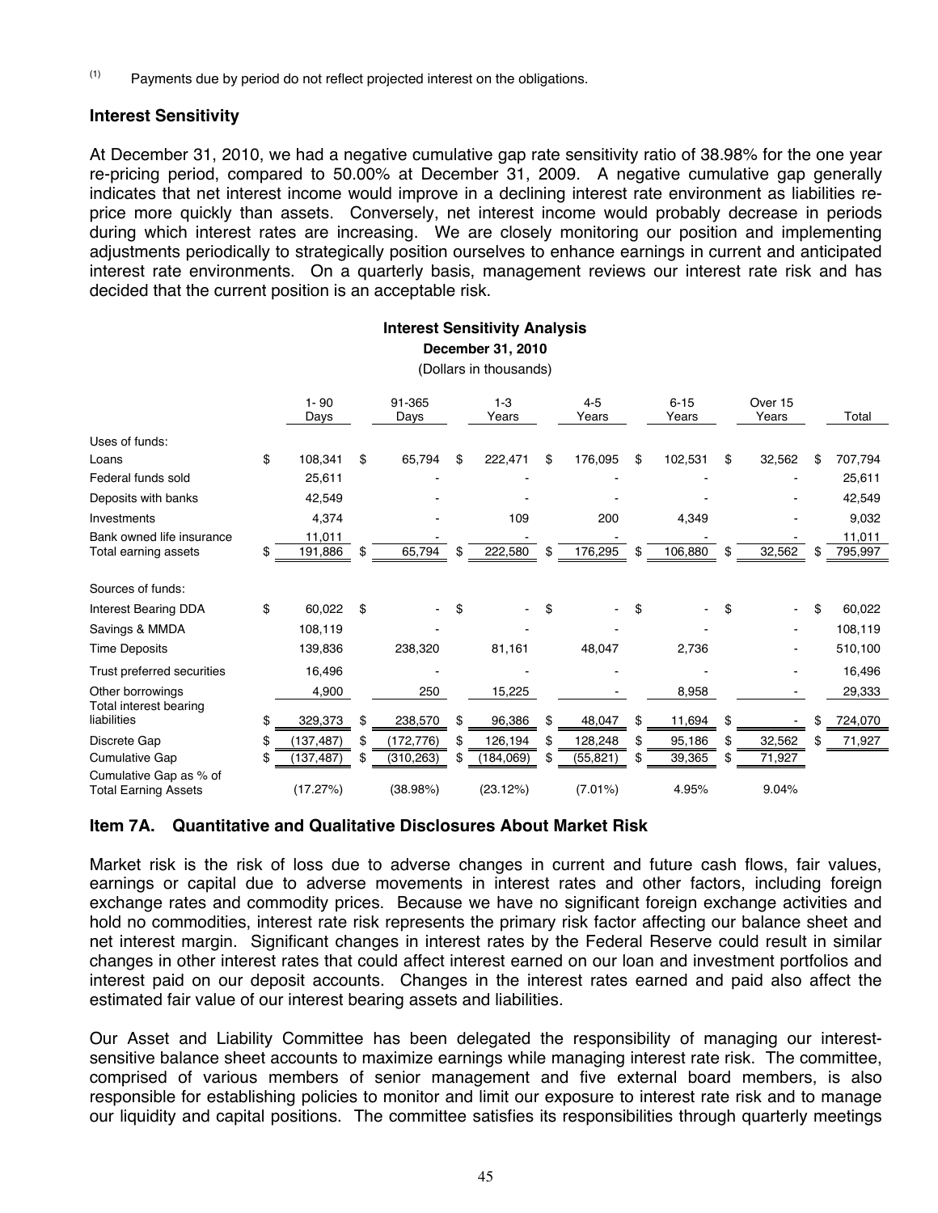(1) Payments due by period do not reflect projected interest on the obligations.

## Interest Sensitivity

At December 31, 2010, we had a negative cumulative gap rate sensitivity ratio of 38.98% for the one year re-pricing period, compared to 50.00% at December 31, 2009. A negative cumulative gap generally indicates that net interest income would improve in a declining interest rate environment as liabilities re-price more quickly than assets. Conversely, net interest income would probably decrease in periods during which interest rates are increasing. We are closely monitoring our position and implementing adjustments periodically to strategically position ourselves to enhance earnings in current and anticipated interest rate environments. On a quarterly basis, management reviews our interest rate risk and has decided that the current position is an acceptable risk.

**Interest Sensitivity Analysis**

**December 31, 2010**

(Dollars in thousands)

| | 1- 90 Days | 91-365 Days | 1-3 Years | 4-5 Years | 6-15 Years | Over 15 Years | Total |
|---|---|---|---|---|---|---|---|
| Uses of funds: | | | | | | | |
| Loans | $ 108,341 | $ 65,794 | $ 222,471 | $ 176,095 | $ 102,531 | $ 32,562 | $ 707,794 |
| Federal funds sold | 25,611 | - | - | - | - | - | 25,611 |
| Deposits with banks | 42,549 | - | - | - | - | - | 42,549 |
| Investments | 4,374 | - | 109 | 200 | 4,349 | - | 9,032 |
| Bank owned life insurance | 11,011 | - | - | - | - | - | 11,011 |
| Total earning assets | $ 191,886 | $ 65,794 | $ 222,580 | $ 176,295 | $ 106,880 | $ 32,562 | $ 795,997 |
| Sources of funds: | | | | | | | |
| Interest Bearing DDA | $ 60,022 | $ - | $ - | $ - | $ - | $ - | $ 60,022 |
| Savings & MMDA | 108,119 | - | - | - | - | - | 108,119 |
| Time Deposits | 139,836 | 238,320 | 81,161 | 48,047 | 2,736 | - | 510,100 |
| Trust preferred securities | 16,496 | - | - | - | - | - | 16,496 |
| Other borrowings | 4,900 | 250 | 15,225 | - | 8,958 | - | 29,333 |
| Total interest bearing liabilities | $ 329,373 | $ 238,570 | $ 96,386 | $ 48,047 | $ 11,694 | $ - | $ 724,070 |
| Discrete Gap | $ (137,487) | $ (172,776) | $ 126,194 | $ 128,248 | $ 95,186 | $ 32,562 | $ 71,927 |
| Cumulative Gap | $ (137,487) | $ (310,263) | $ (184,069) | $ (55,821) | $ 39,365 | $ 71,927 | |
| Cumulative Gap as % of Total Earning Assets | (17.27%) | (38.98%) | (23.12%) | (7.01%) | 4.95% | 9.04% | |

## Item 7A. Quantitative and Qualitative Disclosures About Market Risk

Market risk is the risk of loss due to adverse changes in current and future cash flows, fair values, earnings or capital due to adverse movements in interest rates and other factors, including foreign exchange rates and commodity prices. Because we have no significant foreign exchange activities and hold no commodities, interest rate risk represents the primary risk factor affecting our balance sheet and net interest margin. Significant changes in interest rates by the Federal Reserve could result in similar changes in other interest rates that could affect interest earned on our loan and investment portfolios and interest paid on our deposit accounts. Changes in the interest rates earned and paid also affect the estimated fair value of our interest bearing assets and liabilities.

Our Asset and Liability Committee has been delegated the responsibility of managing our interest-sensitive balance sheet accounts to maximize earnings while managing interest rate risk. The committee, comprised of various members of senior management and five external board members, is also responsible for establishing policies to monitor and limit our exposure to interest rate risk and to manage our liquidity and capital positions. The committee satisfies its responsibilities through quarterly meetings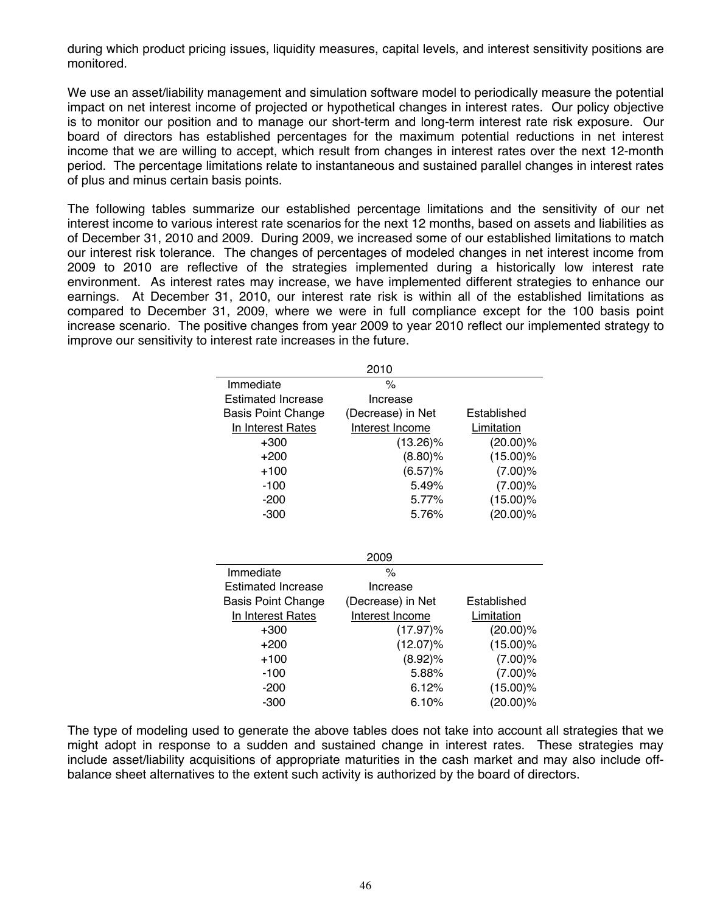during which product pricing issues, liquidity measures, capital levels, and interest sensitivity positions are monitored.

We use an asset/liability management and simulation software model to periodically measure the potential impact on net interest income of projected or hypothetical changes in interest rates. Our policy objective is to monitor our position and to manage our short-term and long-term interest rate risk exposure. Our board of directors has established percentages for the maximum potential reductions in net interest income that we are willing to accept, which result from changes in interest rates over the next 12-month period. The percentage limitations relate to instantaneous and sustained parallel changes in interest rates of plus and minus certain basis points.

The following tables summarize our established percentage limitations and the sensitivity of our net interest income to various interest rate scenarios for the next 12 months, based on assets and liabilities as of December 31, 2010 and 2009. During 2009, we increased some of our established limitations to match our interest risk tolerance. The changes of percentages of modeled changes in net interest income from 2009 to 2010 are reflective of the strategies implemented during a historically low interest rate environment. As interest rates may increase, we have implemented different strategies to enhance our earnings. At December 31, 2010, our interest rate risk is within all of the established limitations as compared to December 31, 2009, where we were in full compliance except for the 100 basis point increase scenario. The positive changes from year 2009 to year 2010 reflect our implemented strategy to improve our sensitivity to interest rate increases in the future.

| 2010 | | |
|---|---|---|
| Immediate Estimated Increase Basis Point Change In Interest Rates | % Increase (Decrease) in Net Interest Income | Established Limitation |
| +300 | (13.26)% | (20.00)% |
| +200 | (8.80)% | (15.00)% |
| +100 | (6.57)% | (7.00)% |
| -100 | 5.49% | (7.00)% |
| -200 | 5.77% | (15.00)% |
| -300 | 5.76% | (20.00)% |

| 2009 | | |
|---|---|---|
| Immediate Estimated Increase Basis Point Change In Interest Rates | % Increase (Decrease) in Net Interest Income | Established Limitation |
| +300 | (17.97)% | (20.00)% |
| +200 | (12.07)% | (15.00)% |
| +100 | (8.92)% | (7.00)% |
| -100 | 5.88% | (7.00)% |
| -200 | 6.12% | (15.00)% |
| -300 | 6.10% | (20.00)% |

The type of modeling used to generate the above tables does not take into account all strategies that we might adopt in response to a sudden and sustained change in interest rates. These strategies may include asset/liability acquisitions of appropriate maturities in the cash market and may also include off-balance sheet alternatives to the extent such activity is authorized by the board of directors.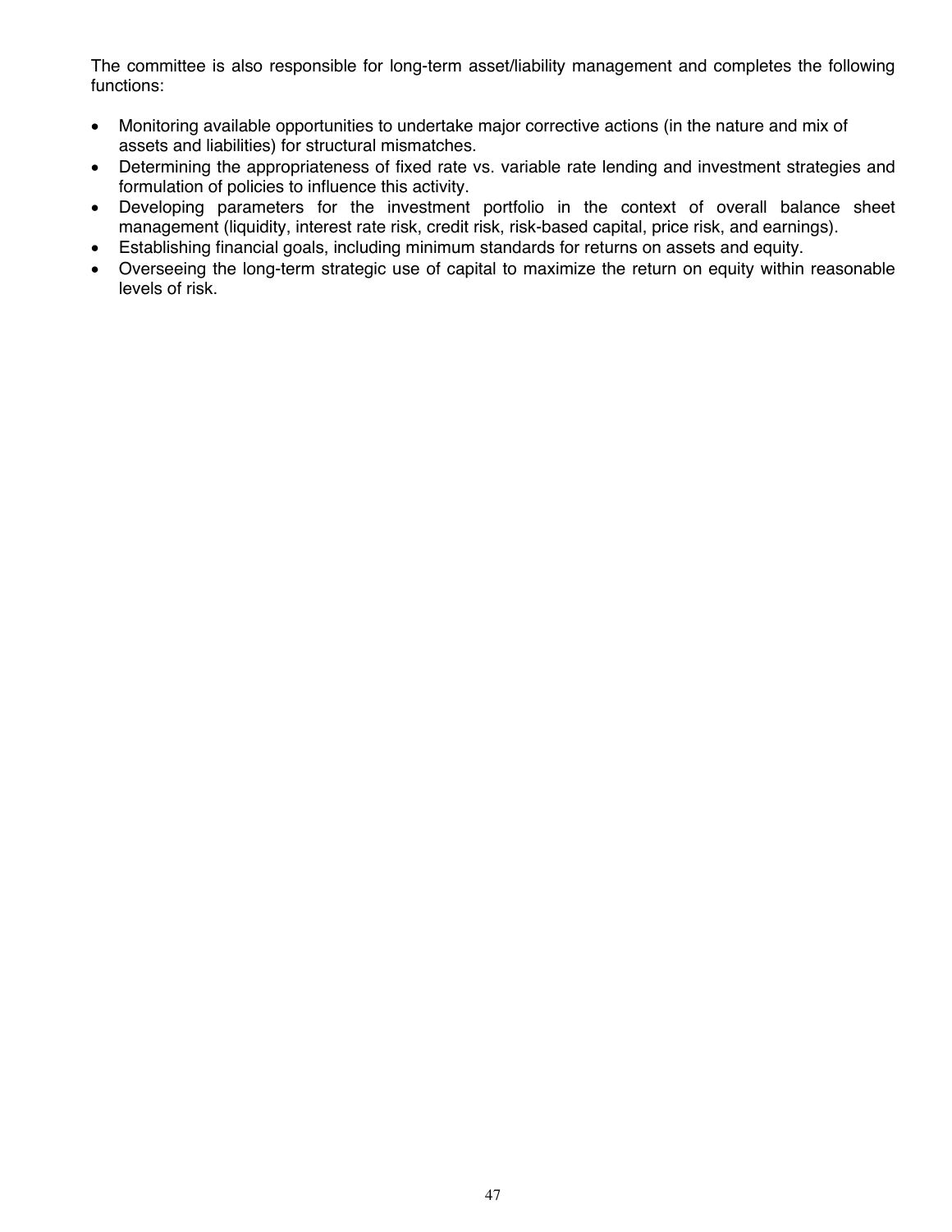The committee is also responsible for long-term asset/liability management and completes the following functions:

- Monitoring available opportunities to undertake major corrective actions (in the nature and mix of assets and liabilities) for structural mismatches.
- Determining the appropriateness of fixed rate vs. variable rate lending and investment strategies and formulation of policies to influence this activity.
- Developing parameters for the investment portfolio in the context of overall balance sheet management (liquidity, interest rate risk, credit risk, risk-based capital, price risk, and earnings).
- Establishing financial goals, including minimum standards for returns on assets and equity.
- Overseeing the long-term strategic use of capital to maximize the return on equity within reasonable levels of risk.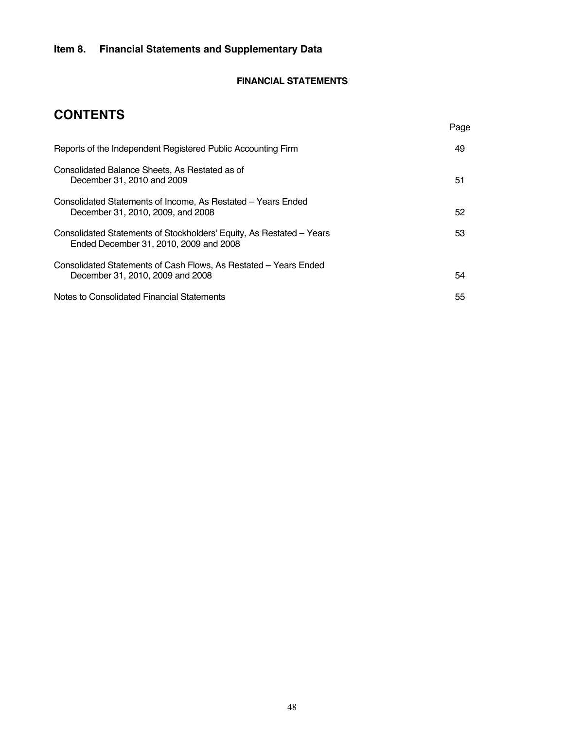## Item 8. Financial Statements and Supplementary Data

**FINANCIAL STATEMENTS**

# CONTENTS

| | Page |
|---|---|
| Reports of the Independent Registered Public Accounting Firm | 49 |
| Consolidated Balance Sheets, As Restated as of December 31, 2010 and 2009 | 51 |
| Consolidated Statements of Income, As Restated – Years Ended December 31, 2010, 2009, and 2008 | 52 |
| Consolidated Statements of Stockholders' Equity, As Restated – Years Ended December 31, 2010, 2009 and 2008 | 53 |
| Consolidated Statements of Cash Flows, As Restated – Years Ended December 31, 2010, 2009 and 2008 | 54 |
| Notes to Consolidated Financial Statements | 55 |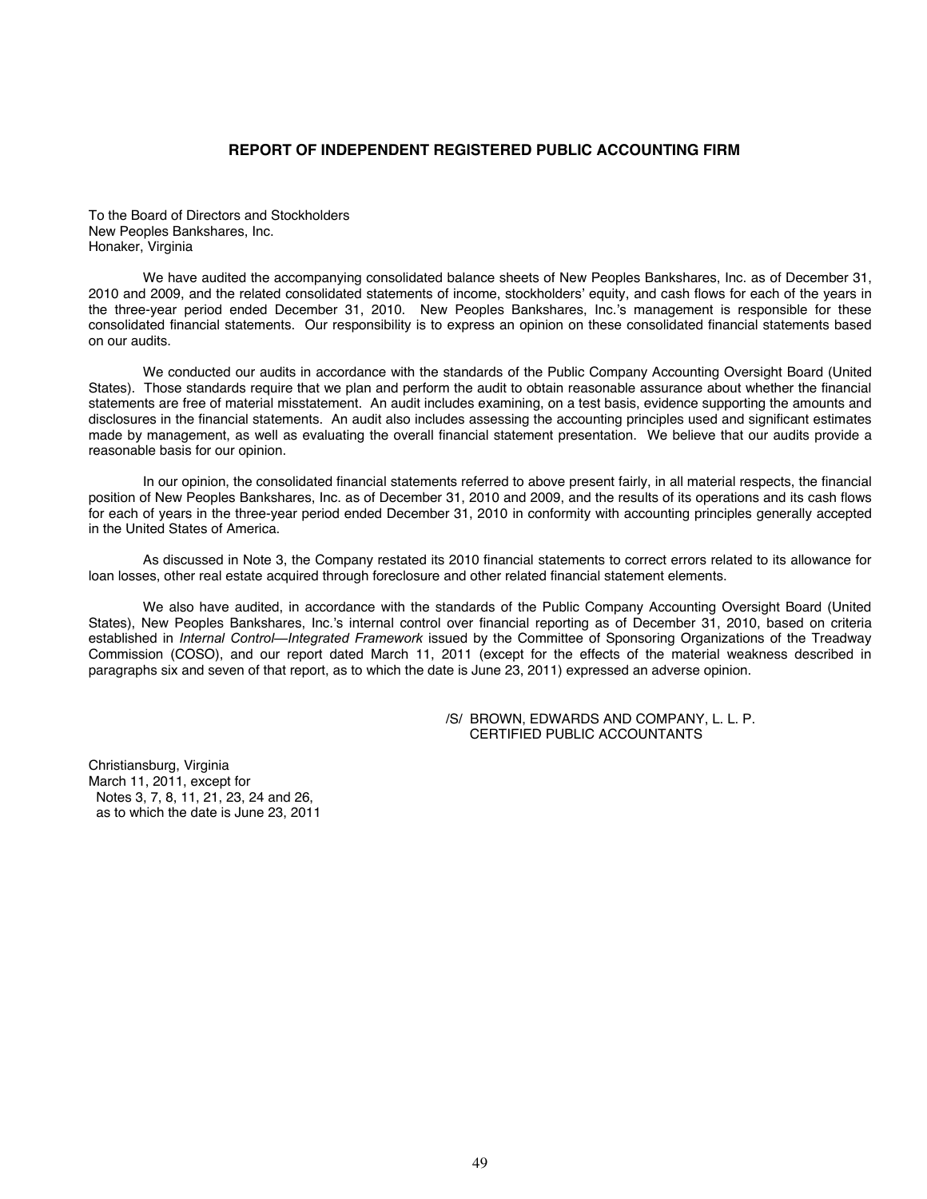## REPORT OF INDEPENDENT REGISTERED PUBLIC ACCOUNTING FIRM

To the Board of Directors and Stockholders
New Peoples Bankshares, Inc.
Honaker, Virginia

We have audited the accompanying consolidated balance sheets of New Peoples Bankshares, Inc. as of December 31, 2010 and 2009, and the related consolidated statements of income, stockholders' equity, and cash flows for each of the years in the three-year period ended December 31, 2010. New Peoples Bankshares, Inc.'s management is responsible for these consolidated financial statements. Our responsibility is to express an opinion on these consolidated financial statements based on our audits.

We conducted our audits in accordance with the standards of the Public Company Accounting Oversight Board (United States). Those standards require that we plan and perform the audit to obtain reasonable assurance about whether the financial statements are free of material misstatement. An audit includes examining, on a test basis, evidence supporting the amounts and disclosures in the financial statements. An audit also includes assessing the accounting principles used and significant estimates made by management, as well as evaluating the overall financial statement presentation. We believe that our audits provide a reasonable basis for our opinion.

In our opinion, the consolidated financial statements referred to above present fairly, in all material respects, the financial position of New Peoples Bankshares, Inc. as of December 31, 2010 and 2009, and the results of its operations and its cash flows for each of years in the three-year period ended December 31, 2010 in conformity with accounting principles generally accepted in the United States of America.

As discussed in Note 3, the Company restated its 2010 financial statements to correct errors related to its allowance for loan losses, other real estate acquired through foreclosure and other related financial statement elements.

We also have audited, in accordance with the standards of the Public Company Accounting Oversight Board (United States), New Peoples Bankshares, Inc.'s internal control over financial reporting as of December 31, 2010, based on criteria established in *Internal Control—Integrated Framework* issued by the Committee of Sponsoring Organizations of the Treadway Commission (COSO), and our report dated March 11, 2011 (except for the effects of the material weakness described in paragraphs six and seven of that report, as to which the date is June 23, 2011) expressed an adverse opinion.

/S/ BROWN, EDWARDS AND COMPANY, L. L. P.
CERTIFIED PUBLIC ACCOUNTANTS

Christiansburg, Virginia
March 11, 2011, except for
Notes 3, 7, 8, 11, 21, 23, 24 and 26,
as to which the date is June 23, 2011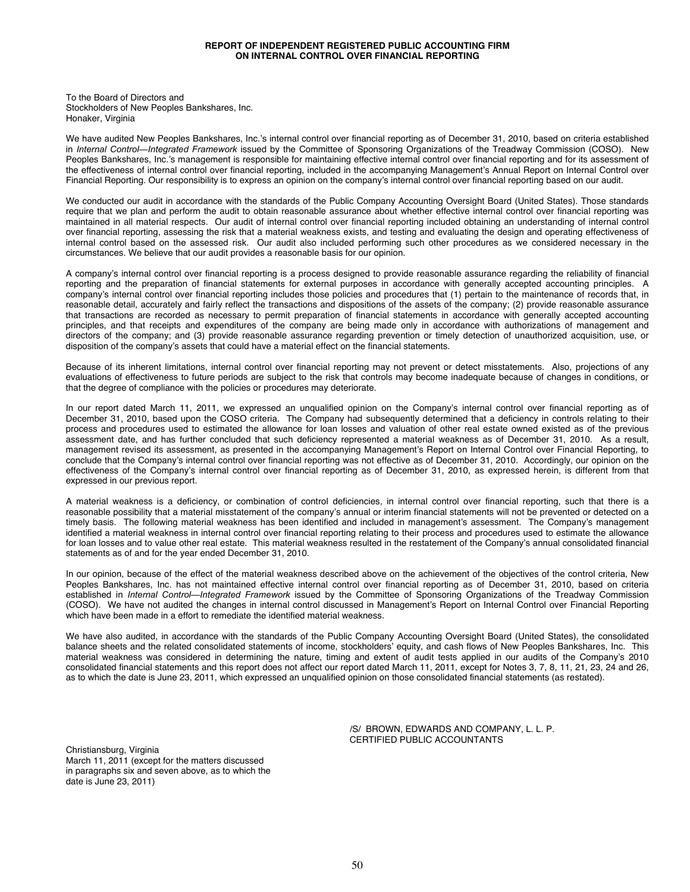**REPORT OF INDEPENDENT REGISTERED PUBLIC ACCOUNTING FIRM**
**ON INTERNAL CONTROL OVER FINANCIAL REPORTING**

To the Board of Directors and
Stockholders of New Peoples Bankshares, Inc.
Honaker, Virginia

We have audited New Peoples Bankshares, Inc.'s internal control over financial reporting as of December 31, 2010, based on criteria established in *Internal Control—Integrated Framework* issued by the Committee of Sponsoring Organizations of the Treadway Commission (COSO). New Peoples Bankshares, Inc.'s management is responsible for maintaining effective internal control over financial reporting and for its assessment of the effectiveness of internal control over financial reporting, included in the accompanying Management's Annual Report on Internal Control over Financial Reporting. Our responsibility is to express an opinion on the company's internal control over financial reporting based on our audit.

We conducted our audit in accordance with the standards of the Public Company Accounting Oversight Board (United States). Those standards require that we plan and perform the audit to obtain reasonable assurance about whether effective internal control over financial reporting was maintained in all material respects. Our audit of internal control over financial reporting included obtaining an understanding of internal control over financial reporting, assessing the risk that a material weakness exists, and testing and evaluating the design and operating effectiveness of internal control based on the assessed risk. Our audit also included performing such other procedures as we considered necessary in the circumstances. We believe that our audit provides a reasonable basis for our opinion.

A company's internal control over financial reporting is a process designed to provide reasonable assurance regarding the reliability of financial reporting and the preparation of financial statements for external purposes in accordance with generally accepted accounting principles. A company's internal control over financial reporting includes those policies and procedures that (1) pertain to the maintenance of records that, in reasonable detail, accurately and fairly reflect the transactions and dispositions of the assets of the company; (2) provide reasonable assurance that transactions are recorded as necessary to permit preparation of financial statements in accordance with generally accepted accounting principles, and that receipts and expenditures of the company are being made only in accordance with authorizations of management and directors of the company; and (3) provide reasonable assurance regarding prevention or timely detection of unauthorized acquisition, use, or disposition of the company's assets that could have a material effect on the financial statements.

Because of its inherent limitations, internal control over financial reporting may not prevent or detect misstatements. Also, projections of any evaluations of effectiveness to future periods are subject to the risk that controls may become inadequate because of changes in conditions, or that the degree of compliance with the policies or procedures may deteriorate.

In our report dated March 11, 2011, we expressed an unqualified opinion on the Company's internal control over financial reporting as of December 31, 2010, based upon the COSO criteria. The Company had subsequently determined that a deficiency in controls relating to their process and procedures used to estimated the allowance for loan losses and valuation of other real estate owned existed as of the previous assessment date, and has further concluded that such deficiency represented a material weakness as of December 31, 2010. As a result, management revised its assessment, as presented in the accompanying Management's Report on Internal Control over Financial Reporting, to conclude that the Company's internal control over financial reporting was not effective as of December 31, 2010. Accordingly, our opinion on the effectiveness of the Company's internal control over financial reporting as of December 31, 2010, as expressed herein, is different from that expressed in our previous report.

A material weakness is a deficiency, or combination of control deficiencies, in internal control over financial reporting, such that there is a reasonable possibility that a material misstatement of the company's annual or interim financial statements will not be prevented or detected on a timely basis. The following material weakness has been identified and included in management's assessment. The Company's management identified a material weakness in internal control over financial reporting relating to their process and procedures used to estimate the allowance for loan losses and to value other real estate. This material weakness resulted in the restatement of the Company's annual consolidated financial statements as of and for the year ended December 31, 2010.

In our opinion, because of the effect of the material weakness described above on the achievement of the objectives of the control criteria, New Peoples Bankshares, Inc. has not maintained effective internal control over financial reporting as of December 31, 2010, based on criteria established in *Internal Control—Integrated Framework* issued by the Committee of Sponsoring Organizations of the Treadway Commission (COSO). We have not audited the changes in internal control discussed in Management's Report on Internal Control over Financial Reporting which have been made in a effort to remediate the identified material weakness.

We have also audited, in accordance with the standards of the Public Company Accounting Oversight Board (United States), the consolidated balance sheets and the related consolidated statements of income, stockholders' equity, and cash flows of New Peoples Bankshares, Inc. This material weakness was considered in determining the nature, timing and extent of audit tests applied in our audits of the Company's 2010 consolidated financial statements and this report does not affect our report dated March 11, 2011, except for Notes 3, 7, 8, 11, 21, 23, 24 and 26, as to which the date is June 23, 2011, which expressed an unqualified opinion on those consolidated financial statements (as restated).

/S/ BROWN, EDWARDS AND COMPANY, L. L. P.
CERTIFIED PUBLIC ACCOUNTANTS

Christiansburg, Virginia
March 11, 2011 (except for the matters discussed in paragraphs six and seven above, as to which the date is June 23, 2011)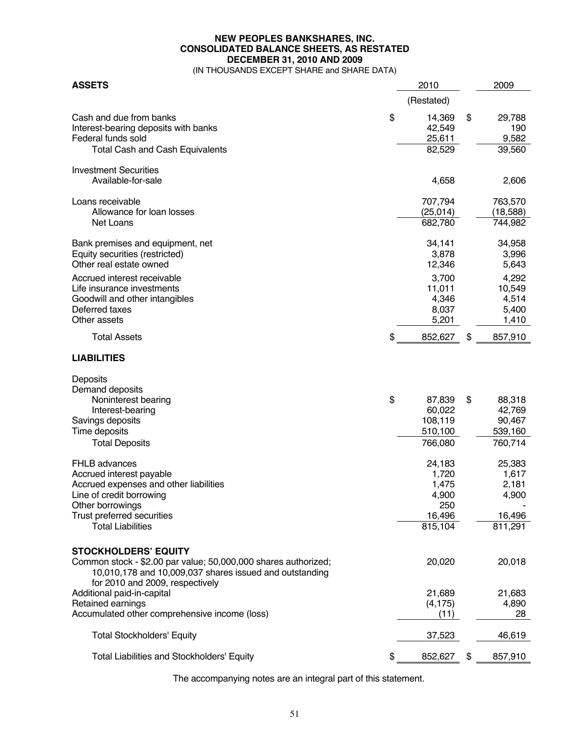# NEW PEOPLES BANKSHARES, INC.
## CONSOLIDATED BALANCE SHEETS, AS RESTATED
## DECEMBER 31, 2010 AND 2009
(IN THOUSANDS EXCEPT SHARE and SHARE DATA)

| ASSETS | 2010 | 2009 |
|---|---|---|
| | (Restated) | |
| Cash and due from banks | $ 14,369 | $ 29,788 |
| Interest-bearing deposits with banks | 42,549 | 190 |
| Federal funds sold | 25,611 | 9,582 |
| Total Cash and Cash Equivalents | 82,529 | 39,560 |
| Investment Securities | | |
| Available-for-sale | 4,658 | 2,606 |
| Loans receivable | 707,794 | 763,570 |
| Allowance for loan losses | (25,014) | (18,588) |
| Net Loans | 682,780 | 744,982 |
| Bank premises and equipment, net | 34,141 | 34,958 |
| Equity securities (restricted) | 3,878 | 3,996 |
| Other real estate owned | 12,346 | 5,643 |
| Accrued interest receivable | 3,700 | 4,292 |
| Life insurance investments | 11,011 | 10,549 |
| Goodwill and other intangibles | 4,346 | 4,514 |
| Deferred taxes | 8,037 | 5,400 |
| Other assets | 5,201 | 1,410 |
| Total Assets | $ 852,627 | $ 857,910 |
| **LIABILITIES** | | |
| Deposits | | |
| Demand deposits | | |
| Noninterest bearing | $ 87,839 | $ 88,318 |
| Interest-bearing | 60,022 | 42,769 |
| Savings deposits | 108,119 | 90,467 |
| Time deposits | 510,100 | 539,160 |
| Total Deposits | 766,080 | 760,714 |
| FHLB advances | 24,183 | 25,383 |
| Accrued interest payable | 1,720 | 1,617 |
| Accrued expenses and other liabilities | 1,475 | 2,181 |
| Line of credit borrowing | 4,900 | 4,900 |
| Other borrowings | 250 | - |
| Trust preferred securities | 16,496 | 16,496 |
| Total Liabilities | 815,104 | 811,291 |
| **STOCKHOLDERS' EQUITY** | | |
| Common stock - $2.00 par value; 50,000,000 shares authorized; 10,010,178 and 10,009,037 shares issued and outstanding for 2010 and 2009, respectively | 20,020 | 20,018 |
| Additional paid-in-capital | 21,689 | 21,683 |
| Retained earnings | (4,175) | 4,890 |
| Accumulated other comprehensive income (loss) | (11) | 28 |
| Total Stockholders' Equity | 37,523 | 46,619 |
| Total Liabilities and Stockholders' Equity | $ 852,627 | $ 857,910 |

The accompanying notes are an integral part of this statement.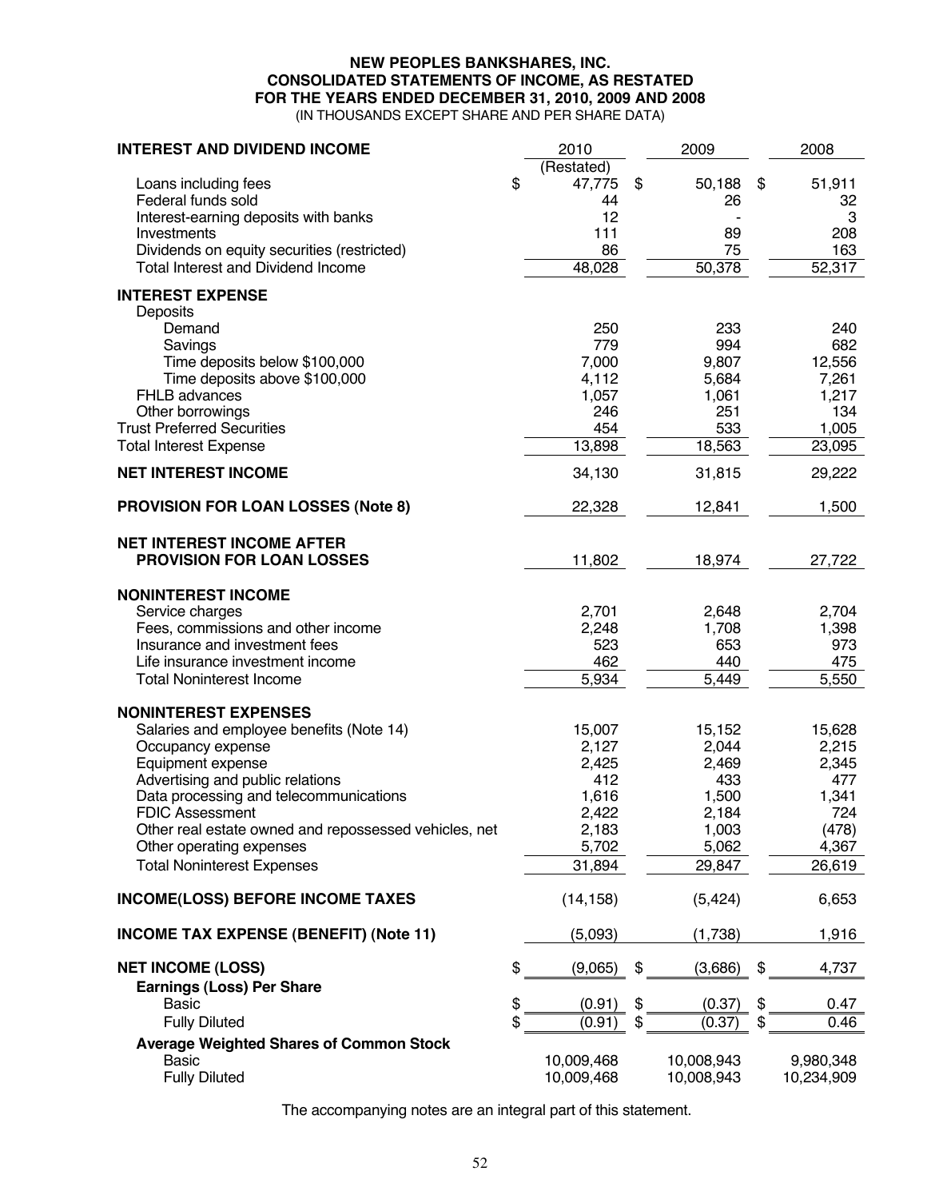# NEW PEOPLES BANKSHARES, INC.
## CONSOLIDATED STATEMENTS OF INCOME, AS RESTATED
## FOR THE YEARS ENDED DECEMBER 31, 2010, 2009 AND 2008

(IN THOUSANDS EXCEPT SHARE AND PER SHARE DATA)

| | 2010 | 2009 | 2008 |
|---|---|---|---|
| **INTEREST AND DIVIDEND INCOME** | (Restated) | | |
| Loans including fees | $ 47,775 | $ 50,188 | $ 51,911 |
| Federal funds sold | 44 | 26 | 32 |
| Interest-earning deposits with banks | 12 | - | 3 |
| Investments | 111 | 89 | 208 |
| Dividends on equity securities (restricted) | 86 | 75 | 163 |
| Total Interest and Dividend Income | 48,028 | 50,378 | 52,317 |
| **INTEREST EXPENSE** | | | |
| Deposits | | | |
| Demand | 250 | 233 | 240 |
| Savings | 779 | 994 | 682 |
| Time deposits below $100,000 | 7,000 | 9,807 | 12,556 |
| Time deposits above $100,000 | 4,112 | 5,684 | 7,261 |
| FHLB advances | 1,057 | 1,061 | 1,217 |
| Other borrowings | 246 | 251 | 134 |
| Trust Preferred Securities | 454 | 533 | 1,005 |
| Total Interest Expense | 13,898 | 18,563 | 23,095 |
| **NET INTEREST INCOME** | 34,130 | 31,815 | 29,222 |
| **PROVISION FOR LOAN LOSSES (Note 8)** | 22,328 | 12,841 | 1,500 |
| **NET INTEREST INCOME AFTER PROVISION FOR LOAN LOSSES** | 11,802 | 18,974 | 27,722 |
| **NONINTEREST INCOME** | | | |
| Service charges | 2,701 | 2,648 | 2,704 |
| Fees, commissions and other income | 2,248 | 1,708 | 1,398 |
| Insurance and investment fees | 523 | 653 | 973 |
| Life insurance investment income | 462 | 440 | 475 |
| Total Noninterest Income | 5,934 | 5,449 | 5,550 |
| **NONINTEREST EXPENSES** | | | |
| Salaries and employee benefits (Note 14) | 15,007 | 15,152 | 15,628 |
| Occupancy expense | 2,127 | 2,044 | 2,215 |
| Equipment expense | 2,425 | 2,469 | 2,345 |
| Advertising and public relations | 412 | 433 | 477 |
| Data processing and telecommunications | 1,616 | 1,500 | 1,341 |
| FDIC Assessment | 2,422 | 2,184 | 724 |
| Other real estate owned and repossessed vehicles, net | 2,183 | 1,003 | (478) |
| Other operating expenses | 5,702 | 5,062 | 4,367 |
| Total Noninterest Expenses | 31,894 | 29,847 | 26,619 |
| **INCOME(LOSS) BEFORE INCOME TAXES** | (14,158) | (5,424) | 6,653 |
| **INCOME TAX EXPENSE (BENEFIT) (Note 11)** | (5,093) | (1,738) | 1,916 |
| **NET INCOME (LOSS)** | $ (9,065) | $ (3,686) | $ 4,737 |
| **Earnings (Loss) Per Share** | | | |
| Basic | $ (0.91) | $ (0.37) | $ 0.47 |
| Fully Diluted | $ (0.91) | $ (0.37) | $ 0.46 |
| **Average Weighted Shares of Common Stock** | | | |
| Basic | 10,009,468 | 10,008,943 | 9,980,348 |
| Fully Diluted | 10,009,468 | 10,008,943 | 10,234,909 |

The accompanying notes are an integral part of this statement.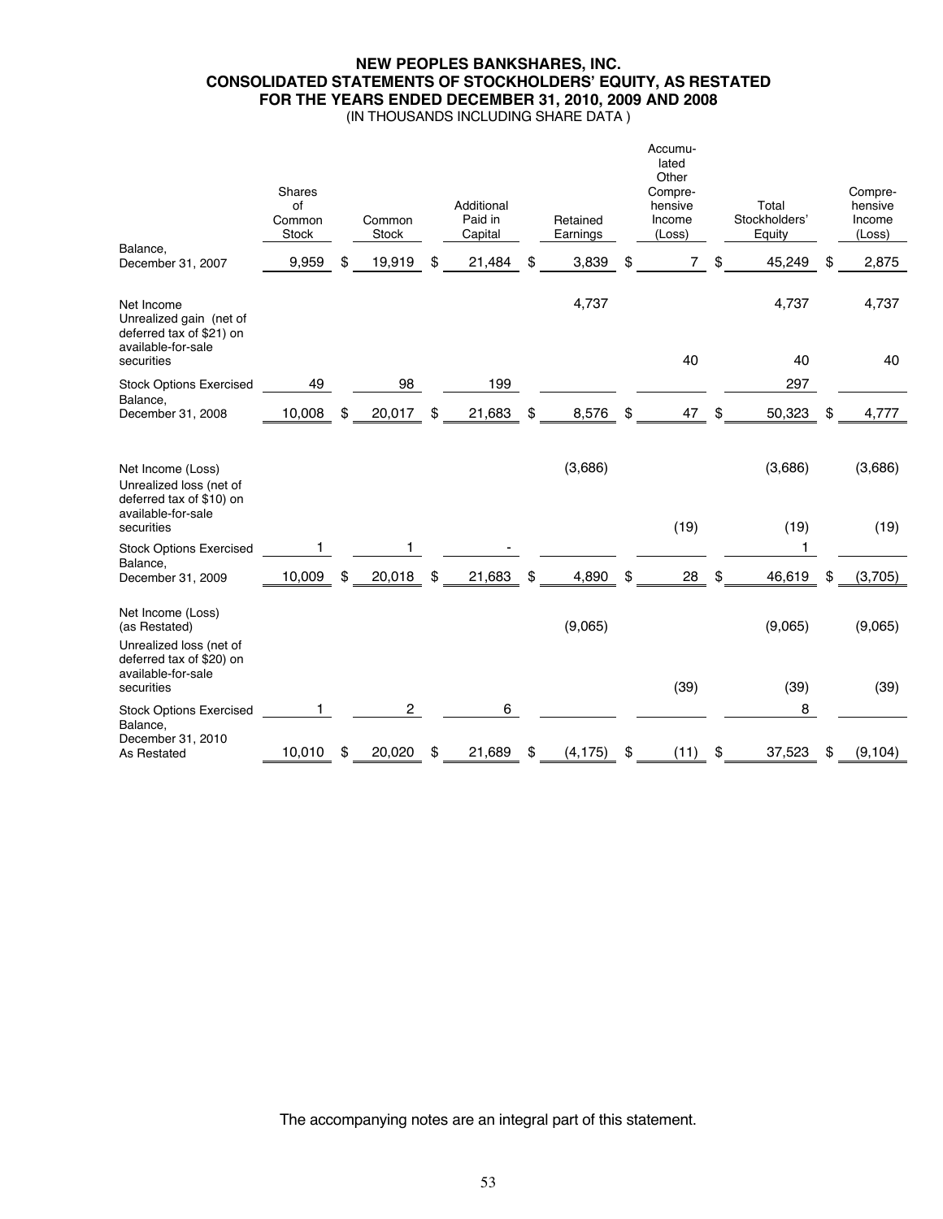**NEW PEOPLES BANKSHARES, INC.**
**CONSOLIDATED STATEMENTS OF STOCKHOLDERS' EQUITY, AS RESTATED**
**FOR THE YEARS ENDED DECEMBER 31, 2010, 2009 AND 2008**
(IN THOUSANDS INCLUDING SHARE DATA )

| | Shares of Common Stock | Common Stock | Additional Paid in Capital | Retained Earnings | Accumulated Other Comprehensive Income (Loss) | Total Stockholders' Equity | Comprehensive Income (Loss) |
|---|---|---|---|---|---|---|---|
| Balance, December 31, 2007 | 9,959 | $ 19,919 | $ 21,484 | $ 3,839 | $ 7 | $ 45,249 | $ 2,875 |
| Net Income | | | | 4,737 | | 4,737 | 4,737 |
| Unrealized gain (net of deferred tax of $21) on available-for-sale securities | | | | | 40 | 40 | 40 |
| Stock Options Exercised | 49 | 98 | 199 | | | 297 | |
| Balance, December 31, 2008 | 10,008 | $ 20,017 | $ 21,683 | $ 8,576 | $ 47 | $ 50,323 | $ 4,777 |
| Net Income (Loss) | | | | (3,686) | | (3,686) | (3,686) |
| Unrealized loss (net of deferred tax of $10) on available-for-sale securities | | | | | (19) | (19) | (19) |
| Stock Options Exercised | 1 | 1 | - | | | 1 | |
| Balance, December 31, 2009 | 10,009 | $ 20,018 | $ 21,683 | $ 4,890 | $ 28 | $ 46,619 | $ (3,705) |
| Net Income (Loss) (as Restated) | | | | (9,065) | | (9,065) | (9,065) |
| Unrealized loss (net of deferred tax of $20) on available-for-sale securities | | | | | (39) | (39) | (39) |
| Stock Options Exercised | 1 | 2 | 6 | | | 8 | |
| Balance, December 31, 2010 As Restated | 10,010 | $ 20,020 | $ 21,689 | $ (4,175) | $ (11) | $ 37,523 | $ (9,104) |

The accompanying notes are an integral part of this statement.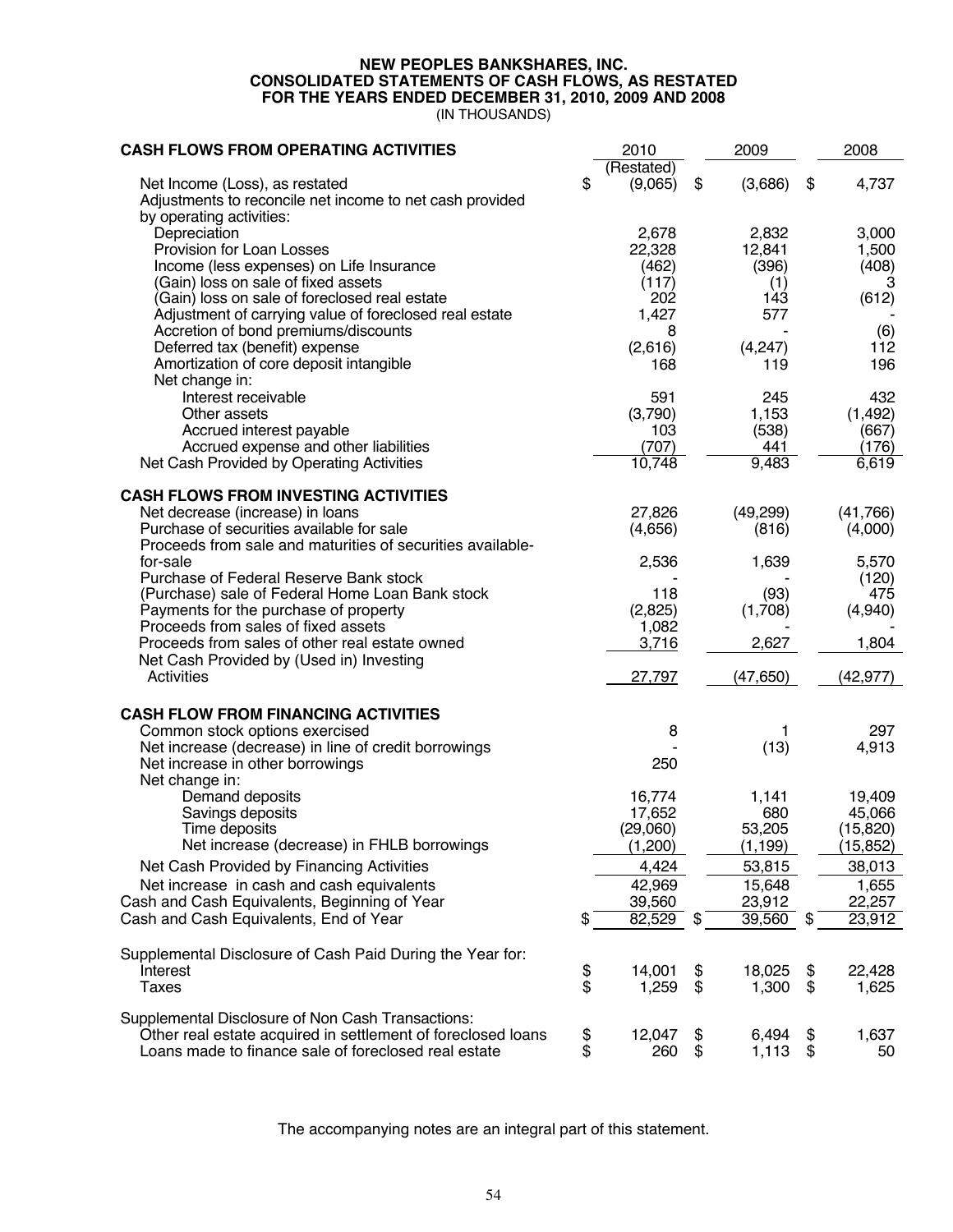**NEW PEOPLES BANKSHARES, INC.**
**CONSOLIDATED STATEMENTS OF CASH FLOWS, AS RESTATED**
**FOR THE YEARS ENDED DECEMBER 31, 2010, 2009 AND 2008**
(IN THOUSANDS)

| | 2010 | 2009 | 2008 |
|---|---|---|---|
| **CASH FLOWS FROM OPERATING ACTIVITIES** | (Restated) | | |
| Net Income (Loss), as restated | $ (9,065) | $ (3,686) | $ 4,737 |
| Adjustments to reconcile net income to net cash provided by operating activities: | | | |
| Depreciation | 2,678 | 2,832 | 3,000 |
| Provision for Loan Losses | 22,328 | 12,841 | 1,500 |
| Income (less expenses) on Life Insurance | (462) | (396) | (408) |
| (Gain) loss on sale of fixed assets | (117) | (1) | 3 |
| (Gain) loss on sale of foreclosed real estate | 202 | 143 | (612) |
| Adjustment of carrying value of foreclosed real estate | 1,427 | 577 | - |
| Accretion of bond premiums/discounts | 8 | - | (6) |
| Deferred tax (benefit) expense | (2,616) | (4,247) | 112 |
| Amortization of core deposit intangible | 168 | 119 | 196 |
| Net change in: | | | |
| Interest receivable | 591 | 245 | 432 |
| Other assets | (3,790) | 1,153 | (1,492) |
| Accrued interest payable | 103 | (538) | (667) |
| Accrued expense and other liabilities | (707) | 441 | (176) |
| Net Cash Provided by Operating Activities | 10,748 | 9,483 | 6,619 |
| **CASH FLOWS FROM INVESTING ACTIVITIES** | | | |
| Net decrease (increase) in loans | 27,826 | (49,299) | (41,766) |
| Purchase of securities available for sale | (4,656) | (816) | (4,000) |
| Proceeds from sale and maturities of securities available-for-sale | 2,536 | 1,639 | 5,570 |
| Purchase of Federal Reserve Bank stock | - | - | (120) |
| (Purchase) sale of Federal Home Loan Bank stock | 118 | (93) | 475 |
| Payments for the purchase of property | (2,825) | (1,708) | (4,940) |
| Proceeds from sales of fixed assets | 1,082 | - | - |
| Proceeds from sales of other real estate owned | 3,716 | 2,627 | 1,804 |
| Net Cash Provided by (Used in) Investing Activities | 27,797 | (47,650) | (42,977) |
| **CASH FLOW FROM FINANCING ACTIVITIES** | | | |
| Common stock options exercised | 8 | 1 | 297 |
| Net increase (decrease) in line of credit borrowings | - | (13) | 4,913 |
| Net increase in other borrowings | 250 | | |
| Net change in: | | | |
| Demand deposits | 16,774 | 1,141 | 19,409 |
| Savings deposits | 17,652 | 680 | 45,066 |
| Time deposits | (29,060) | 53,205 | (15,820) |
| Net increase (decrease) in FHLB borrowings | (1,200) | (1,199) | (15,852) |
| Net Cash Provided by Financing Activities | 4,424 | 53,815 | 38,013 |
| Net increase in cash and cash equivalents | 42,969 | 15,648 | 1,655 |
| Cash and Cash Equivalents, Beginning of Year | 39,560 | 23,912 | 22,257 |
| Cash and Cash Equivalents, End of Year | $ 82,529 | $ 39,560 | $ 23,912 |
| Supplemental Disclosure of Cash Paid During the Year for: | | | |
| Interest | $ 14,001 | $ 18,025 | $ 22,428 |
| Taxes | $ 1,259 | $ 1,300 | $ 1,625 |
| Supplemental Disclosure of Non Cash Transactions: | | | |
| Other real estate acquired in settlement of foreclosed loans | $ 12,047 | $ 6,494 | $ 1,637 |
| Loans made to finance sale of foreclosed real estate | $ 260 | $ 1,113 | $ 50 |

The accompanying notes are an integral part of this statement.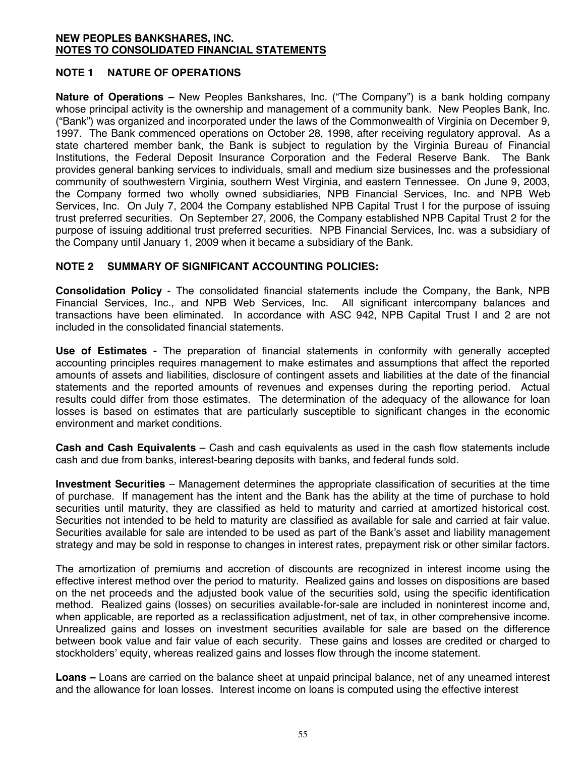**NEW PEOPLES BANKSHARES, INC.**
**NOTES TO CONSOLIDATED FINANCIAL STATEMENTS**

## NOTE 1 NATURE OF OPERATIONS

**Nature of Operations –** New Peoples Bankshares, Inc. ("The Company") is a bank holding company whose principal activity is the ownership and management of a community bank. New Peoples Bank, Inc. ("Bank") was organized and incorporated under the laws of the Commonwealth of Virginia on December 9, 1997. The Bank commenced operations on October 28, 1998, after receiving regulatory approval. As a state chartered member bank, the Bank is subject to regulation by the Virginia Bureau of Financial Institutions, the Federal Deposit Insurance Corporation and the Federal Reserve Bank. The Bank provides general banking services to individuals, small and medium size businesses and the professional community of southwestern Virginia, southern West Virginia, and eastern Tennessee. On June 9, 2003, the Company formed two wholly owned subsidiaries, NPB Financial Services, Inc. and NPB Web Services, Inc. On July 7, 2004 the Company established NPB Capital Trust I for the purpose of issuing trust preferred securities. On September 27, 2006, the Company established NPB Capital Trust 2 for the purpose of issuing additional trust preferred securities. NPB Financial Services, Inc. was a subsidiary of the Company until January 1, 2009 when it became a subsidiary of the Bank.

## NOTE 2 SUMMARY OF SIGNIFICANT ACCOUNTING POLICIES:

**Consolidation Policy** - The consolidated financial statements include the Company, the Bank, NPB Financial Services, Inc., and NPB Web Services, Inc. All significant intercompany balances and transactions have been eliminated. In accordance with ASC 942, NPB Capital Trust I and 2 are not included in the consolidated financial statements.

**Use of Estimates -** The preparation of financial statements in conformity with generally accepted accounting principles requires management to make estimates and assumptions that affect the reported amounts of assets and liabilities, disclosure of contingent assets and liabilities at the date of the financial statements and the reported amounts of revenues and expenses during the reporting period. Actual results could differ from those estimates. The determination of the adequacy of the allowance for loan losses is based on estimates that are particularly susceptible to significant changes in the economic environment and market conditions.

**Cash and Cash Equivalents** – Cash and cash equivalents as used in the cash flow statements include cash and due from banks, interest-bearing deposits with banks, and federal funds sold.

**Investment Securities** – Management determines the appropriate classification of securities at the time of purchase. If management has the intent and the Bank has the ability at the time of purchase to hold securities until maturity, they are classified as held to maturity and carried at amortized historical cost. Securities not intended to be held to maturity are classified as available for sale and carried at fair value. Securities available for sale are intended to be used as part of the Bank's asset and liability management strategy and may be sold in response to changes in interest rates, prepayment risk or other similar factors.

The amortization of premiums and accretion of discounts are recognized in interest income using the effective interest method over the period to maturity. Realized gains and losses on dispositions are based on the net proceeds and the adjusted book value of the securities sold, using the specific identification method. Realized gains (losses) on securities available-for-sale are included in noninterest income and, when applicable, are reported as a reclassification adjustment, net of tax, in other comprehensive income. Unrealized gains and losses on investment securities available for sale are based on the difference between book value and fair value of each security. These gains and losses are credited or charged to stockholders' equity, whereas realized gains and losses flow through the income statement.

**Loans –** Loans are carried on the balance sheet at unpaid principal balance, net of any unearned interest and the allowance for loan losses. Interest income on loans is computed using the effective interest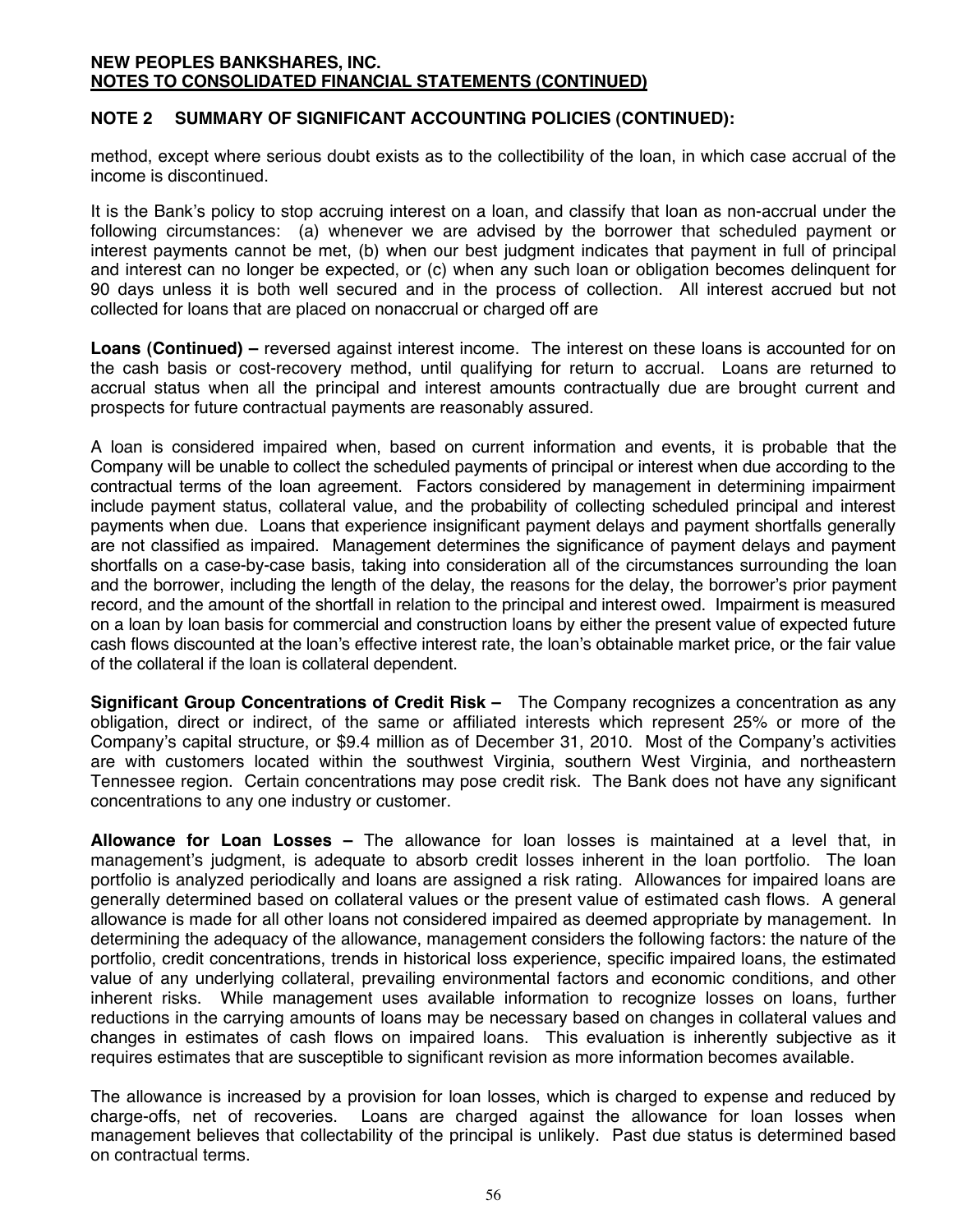**NEW PEOPLES BANKSHARES, INC.**
**NOTES TO CONSOLIDATED FINANCIAL STATEMENTS (CONTINUED)**

## NOTE 2 SUMMARY OF SIGNIFICANT ACCOUNTING POLICIES (CONTINUED):

method, except where serious doubt exists as to the collectibility of the loan, in which case accrual of the income is discontinued.

It is the Bank's policy to stop accruing interest on a loan, and classify that loan as non-accrual under the following circumstances: (a) whenever we are advised by the borrower that scheduled payment or interest payments cannot be met, (b) when our best judgment indicates that payment in full of principal and interest can no longer be expected, or (c) when any such loan or obligation becomes delinquent for 90 days unless it is both well secured and in the process of collection. All interest accrued but not collected for loans that are placed on nonaccrual or charged off are

**Loans (Continued) –** reversed against interest income. The interest on these loans is accounted for on the cash basis or cost-recovery method, until qualifying for return to accrual. Loans are returned to accrual status when all the principal and interest amounts contractually due are brought current and prospects for future contractual payments are reasonably assured.

A loan is considered impaired when, based on current information and events, it is probable that the Company will be unable to collect the scheduled payments of principal or interest when due according to the contractual terms of the loan agreement. Factors considered by management in determining impairment include payment status, collateral value, and the probability of collecting scheduled principal and interest payments when due. Loans that experience insignificant payment delays and payment shortfalls generally are not classified as impaired. Management determines the significance of payment delays and payment shortfalls on a case-by-case basis, taking into consideration all of the circumstances surrounding the loan and the borrower, including the length of the delay, the reasons for the delay, the borrower's prior payment record, and the amount of the shortfall in relation to the principal and interest owed. Impairment is measured on a loan by loan basis for commercial and construction loans by either the present value of expected future cash flows discounted at the loan's effective interest rate, the loan's obtainable market price, or the fair value of the collateral if the loan is collateral dependent.

**Significant Group Concentrations of Credit Risk –** The Company recognizes a concentration as any obligation, direct or indirect, of the same or affiliated interests which represent 25% or more of the Company's capital structure, or \$9.4 million as of December 31, 2010. Most of the Company's activities are with customers located within the southwest Virginia, southern West Virginia, and northeastern Tennessee region. Certain concentrations may pose credit risk. The Bank does not have any significant concentrations to any one industry or customer.

**Allowance for Loan Losses –** The allowance for loan losses is maintained at a level that, in management's judgment, is adequate to absorb credit losses inherent in the loan portfolio. The loan portfolio is analyzed periodically and loans are assigned a risk rating. Allowances for impaired loans are generally determined based on collateral values or the present value of estimated cash flows. A general allowance is made for all other loans not considered impaired as deemed appropriate by management. In determining the adequacy of the allowance, management considers the following factors: the nature of the portfolio, credit concentrations, trends in historical loss experience, specific impaired loans, the estimated value of any underlying collateral, prevailing environmental factors and economic conditions, and other inherent risks. While management uses available information to recognize losses on loans, further reductions in the carrying amounts of loans may be necessary based on changes in collateral values and changes in estimates of cash flows on impaired loans. This evaluation is inherently subjective as it requires estimates that are susceptible to significant revision as more information becomes available.

The allowance is increased by a provision for loan losses, which is charged to expense and reduced by charge-offs, net of recoveries. Loans are charged against the allowance for loan losses when management believes that collectability of the principal is unlikely. Past due status is determined based on contractual terms.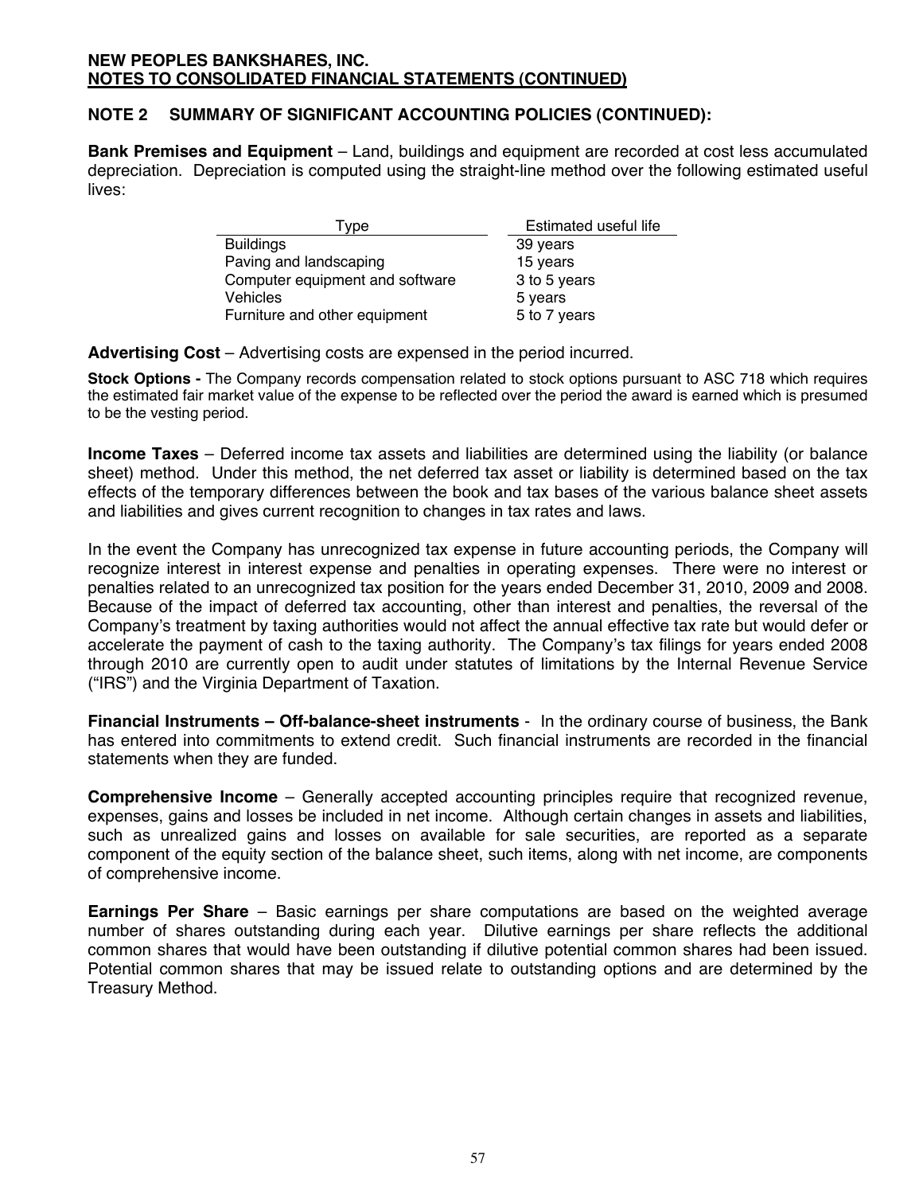**NEW PEOPLES BANKSHARES, INC.**
**NOTES TO CONSOLIDATED FINANCIAL STATEMENTS (CONTINUED)**

## NOTE 2 SUMMARY OF SIGNIFICANT ACCOUNTING POLICIES (CONTINUED):

**Bank Premises and Equipment** – Land, buildings and equipment are recorded at cost less accumulated depreciation. Depreciation is computed using the straight-line method over the following estimated useful lives:

| Type | Estimated useful life |
|---|---|
| Buildings | 39 years |
| Paving and landscaping | 15 years |
| Computer equipment and software | 3 to 5 years |
| Vehicles | 5 years |
| Furniture and other equipment | 5 to 7 years |

**Advertising Cost** – Advertising costs are expensed in the period incurred.

**Stock Options -** The Company records compensation related to stock options pursuant to ASC 718 which requires the estimated fair market value of the expense to be reflected over the period the award is earned which is presumed to be the vesting period.

**Income Taxes** – Deferred income tax assets and liabilities are determined using the liability (or balance sheet) method. Under this method, the net deferred tax asset or liability is determined based on the tax effects of the temporary differences between the book and tax bases of the various balance sheet assets and liabilities and gives current recognition to changes in tax rates and laws.

In the event the Company has unrecognized tax expense in future accounting periods, the Company will recognize interest in interest expense and penalties in operating expenses. There were no interest or penalties related to an unrecognized tax position for the years ended December 31, 2010, 2009 and 2008. Because of the impact of deferred tax accounting, other than interest and penalties, the reversal of the Company's treatment by taxing authorities would not affect the annual effective tax rate but would defer or accelerate the payment of cash to the taxing authority. The Company's tax filings for years ended 2008 through 2010 are currently open to audit under statutes of limitations by the Internal Revenue Service ("IRS") and the Virginia Department of Taxation.

**Financial Instruments – Off-balance-sheet instruments** - In the ordinary course of business, the Bank has entered into commitments to extend credit. Such financial instruments are recorded in the financial statements when they are funded.

**Comprehensive Income** – Generally accepted accounting principles require that recognized revenue, expenses, gains and losses be included in net income. Although certain changes in assets and liabilities, such as unrealized gains and losses on available for sale securities, are reported as a separate component of the equity section of the balance sheet, such items, along with net income, are components of comprehensive income.

**Earnings Per Share** – Basic earnings per share computations are based on the weighted average number of shares outstanding during each year. Dilutive earnings per share reflects the additional common shares that would have been outstanding if dilutive potential common shares had been issued. Potential common shares that may be issued relate to outstanding options and are determined by the Treasury Method.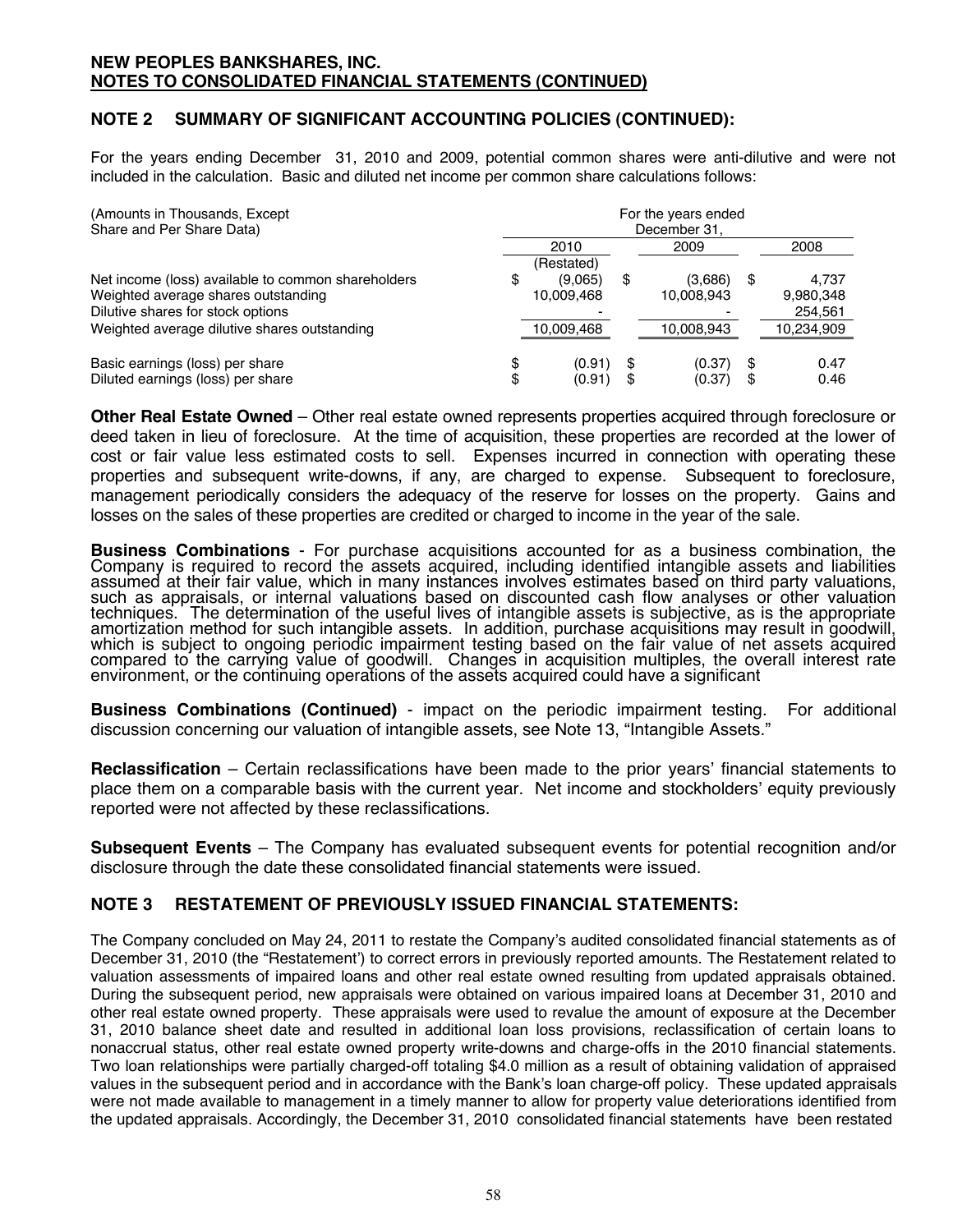**NEW PEOPLES BANKSHARES, INC.**
**NOTES TO CONSOLIDATED FINANCIAL STATEMENTS (CONTINUED)**

## NOTE 2 SUMMARY OF SIGNIFICANT ACCOUNTING POLICIES (CONTINUED):

For the years ending December 31, 2010 and 2009, potential common shares were anti-dilutive and were not included in the calculation. Basic and diluted net income per common share calculations follows:

| (Amounts in Thousands, Except Share and Per Share Data) | For the years ended December 31, | | |
|---|---|---|---|
| | 2010 (Restated) | 2009 | 2008 |
| Net income (loss) available to common shareholders | $ (9,065) | $ (3,686) | $ 4,737 |
| Weighted average shares outstanding | 10,009,468 | 10,008,943 | 9,980,348 |
| Dilutive shares for stock options | - | - | 254,561 |
| Weighted average dilutive shares outstanding | 10,009,468 | 10,008,943 | 10,234,909 |
| Basic earnings (loss) per share | $ (0.91) | $ (0.37) | $ 0.47 |
| Diluted earnings (loss) per share | $ (0.91) | $ (0.37) | $ 0.46 |

**Other Real Estate Owned** – Other real estate owned represents properties acquired through foreclosure or deed taken in lieu of foreclosure. At the time of acquisition, these properties are recorded at the lower of cost or fair value less estimated costs to sell. Expenses incurred in connection with operating these properties and subsequent write-downs, if any, are charged to expense. Subsequent to foreclosure, management periodically considers the adequacy of the reserve for losses on the property. Gains and losses on the sales of these properties are credited or charged to income in the year of the sale.

**Business Combinations** - For purchase acquisitions accounted for as a business combination, the Company is required to record the assets acquired, including identified intangible assets and liabilities assumed at their fair value, which in many instances involves estimates based on third party valuations, such as appraisals, or internal valuations based on discounted cash flow analyses or other valuation techniques. The determination of the useful lives of intangible assets is subjective, as is the appropriate amortization method for such intangible assets. In addition, purchase acquisitions may result in goodwill, which is subject to ongoing periodic impairment testing based on the fair value of net assets acquired compared to the carrying value of goodwill. Changes in acquisition multiples, the overall interest rate environment, or the continuing operations of the assets acquired could have a significant

**Business Combinations (Continued)** - impact on the periodic impairment testing. For additional discussion concerning our valuation of intangible assets, see Note 13, "Intangible Assets."

**Reclassification** – Certain reclassifications have been made to the prior years' financial statements to place them on a comparable basis with the current year. Net income and stockholders' equity previously reported were not affected by these reclassifications.

**Subsequent Events** – The Company has evaluated subsequent events for potential recognition and/or disclosure through the date these consolidated financial statements were issued.

## NOTE 3 RESTATEMENT OF PREVIOUSLY ISSUED FINANCIAL STATEMENTS:

The Company concluded on May 24, 2011 to restate the Company's audited consolidated financial statements as of December 31, 2010 (the "Restatement') to correct errors in previously reported amounts. The Restatement related to valuation assessments of impaired loans and other real estate owned resulting from updated appraisals obtained. During the subsequent period, new appraisals were obtained on various impaired loans at December 31, 2010 and other real estate owned property. These appraisals were used to revalue the amount of exposure at the December 31, 2010 balance sheet date and resulted in additional loan loss provisions, reclassification of certain loans to nonaccrual status, other real estate owned property write-downs and charge-offs in the 2010 financial statements. Two loan relationships were partially charged-off totaling $4.0 million as a result of obtaining validation of appraised values in the subsequent period and in accordance with the Bank's loan charge-off policy. These updated appraisals were not made available to management in a timely manner to allow for property value deteriorations identified from the updated appraisals. Accordingly, the December 31, 2010 consolidated financial statements have been restated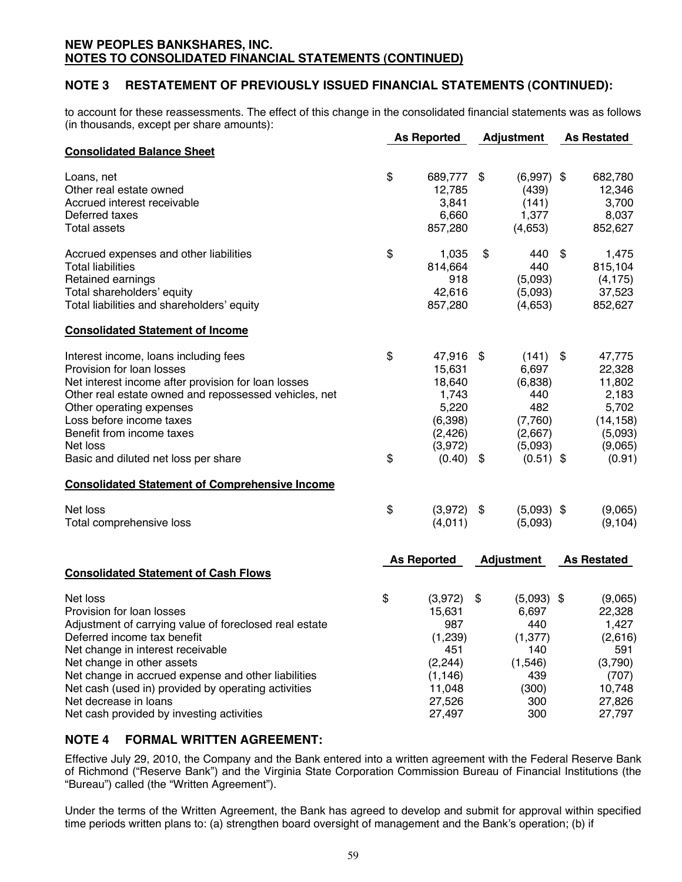**NEW PEOPLES BANKSHARES, INC.**
**NOTES TO CONSOLIDATED FINANCIAL STATEMENTS (CONTINUED)**

## NOTE 3 RESTATEMENT OF PREVIOUSLY ISSUED FINANCIAL STATEMENTS (CONTINUED):

to account for these reassessments. The effect of this change in the consolidated financial statements was as follows (in thousands, except per share amounts):

| | As Reported | Adjustment | As Restated |
|---|---|---|---|
| **Consolidated Balance Sheet** | | | |
| Loans, net | $ 689,777 | $ (6,997) | $ 682,780 |
| Other real estate owned | 12,785 | (439) | 12,346 |
| Accrued interest receivable | 3,841 | (141) | 3,700 |
| Deferred taxes | 6,660 | 1,377 | 8,037 |
| Total assets | 857,280 | (4,653) | 852,627 |
| Accrued expenses and other liabilities | $ 1,035 | $ 440 | $ 1,475 |
| Total liabilities | 814,664 | 440 | 815,104 |
| Retained earnings | 918 | (5,093) | (4,175) |
| Total shareholders' equity | 42,616 | (5,093) | 37,523 |
| Total liabilities and shareholders' equity | 857,280 | (4,653) | 852,627 |
| **Consolidated Statement of Income** | | | |
| Interest income, loans including fees | $ 47,916 | $ (141) | $ 47,775 |
| Provision for loan losses | 15,631 | 6,697 | 22,328 |
| Net interest income after provision for loan losses | 18,640 | (6,838) | 11,802 |
| Other real estate owned and repossessed vehicles, net | 1,743 | 440 | 2,183 |
| Other operating expenses | 5,220 | 482 | 5,702 |
| Loss before income taxes | (6,398) | (7,760) | (14,158) |
| Benefit from income taxes | (2,426) | (2,667) | (5,093) |
| Net loss | (3,972) | (5,093) | (9,065) |
| Basic and diluted net loss per share | $ (0.40) | $ (0.51) | $ (0.91) |
| **Consolidated Statement of Comprehensive Income** | | | |
| Net loss | $ (3,972) | $ (5,093) | $ (9,065) |
| Total comprehensive loss | (4,011) | (5,093) | (9,104) |

| | As Reported | Adjustment | As Restated |
|---|---|---|---|
| **Consolidated Statement of Cash Flows** | | | |
| Net loss | $ (3,972) | $ (5,093) | $ (9,065) |
| Provision for loan losses | 15,631 | 6,697 | 22,328 |
| Adjustment of carrying value of foreclosed real estate | 987 | 440 | 1,427 |
| Deferred income tax benefit | (1,239) | (1,377) | (2,616) |
| Net change in interest receivable | 451 | 140 | 591 |
| Net change in other assets | (2,244) | (1,546) | (3,790) |
| Net change in accrued expense and other liabilities | (1,146) | 439 | (707) |
| Net cash (used in) provided by operating activities | 11,048 | (300) | 10,748 |
| Net decrease in loans | 27,526 | 300 | 27,826 |
| Net cash provided by investing activities | 27,497 | 300 | 27,797 |

## NOTE 4 FORMAL WRITTEN AGREEMENT:

Effective July 29, 2010, the Company and the Bank entered into a written agreement with the Federal Reserve Bank of Richmond ("Reserve Bank") and the Virginia State Corporation Commission Bureau of Financial Institutions (the "Bureau") called (the "Written Agreement").

Under the terms of the Written Agreement, the Bank has agreed to develop and submit for approval within specified time periods written plans to: (a) strengthen board oversight of management and the Bank's operation; (b) if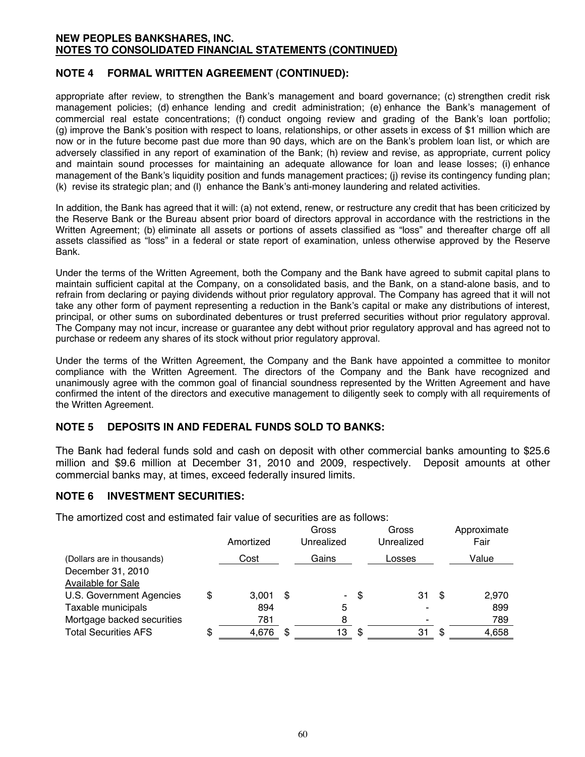**NEW PEOPLES BANKSHARES, INC.**
**NOTES TO CONSOLIDATED FINANCIAL STATEMENTS (CONTINUED)**

## NOTE 4 FORMAL WRITTEN AGREEMENT (CONTINUED):

appropriate after review, to strengthen the Bank's management and board governance; (c) strengthen credit risk management policies; (d) enhance lending and credit administration; (e) enhance the Bank's management of commercial real estate concentrations; (f) conduct ongoing review and grading of the Bank's loan portfolio; (g) improve the Bank's position with respect to loans, relationships, or other assets in excess of $1 million which are now or in the future become past due more than 90 days, which are on the Bank's problem loan list, or which are adversely classified in any report of examination of the Bank; (h) review and revise, as appropriate, current policy and maintain sound processes for maintaining an adequate allowance for loan and lease losses; (i) enhance management of the Bank's liquidity position and funds management practices; (j) revise its contingency funding plan; (k) revise its strategic plan; and (l) enhance the Bank's anti-money laundering and related activities.

In addition, the Bank has agreed that it will: (a) not extend, renew, or restructure any credit that has been criticized by the Reserve Bank or the Bureau absent prior board of directors approval in accordance with the restrictions in the Written Agreement; (b) eliminate all assets or portions of assets classified as "loss" and thereafter charge off all assets classified as "loss" in a federal or state report of examination, unless otherwise approved by the Reserve Bank.

Under the terms of the Written Agreement, both the Company and the Bank have agreed to submit capital plans to maintain sufficient capital at the Company, on a consolidated basis, and the Bank, on a stand-alone basis, and to refrain from declaring or paying dividends without prior regulatory approval. The Company has agreed that it will not take any other form of payment representing a reduction in the Bank's capital or make any distributions of interest, principal, or other sums on subordinated debentures or trust preferred securities without prior regulatory approval. The Company may not incur, increase or guarantee any debt without prior regulatory approval and has agreed not to purchase or redeem any shares of its stock without prior regulatory approval.

Under the terms of the Written Agreement, the Company and the Bank have appointed a committee to monitor compliance with the Written Agreement. The directors of the Company and the Bank have recognized and unanimously agree with the common goal of financial soundness represented by the Written Agreement and have confirmed the intent of the directors and executive management to diligently seek to comply with all requirements of the Written Agreement.

## NOTE 5 DEPOSITS IN AND FEDERAL FUNDS SOLD TO BANKS:

The Bank had federal funds sold and cash on deposit with other commercial banks amounting to $25.6 million and $9.6 million at December 31, 2010 and 2009, respectively. Deposit amounts at other commercial banks may, at times, exceed federally insured limits.

## NOTE 6 INVESTMENT SECURITIES:

The amortized cost and estimated fair value of securities are as follows:

| (Dollars are in thousands) | Amortized Cost | Gross Unrealized Gains | Gross Unrealized Losses | Approximate Fair Value |
|---|---|---|---|---|
| December 31, 2010 | | | | |
| Available for Sale | | | | |
| U.S. Government Agencies | $ 3,001 | $ - | $ 31 | $ 2,970 |
| Taxable municipals | 894 | 5 | - | 899 |
| Mortgage backed securities | 781 | 8 | - | 789 |
| Total Securities AFS | $ 4,676 | $ 13 | $ 31 | $ 4,658 |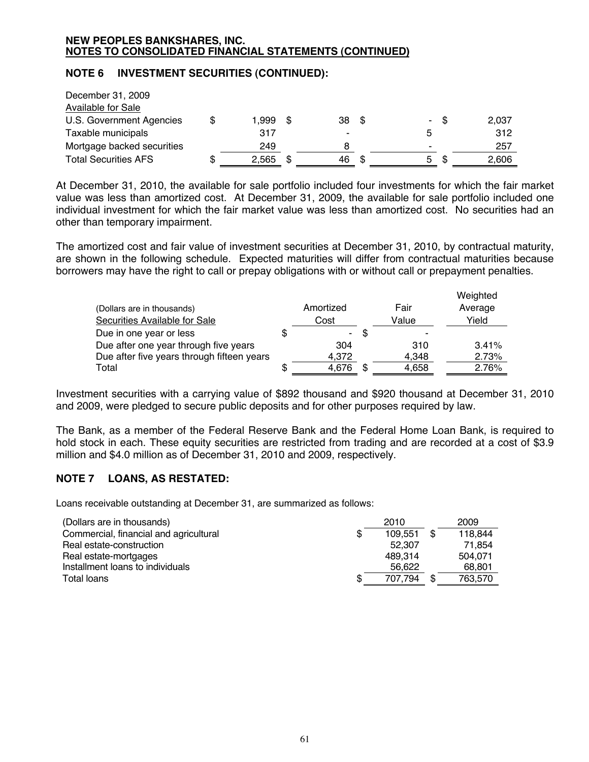NEW PEOPLES BANKSHARES, INC.
**NOTES TO CONSOLIDATED FINANCIAL STATEMENTS (CONTINUED)**

## NOTE 6 INVESTMENT SECURITIES (CONTINUED):

| December 31, 2009 | | | | |
|---|---|---|---|---|
| Available for Sale | | | | |
| U.S. Government Agencies | $ 1,999 | $ 38 | $ - | $ 2,037 |
| Taxable municipals | 317 | - | 5 | 312 |
| Mortgage backed securities | 249 | 8 | - | 257 |
| Total Securities AFS | $ 2,565 | $ 46 | $ 5 | $ 2,606 |

At December 31, 2010, the available for sale portfolio included four investments for which the fair market value was less than amortized cost. At December 31, 2009, the available for sale portfolio included one individual investment for which the fair market value was less than amortized cost. No securities had an other than temporary impairment.

The amortized cost and fair value of investment securities at December 31, 2010, by contractual maturity, are shown in the following schedule. Expected maturities will differ from contractual maturities because borrowers may have the right to call or prepay obligations with or without call or prepayment penalties.

| (Dollars are in thousands)<br>Securities Available for Sale | Amortized Cost | Fair Value | Weighted Average Yield |
|---|---|---|---|
| Due in one year or less | $ - | $ - | |
| Due after one year through five years | 304 | 310 | 3.41% |
| Due after five years through fifteen years | 4,372 | 4,348 | 2.73% |
| Total | $ 4,676 | $ 4,658 | 2.76% |

Investment securities with a carrying value of $892 thousand and $920 thousand at December 31, 2010 and 2009, were pledged to secure public deposits and for other purposes required by law.

The Bank, as a member of the Federal Reserve Bank and the Federal Home Loan Bank, is required to hold stock in each. These equity securities are restricted from trading and are recorded at a cost of $3.9 million and $4.0 million as of December 31, 2010 and 2009, respectively.

## NOTE 7 LOANS, AS RESTATED:

Loans receivable outstanding at December 31, are summarized as follows:

| (Dollars are in thousands) | 2010 | 2009 |
|---|---|---|
| Commercial, financial and agricultural | $ 109,551 | $ 118,844 |
| Real estate-construction | 52,307 | 71,854 |
| Real estate-mortgages | 489,314 | 504,071 |
| Installment loans to individuals | 56,622 | 68,801 |
| Total loans | $ 707,794 | $ 763,570 |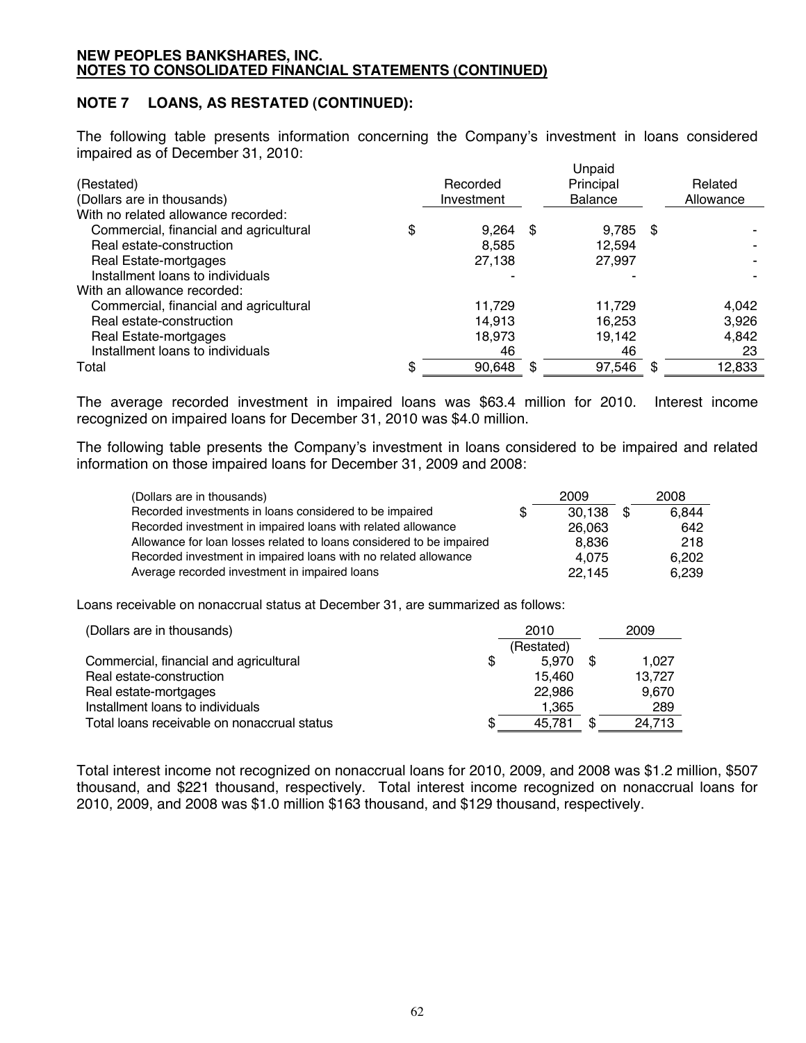**NEW PEOPLES BANKSHARES, INC.**
**NOTES TO CONSOLIDATED FINANCIAL STATEMENTS (CONTINUED)**

## NOTE 7 LOANS, AS RESTATED (CONTINUED):

The following table presents information concerning the Company's investment in loans considered impaired as of December 31, 2010:

| (Restated)<br>(Dollars are in thousands) | Recorded Investment | Unpaid Principal Balance | Related Allowance |
|---|---|---|---|
| With no related allowance recorded: | | | |
| Commercial, financial and agricultural | $ 9,264 | $ 9,785 | $ - |
| Real estate-construction | 8,585 | 12,594 | - |
| Real Estate-mortgages | 27,138 | 27,997 | - |
| Installment loans to individuals | - | - | - |
| With an allowance recorded: | | | |
| Commercial, financial and agricultural | 11,729 | 11,729 | 4,042 |
| Real estate-construction | 14,913 | 16,253 | 3,926 |
| Real Estate-mortgages | 18,973 | 19,142 | 4,842 |
| Installment loans to individuals | 46 | 46 | 23 |
| Total | $ 90,648 | $ 97,546 | $ 12,833 |

The average recorded investment in impaired loans was $63.4 million for 2010. Interest income recognized on impaired loans for December 31, 2010 was $4.0 million.

The following table presents the Company's investment in loans considered to be impaired and related information on those impaired loans for December 31, 2009 and 2008:

| (Dollars are in thousands) | 2009 | 2008 |
|---|---|---|
| Recorded investments in loans considered to be impaired | $ 30,138 | $ 6,844 |
| Recorded investment in impaired loans with related allowance | 26,063 | 642 |
| Allowance for loan losses related to loans considered to be impaired | 8,836 | 218 |
| Recorded investment in impaired loans with no related allowance | 4,075 | 6,202 |
| Average recorded investment in impaired loans | 22,145 | 6,239 |

Loans receivable on nonaccrual status at December 31, are summarized as follows:

| (Dollars are in thousands) | 2010<br>(Restated) | 2009 |
|---|---|---|
| Commercial, financial and agricultural | $ 5,970 | $ 1,027 |
| Real estate-construction | 15,460 | 13,727 |
| Real estate-mortgages | 22,986 | 9,670 |
| Installment loans to individuals | 1,365 | 289 |
| Total loans receivable on nonaccrual status | $ 45,781 | $ 24,713 |

Total interest income not recognized on nonaccrual loans for 2010, 2009, and 2008 was $1.2 million, $507 thousand, and $221 thousand, respectively. Total interest income recognized on nonaccrual loans for 2010, 2009, and 2008 was $1.0 million $163 thousand, and $129 thousand, respectively.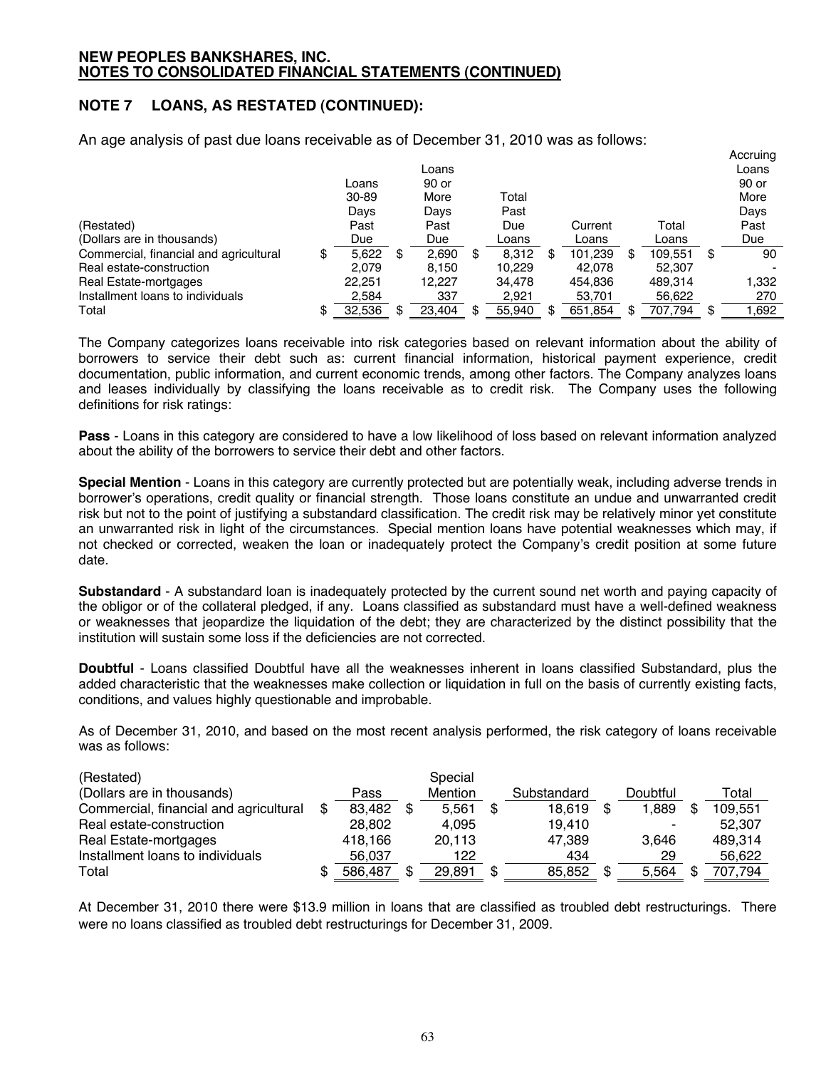**NEW PEOPLES BANKSHARES, INC.**
**NOTES TO CONSOLIDATED FINANCIAL STATEMENTS (CONTINUED)**

## NOTE 7 LOANS, AS RESTATED (CONTINUED):

An age analysis of past due loans receivable as of December 31, 2010 was as follows:

| (Restated)<br>(Dollars are in thousands) | Loans 30-89 Days Past Due | Loans 90 or More Days Past Due | Total Past Due Loans | Current Loans | Total Loans | Accruing Loans 90 or More Days Past Due |
|---|---|---|---|---|---|---|
| Commercial, financial and agricultural | $ 5,622 | $ 2,690 | $ 8,312 | $ 101,239 | $ 109,551 | $ 90 |
| Real estate-construction | 2,079 | 8,150 | 10,229 | 42,078 | 52,307 | - |
| Real Estate-mortgages | 22,251 | 12,227 | 34,478 | 454,836 | 489,314 | 1,332 |
| Installment loans to individuals | 2,584 | 337 | 2,921 | 53,701 | 56,622 | 270 |
| Total | $ 32,536 | $ 23,404 | $ 55,940 | $ 651,854 | $ 707,794 | $ 1,692 |

The Company categorizes loans receivable into risk categories based on relevant information about the ability of borrowers to service their debt such as: current financial information, historical payment experience, credit documentation, public information, and current economic trends, among other factors. The Company analyzes loans and leases individually by classifying the loans receivable as to credit risk. The Company uses the following definitions for risk ratings:

**Pass** - Loans in this category are considered to have a low likelihood of loss based on relevant information analyzed about the ability of the borrowers to service their debt and other factors.

**Special Mention** - Loans in this category are currently protected but are potentially weak, including adverse trends in borrower's operations, credit quality or financial strength. Those loans constitute an undue and unwarranted credit risk but not to the point of justifying a substandard classification. The credit risk may be relatively minor yet constitute an unwarranted risk in light of the circumstances. Special mention loans have potential weaknesses which may, if not checked or corrected, weaken the loan or inadequately protect the Company's credit position at some future date.

**Substandard** - A substandard loan is inadequately protected by the current sound net worth and paying capacity of the obligor or of the collateral pledged, if any. Loans classified as substandard must have a well-defined weakness or weaknesses that jeopardize the liquidation of the debt; they are characterized by the distinct possibility that the institution will sustain some loss if the deficiencies are not corrected.

**Doubtful** - Loans classified Doubtful have all the weaknesses inherent in loans classified Substandard, plus the added characteristic that the weaknesses make collection or liquidation in full on the basis of currently existing facts, conditions, and values highly questionable and improbable.

As of December 31, 2010, and based on the most recent analysis performed, the risk category of loans receivable was as follows:

| (Restated)<br>(Dollars are in thousands) | Pass | Special Mention | Substandard | Doubtful | Total |
|---|---|---|---|---|---|
| Commercial, financial and agricultural | $ 83,482 | $ 5,561 | $ 18,619 | $ 1,889 | $ 109,551 |
| Real estate-construction | 28,802 | 4,095 | 19,410 | - | 52,307 |
| Real Estate-mortgages | 418,166 | 20,113 | 47,389 | 3,646 | 489,314 |
| Installment loans to individuals | 56,037 | 122 | 434 | 29 | 56,622 |
| Total | $ 586,487 | $ 29,891 | $ 85,852 | $ 5,564 | $ 707,794 |

At December 31, 2010 there were $13.9 million in loans that are classified as troubled debt restructurings. There were no loans classified as troubled debt restructurings for December 31, 2009.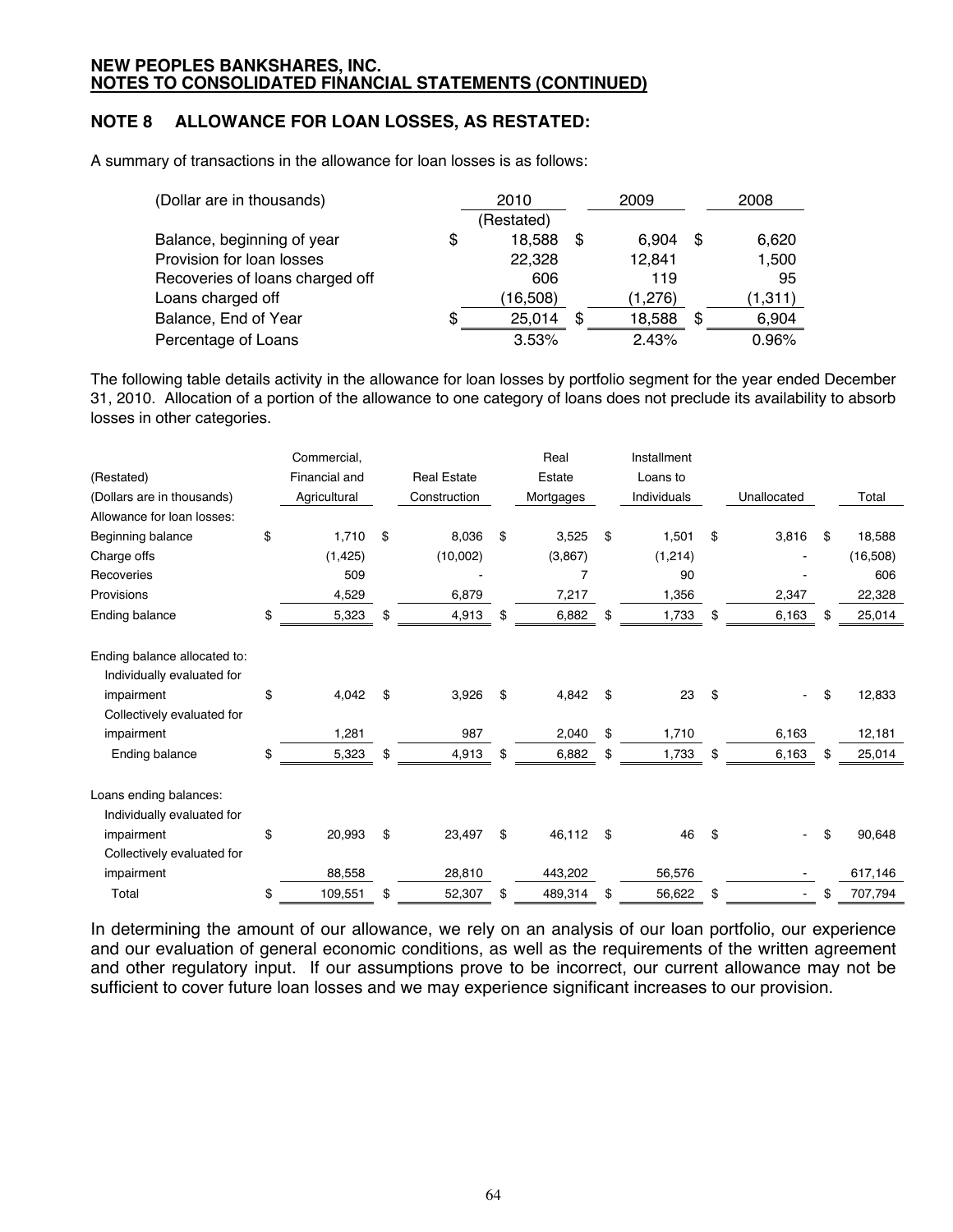**NEW PEOPLES BANKSHARES, INC.**
**NOTES TO CONSOLIDATED FINANCIAL STATEMENTS (CONTINUED)**

## NOTE 8 ALLOWANCE FOR LOAN LOSSES, AS RESTATED:

A summary of transactions in the allowance for loan losses is as follows:

| (Dollar are in thousands) | 2010 (Restated) | 2009 | 2008 |
|---|---|---|---|
| Balance, beginning of year | $ 18,588 | $ 6,904 | $ 6,620 |
| Provision for loan losses | 22,328 | 12,841 | 1,500 |
| Recoveries of loans charged off | 606 | 119 | 95 |
| Loans charged off | (16,508) | (1,276) | (1,311) |
| Balance, End of Year | $ 25,014 | $ 18,588 | $ 6,904 |
| Percentage of Loans | 3.53% | 2.43% | 0.96% |

The following table details activity in the allowance for loan losses by portfolio segment for the year ended December 31, 2010. Allocation of a portion of the allowance to one category of loans does not preclude its availability to absorb losses in other categories.

| (Restated) (Dollars are in thousands) | Commercial, Financial and Agricultural | Real Estate Construction | Real Estate Mortgages | Installment Loans to Individuals | Unallocated | Total |
|---|---|---|---|---|---|---|
| Allowance for loan losses: | | | | | | |
| Beginning balance | $ 1,710 | $ 8,036 | $ 3,525 | $ 1,501 | $ 3,816 | $ 18,588 |
| Charge offs | (1,425) | (10,002) | (3,867) | (1,214) | - | (16,508) |
| Recoveries | 509 | - | 7 | 90 | - | 606 |
| Provisions | 4,529 | 6,879 | 7,217 | 1,356 | 2,347 | 22,328 |
| Ending balance | $ 5,323 | $ 4,913 | $ 6,882 | $ 1,733 | $ 6,163 | $ 25,014 |
| Ending balance allocated to: | | | | | | |
| Individually evaluated for impairment | $ 4,042 | $ 3,926 | $ 4,842 | $ 23 | $ - | $ 12,833 |
| Collectively evaluated for impairment | 1,281 | 987 | 2,040 | $ 1,710 | 6,163 | 12,181 |
| Ending balance | $ 5,323 | $ 4,913 | $ 6,882 | $ 1,733 | $ 6,163 | $ 25,014 |
| Loans ending balances: | | | | | | |
| Individually evaluated for impairment | $ 20,993 | $ 23,497 | $ 46,112 | $ 46 | $ - | $ 90,648 |
| Collectively evaluated for impairment | 88,558 | 28,810 | 443,202 | 56,576 | - | 617,146 |
| Total | $ 109,551 | $ 52,307 | $ 489,314 | $ 56,622 | $ - | $ 707,794 |

In determining the amount of our allowance, we rely on an analysis of our loan portfolio, our experience and our evaluation of general economic conditions, as well as the requirements of the written agreement and other regulatory input. If our assumptions prove to be incorrect, our current allowance may not be sufficient to cover future loan losses and we may experience significant increases to our provision.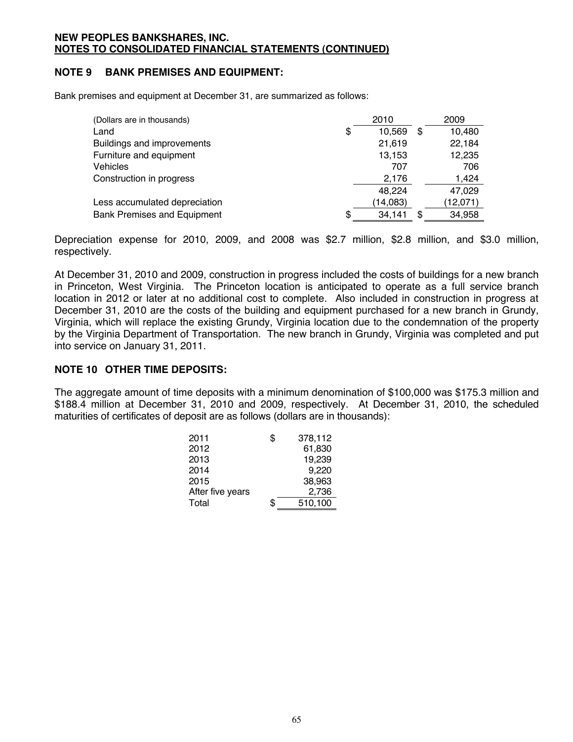**NEW PEOPLES BANKSHARES, INC.**
**NOTES TO CONSOLIDATED FINANCIAL STATEMENTS (CONTINUED)**

## NOTE 9 BANK PREMISES AND EQUIPMENT:

Bank premises and equipment at December 31, are summarized as follows:

| (Dollars are in thousands) | 2010 | 2009 |
|---|---|---|
| Land | $ 10,569 | $ 10,480 |
| Buildings and improvements | 21,619 | 22,184 |
| Furniture and equipment | 13,153 | 12,235 |
| Vehicles | 707 | 706 |
| Construction in progress | 2,176 | 1,424 |
| | 48,224 | 47,029 |
| Less accumulated depreciation | (14,083) | (12,071) |
| Bank Premises and Equipment | $ 34,141 | $ 34,958 |

Depreciation expense for 2010, 2009, and 2008 was $2.7 million, $2.8 million, and $3.0 million, respectively.

At December 31, 2010 and 2009, construction in progress included the costs of buildings for a new branch in Princeton, West Virginia. The Princeton location is anticipated to operate as a full service branch location in 2012 or later at no additional cost to complete. Also included in construction in progress at December 31, 2010 are the costs of the building and equipment purchased for a new branch in Grundy, Virginia, which will replace the existing Grundy, Virginia location due to the condemnation of the property by the Virginia Department of Transportation. The new branch in Grundy, Virginia was completed and put into service on January 31, 2011.

## NOTE 10 OTHER TIME DEPOSITS:

The aggregate amount of time deposits with a minimum denomination of $100,000 was $175.3 million and $188.4 million at December 31, 2010 and 2009, respectively. At December 31, 2010, the scheduled maturities of certificates of deposit are as follows (dollars are in thousands):

| | |
|---|---|
| 2011 | $ 378,112 |
| 2012 | 61,830 |
| 2013 | 19,239 |
| 2014 | 9,220 |
| 2015 | 38,963 |
| After five years | 2,736 |
| Total | $ 510,100 |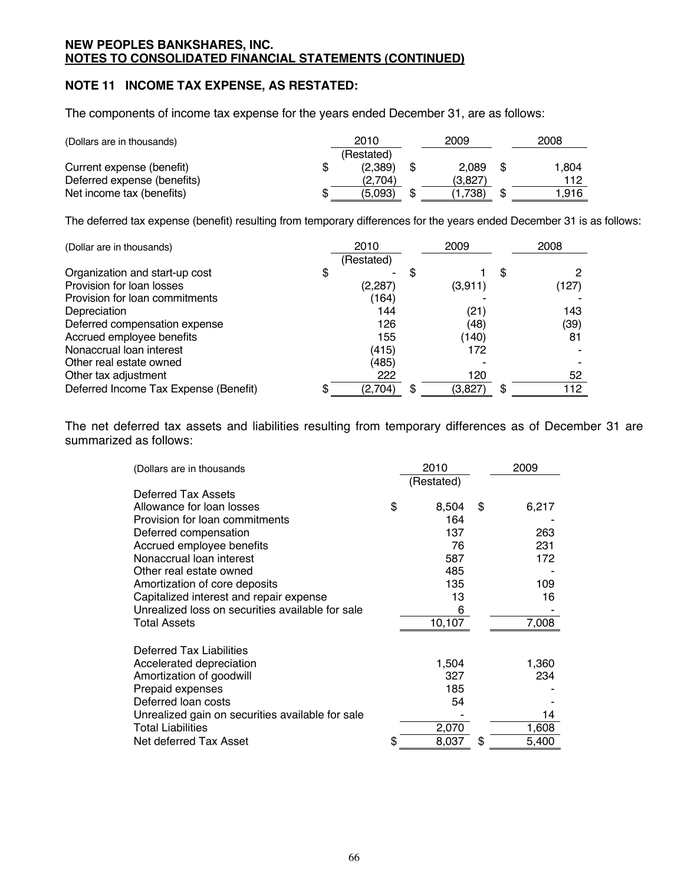**NEW PEOPLES BANKSHARES, INC.**
**NOTES TO CONSOLIDATED FINANCIAL STATEMENTS (CONTINUED)**

## NOTE 11 INCOME TAX EXPENSE, AS RESTATED:

The components of income tax expense for the years ended December 31, are as follows:

| (Dollars are in thousands) | 2010 (Restated) | 2009 | 2008 |
|---|---|---|---|
| Current expense (benefit) | $ (2,389) | $ 2,089 | $ 1,804 |
| Deferred expense (benefits) | (2,704) | (3,827) | 112 |
| Net income tax (benefits) | $ (5,093) | $ (1,738) | $ 1,916 |

The deferred tax expense (benefit) resulting from temporary differences for the years ended December 31 is as follows:

| (Dollar are in thousands) | 2010 (Restated) | 2009 | 2008 |
|---|---|---|---|
| Organization and start-up cost | $ - | $ 1 | $ 2 |
| Provision for loan losses | (2,287) | (3,911) | (127) |
| Provision for loan commitments | (164) | - | - |
| Depreciation | 144 | (21) | 143 |
| Deferred compensation expense | 126 | (48) | (39) |
| Accrued employee benefits | 155 | (140) | 81 |
| Nonaccrual loan interest | (415) | 172 | - |
| Other real estate owned | (485) | - | - |
| Other tax adjustment | 222 | 120 | 52 |
| Deferred Income Tax Expense (Benefit) | $ (2,704) | $ (3,827) | $ 112 |

The net deferred tax assets and liabilities resulting from temporary differences as of December 31 are summarized as follows:

| (Dollars are in thousands | 2010 (Restated) | 2009 |
|---|---|---|
| Deferred Tax Assets | | |
| Allowance for loan losses | $ 8,504 | $ 6,217 |
| Provision for loan commitments | 164 | - |
| Deferred compensation | 137 | 263 |
| Accrued employee benefits | 76 | 231 |
| Nonaccrual loan interest | 587 | 172 |
| Other real estate owned | 485 | - |
| Amortization of core deposits | 135 | 109 |
| Capitalized interest and repair expense | 13 | 16 |
| Unrealized loss on securities available for sale | 6 | - |
| Total Assets | 10,107 | 7,008 |
| Deferred Tax Liabilities | | |
| Accelerated depreciation | 1,504 | 1,360 |
| Amortization of goodwill | 327 | 234 |
| Prepaid expenses | 185 | - |
| Deferred loan costs | 54 | - |
| Unrealized gain on securities available for sale | - | 14 |
| Total Liabilities | 2,070 | 1,608 |
| Net deferred Tax Asset | $ 8,037 | $ 5,400 |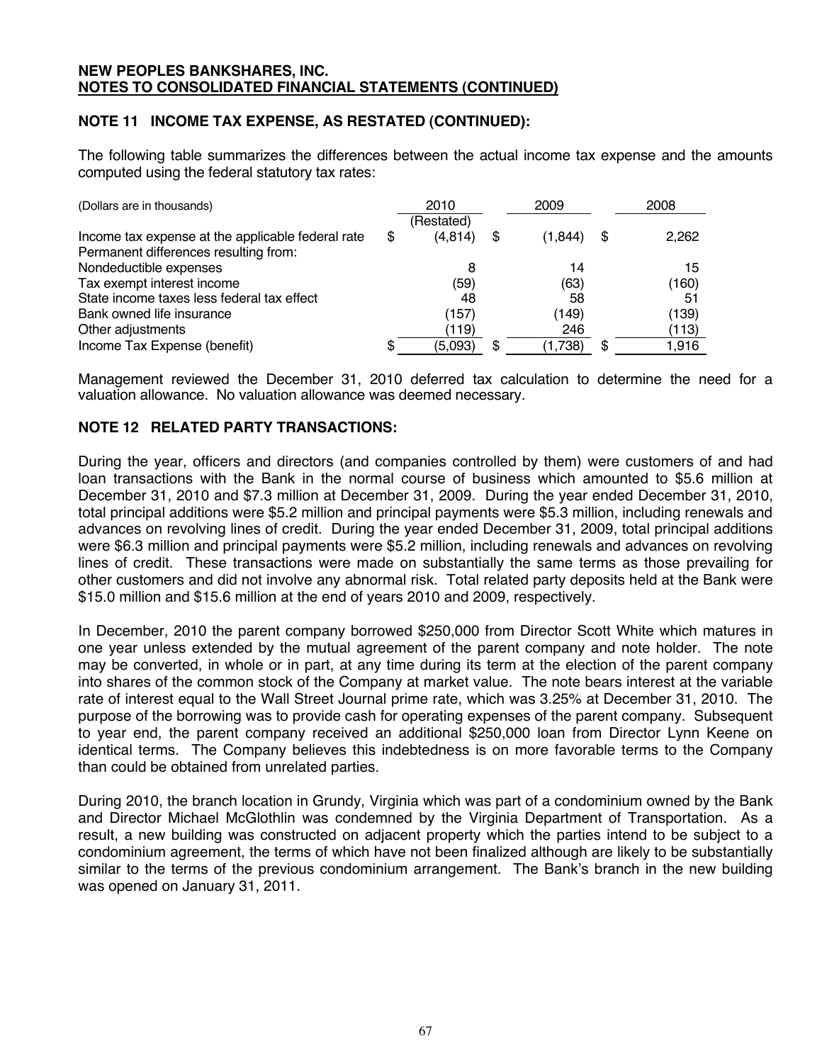**NEW PEOPLES BANKSHARES, INC.**
**NOTES TO CONSOLIDATED FINANCIAL STATEMENTS (CONTINUED)**

## NOTE 11 INCOME TAX EXPENSE, AS RESTATED (CONTINUED):

The following table summarizes the differences between the actual income tax expense and the amounts computed using the federal statutory tax rates:

| (Dollars are in thousands) | 2010 (Restated) | 2009 | 2008 |
|---|---|---|---|
| Income tax expense at the applicable federal rate | $ (4,814) | $ (1,844) | $ 2,262 |
| Permanent differences resulting from: | | | |
| Nondeductible expenses | 8 | 14 | 15 |
| Tax exempt interest income | (59) | (63) | (160) |
| State income taxes less federal tax effect | 48 | 58 | 51 |
| Bank owned life insurance | (157) | (149) | (139) |
| Other adjustments | (119) | 246 | (113) |
| Income Tax Expense (benefit) | $ (5,093) | $ (1,738) | $ 1,916 |

Management reviewed the December 31, 2010 deferred tax calculation to determine the need for a valuation allowance. No valuation allowance was deemed necessary.

## NOTE 12 RELATED PARTY TRANSACTIONS:

During the year, officers and directors (and companies controlled by them) were customers of and had loan transactions with the Bank in the normal course of business which amounted to $5.6 million at December 31, 2010 and $7.3 million at December 31, 2009. During the year ended December 31, 2010, total principal additions were $5.2 million and principal payments were $5.3 million, including renewals and advances on revolving lines of credit. During the year ended December 31, 2009, total principal additions were $6.3 million and principal payments were $5.2 million, including renewals and advances on revolving lines of credit. These transactions were made on substantially the same terms as those prevailing for other customers and did not involve any abnormal risk. Total related party deposits held at the Bank were $15.0 million and $15.6 million at the end of years 2010 and 2009, respectively.

In December, 2010 the parent company borrowed $250,000 from Director Scott White which matures in one year unless extended by the mutual agreement of the parent company and note holder. The note may be converted, in whole or in part, at any time during its term at the election of the parent company into shares of the common stock of the Company at market value. The note bears interest at the variable rate of interest equal to the Wall Street Journal prime rate, which was 3.25% at December 31, 2010. The purpose of the borrowing was to provide cash for operating expenses of the parent company. Subsequent to year end, the parent company received an additional $250,000 loan from Director Lynn Keene on identical terms. The Company believes this indebtedness is on more favorable terms to the Company than could be obtained from unrelated parties.

During 2010, the branch location in Grundy, Virginia which was part of a condominium owned by the Bank and Director Michael McGlothlin was condemned by the Virginia Department of Transportation. As a result, a new building was constructed on adjacent property which the parties intend to be subject to a condominium agreement, the terms of which have not been finalized although are likely to be substantially similar to the terms of the previous condominium arrangement. The Bank's branch in the new building was opened on January 31, 2011.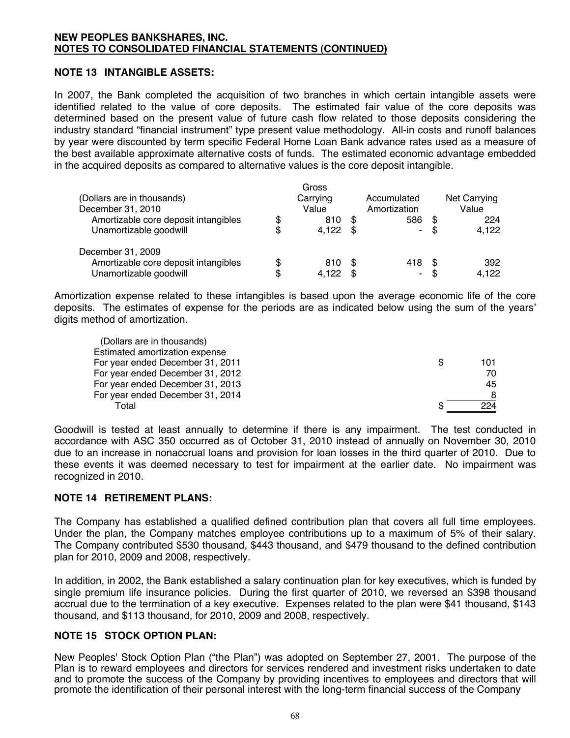**NEW PEOPLES BANKSHARES, INC.**
**NOTES TO CONSOLIDATED FINANCIAL STATEMENTS (CONTINUED)**

## NOTE 13 INTANGIBLE ASSETS:

In 2007, the Bank completed the acquisition of two branches in which certain intangible assets were identified related to the value of core deposits. The estimated fair value of the core deposits was determined based on the present value of future cash flow related to those deposits considering the industry standard "financial instrument" type present value methodology. All-in costs and runoff balances by year were discounted by term specific Federal Home Loan Bank advance rates used as a measure of the best available approximate alternative costs of funds. The estimated economic advantage embedded in the acquired deposits as compared to alternative values is the core deposit intangible.

| (Dollars are in thousands) | Gross Carrying Value | Accumulated Amortization | Net Carrying Value |
|---|---|---|---|
| December 31, 2010 | | | |
| Amortizable core deposit intangibles | $ 810 | $ 586 | $ 224 |
| Unamortizable goodwill | $ 4,122 | $ - | $ 4,122 |
| December 31, 2009 | | | |
| Amortizable core deposit intangibles | $ 810 | $ 418 | $ 392 |
| Unamortizable goodwill | $ 4,122 | $ - | $ 4,122 |

Amortization expense related to these intangibles is based upon the average economic life of the core deposits. The estimates of expense for the periods are as indicated below using the sum of the years' digits method of amortization.

| (Dollars are in thousands) | |
|---|---|
| Estimated amortization expense | |
| For year ended December 31, 2011 | $ 101 |
| For year ended December 31, 2012 | 70 |
| For year ended December 31, 2013 | 45 |
| For year ended December 31, 2014 | 8 |
| Total | $ 224 |

Goodwill is tested at least annually to determine if there is any impairment. The test conducted in accordance with ASC 350 occurred as of October 31, 2010 instead of annually on November 30, 2010 due to an increase in nonaccrual loans and provision for loan losses in the third quarter of 2010. Due to these events it was deemed necessary to test for impairment at the earlier date. No impairment was recognized in 2010.

## NOTE 14 RETIREMENT PLANS:

The Company has established a qualified defined contribution plan that covers all full time employees. Under the plan, the Company matches employee contributions up to a maximum of 5% of their salary. The Company contributed $530 thousand, $443 thousand, and $479 thousand to the defined contribution plan for 2010, 2009 and 2008, respectively.

In addition, in 2002, the Bank established a salary continuation plan for key executives, which is funded by single premium life insurance policies. During the first quarter of 2010, we reversed an $398 thousand accrual due to the termination of a key executive. Expenses related to the plan were $41 thousand, $143 thousand, and $113 thousand, for 2010, 2009 and 2008, respectively.

## NOTE 15 STOCK OPTION PLAN:

New Peoples' Stock Option Plan ("the Plan") was adopted on September 27, 2001. The purpose of the Plan is to reward employees and directors for services rendered and investment risks undertaken to date and to promote the success of the Company by providing incentives to employees and directors that will promote the identification of their personal interest with the long-term financial success of the Company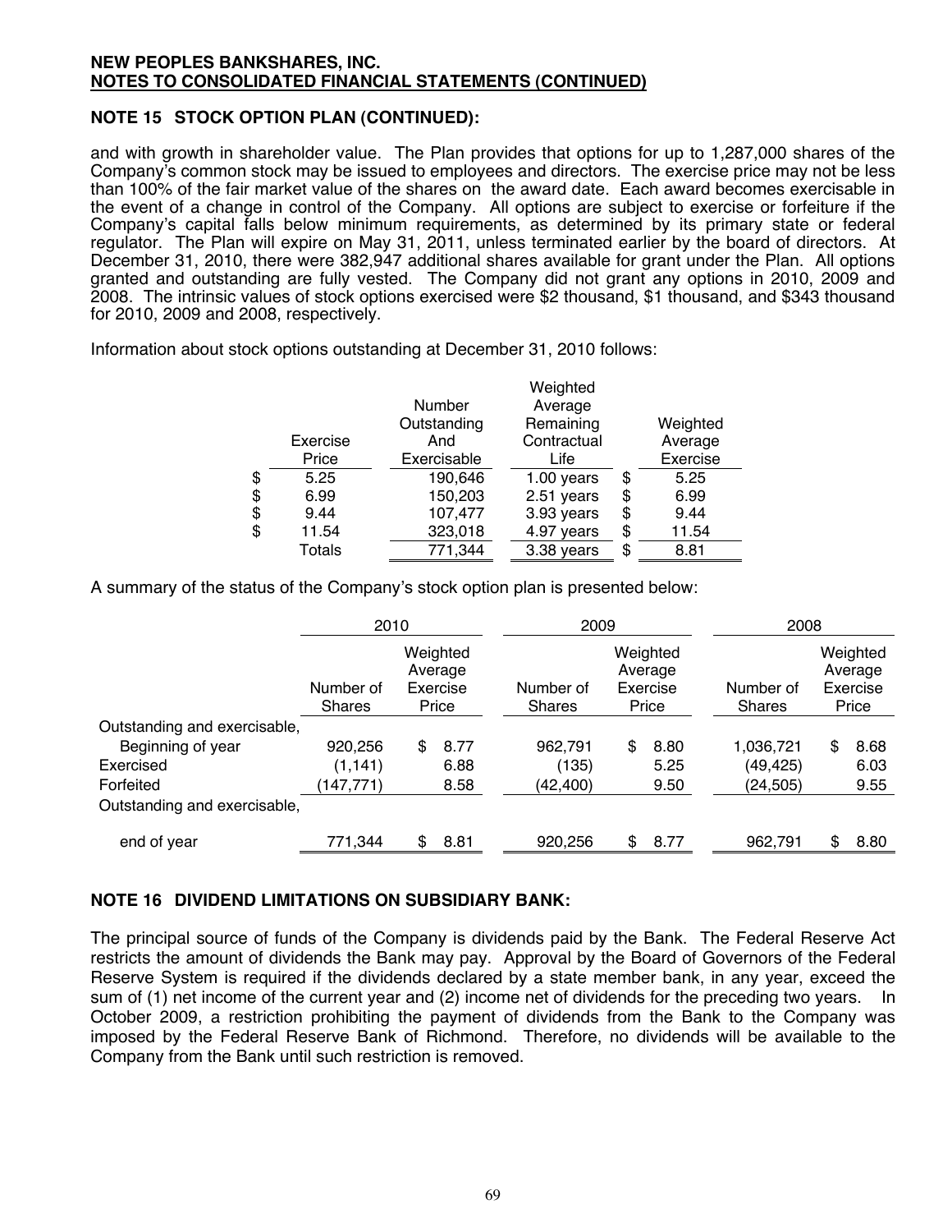**NEW PEOPLES BANKSHARES, INC.**
**NOTES TO CONSOLIDATED FINANCIAL STATEMENTS (CONTINUED)**

## NOTE 15 STOCK OPTION PLAN (CONTINUED):

and with growth in shareholder value. The Plan provides that options for up to 1,287,000 shares of the Company's common stock may be issued to employees and directors. The exercise price may not be less than 100% of the fair market value of the shares on the award date. Each award becomes exercisable in the event of a change in control of the Company. All options are subject to exercise or forfeiture if the Company's capital falls below minimum requirements, as determined by its primary state or federal regulator. The Plan will expire on May 31, 2011, unless terminated earlier by the board of directors. At December 31, 2010, there were 382,947 additional shares available for grant under the Plan. All options granted and outstanding are fully vested. The Company did not grant any options in 2010, 2009 and 2008. The intrinsic values of stock options exercised were $2 thousand, $1 thousand, and $343 thousand for 2010, 2009 and 2008, respectively.

Information about stock options outstanding at December 31, 2010 follows:

| Exercise Price | Number Outstanding And Exercisable | Weighted Average Remaining Contractual Life | Weighted Average Exercise |
|---|---|---|---|
| $ 5.25 | 190,646 | 1.00 years | $ 5.25 |
| $ 6.99 | 150,203 | 2.51 years | $ 6.99 |
| $ 9.44 | 107,477 | 3.93 years | $ 9.44 |
| $ 11.54 | 323,018 | 4.97 years | $ 11.54 |
| Totals | 771,344 | 3.38 years | $ 8.81 |

A summary of the status of the Company's stock option plan is presented below:

| | 2010 | | 2009 | | 2008 | |
|---|---|---|---|---|---|---|
| | Number of Shares | Weighted Average Exercise Price | Number of Shares | Weighted Average Exercise Price | Number of Shares | Weighted Average Exercise Price |
| Outstanding and exercisable, Beginning of year | 920,256 | $ 8.77 | 962,791 | $ 8.80 | 1,036,721 | $ 8.68 |
| Exercised | (1,141) | 6.88 | (135) | 5.25 | (49,425) | 6.03 |
| Forfeited | (147,771) | 8.58 | (42,400) | 9.50 | (24,505) | 9.55 |
| Outstanding and exercisable, end of year | 771,344 | $ 8.81 | 920,256 | $ 8.77 | 962,791 | $ 8.80 |

## NOTE 16 DIVIDEND LIMITATIONS ON SUBSIDIARY BANK:

The principal source of funds of the Company is dividends paid by the Bank. The Federal Reserve Act restricts the amount of dividends the Bank may pay. Approval by the Board of Governors of the Federal Reserve System is required if the dividends declared by a state member bank, in any year, exceed the sum of (1) net income of the current year and (2) income net of dividends for the preceding two years. In October 2009, a restriction prohibiting the payment of dividends from the Bank to the Company was imposed by the Federal Reserve Bank of Richmond. Therefore, no dividends will be available to the Company from the Bank until such restriction is removed.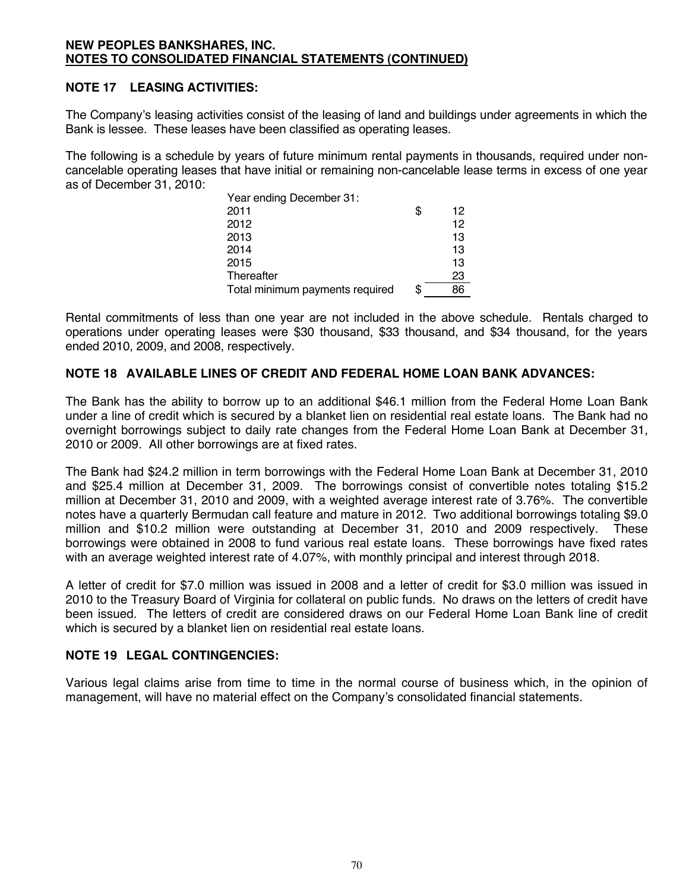**NEW PEOPLES BANKSHARES, INC.**
**NOTES TO CONSOLIDATED FINANCIAL STATEMENTS (CONTINUED)**

## NOTE 17 LEASING ACTIVITIES:

The Company's leasing activities consist of the leasing of land and buildings under agreements in which the Bank is lessee. These leases have been classified as operating leases.

The following is a schedule by years of future minimum rental payments in thousands, required under non-cancelable operating leases that have initial or remaining non-cancelable lease terms in excess of one year as of December 31, 2010:

| Year ending December 31: | |
|---|---|
| 2011 | $ 12 |
| 2012 | 12 |
| 2013 | 13 |
| 2014 | 13 |
| 2015 | 13 |
| Thereafter | 23 |
| Total minimum payments required | $ 86 |

Rental commitments of less than one year are not included in the above schedule. Rentals charged to operations under operating leases were $30 thousand, $33 thousand, and $34 thousand, for the years ended 2010, 2009, and 2008, respectively.

## NOTE 18 AVAILABLE LINES OF CREDIT AND FEDERAL HOME LOAN BANK ADVANCES:

The Bank has the ability to borrow up to an additional $46.1 million from the Federal Home Loan Bank under a line of credit which is secured by a blanket lien on residential real estate loans. The Bank had no overnight borrowings subject to daily rate changes from the Federal Home Loan Bank at December 31, 2010 or 2009. All other borrowings are at fixed rates.

The Bank had $24.2 million in term borrowings with the Federal Home Loan Bank at December 31, 2010 and $25.4 million at December 31, 2009. The borrowings consist of convertible notes totaling $15.2 million at December 31, 2010 and 2009, with a weighted average interest rate of 3.76%. The convertible notes have a quarterly Bermudan call feature and mature in 2012. Two additional borrowings totaling $9.0 million and $10.2 million were outstanding at December 31, 2010 and 2009 respectively. These borrowings were obtained in 2008 to fund various real estate loans. These borrowings have fixed rates with an average weighted interest rate of 4.07%, with monthly principal and interest through 2018.

A letter of credit for $7.0 million was issued in 2008 and a letter of credit for $3.0 million was issued in 2010 to the Treasury Board of Virginia for collateral on public funds. No draws on the letters of credit have been issued. The letters of credit are considered draws on our Federal Home Loan Bank line of credit which is secured by a blanket lien on residential real estate loans.

## NOTE 19 LEGAL CONTINGENCIES:

Various legal claims arise from time to time in the normal course of business which, in the opinion of management, will have no material effect on the Company's consolidated financial statements.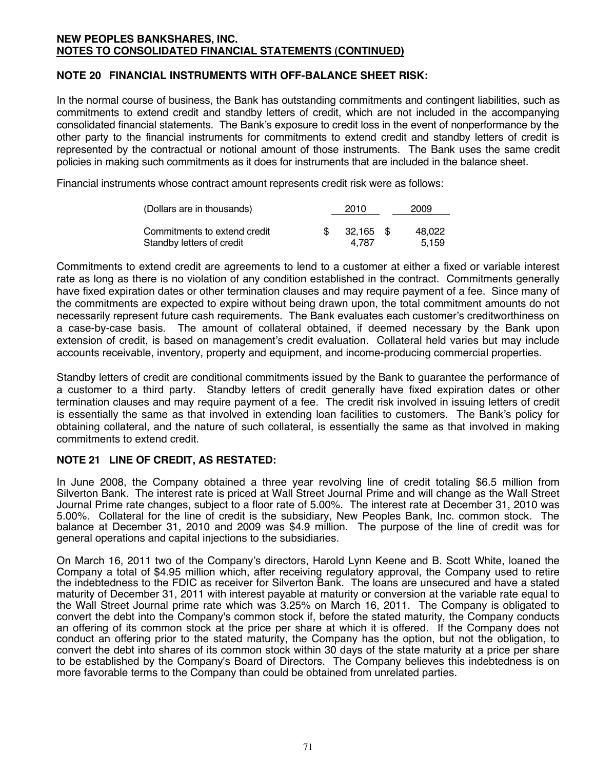**NEW PEOPLES BANKSHARES, INC.**
**NOTES TO CONSOLIDATED FINANCIAL STATEMENTS (CONTINUED)**

## NOTE 20 FINANCIAL INSTRUMENTS WITH OFF-BALANCE SHEET RISK:

In the normal course of business, the Bank has outstanding commitments and contingent liabilities, such as commitments to extend credit and standby letters of credit, which are not included in the accompanying consolidated financial statements. The Bank's exposure to credit loss in the event of nonperformance by the other party to the financial instruments for commitments to extend credit and standby letters of credit is represented by the contractual or notional amount of those instruments. The Bank uses the same credit policies in making such commitments as it does for instruments that are included in the balance sheet.

Financial instruments whose contract amount represents credit risk were as follows:

| (Dollars are in thousands) | 2010 | 2009 |
|---|---|---|
| Commitments to extend credit | $ 32,165 | $ 48,022 |
| Standby letters of credit | 4,787 | 5,159 |

Commitments to extend credit are agreements to lend to a customer at either a fixed or variable interest rate as long as there is no violation of any condition established in the contract. Commitments generally have fixed expiration dates or other termination clauses and may require payment of a fee. Since many of the commitments are expected to expire without being drawn upon, the total commitment amounts do not necessarily represent future cash requirements. The Bank evaluates each customer's creditworthiness on a case-by-case basis. The amount of collateral obtained, if deemed necessary by the Bank upon extension of credit, is based on management's credit evaluation. Collateral held varies but may include accounts receivable, inventory, property and equipment, and income-producing commercial properties.

Standby letters of credit are conditional commitments issued by the Bank to guarantee the performance of a customer to a third party. Standby letters of credit generally have fixed expiration dates or other termination clauses and may require payment of a fee. The credit risk involved in issuing letters of credit is essentially the same as that involved in extending loan facilities to customers. The Bank's policy for obtaining collateral, and the nature of such collateral, is essentially the same as that involved in making commitments to extend credit.

## NOTE 21 LINE OF CREDIT, AS RESTATED:

In June 2008, the Company obtained a three year revolving line of credit totaling $6.5 million from Silverton Bank. The interest rate is priced at Wall Street Journal Prime and will change as the Wall Street Journal Prime rate changes, subject to a floor rate of 5.00%. The interest rate at December 31, 2010 was 5.00%. Collateral for the line of credit is the subsidiary, New Peoples Bank, Inc. common stock. The balance at December 31, 2010 and 2009 was $4.9 million. The purpose of the line of credit was for general operations and capital injections to the subsidiaries.

On March 16, 2011 two of the Company's directors, Harold Lynn Keene and B. Scott White, loaned the Company a total of $4.95 million which, after receiving regulatory approval, the Company used to retire the indebtedness to the FDIC as receiver for Silverton Bank. The loans are unsecured and have a stated maturity of December 31, 2011 with interest payable at maturity or conversion at the variable rate equal to the Wall Street Journal prime rate which was 3.25% on March 16, 2011. The Company is obligated to convert the debt into the Company's common stock if, before the stated maturity, the Company conducts an offering of its common stock at the price per share at which it is offered. If the Company does not conduct an offering prior to the stated maturity, the Company has the option, but not the obligation, to convert the debt into shares of its common stock within 30 days of the state maturity at a price per share to be established by the Company's Board of Directors. The Company believes this indebtedness is on more favorable terms to the Company than could be obtained from unrelated parties.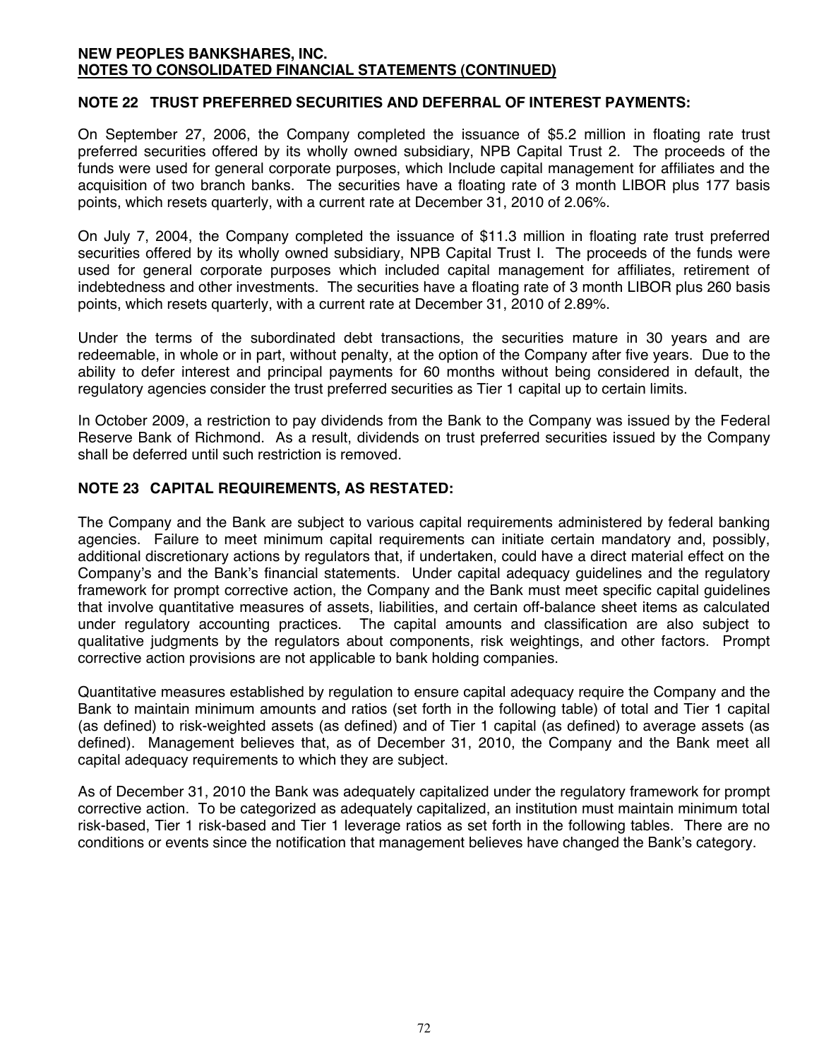**NEW PEOPLES BANKSHARES, INC.**
**NOTES TO CONSOLIDATED FINANCIAL STATEMENTS (CONTINUED)**

## NOTE 22 TRUST PREFERRED SECURITIES AND DEFERRAL OF INTEREST PAYMENTS:

On September 27, 2006, the Company completed the issuance of \$5.2 million in floating rate trust preferred securities offered by its wholly owned subsidiary, NPB Capital Trust 2. The proceeds of the funds were used for general corporate purposes, which Include capital management for affiliates and the acquisition of two branch banks. The securities have a floating rate of 3 month LIBOR plus 177 basis points, which resets quarterly, with a current rate at December 31, 2010 of 2.06%.

On July 7, 2004, the Company completed the issuance of \$11.3 million in floating rate trust preferred securities offered by its wholly owned subsidiary, NPB Capital Trust I. The proceeds of the funds were used for general corporate purposes which included capital management for affiliates, retirement of indebtedness and other investments. The securities have a floating rate of 3 month LIBOR plus 260 basis points, which resets quarterly, with a current rate at December 31, 2010 of 2.89%.

Under the terms of the subordinated debt transactions, the securities mature in 30 years and are redeemable, in whole or in part, without penalty, at the option of the Company after five years. Due to the ability to defer interest and principal payments for 60 months without being considered in default, the regulatory agencies consider the trust preferred securities as Tier 1 capital up to certain limits.

In October 2009, a restriction to pay dividends from the Bank to the Company was issued by the Federal Reserve Bank of Richmond. As a result, dividends on trust preferred securities issued by the Company shall be deferred until such restriction is removed.

## NOTE 23 CAPITAL REQUIREMENTS, AS RESTATED:

The Company and the Bank are subject to various capital requirements administered by federal banking agencies. Failure to meet minimum capital requirements can initiate certain mandatory and, possibly, additional discretionary actions by regulators that, if undertaken, could have a direct material effect on the Company's and the Bank's financial statements. Under capital adequacy guidelines and the regulatory framework for prompt corrective action, the Company and the Bank must meet specific capital guidelines that involve quantitative measures of assets, liabilities, and certain off-balance sheet items as calculated under regulatory accounting practices. The capital amounts and classification are also subject to qualitative judgments by the regulators about components, risk weightings, and other factors. Prompt corrective action provisions are not applicable to bank holding companies.

Quantitative measures established by regulation to ensure capital adequacy require the Company and the Bank to maintain minimum amounts and ratios (set forth in the following table) of total and Tier 1 capital (as defined) to risk-weighted assets (as defined) and of Tier 1 capital (as defined) to average assets (as defined). Management believes that, as of December 31, 2010, the Company and the Bank meet all capital adequacy requirements to which they are subject.

As of December 31, 2010 the Bank was adequately capitalized under the regulatory framework for prompt corrective action. To be categorized as adequately capitalized, an institution must maintain minimum total risk-based, Tier 1 risk-based and Tier 1 leverage ratios as set forth in the following tables. There are no conditions or events since the notification that management believes have changed the Bank's category.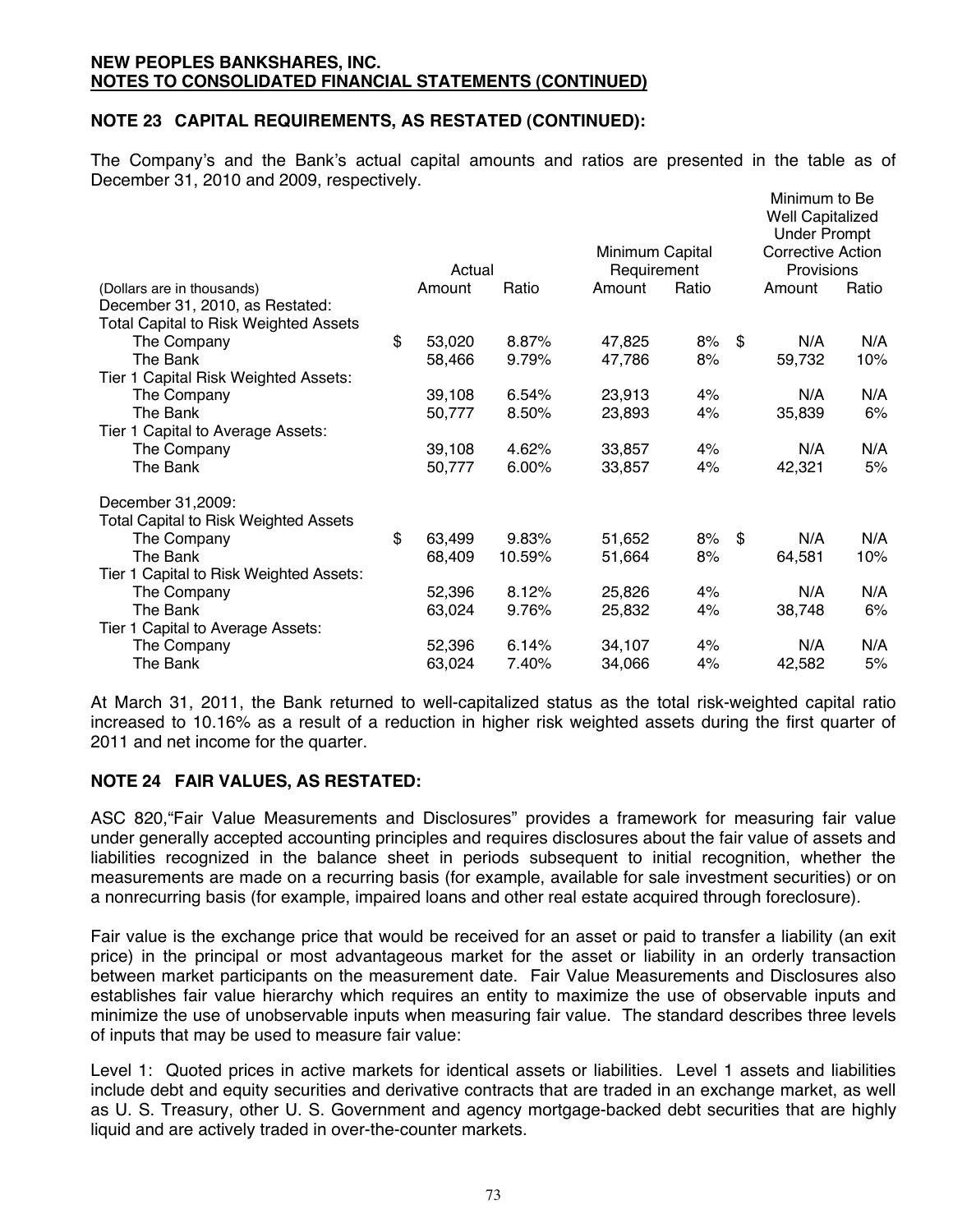**NEW PEOPLES BANKSHARES, INC.**
**NOTES TO CONSOLIDATED FINANCIAL STATEMENTS (CONTINUED)**

## NOTE 23 CAPITAL REQUIREMENTS, AS RESTATED (CONTINUED):

The Company's and the Bank's actual capital amounts and ratios are presented in the table as of December 31, 2010 and 2009, respectively.

| (Dollars are in thousands) | Actual | | Minimum Capital Requirement | | Minimum to Be Well Capitalized Under Prompt Corrective Action Provisions | |
|---|---|---|---|---|---|---|
| | Amount | Ratio | Amount | Ratio | Amount | Ratio |
| December 31, 2010, as Restated: | | | | | | |
| Total Capital to Risk Weighted Assets | | | | | | |
| The Company | $ 53,020 | 8.87% | 47,825 | 8% | $ N/A | N/A |
| The Bank | 58,466 | 9.79% | 47,786 | 8% | 59,732 | 10% |
| Tier 1 Capital Risk Weighted Assets: | | | | | | |
| The Company | 39,108 | 6.54% | 23,913 | 4% | N/A | N/A |
| The Bank | 50,777 | 8.50% | 23,893 | 4% | 35,839 | 6% |
| Tier 1 Capital to Average Assets: | | | | | | |
| The Company | 39,108 | 4.62% | 33,857 | 4% | N/A | N/A |
| The Bank | 50,777 | 6.00% | 33,857 | 4% | 42,321 | 5% |
| December 31,2009: | | | | | | |
| Total Capital to Risk Weighted Assets | | | | | | |
| The Company | $ 63,499 | 9.83% | 51,652 | 8% | $ N/A | N/A |
| The Bank | 68,409 | 10.59% | 51,664 | 8% | 64,581 | 10% |
| Tier 1 Capital to Risk Weighted Assets: | | | | | | |
| The Company | 52,396 | 8.12% | 25,826 | 4% | N/A | N/A |
| The Bank | 63,024 | 9.76% | 25,832 | 4% | 38,748 | 6% |
| Tier 1 Capital to Average Assets: | | | | | | |
| The Company | 52,396 | 6.14% | 34,107 | 4% | N/A | N/A |
| The Bank | 63,024 | 7.40% | 34,066 | 4% | 42,582 | 5% |

At March 31, 2011, the Bank returned to well-capitalized status as the total risk-weighted capital ratio increased to 10.16% as a result of a reduction in higher risk weighted assets during the first quarter of 2011 and net income for the quarter.

## NOTE 24 FAIR VALUES, AS RESTATED:

ASC 820,"Fair Value Measurements and Disclosures" provides a framework for measuring fair value under generally accepted accounting principles and requires disclosures about the fair value of assets and liabilities recognized in the balance sheet in periods subsequent to initial recognition, whether the measurements are made on a recurring basis (for example, available for sale investment securities) or on a nonrecurring basis (for example, impaired loans and other real estate acquired through foreclosure).

Fair value is the exchange price that would be received for an asset or paid to transfer a liability (an exit price) in the principal or most advantageous market for the asset or liability in an orderly transaction between market participants on the measurement date. Fair Value Measurements and Disclosures also establishes fair value hierarchy which requires an entity to maximize the use of observable inputs and minimize the use of unobservable inputs when measuring fair value. The standard describes three levels of inputs that may be used to measure fair value:

Level 1: Quoted prices in active markets for identical assets or liabilities. Level 1 assets and liabilities include debt and equity securities and derivative contracts that are traded in an exchange market, as well as U. S. Treasury, other U. S. Government and agency mortgage-backed debt securities that are highly liquid and are actively traded in over-the-counter markets.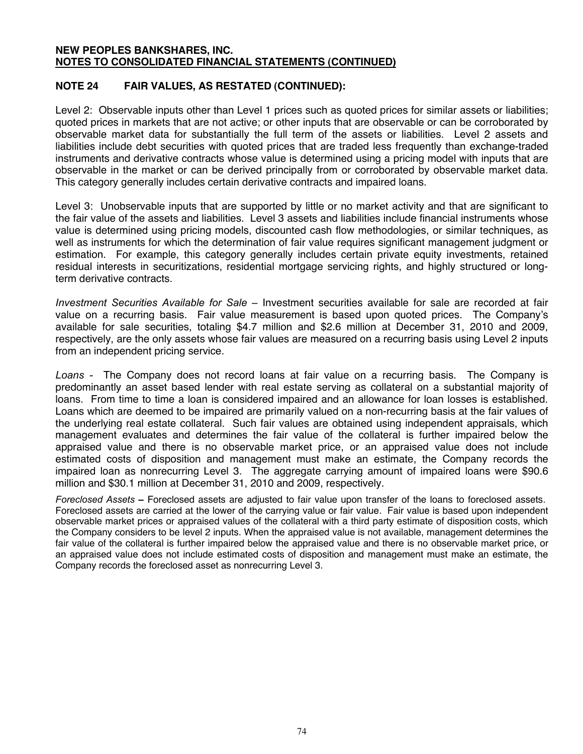**NEW PEOPLES BANKSHARES, INC.**
**NOTES TO CONSOLIDATED FINANCIAL STATEMENTS (CONTINUED)**

## NOTE 24 FAIR VALUES, AS RESTATED (CONTINUED):

Level 2: Observable inputs other than Level 1 prices such as quoted prices for similar assets or liabilities; quoted prices in markets that are not active; or other inputs that are observable or can be corroborated by observable market data for substantially the full term of the assets or liabilities. Level 2 assets and liabilities include debt securities with quoted prices that are traded less frequently than exchange-traded instruments and derivative contracts whose value is determined using a pricing model with inputs that are observable in the market or can be derived principally from or corroborated by observable market data. This category generally includes certain derivative contracts and impaired loans.

Level 3: Unobservable inputs that are supported by little or no market activity and that are significant to the fair value of the assets and liabilities. Level 3 assets and liabilities include financial instruments whose value is determined using pricing models, discounted cash flow methodologies, or similar techniques, as well as instruments for which the determination of fair value requires significant management judgment or estimation. For example, this category generally includes certain private equity investments, retained residual interests in securitizations, residential mortgage servicing rights, and highly structured or long-term derivative contracts.

*Investment Securities Available for Sale* – Investment securities available for sale are recorded at fair value on a recurring basis. Fair value measurement is based upon quoted prices. The Company's available for sale securities, totaling $4.7 million and $2.6 million at December 31, 2010 and 2009, respectively, are the only assets whose fair values are measured on a recurring basis using Level 2 inputs from an independent pricing service.

*Loans* - The Company does not record loans at fair value on a recurring basis. The Company is predominantly an asset based lender with real estate serving as collateral on a substantial majority of loans. From time to time a loan is considered impaired and an allowance for loan losses is established. Loans which are deemed to be impaired are primarily valued on a non-recurring basis at the fair values of the underlying real estate collateral. Such fair values are obtained using independent appraisals, which management evaluates and determines the fair value of the collateral is further impaired below the appraised value and there is no observable market price, or an appraised value does not include estimated costs of disposition and management must make an estimate, the Company records the impaired loan as nonrecurring Level 3. The aggregate carrying amount of impaired loans were $90.6 million and $30.1 million at December 31, 2010 and 2009, respectively.

*Foreclosed Assets* **–** Foreclosed assets are adjusted to fair value upon transfer of the loans to foreclosed assets. Foreclosed assets are carried at the lower of the carrying value or fair value. Fair value is based upon independent observable market prices or appraised values of the collateral with a third party estimate of disposition costs, which the Company considers to be level 2 inputs. When the appraised value is not available, management determines the fair value of the collateral is further impaired below the appraised value and there is no observable market price, or an appraised value does not include estimated costs of disposition and management must make an estimate, the Company records the foreclosed asset as nonrecurring Level 3.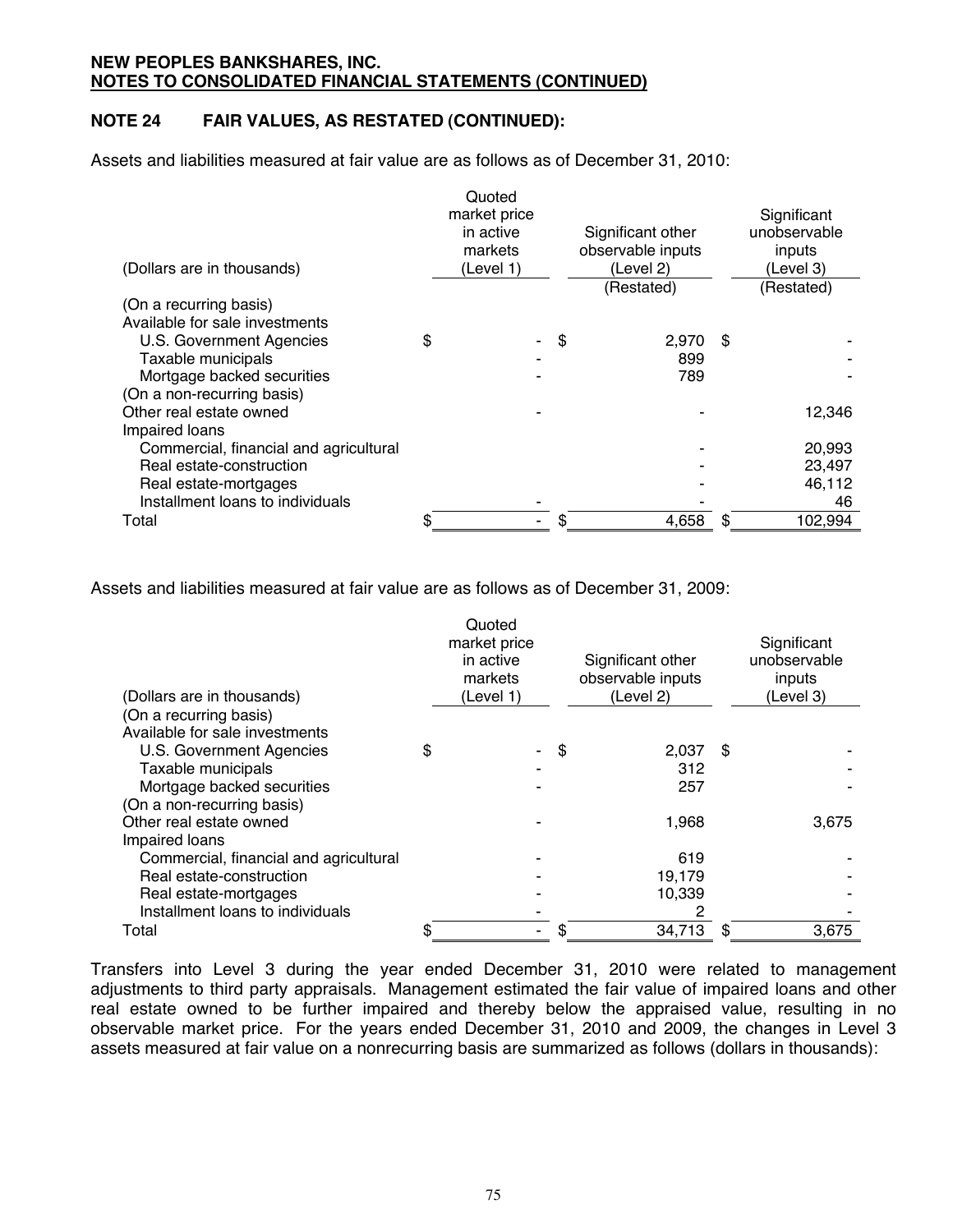**NEW PEOPLES BANKSHARES, INC.**
**NOTES TO CONSOLIDATED FINANCIAL STATEMENTS (CONTINUED)**

## NOTE 24 FAIR VALUES, AS RESTATED (CONTINUED):

Assets and liabilities measured at fair value are as follows as of December 31, 2010:

| (Dollars are in thousands) | Quoted market price in active markets (Level 1) | Significant other observable inputs (Level 2) (Restated) | Significant unobservable inputs (Level 3) (Restated) |
|---|---|---|---|
| (On a recurring basis) | | | |
| Available for sale investments | | | |
| U.S. Government Agencies | $ - | $ 2,970 | $ - |
| Taxable municipals | - | 899 | - |
| Mortgage backed securities | - | 789 | - |
| (On a non-recurring basis) | | | |
| Other real estate owned | - | - | 12,346 |
| Impaired loans | | | |
| Commercial, financial and agricultural | | - | 20,993 |
| Real estate-construction | | - | 23,497 |
| Real estate-mortgages | | - | 46,112 |
| Installment loans to individuals | - | - | 46 |
| Total | $ - | $ 4,658 | $ 102,994 |

Assets and liabilities measured at fair value are as follows as of December 31, 2009:

| (Dollars are in thousands) | Quoted market price in active markets (Level 1) | Significant other observable inputs (Level 2) | Significant unobservable inputs (Level 3) |
|---|---|---|---|
| (On a recurring basis) | | | |
| Available for sale investments | | | |
| U.S. Government Agencies | $ - | $ 2,037 | $ - |
| Taxable municipals | - | 312 | - |
| Mortgage backed securities | - | 257 | - |
| (On a non-recurring basis) | | | |
| Other real estate owned | - | 1,968 | 3,675 |
| Impaired loans | | | |
| Commercial, financial and agricultural | - | 619 | - |
| Real estate-construction | - | 19,179 | - |
| Real estate-mortgages | - | 10,339 | - |
| Installment loans to individuals | - | 2 | - |
| Total | $ - | $ 34,713 | $ 3,675 |

Transfers into Level 3 during the year ended December 31, 2010 were related to management adjustments to third party appraisals. Management estimated the fair value of impaired loans and other real estate owned to be further impaired and thereby below the appraised value, resulting in no observable market price. For the years ended December 31, 2010 and 2009, the changes in Level 3 assets measured at fair value on a nonrecurring basis are summarized as follows (dollars in thousands):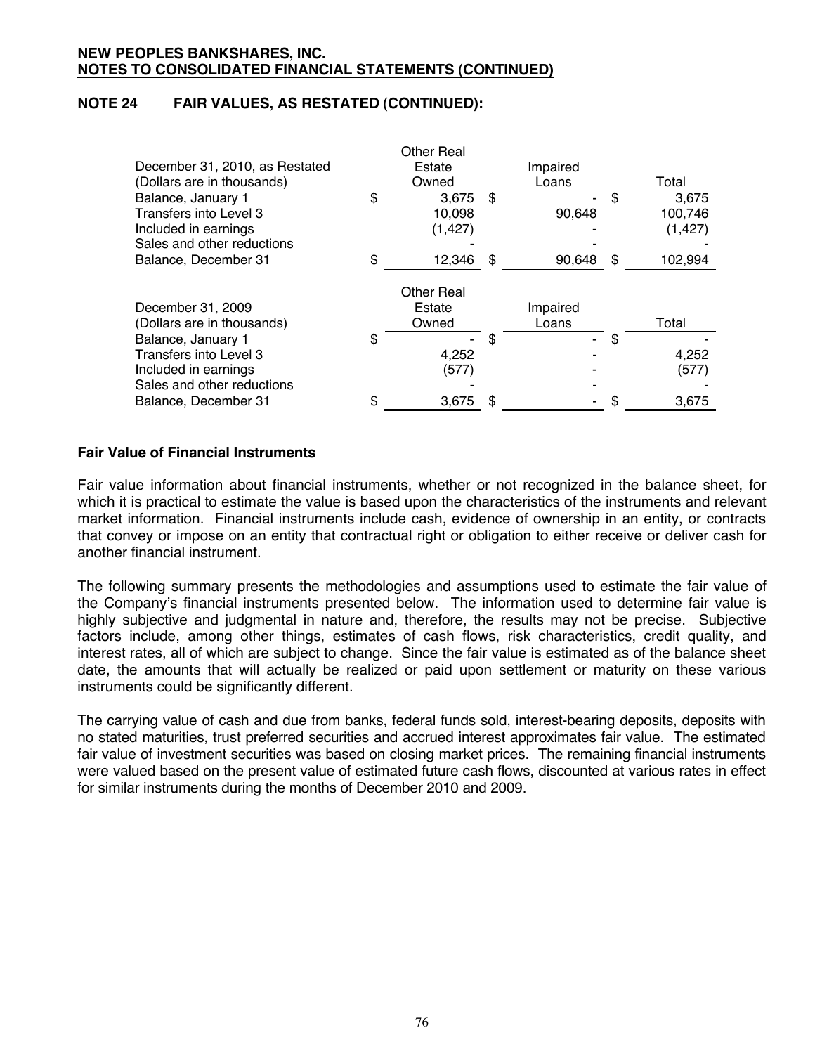**NEW PEOPLES BANKSHARES, INC.**
**NOTES TO CONSOLIDATED FINANCIAL STATEMENTS (CONTINUED)**

## NOTE 24 FAIR VALUES, AS RESTATED (CONTINUED):

| December 31, 2010, as Restated (Dollars are in thousands) | Other Real Estate Owned | Impaired Loans | Total |
|---|---|---|---|
| Balance, January 1 | $ 3,675 | $ - | $ 3,675 |
| Transfers into Level 3 | 10,098 | 90,648 | 100,746 |
| Included in earnings | (1,427) | - | (1,427) |
| Sales and other reductions | - | - | - |
| Balance, December 31 | $ 12,346 | $ 90,648 | $ 102,994 |

| December 31, 2009 (Dollars are in thousands) | Other Real Estate Owned | Impaired Loans | Total |
|---|---|---|---|
| Balance, January 1 | $ - | $ - | $ - |
| Transfers into Level 3 | 4,252 | - | 4,252 |
| Included in earnings | (577) | - | (577) |
| Sales and other reductions | - | - | - |
| Balance, December 31 | $ 3,675 | $ - | $ 3,675 |

### Fair Value of Financial Instruments

Fair value information about financial instruments, whether or not recognized in the balance sheet, for which it is practical to estimate the value is based upon the characteristics of the instruments and relevant market information. Financial instruments include cash, evidence of ownership in an entity, or contracts that convey or impose on an entity that contractual right or obligation to either receive or deliver cash for another financial instrument.

The following summary presents the methodologies and assumptions used to estimate the fair value of the Company's financial instruments presented below. The information used to determine fair value is highly subjective and judgmental in nature and, therefore, the results may not be precise. Subjective factors include, among other things, estimates of cash flows, risk characteristics, credit quality, and interest rates, all of which are subject to change. Since the fair value is estimated as of the balance sheet date, the amounts that will actually be realized or paid upon settlement or maturity on these various instruments could be significantly different.

The carrying value of cash and due from banks, federal funds sold, interest-bearing deposits, deposits with no stated maturities, trust preferred securities and accrued interest approximates fair value. The estimated fair value of investment securities was based on closing market prices. The remaining financial instruments were valued based on the present value of estimated future cash flows, discounted at various rates in effect for similar instruments during the months of December 2010 and 2009.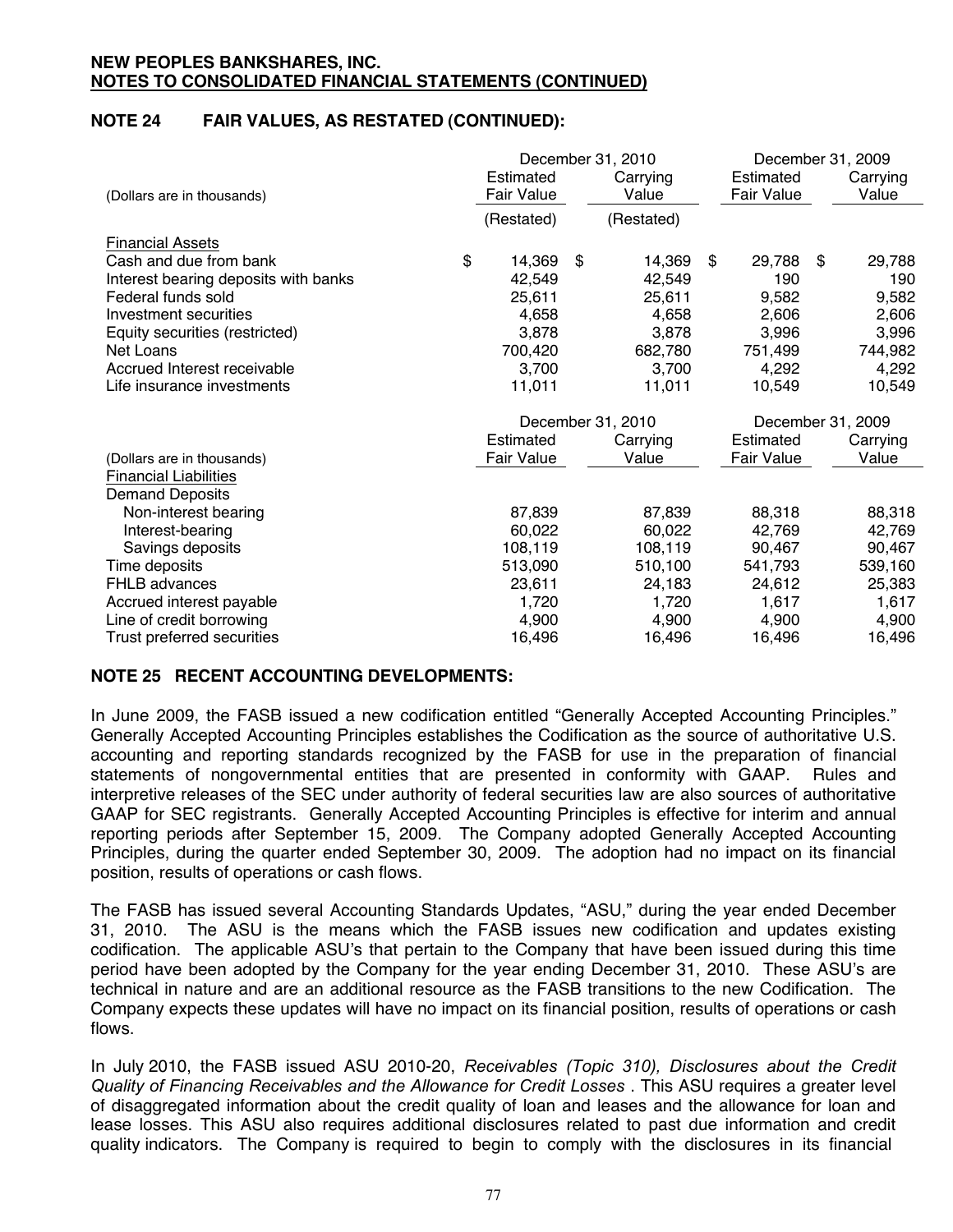**NEW PEOPLES BANKSHARES, INC.**
**NOTES TO CONSOLIDATED FINANCIAL STATEMENTS (CONTINUED)**

## NOTE 24 FAIR VALUES, AS RESTATED (CONTINUED):

| | December 31, 2010 | | December 31, 2009 | |
|---|---|---|---|---|
| (Dollars are in thousands) | Estimated Fair Value | Carrying Value | Estimated Fair Value | Carrying Value |
| | (Restated) | (Restated) | | |
| Financial Assets | | | | |
| Cash and due from bank | $ 14,369 | $ 14,369 | $ 29,788 | $ 29,788 |
| Interest bearing deposits with banks | 42,549 | 42,549 | 190 | 190 |
| Federal funds sold | 25,611 | 25,611 | 9,582 | 9,582 |
| Investment securities | 4,658 | 4,658 | 2,606 | 2,606 |
| Equity securities (restricted) | 3,878 | 3,878 | 3,996 | 3,996 |
| Net Loans | 700,420 | 682,780 | 751,499 | 744,982 |
| Accrued Interest receivable | 3,700 | 3,700 | 4,292 | 4,292 |
| Life insurance investments | 11,011 | 11,011 | 10,549 | 10,549 |

| | December 31, 2010 | | December 31, 2009 | |
|---|---|---|---|---|
| (Dollars are in thousands) | Estimated Fair Value | Carrying Value | Estimated Fair Value | Carrying Value |
| Financial Liabilities | | | | |
| Demand Deposits | | | | |
| Non-interest bearing | 87,839 | 87,839 | 88,318 | 88,318 |
| Interest-bearing | 60,022 | 60,022 | 42,769 | 42,769 |
| Savings deposits | 108,119 | 108,119 | 90,467 | 90,467 |
| Time deposits | 513,090 | 510,100 | 541,793 | 539,160 |
| FHLB advances | 23,611 | 24,183 | 24,612 | 25,383 |
| Accrued interest payable | 1,720 | 1,720 | 1,617 | 1,617 |
| Line of credit borrowing | 4,900 | 4,900 | 4,900 | 4,900 |
| Trust preferred securities | 16,496 | 16,496 | 16,496 | 16,496 |

## NOTE 25 RECENT ACCOUNTING DEVELOPMENTS:

In June 2009, the FASB issued a new codification entitled "Generally Accepted Accounting Principles." Generally Accepted Accounting Principles establishes the Codification as the source of authoritative U.S. accounting and reporting standards recognized by the FASB for use in the preparation of financial statements of nongovernmental entities that are presented in conformity with GAAP. Rules and interpretive releases of the SEC under authority of federal securities law are also sources of authoritative GAAP for SEC registrants. Generally Accepted Accounting Principles is effective for interim and annual reporting periods after September 15, 2009. The Company adopted Generally Accepted Accounting Principles, during the quarter ended September 30, 2009. The adoption had no impact on its financial position, results of operations or cash flows.

The FASB has issued several Accounting Standards Updates, "ASU," during the year ended December 31, 2010. The ASU is the means which the FASB issues new codification and updates existing codification. The applicable ASU's that pertain to the Company that have been issued during this time period have been adopted by the Company for the year ending December 31, 2010. These ASU's are technical in nature and are an additional resource as the FASB transitions to the new Codification. The Company expects these updates will have no impact on its financial position, results of operations or cash flows.

In July 2010, the FASB issued ASU 2010-20, *Receivables (Topic 310), Disclosures about the Credit Quality of Financing Receivables and the Allowance for Credit Losses* . This ASU requires a greater level of disaggregated information about the credit quality of loan and leases and the allowance for loan and lease losses. This ASU also requires additional disclosures related to past due information and credit quality indicators. The Company is required to begin to comply with the disclosures in its financial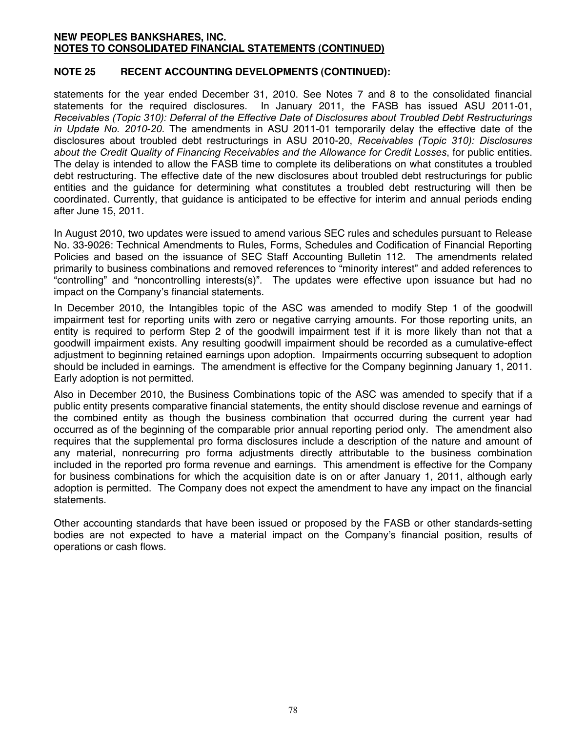## NOTE 25 RECENT ACCOUNTING DEVELOPMENTS (CONTINUED):

statements for the year ended December 31, 2010. See Notes 7 and 8 to the consolidated financial statements for the required disclosures. In January 2011, the FASB has issued ASU 2011-01, *Receivables (Topic 310): Deferral of the Effective Date of Disclosures about Troubled Debt Restructurings in Update No. 2010-20*. The amendments in ASU 2011-01 temporarily delay the effective date of the disclosures about troubled debt restructurings in ASU 2010-20, *Receivables (Topic 310): Disclosures about the Credit Quality of Financing Receivables and the Allowance for Credit Losses*, for public entities. The delay is intended to allow the FASB time to complete its deliberations on what constitutes a troubled debt restructuring. The effective date of the new disclosures about troubled debt restructurings for public entities and the guidance for determining what constitutes a troubled debt restructuring will then be coordinated. Currently, that guidance is anticipated to be effective for interim and annual periods ending after June 15, 2011.

In August 2010, two updates were issued to amend various SEC rules and schedules pursuant to Release No. 33-9026: Technical Amendments to Rules, Forms, Schedules and Codification of Financial Reporting Policies and based on the issuance of SEC Staff Accounting Bulletin 112. The amendments related primarily to business combinations and removed references to "minority interest" and added references to "controlling" and "noncontrolling interests(s)". The updates were effective upon issuance but had no impact on the Company's financial statements.

In December 2010, the Intangibles topic of the ASC was amended to modify Step 1 of the goodwill impairment test for reporting units with zero or negative carrying amounts. For those reporting units, an entity is required to perform Step 2 of the goodwill impairment test if it is more likely than not that a goodwill impairment exists. Any resulting goodwill impairment should be recorded as a cumulative-effect adjustment to beginning retained earnings upon adoption. Impairments occurring subsequent to adoption should be included in earnings. The amendment is effective for the Company beginning January 1, 2011. Early adoption is not permitted.

Also in December 2010, the Business Combinations topic of the ASC was amended to specify that if a public entity presents comparative financial statements, the entity should disclose revenue and earnings of the combined entity as though the business combination that occurred during the current year had occurred as of the beginning of the comparable prior annual reporting period only. The amendment also requires that the supplemental pro forma disclosures include a description of the nature and amount of any material, nonrecurring pro forma adjustments directly attributable to the business combination included in the reported pro forma revenue and earnings. This amendment is effective for the Company for business combinations for which the acquisition date is on or after January 1, 2011, although early adoption is permitted. The Company does not expect the amendment to have any impact on the financial statements.

Other accounting standards that have been issued or proposed by the FASB or other standards-setting bodies are not expected to have a material impact on the Company's financial position, results of operations or cash flows.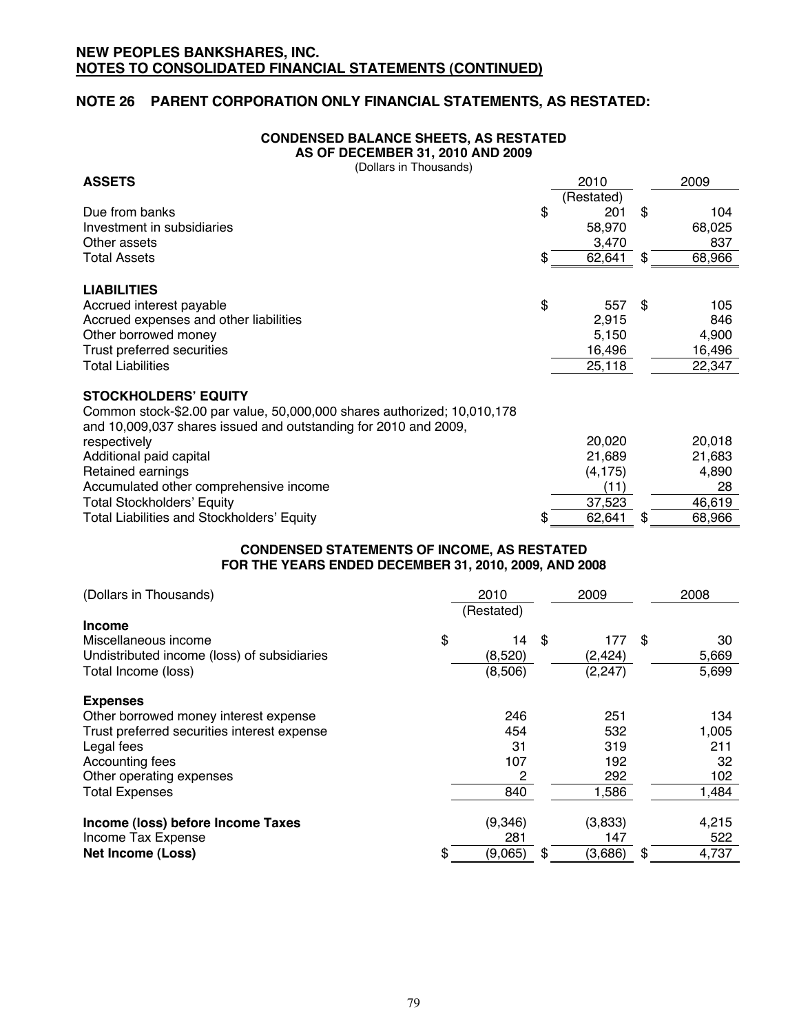**NEW PEOPLES BANKSHARES, INC.**
**NOTES TO CONSOLIDATED FINANCIAL STATEMENTS (CONTINUED)**

## NOTE 26 PARENT CORPORATION ONLY FINANCIAL STATEMENTS, AS RESTATED:

### CONDENSED BALANCE SHEETS, AS RESTATED
### AS OF DECEMBER 31, 2010 AND 2009
(Dollars in Thousands)

| ASSETS | 2010 (Restated) | 2009 |
|---|---|---|
| Due from banks | $ 201 | $ 104 |
| Investment in subsidiaries | 58,970 | 68,025 |
| Other assets | 3,470 | 837 |
| Total Assets | $ 62,641 | $ 68,966 |
| **LIABILITIES** | | |
| Accrued interest payable | $ 557 | $ 105 |
| Accrued expenses and other liabilities | 2,915 | 846 |
| Other borrowed money | 5,150 | 4,900 |
| Trust preferred securities | 16,496 | 16,496 |
| Total Liabilities | 25,118 | 22,347 |
| **STOCKHOLDERS' EQUITY** | | |
| Common stock-$2.00 par value, 50,000,000 shares authorized; 10,010,178 and 10,009,037 shares issued and outstanding for 2010 and 2009, respectively | 20,020 | 20,018 |
| Additional paid capital | 21,689 | 21,683 |
| Retained earnings | (4,175) | 4,890 |
| Accumulated other comprehensive income | (11) | 28 |
| Total Stockholders' Equity | 37,523 | 46,619 |
| Total Liabilities and Stockholders' Equity | $ 62,641 | $ 68,966 |

### CONDENSED STATEMENTS OF INCOME, AS RESTATED
### FOR THE YEARS ENDED DECEMBER 31, 2010, 2009, AND 2008

| (Dollars in Thousands) | 2010 (Restated) | 2009 | 2008 |
|---|---|---|---|
| **Income** | | | |
| Miscellaneous income | $ 14 | $ 177 | $ 30 |
| Undistributed income (loss) of subsidiaries | (8,520) | (2,424) | 5,669 |
| Total Income (loss) | (8,506) | (2,247) | 5,699 |
| **Expenses** | | | |
| Other borrowed money interest expense | 246 | 251 | 134 |
| Trust preferred securities interest expense | 454 | 532 | 1,005 |
| Legal fees | 31 | 319 | 211 |
| Accounting fees | 107 | 192 | 32 |
| Other operating expenses | 2 | 292 | 102 |
| Total Expenses | 840 | 1,586 | 1,484 |
| **Income (loss) before Income Taxes** | (9,346) | (3,833) | 4,215 |
| Income Tax Expense | 281 | 147 | 522 |
| **Net Income (Loss)** | $ (9,065) | $ (3,686) | $ 4,737 |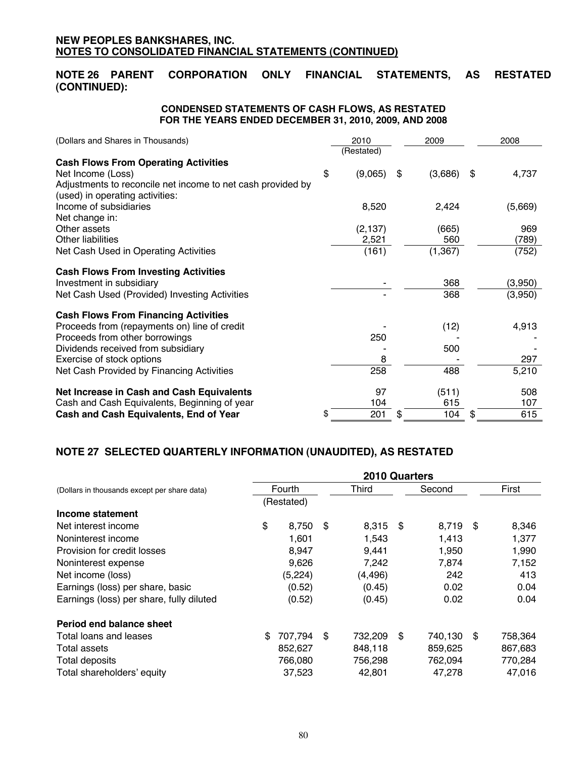**NEW PEOPLES BANKSHARES, INC.**
**NOTES TO CONSOLIDATED FINANCIAL STATEMENTS (CONTINUED)**

## NOTE 26 PARENT CORPORATION ONLY FINANCIAL STATEMENTS, AS RESTATED (CONTINUED):

### CONDENSED STATEMENTS OF CASH FLOWS, AS RESTATED FOR THE YEARS ENDED DECEMBER 31, 2010, 2009, AND 2008

| (Dollars and Shares in Thousands) | 2010 (Restated) | 2009 | 2008 |
|---|---|---|---|
| **Cash Flows From Operating Activities** | | | |
| Net Income (Loss) | $ (9,065) | $ (3,686) | $ 4,737 |
| Adjustments to reconcile net income to net cash provided by (used) in operating activities: | | | |
| Income of subsidiaries | 8,520 | 2,424 | (5,669) |
| Net change in: | | | |
| Other assets | (2,137) | (665) | 969 |
| Other liabilities | 2,521 | 560 | (789) |
| Net Cash Used in Operating Activities | (161) | (1,367) | (752) |
| **Cash Flows From Investing Activities** | | | |
| Investment in subsidiary | - | 368 | (3,950) |
| Net Cash Used (Provided) Investing Activities | - | 368 | (3,950) |
| **Cash Flows From Financing Activities** | | | |
| Proceeds from (repayments on) line of credit | - | (12) | 4,913 |
| Proceeds from other borrowings | 250 | - | - |
| Dividends received from subsidiary | - | 500 | - |
| Exercise of stock options | 8 | - | 297 |
| Net Cash Provided by Financing Activities | 258 | 488 | 5,210 |
| **Net Increase in Cash and Cash Equivalents** | 97 | (511) | 508 |
| Cash and Cash Equivalents, Beginning of year | 104 | 615 | 107 |
| **Cash and Cash Equivalents, End of Year** | $ 201 | $ 104 | $ 615 |

## NOTE 27 SELECTED QUARTERLY INFORMATION (UNAUDITED), AS RESTATED

| | 2010 Quarters | | | |
|---|---|---|---|---|
| (Dollars in thousands except per share data) | Fourth (Restated) | Third | Second | First |
| **Income statement** | | | | |
| Net interest income | $ 8,750 | $ 8,315 | $ 8,719 | $ 8,346 |
| Noninterest income | 1,601 | 1,543 | 1,413 | 1,377 |
| Provision for credit losses | 8,947 | 9,441 | 1,950 | 1,990 |
| Noninterest expense | 9,626 | 7,242 | 7,874 | 7,152 |
| Net income (loss) | (5,224) | (4,496) | 242 | 413 |
| Earnings (loss) per share, basic | (0.52) | (0.45) | 0.02 | 0.04 |
| Earnings (loss) per share, fully diluted | (0.52) | (0.45) | 0.02 | 0.04 |
| **Period end balance sheet** | | | | |
| Total loans and leases | $ 707,794 | $ 732,209 | $ 740,130 | $ 758,364 |
| Total assets | 852,627 | 848,118 | 859,625 | 867,683 |
| Total deposits | 766,080 | 756,298 | 762,094 | 770,284 |
| Total shareholders' equity | 37,523 | 42,801 | 47,278 | 47,016 |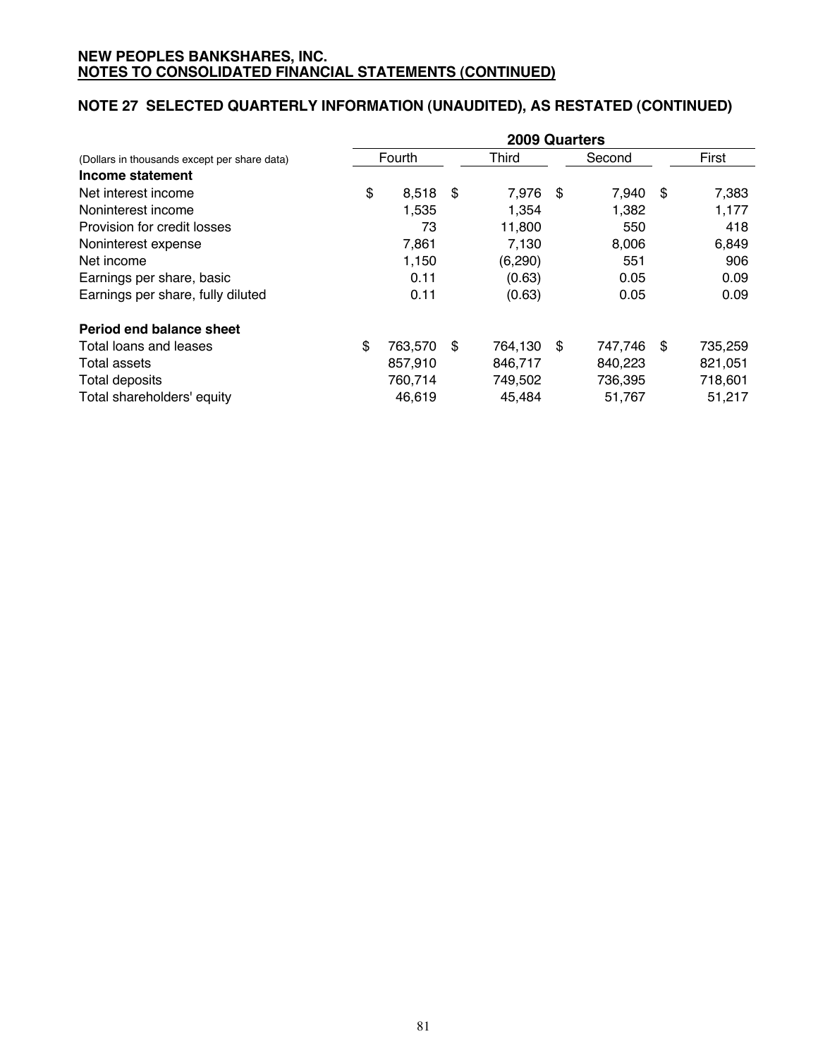**NEW PEOPLES BANKSHARES, INC.**
**NOTES TO CONSOLIDATED FINANCIAL STATEMENTS (CONTINUED)**

## NOTE 27 SELECTED QUARTERLY INFORMATION (UNAUDITED), AS RESTATED (CONTINUED)

| | 2009 Quarters | | | |
|---|---|---|---|---|
| (Dollars in thousands except per share data) | Fourth | Third | Second | First |
| **Income statement** | | | | |
| Net interest income | $ 8,518 | $ 7,976 | $ 7,940 | $ 7,383 |
| Noninterest income | 1,535 | 1,354 | 1,382 | 1,177 |
| Provision for credit losses | 73 | 11,800 | 550 | 418 |
| Noninterest expense | 7,861 | 7,130 | 8,006 | 6,849 |
| Net income | 1,150 | (6,290) | 551 | 906 |
| Earnings per share, basic | 0.11 | (0.63) | 0.05 | 0.09 |
| Earnings per share, fully diluted | 0.11 | (0.63) | 0.05 | 0.09 |
| **Period end balance sheet** | | | | |
| Total loans and leases | $ 763,570 | $ 764,130 | $ 747,746 | $ 735,259 |
| Total assets | 857,910 | 846,717 | 840,223 | 821,051 |
| Total deposits | 760,714 | 749,502 | 736,395 | 718,601 |
| Total shareholders' equity | 46,619 | 45,484 | 51,767 | 51,217 |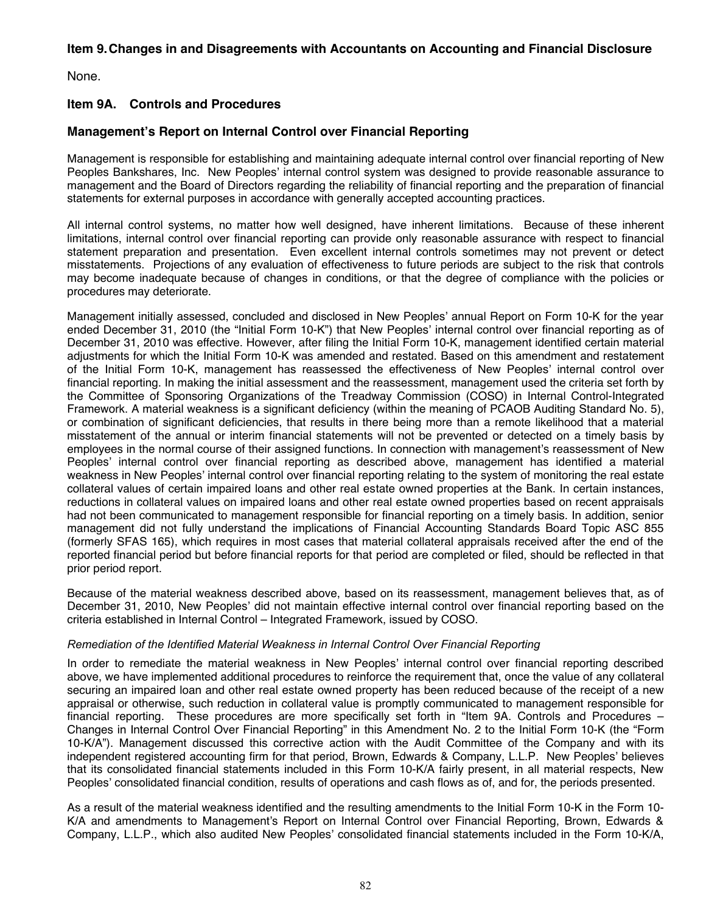## Item 9. Changes in and Disagreements with Accountants on Accounting and Financial Disclosure

None.

## Item 9A. Controls and Procedures

### Management's Report on Internal Control over Financial Reporting

Management is responsible for establishing and maintaining adequate internal control over financial reporting of New Peoples Bankshares, Inc. New Peoples' internal control system was designed to provide reasonable assurance to management and the Board of Directors regarding the reliability of financial reporting and the preparation of financial statements for external purposes in accordance with generally accepted accounting practices.

All internal control systems, no matter how well designed, have inherent limitations. Because of these inherent limitations, internal control over financial reporting can provide only reasonable assurance with respect to financial statement preparation and presentation. Even excellent internal controls sometimes may not prevent or detect misstatements. Projections of any evaluation of effectiveness to future periods are subject to the risk that controls may become inadequate because of changes in conditions, or that the degree of compliance with the policies or procedures may deteriorate.

Management initially assessed, concluded and disclosed in New Peoples' annual Report on Form 10-K for the year ended December 31, 2010 (the "Initial Form 10-K") that New Peoples' internal control over financial reporting as of December 31, 2010 was effective. However, after filing the Initial Form 10-K, management identified certain material adjustments for which the Initial Form 10-K was amended and restated. Based on this amendment and restatement of the Initial Form 10-K, management has reassessed the effectiveness of New Peoples' internal control over financial reporting. In making the initial assessment and the reassessment, management used the criteria set forth by the Committee of Sponsoring Organizations of the Treadway Commission (COSO) in Internal Control-Integrated Framework. A material weakness is a significant deficiency (within the meaning of PCAOB Auditing Standard No. 5), or combination of significant deficiencies, that results in there being more than a remote likelihood that a material misstatement of the annual or interim financial statements will not be prevented or detected on a timely basis by employees in the normal course of their assigned functions. In connection with management's reassessment of New Peoples' internal control over financial reporting as described above, management has identified a material weakness in New Peoples' internal control over financial reporting relating to the system of monitoring the real estate collateral values of certain impaired loans and other real estate owned properties at the Bank. In certain instances, reductions in collateral values on impaired loans and other real estate owned properties based on recent appraisals had not been communicated to management responsible for financial reporting on a timely basis. In addition, senior management did not fully understand the implications of Financial Accounting Standards Board Topic ASC 855 (formerly SFAS 165), which requires in most cases that material collateral appraisals received after the end of the reported financial period but before financial reports for that period are completed or filed, should be reflected in that prior period report.

Because of the material weakness described above, based on its reassessment, management believes that, as of December 31, 2010, New Peoples' did not maintain effective internal control over financial reporting based on the criteria established in Internal Control – Integrated Framework, issued by COSO.

*Remediation of the Identified Material Weakness in Internal Control Over Financial Reporting*

In order to remediate the material weakness in New Peoples' internal control over financial reporting described above, we have implemented additional procedures to reinforce the requirement that, once the value of any collateral securing an impaired loan and other real estate owned property has been reduced because of the receipt of a new appraisal or otherwise, such reduction in collateral value is promptly communicated to management responsible for financial reporting. These procedures are more specifically set forth in "Item 9A. Controls and Procedures – Changes in Internal Control Over Financial Reporting" in this Amendment No. 2 to the Initial Form 10-K (the "Form 10-K/A"). Management discussed this corrective action with the Audit Committee of the Company and with its independent registered accounting firm for that period, Brown, Edwards & Company, L.L.P. New Peoples' believes that its consolidated financial statements included in this Form 10-K/A fairly present, in all material respects, New Peoples' consolidated financial condition, results of operations and cash flows as of, and for, the periods presented.

As a result of the material weakness identified and the resulting amendments to the Initial Form 10-K in the Form 10-K/A and amendments to Management's Report on Internal Control over Financial Reporting, Brown, Edwards & Company, L.L.P., which also audited New Peoples' consolidated financial statements included in the Form 10-K/A,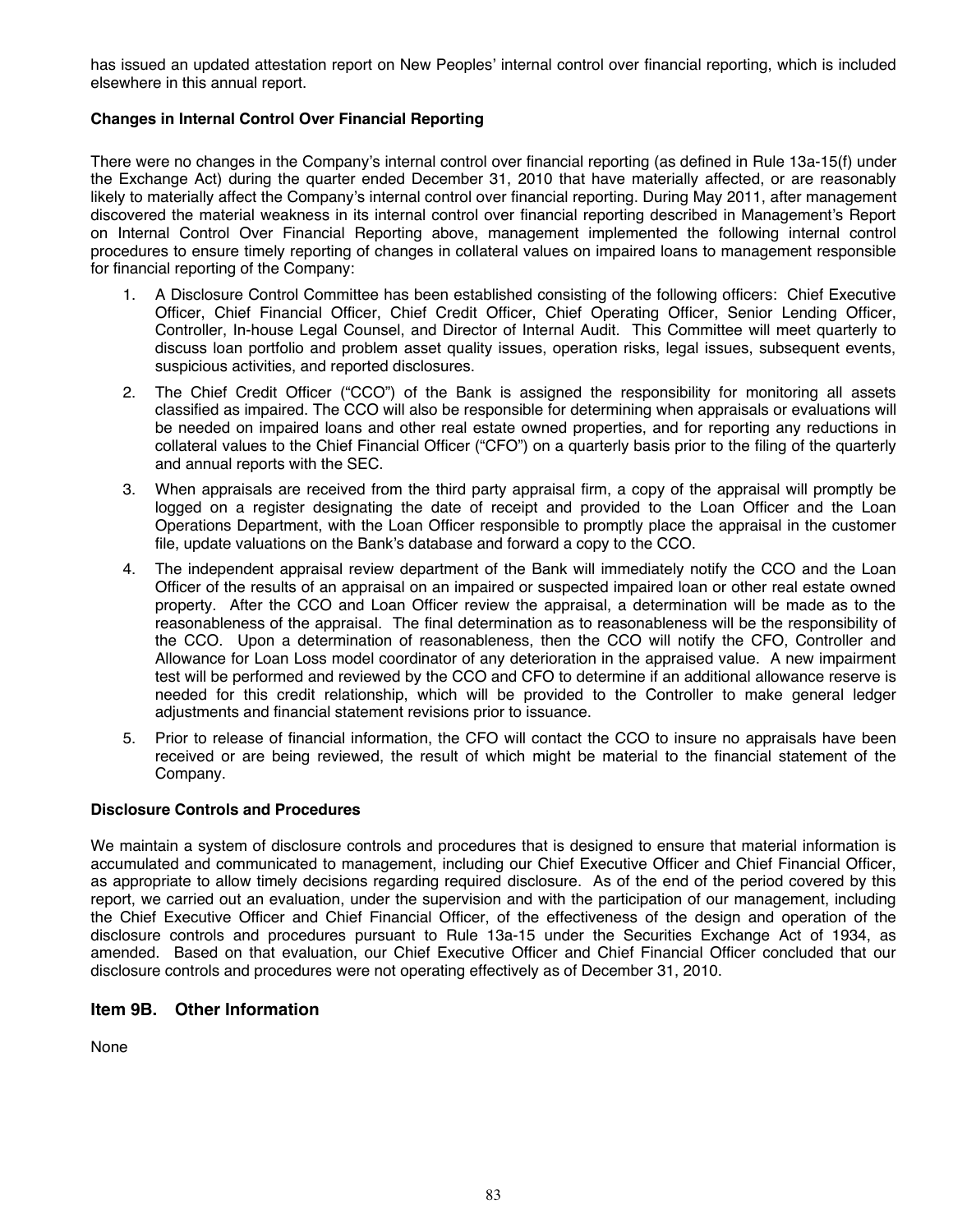has issued an updated attestation report on New Peoples' internal control over financial reporting, which is included elsewhere in this annual report.

**Changes in Internal Control Over Financial Reporting**

There were no changes in the Company's internal control over financial reporting (as defined in Rule 13a-15(f) under the Exchange Act) during the quarter ended December 31, 2010 that have materially affected, or are reasonably likely to materially affect the Company's internal control over financial reporting. During May 2011, after management discovered the material weakness in its internal control over financial reporting described in Management's Report on Internal Control Over Financial Reporting above, management implemented the following internal control procedures to ensure timely reporting of changes in collateral values on impaired loans to management responsible for financial reporting of the Company:

1. A Disclosure Control Committee has been established consisting of the following officers: Chief Executive Officer, Chief Financial Officer, Chief Credit Officer, Chief Operating Officer, Senior Lending Officer, Controller, In-house Legal Counsel, and Director of Internal Audit. This Committee will meet quarterly to discuss loan portfolio and problem asset quality issues, operation risks, legal issues, subsequent events, suspicious activities, and reported disclosures.
2. The Chief Credit Officer ("CCO") of the Bank is assigned the responsibility for monitoring all assets classified as impaired. The CCO will also be responsible for determining when appraisals or evaluations will be needed on impaired loans and other real estate owned properties, and for reporting any reductions in collateral values to the Chief Financial Officer ("CFO") on a quarterly basis prior to the filing of the quarterly and annual reports with the SEC.
3. When appraisals are received from the third party appraisal firm, a copy of the appraisal will promptly be logged on a register designating the date of receipt and provided to the Loan Officer and the Loan Operations Department, with the Loan Officer responsible to promptly place the appraisal in the customer file, update valuations on the Bank's database and forward a copy to the CCO.
4. The independent appraisal review department of the Bank will immediately notify the CCO and the Loan Officer of the results of an appraisal on an impaired or suspected impaired loan or other real estate owned property. After the CCO and Loan Officer review the appraisal, a determination will be made as to the reasonableness of the appraisal. The final determination as to reasonableness will be the responsibility of the CCO. Upon a determination of reasonableness, then the CCO will notify the CFO, Controller and Allowance for Loan Loss model coordinator of any deterioration in the appraised value. A new impairment test will be performed and reviewed by the CCO and CFO to determine if an additional allowance reserve is needed for this credit relationship, which will be provided to the Controller to make general ledger adjustments and financial statement revisions prior to issuance.
5. Prior to release of financial information, the CFO will contact the CCO to insure no appraisals have been received or are being reviewed, the result of which might be material to the financial statement of the Company.

**Disclosure Controls and Procedures**

We maintain a system of disclosure controls and procedures that is designed to ensure that material information is accumulated and communicated to management, including our Chief Executive Officer and Chief Financial Officer, as appropriate to allow timely decisions regarding required disclosure. As of the end of the period covered by this report, we carried out an evaluation, under the supervision and with the participation of our management, including the Chief Executive Officer and Chief Financial Officer, of the effectiveness of the design and operation of the disclosure controls and procedures pursuant to Rule 13a-15 under the Securities Exchange Act of 1934, as amended. Based on that evaluation, our Chief Executive Officer and Chief Financial Officer concluded that our disclosure controls and procedures were not operating effectively as of December 31, 2010.

## Item 9B. Other Information

None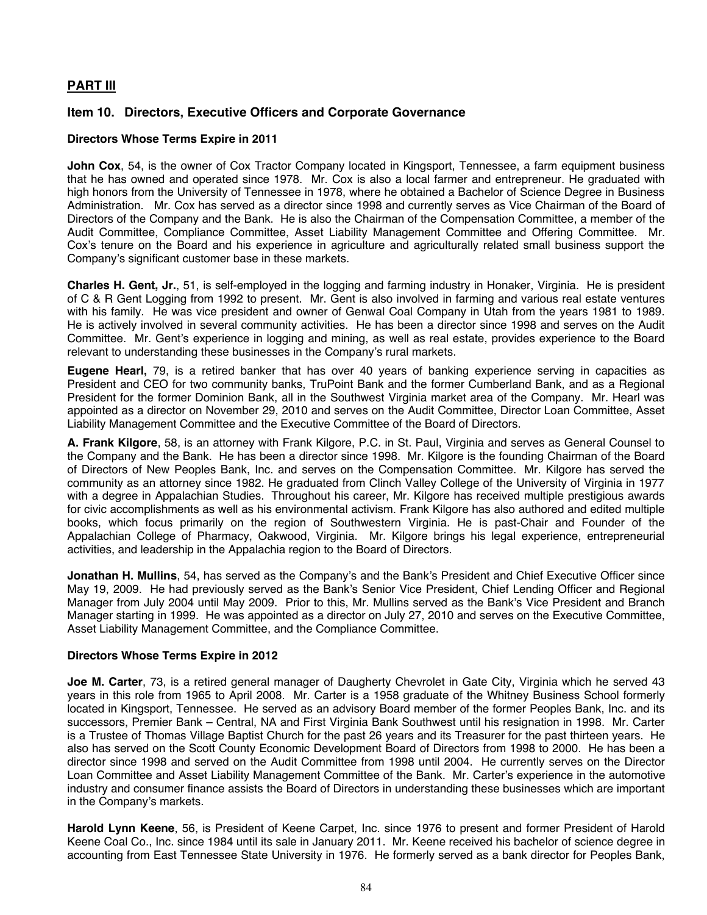## PART III

### Item 10. Directors, Executive Officers and Corporate Governance

#### Directors Whose Terms Expire in 2011

**John Cox**, 54, is the owner of Cox Tractor Company located in Kingsport, Tennessee, a farm equipment business that he has owned and operated since 1978. Mr. Cox is also a local farmer and entrepreneur. He graduated with high honors from the University of Tennessee in 1978, where he obtained a Bachelor of Science Degree in Business Administration. Mr. Cox has served as a director since 1998 and currently serves as Vice Chairman of the Board of Directors of the Company and the Bank. He is also the Chairman of the Compensation Committee, a member of the Audit Committee, Compliance Committee, Asset Liability Management Committee and Offering Committee. Mr. Cox's tenure on the Board and his experience in agriculture and agriculturally related small business support the Company's significant customer base in these markets.

**Charles H. Gent, Jr.**, 51, is self-employed in the logging and farming industry in Honaker, Virginia. He is president of C & R Gent Logging from 1992 to present. Mr. Gent is also involved in farming and various real estate ventures with his family. He was vice president and owner of Genwal Coal Company in Utah from the years 1981 to 1989. He is actively involved in several community activities. He has been a director since 1998 and serves on the Audit Committee. Mr. Gent's experience in logging and mining, as well as real estate, provides experience to the Board relevant to understanding these businesses in the Company's rural markets.

**Eugene Hearl,** 79, is a retired banker that has over 40 years of banking experience serving in capacities as President and CEO for two community banks, TruPoint Bank and the former Cumberland Bank, and as a Regional President for the former Dominion Bank, all in the Southwest Virginia market area of the Company. Mr. Hearl was appointed as a director on November 29, 2010 and serves on the Audit Committee, Director Loan Committee, Asset Liability Management Committee and the Executive Committee of the Board of Directors.

**A. Frank Kilgore**, 58, is an attorney with Frank Kilgore, P.C. in St. Paul, Virginia and serves as General Counsel to the Company and the Bank. He has been a director since 1998. Mr. Kilgore is the founding Chairman of the Board of Directors of New Peoples Bank, Inc. and serves on the Compensation Committee. Mr. Kilgore has served the community as an attorney since 1982. He graduated from Clinch Valley College of the University of Virginia in 1977 with a degree in Appalachian Studies. Throughout his career, Mr. Kilgore has received multiple prestigious awards for civic accomplishments as well as his environmental activism. Frank Kilgore has also authored and edited multiple books, which focus primarily on the region of Southwestern Virginia. He is past-Chair and Founder of the Appalachian College of Pharmacy, Oakwood, Virginia. Mr. Kilgore brings his legal experience, entrepreneurial activities, and leadership in the Appalachia region to the Board of Directors.

**Jonathan H. Mullins**, 54, has served as the Company's and the Bank's President and Chief Executive Officer since May 19, 2009. He had previously served as the Bank's Senior Vice President, Chief Lending Officer and Regional Manager from July 2004 until May 2009. Prior to this, Mr. Mullins served as the Bank's Vice President and Branch Manager starting in 1999. He was appointed as a director on July 27, 2010 and serves on the Executive Committee, Asset Liability Management Committee, and the Compliance Committee.

#### Directors Whose Terms Expire in 2012

**Joe M. Carter**, 73, is a retired general manager of Daugherty Chevrolet in Gate City, Virginia which he served 43 years in this role from 1965 to April 2008. Mr. Carter is a 1958 graduate of the Whitney Business School formerly located in Kingsport, Tennessee. He served as an advisory Board member of the former Peoples Bank, Inc. and its successors, Premier Bank – Central, NA and First Virginia Bank Southwest until his resignation in 1998. Mr. Carter is a Trustee of Thomas Village Baptist Church for the past 26 years and its Treasurer for the past thirteen years. He also has served on the Scott County Economic Development Board of Directors from 1998 to 2000. He has been a director since 1998 and served on the Audit Committee from 1998 until 2004. He currently serves on the Director Loan Committee and Asset Liability Management Committee of the Bank. Mr. Carter's experience in the automotive industry and consumer finance assists the Board of Directors in understanding these businesses which are important in the Company's markets.

**Harold Lynn Keene**, 56, is President of Keene Carpet, Inc. since 1976 to present and former President of Harold Keene Coal Co., Inc. since 1984 until its sale in January 2011. Mr. Keene received his bachelor of science degree in accounting from East Tennessee State University in 1976. He formerly served as a bank director for Peoples Bank,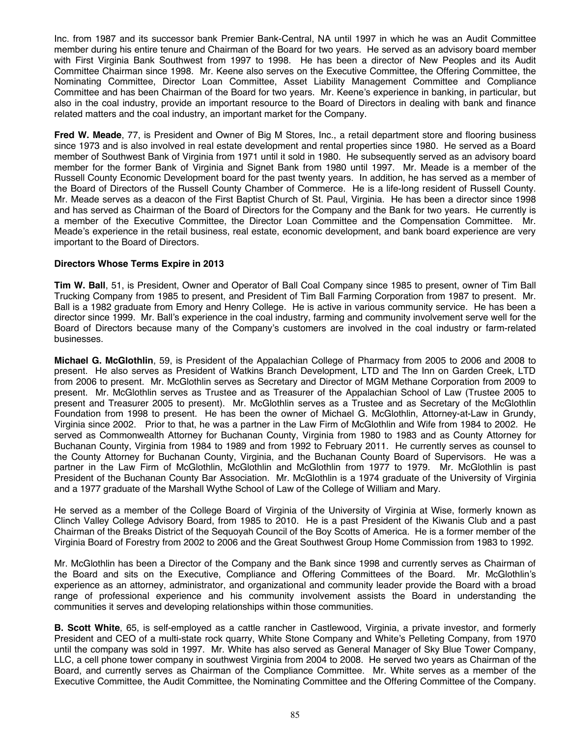Inc. from 1987 and its successor bank Premier Bank-Central, NA until 1997 in which he was an Audit Committee member during his entire tenure and Chairman of the Board for two years. He served as an advisory board member with First Virginia Bank Southwest from 1997 to 1998. He has been a director of New Peoples and its Audit Committee Chairman since 1998. Mr. Keene also serves on the Executive Committee, the Offering Committee, the Nominating Committee, Director Loan Committee, Asset Liability Management Committee and Compliance Committee and has been Chairman of the Board for two years. Mr. Keene's experience in banking, in particular, but also in the coal industry, provide an important resource to the Board of Directors in dealing with bank and finance related matters and the coal industry, an important market for the Company.

**Fred W. Meade**, 77, is President and Owner of Big M Stores, Inc., a retail department store and flooring business since 1973 and is also involved in real estate development and rental properties since 1980. He served as a Board member of Southwest Bank of Virginia from 1971 until it sold in 1980. He subsequently served as an advisory board member for the former Bank of Virginia and Signet Bank from 1980 until 1997. Mr. Meade is a member of the Russell County Economic Development board for the past twenty years. In addition, he has served as a member of the Board of Directors of the Russell County Chamber of Commerce. He is a life-long resident of Russell County. Mr. Meade serves as a deacon of the First Baptist Church of St. Paul, Virginia. He has been a director since 1998 and has served as Chairman of the Board of Directors for the Company and the Bank for two years. He currently is a member of the Executive Committee, the Director Loan Committee and the Compensation Committee. Mr. Meade's experience in the retail business, real estate, economic development, and bank board experience are very important to the Board of Directors.

**Directors Whose Terms Expire in 2013**

**Tim W. Ball**, 51, is President, Owner and Operator of Ball Coal Company since 1985 to present, owner of Tim Ball Trucking Company from 1985 to present, and President of Tim Ball Farming Corporation from 1987 to present. Mr. Ball is a 1982 graduate from Emory and Henry College. He is active in various community service. He has been a director since 1999. Mr. Ball's experience in the coal industry, farming and community involvement serve well for the Board of Directors because many of the Company's customers are involved in the coal industry or farm-related businesses.

**Michael G. McGlothlin**, 59, is President of the Appalachian College of Pharmacy from 2005 to 2006 and 2008 to present. He also serves as President of Watkins Branch Development, LTD and The Inn on Garden Creek, LTD from 2006 to present. Mr. McGlothlin serves as Secretary and Director of MGM Methane Corporation from 2009 to present. Mr. McGlothlin serves as Trustee and as Treasurer of the Appalachian School of Law (Trustee 2005 to present and Treasurer 2005 to present). Mr. McGlothlin serves as a Trustee and as Secretary of the McGlothlin Foundation from 1998 to present. He has been the owner of Michael G. McGlothlin, Attorney-at-Law in Grundy, Virginia since 2002. Prior to that, he was a partner in the Law Firm of McGlothlin and Wife from 1984 to 2002. He served as Commonwealth Attorney for Buchanan County, Virginia from 1980 to 1983 and as County Attorney for Buchanan County, Virginia from 1984 to 1989 and from 1992 to February 2011. He currently serves as counsel to the County Attorney for Buchanan County, Virginia, and the Buchanan County Board of Supervisors. He was a partner in the Law Firm of McGlothlin, McGlothlin and McGlothlin from 1977 to 1979. Mr. McGlothlin is past President of the Buchanan County Bar Association. Mr. McGlothlin is a 1974 graduate of the University of Virginia and a 1977 graduate of the Marshall Wythe School of Law of the College of William and Mary.

He served as a member of the College Board of Virginia of the University of Virginia at Wise, formerly known as Clinch Valley College Advisory Board, from 1985 to 2010. He is a past President of the Kiwanis Club and a past Chairman of the Breaks District of the Sequoyah Council of the Boy Scotts of America. He is a former member of the Virginia Board of Forestry from 2002 to 2006 and the Great Southwest Group Home Commission from 1983 to 1992.

Mr. McGlothlin has been a Director of the Company and the Bank since 1998 and currently serves as Chairman of the Board and sits on the Executive, Compliance and Offering Committees of the Board. Mr. McGlothlin's experience as an attorney, administrator, and organizational and community leader provide the Board with a broad range of professional experience and his community involvement assists the Board in understanding the communities it serves and developing relationships within those communities.

**B. Scott White**, 65, is self-employed as a cattle rancher in Castlewood, Virginia, a private investor, and formerly President and CEO of a multi-state rock quarry, White Stone Company and White's Pelleting Company, from 1970 until the company was sold in 1997. Mr. White has also served as General Manager of Sky Blue Tower Company, LLC, a cell phone tower company in southwest Virginia from 2004 to 2008. He served two years as Chairman of the Board, and currently serves as Chairman of the Compliance Committee. Mr. White serves as a member of the Executive Committee, the Audit Committee, the Nominating Committee and the Offering Committee of the Company.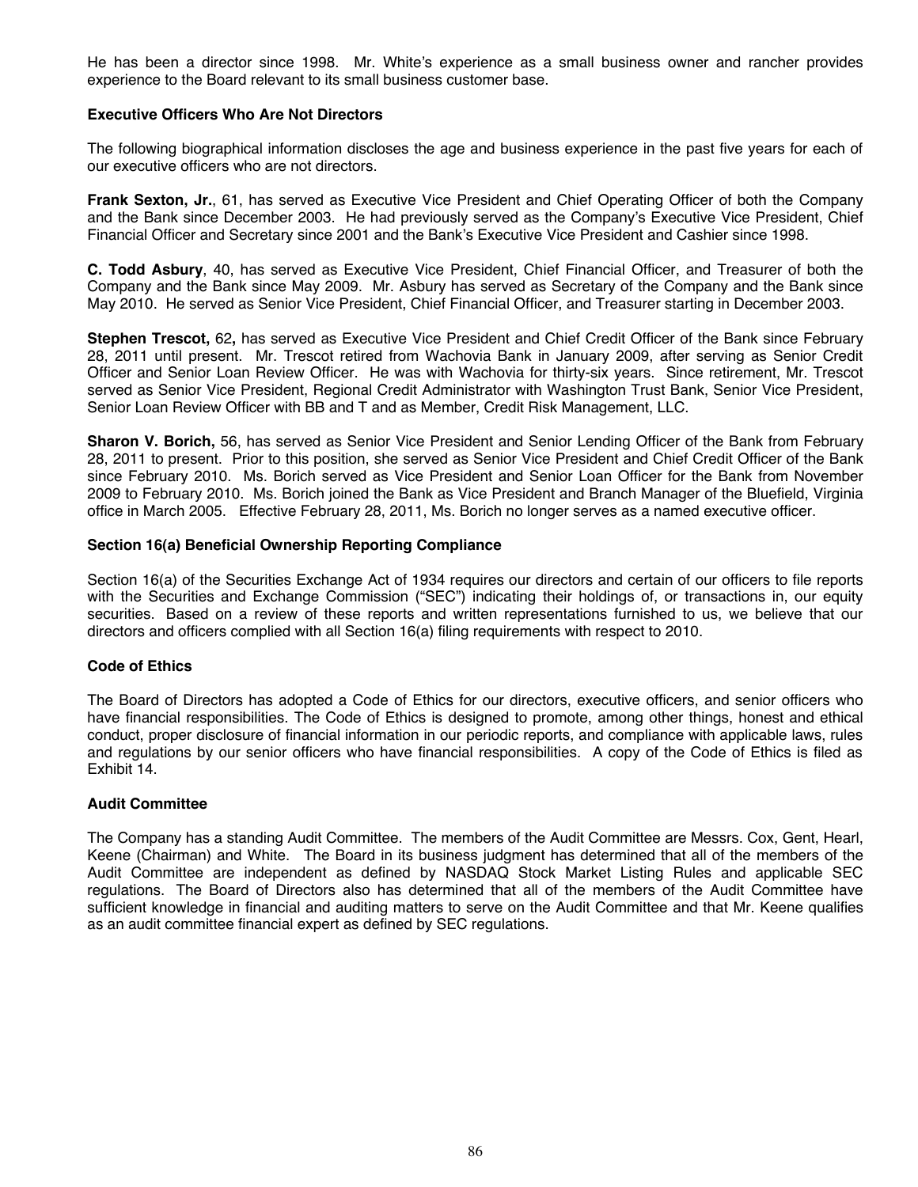He has been a director since 1998. Mr. White's experience as a small business owner and rancher provides experience to the Board relevant to its small business customer base.

### Executive Officers Who Are Not Directors

The following biographical information discloses the age and business experience in the past five years for each of our executive officers who are not directors.

**Frank Sexton, Jr.**, 61, has served as Executive Vice President and Chief Operating Officer of both the Company and the Bank since December 2003. He had previously served as the Company's Executive Vice President, Chief Financial Officer and Secretary since 2001 and the Bank's Executive Vice President and Cashier since 1998.

**C. Todd Asbury**, 40, has served as Executive Vice President, Chief Financial Officer, and Treasurer of both the Company and the Bank since May 2009. Mr. Asbury has served as Secretary of the Company and the Bank since May 2010. He served as Senior Vice President, Chief Financial Officer, and Treasurer starting in December 2003.

**Stephen Trescot,** 62**,** has served as Executive Vice President and Chief Credit Officer of the Bank since February 28, 2011 until present. Mr. Trescot retired from Wachovia Bank in January 2009, after serving as Senior Credit Officer and Senior Loan Review Officer. He was with Wachovia for thirty-six years. Since retirement, Mr. Trescot served as Senior Vice President, Regional Credit Administrator with Washington Trust Bank, Senior Vice President, Senior Loan Review Officer with BB and T and as Member, Credit Risk Management, LLC.

**Sharon V. Borich,** 56, has served as Senior Vice President and Senior Lending Officer of the Bank from February 28, 2011 to present. Prior to this position, she served as Senior Vice President and Chief Credit Officer of the Bank since February 2010. Ms. Borich served as Vice President and Senior Loan Officer for the Bank from November 2009 to February 2010. Ms. Borich joined the Bank as Vice President and Branch Manager of the Bluefield, Virginia office in March 2005. Effective February 28, 2011, Ms. Borich no longer serves as a named executive officer.

### Section 16(a) Beneficial Ownership Reporting Compliance

Section 16(a) of the Securities Exchange Act of 1934 requires our directors and certain of our officers to file reports with the Securities and Exchange Commission ("SEC") indicating their holdings of, or transactions in, our equity securities. Based on a review of these reports and written representations furnished to us, we believe that our directors and officers complied with all Section 16(a) filing requirements with respect to 2010.

### Code of Ethics

The Board of Directors has adopted a Code of Ethics for our directors, executive officers, and senior officers who have financial responsibilities. The Code of Ethics is designed to promote, among other things, honest and ethical conduct, proper disclosure of financial information in our periodic reports, and compliance with applicable laws, rules and regulations by our senior officers who have financial responsibilities. A copy of the Code of Ethics is filed as Exhibit 14.

### Audit Committee

The Company has a standing Audit Committee. The members of the Audit Committee are Messrs. Cox, Gent, Hearl, Keene (Chairman) and White. The Board in its business judgment has determined that all of the members of the Audit Committee are independent as defined by NASDAQ Stock Market Listing Rules and applicable SEC regulations. The Board of Directors also has determined that all of the members of the Audit Committee have sufficient knowledge in financial and auditing matters to serve on the Audit Committee and that Mr. Keene qualifies as an audit committee financial expert as defined by SEC regulations.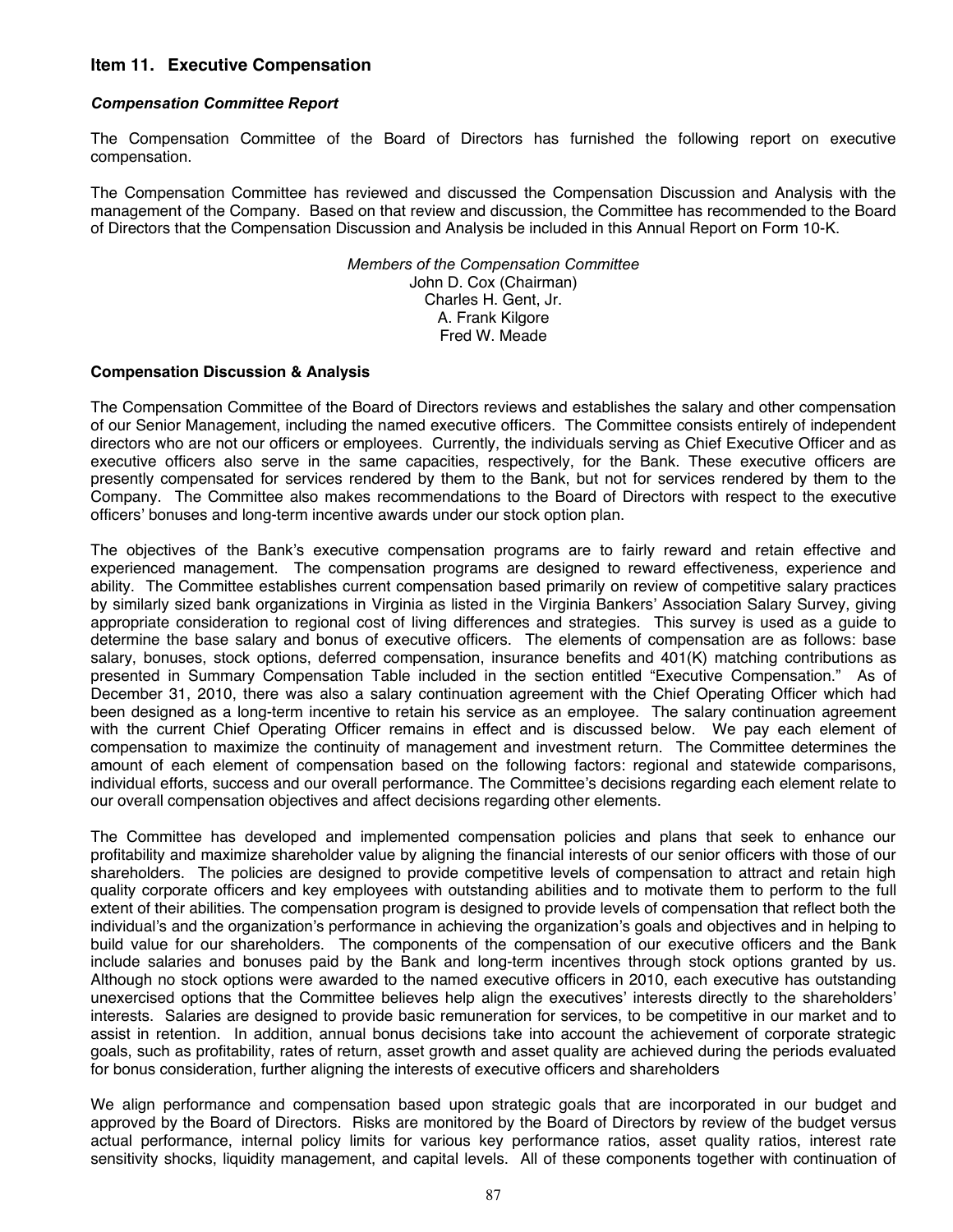## Item 11. Executive Compensation

### *Compensation Committee Report*

The Compensation Committee of the Board of Directors has furnished the following report on executive compensation.

The Compensation Committee has reviewed and discussed the Compensation Discussion and Analysis with the management of the Company. Based on that review and discussion, the Committee has recommended to the Board of Directors that the Compensation Discussion and Analysis be included in this Annual Report on Form 10-K.

*Members of the Compensation Committee*
John D. Cox (Chairman)
Charles H. Gent, Jr.
A. Frank Kilgore
Fred W. Meade

### Compensation Discussion & Analysis

The Compensation Committee of the Board of Directors reviews and establishes the salary and other compensation of our Senior Management, including the named executive officers. The Committee consists entirely of independent directors who are not our officers or employees. Currently, the individuals serving as Chief Executive Officer and as executive officers also serve in the same capacities, respectively, for the Bank. These executive officers are presently compensated for services rendered by them to the Bank, but not for services rendered by them to the Company. The Committee also makes recommendations to the Board of Directors with respect to the executive officers' bonuses and long-term incentive awards under our stock option plan.

The objectives of the Bank's executive compensation programs are to fairly reward and retain effective and experienced management. The compensation programs are designed to reward effectiveness, experience and ability. The Committee establishes current compensation based primarily on review of competitive salary practices by similarly sized bank organizations in Virginia as listed in the Virginia Bankers' Association Salary Survey, giving appropriate consideration to regional cost of living differences and strategies. This survey is used as a guide to determine the base salary and bonus of executive officers. The elements of compensation are as follows: base salary, bonuses, stock options, deferred compensation, insurance benefits and 401(K) matching contributions as presented in Summary Compensation Table included in the section entitled "Executive Compensation." As of December 31, 2010, there was also a salary continuation agreement with the Chief Operating Officer which had been designed as a long-term incentive to retain his service as an employee. The salary continuation agreement with the current Chief Operating Officer remains in effect and is discussed below. We pay each element of compensation to maximize the continuity of management and investment return. The Committee determines the amount of each element of compensation based on the following factors: regional and statewide comparisons, individual efforts, success and our overall performance. The Committee's decisions regarding each element relate to our overall compensation objectives and affect decisions regarding other elements.

The Committee has developed and implemented compensation policies and plans that seek to enhance our profitability and maximize shareholder value by aligning the financial interests of our senior officers with those of our shareholders. The policies are designed to provide competitive levels of compensation to attract and retain high quality corporate officers and key employees with outstanding abilities and to motivate them to perform to the full extent of their abilities. The compensation program is designed to provide levels of compensation that reflect both the individual's and the organization's performance in achieving the organization's goals and objectives and in helping to build value for our shareholders. The components of the compensation of our executive officers and the Bank include salaries and bonuses paid by the Bank and long-term incentives through stock options granted by us. Although no stock options were awarded to the named executive officers in 2010, each executive has outstanding unexercised options that the Committee believes help align the executives' interests directly to the shareholders' interests. Salaries are designed to provide basic remuneration for services, to be competitive in our market and to assist in retention. In addition, annual bonus decisions take into account the achievement of corporate strategic goals, such as profitability, rates of return, asset growth and asset quality are achieved during the periods evaluated for bonus consideration, further aligning the interests of executive officers and shareholders

We align performance and compensation based upon strategic goals that are incorporated in our budget and approved by the Board of Directors. Risks are monitored by the Board of Directors by review of the budget versus actual performance, internal policy limits for various key performance ratios, asset quality ratios, interest rate sensitivity shocks, liquidity management, and capital levels. All of these components together with continuation of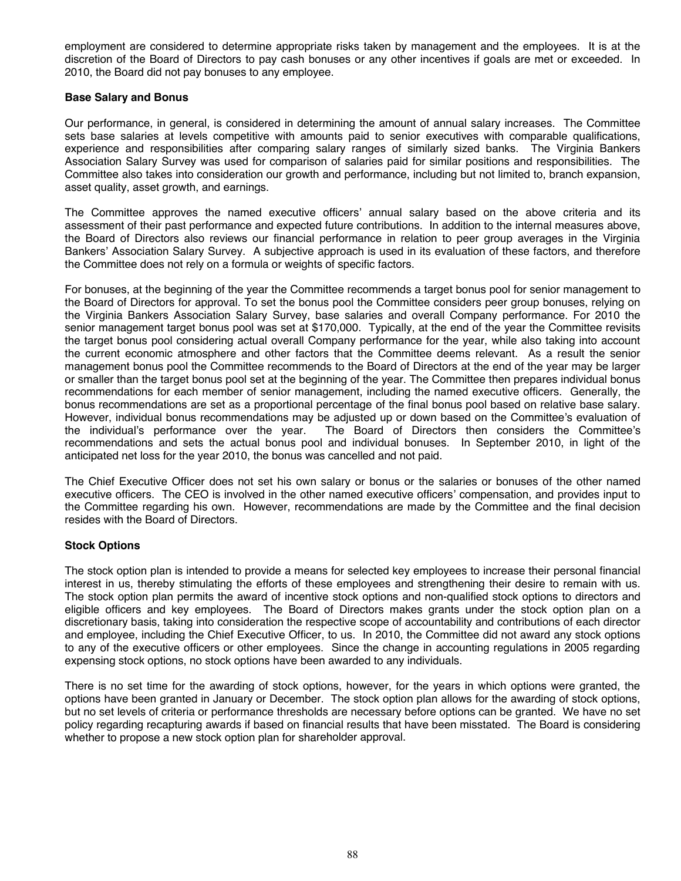employment are considered to determine appropriate risks taken by management and the employees. It is at the discretion of the Board of Directors to pay cash bonuses or any other incentives if goals are met or exceeded. In 2010, the Board did not pay bonuses to any employee.

**Base Salary and Bonus**

Our performance, in general, is considered in determining the amount of annual salary increases. The Committee sets base salaries at levels competitive with amounts paid to senior executives with comparable qualifications, experience and responsibilities after comparing salary ranges of similarly sized banks. The Virginia Bankers Association Salary Survey was used for comparison of salaries paid for similar positions and responsibilities. The Committee also takes into consideration our growth and performance, including but not limited to, branch expansion, asset quality, asset growth, and earnings.

The Committee approves the named executive officers' annual salary based on the above criteria and its assessment of their past performance and expected future contributions. In addition to the internal measures above, the Board of Directors also reviews our financial performance in relation to peer group averages in the Virginia Bankers' Association Salary Survey. A subjective approach is used in its evaluation of these factors, and therefore the Committee does not rely on a formula or weights of specific factors.

For bonuses, at the beginning of the year the Committee recommends a target bonus pool for senior management to the Board of Directors for approval. To set the bonus pool the Committee considers peer group bonuses, relying on the Virginia Bankers Association Salary Survey, base salaries and overall Company performance. For 2010 the senior management target bonus pool was set at $170,000. Typically, at the end of the year the Committee revisits the target bonus pool considering actual overall Company performance for the year, while also taking into account the current economic atmosphere and other factors that the Committee deems relevant. As a result the senior management bonus pool the Committee recommends to the Board of Directors at the end of the year may be larger or smaller than the target bonus pool set at the beginning of the year. The Committee then prepares individual bonus recommendations for each member of senior management, including the named executive officers. Generally, the bonus recommendations are set as a proportional percentage of the final bonus pool based on relative base salary. However, individual bonus recommendations may be adjusted up or down based on the Committee's evaluation of the individual's performance over the year. The Board of Directors then considers the Committee's recommendations and sets the actual bonus pool and individual bonuses. In September 2010, in light of the anticipated net loss for the year 2010, the bonus was cancelled and not paid.

The Chief Executive Officer does not set his own salary or bonus or the salaries or bonuses of the other named executive officers. The CEO is involved in the other named executive officers' compensation, and provides input to the Committee regarding his own. However, recommendations are made by the Committee and the final decision resides with the Board of Directors.

**Stock Options**

The stock option plan is intended to provide a means for selected key employees to increase their personal financial interest in us, thereby stimulating the efforts of these employees and strengthening their desire to remain with us. The stock option plan permits the award of incentive stock options and non-qualified stock options to directors and eligible officers and key employees. The Board of Directors makes grants under the stock option plan on a discretionary basis, taking into consideration the respective scope of accountability and contributions of each director and employee, including the Chief Executive Officer, to us. In 2010, the Committee did not award any stock options to any of the executive officers or other employees. Since the change in accounting regulations in 2005 regarding expensing stock options, no stock options have been awarded to any individuals.

There is no set time for the awarding of stock options, however, for the years in which options were granted, the options have been granted in January or December. The stock option plan allows for the awarding of stock options, but no set levels of criteria or performance thresholds are necessary before options can be granted. We have no set policy regarding recapturing awards if based on financial results that have been misstated. The Board is considering whether to propose a new stock option plan for shareholder approval.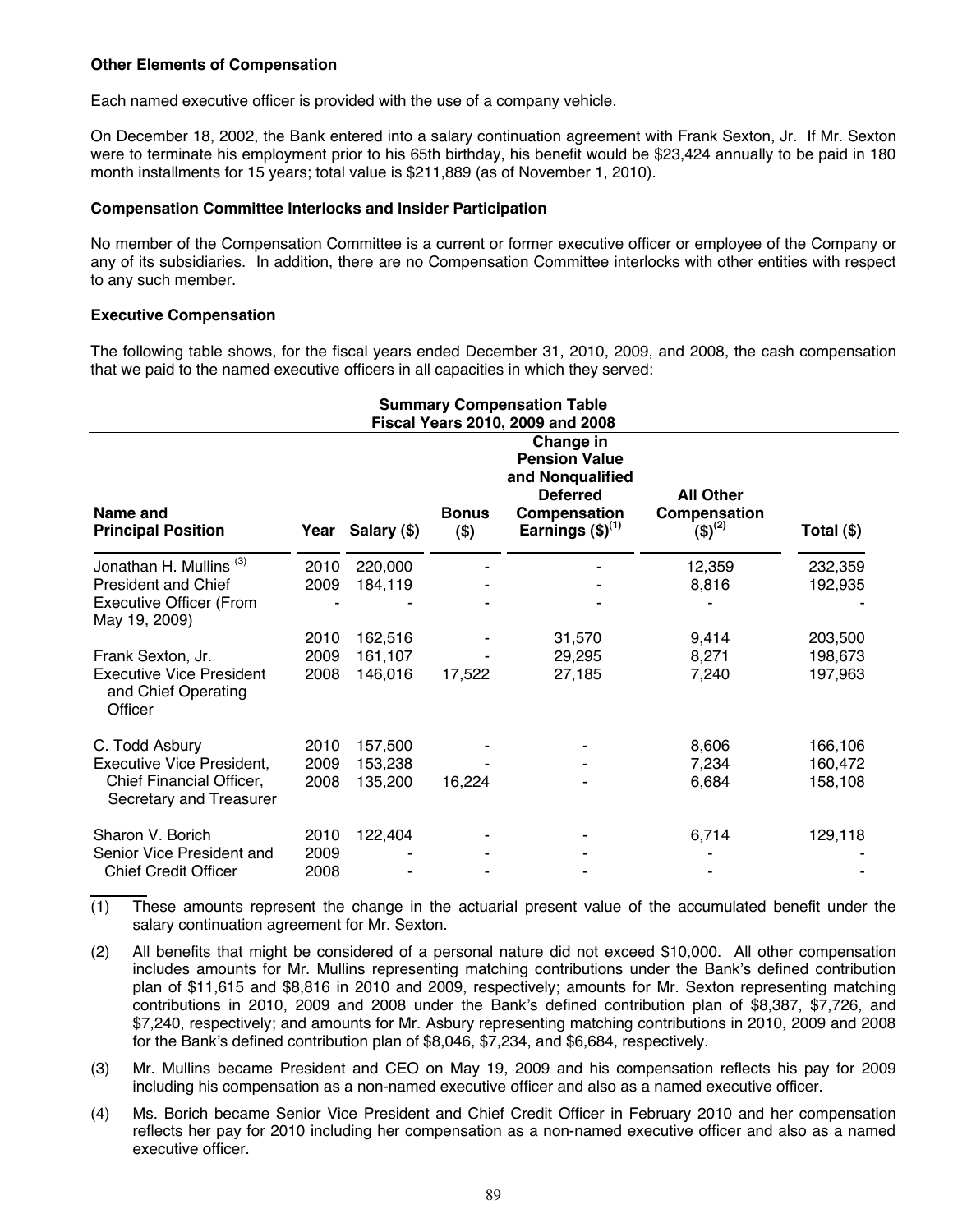### Other Elements of Compensation

Each named executive officer is provided with the use of a company vehicle.

On December 18, 2002, the Bank entered into a salary continuation agreement with Frank Sexton, Jr. If Mr. Sexton were to terminate his employment prior to his 65th birthday, his benefit would be $23,424 annually to be paid in 180 month installments for 15 years; total value is $211,889 (as of November 1, 2010).

### Compensation Committee Interlocks and Insider Participation

No member of the Compensation Committee is a current or former executive officer or employee of the Company or any of its subsidiaries. In addition, there are no Compensation Committee interlocks with other entities with respect to any such member.

### Executive Compensation

The following table shows, for the fiscal years ended December 31, 2010, 2009, and 2008, the cash compensation that we paid to the named executive officers in all capacities in which they served:

**Summary Compensation Table**
**Fiscal Years 2010, 2009 and 2008**

| Name and Principal Position | Year | Salary ($) | Bonus ($) | Change in Pension Value and Nonqualified Deferred Compensation Earnings ($)[1] | All Other Compensation ($)[2] | Total ($) |
|---|---|---|---|---|---|---|
| Jonathan H. Mullins [3] | 2010 | 220,000 | - | - | 12,359 | 232,359 |
| President and Chief | 2009 | 184,119 | - | - | 8,816 | 192,935 |
| Executive Officer (From May 19, 2009) | - | - | - | - | - | - |
| | 2010 | 162,516 | - | 31,570 | 9,414 | 203,500 |
| Frank Sexton, Jr. | 2009 | 161,107 | - | 29,295 | 8,271 | 198,673 |
| Executive Vice President and Chief Operating Officer | 2008 | 146,016 | 17,522 | 27,185 | 7,240 | 197,963 |
| C. Todd Asbury | 2010 | 157,500 | - | - | 8,606 | 166,106 |
| Executive Vice President, | 2009 | 153,238 | - | - | 7,234 | 160,472 |
| Chief Financial Officer, Secretary and Treasurer | 2008 | 135,200 | 16,224 | - | 6,684 | 158,108 |
| Sharon V. Borich | 2010 | 122,404 | - | - | 6,714 | 129,118 |
| Senior Vice President and | 2009 | - | - | - | - | - |
| Chief Credit Officer | 2008 | - | - | - | - | - |

(1) These amounts represent the change in the actuarial present value of the accumulated benefit under the salary continuation agreement for Mr. Sexton.

(2) All benefits that might be considered of a personal nature did not exceed $10,000. All other compensation includes amounts for Mr. Mullins representing matching contributions under the Bank's defined contribution plan of $11,615 and $8,816 in 2010 and 2009, respectively; amounts for Mr. Sexton representing matching contributions in 2010, 2009 and 2008 under the Bank's defined contribution plan of $8,387, $7,726, and $7,240, respectively; and amounts for Mr. Asbury representing matching contributions in 2010, 2009 and 2008 for the Bank's defined contribution plan of $8,046, $7,234, and $6,684, respectively.

(3) Mr. Mullins became President and CEO on May 19, 2009 and his compensation reflects his pay for 2009 including his compensation as a non-named executive officer and also as a named executive officer.

(4) Ms. Borich became Senior Vice President and Chief Credit Officer in February 2010 and her compensation reflects her pay for 2010 including her compensation as a non-named executive officer and also as a named executive officer.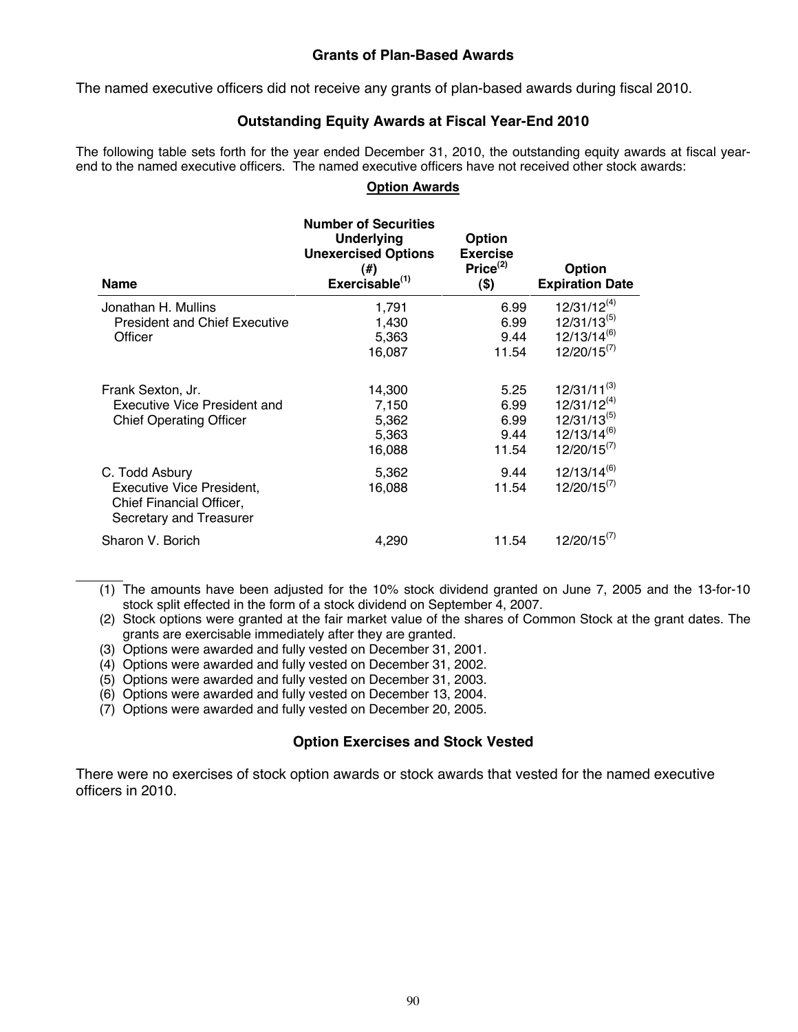### Grants of Plan-Based Awards

The named executive officers did not receive any grants of plan-based awards during fiscal 2010.

### Outstanding Equity Awards at Fiscal Year-End 2010

The following table sets forth for the year ended December 31, 2010, the outstanding equity awards at fiscal year-end to the named executive officers. The named executive officers have not received other stock awards:

**Option Awards**

| Name | Number of Securities Underlying Unexercised Options (#) Exercisable[(1)] | Option Exercise Price[(2)] ($) | Option Expiration Date |
|---|---|---|---|
| Jonathan H. Mullins | 1,791 | 6.99 | 12/31/12[(4)] |
| President and Chief Executive | 1,430 | 6.99 | 12/31/13[(5)] |
| Officer | 5,363 | 9.44 | 12/13/14[(6)] |
| | 16,087 | 11.54 | 12/20/15[(7)] |
| Frank Sexton, Jr. | 14,300 | 5.25 | 12/31/11[(3)] |
| Executive Vice President and | 7,150 | 6.99 | 12/31/12[(4)] |
| Chief Operating Officer | 5,362 | 6.99 | 12/31/13[(5)] |
| | 5,363 | 9.44 | 12/13/14[(6)] |
| | 16,088 | 11.54 | 12/20/15[(7)] |
| C. Todd Asbury | 5,362 | 9.44 | 12/13/14[(6)] |
| Executive Vice President, Chief Financial Officer, Secretary and Treasurer | 16,088 | 11.54 | 12/20/15[(7)] |
| Sharon V. Borich | 4,290 | 11.54 | 12/20/15[(7)] |

(1) The amounts have been adjusted for the 10% stock dividend granted on June 7, 2005 and the 13-for-10 stock split effected in the form of a stock dividend on September 4, 2007.

(2) Stock options were granted at the fair market value of the shares of Common Stock at the grant dates. The grants are exercisable immediately after they are granted.

(3) Options were awarded and fully vested on December 31, 2001.

(4) Options were awarded and fully vested on December 31, 2002.

(5) Options were awarded and fully vested on December 31, 2003.

(6) Options were awarded and fully vested on December 13, 2004.

(7) Options were awarded and fully vested on December 20, 2005.

### Option Exercises and Stock Vested

There were no exercises of stock option awards or stock awards that vested for the named executive officers in 2010.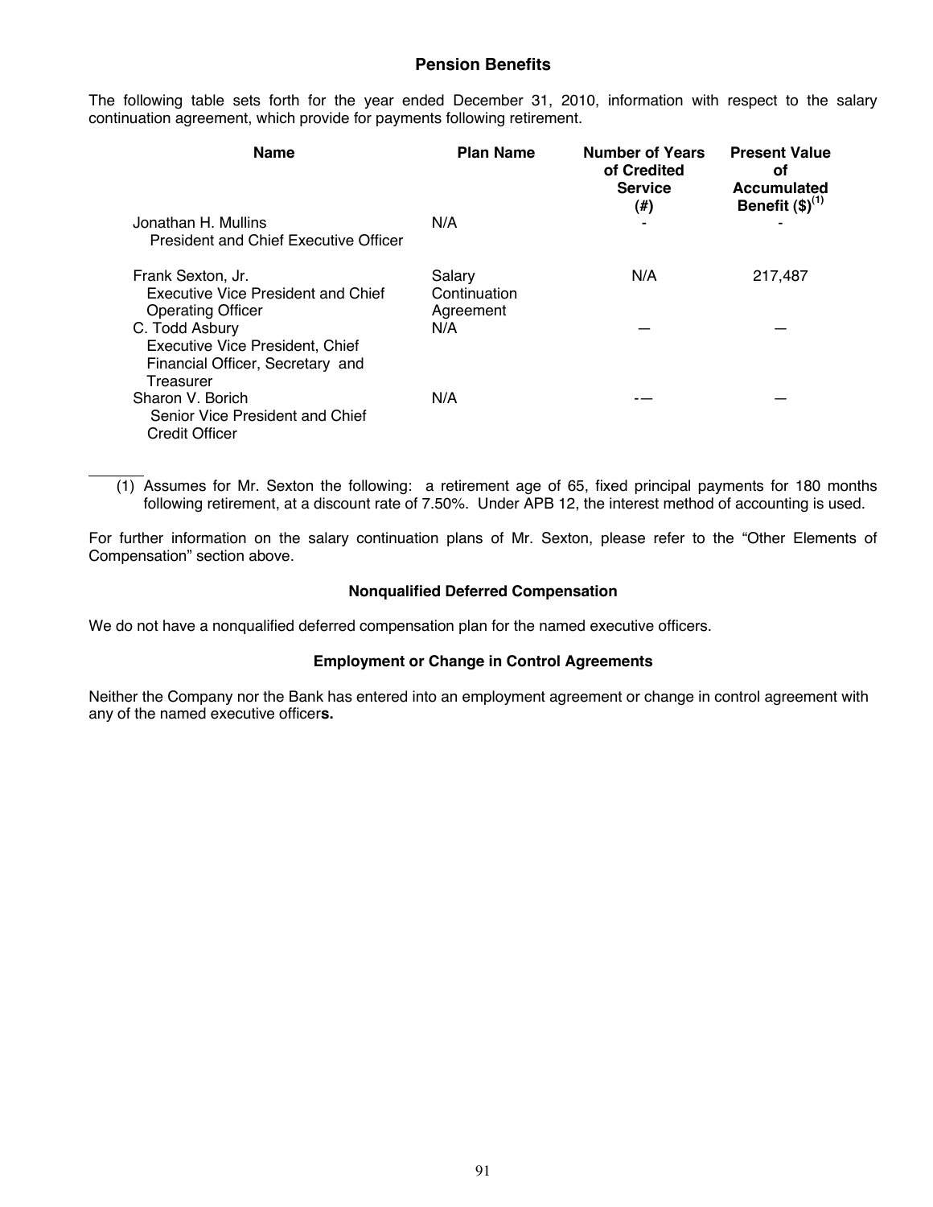## Pension Benefits

The following table sets forth for the year ended December 31, 2010, information with respect to the salary continuation agreement, which provide for payments following retirement.

| Name | Plan Name | Number of Years of Credited Service (#) | Present Value of Accumulated Benefit ($)(1) |
|---|---|---|---|
| Jonathan H. Mullins<br>President and Chief Executive Officer | N/A | - | - |
| Frank Sexton, Jr.<br>Executive Vice President and Chief Operating Officer | Salary Continuation Agreement | N/A | 217,487 |
| C. Todd Asbury<br>Executive Vice President, Chief Financial Officer, Secretary and Treasurer | N/A | — | — |
| Sharon V. Borich<br>Senior Vice President and Chief Credit Officer | N/A | -— | — |

(1) Assumes for Mr. Sexton the following: a retirement age of 65, fixed principal payments for 180 months following retirement, at a discount rate of 7.50%. Under APB 12, the interest method of accounting is used.

For further information on the salary continuation plans of Mr. Sexton, please refer to the "Other Elements of Compensation" section above.

### Nonqualified Deferred Compensation

We do not have a nonqualified deferred compensation plan for the named executive officers.

### Employment or Change in Control Agreements

Neither the Company nor the Bank has entered into an employment agreement or change in control agreement with any of the named executive officers.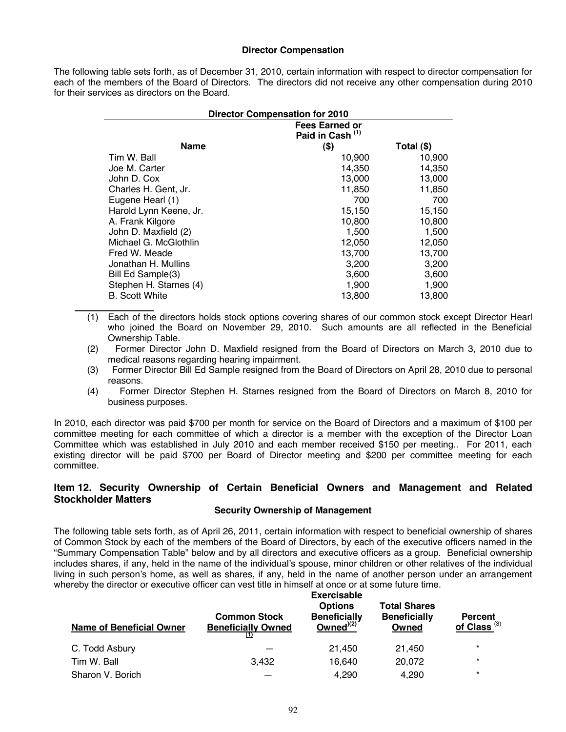**Director Compensation**

The following table sets forth, as of December 31, 2010, certain information with respect to director compensation for each of the members of the Board of Directors. The directors did not receive any other compensation during 2010 for their services as directors on the Board.

**Director Compensation for 2010**

| Name | Fees Earned or Paid in Cash [(1)] ($) | Total ($) |
|---|---|---|
| Tim W. Ball | 10,900 | 10,900 |
| Joe M. Carter | 14,350 | 14,350 |
| John D. Cox | 13,000 | 13,000 |
| Charles H. Gent, Jr. | 11,850 | 11,850 |
| Eugene Hearl (1) | 700 | 700 |
| Harold Lynn Keene, Jr. | 15,150 | 15,150 |
| A. Frank Kilgore | 10,800 | 10,800 |
| John D. Maxfield (2) | 1,500 | 1,500 |
| Michael G. McGlothlin | 12,050 | 12,050 |
| Fred W. Meade | 13,700 | 13,700 |
| Jonathan H. Mullins | 3,200 | 3,200 |
| Bill Ed Sample(3) | 3,600 | 3,600 |
| Stephen H. Starnes (4) | 1,900 | 1,900 |
| B. Scott White | 13,800 | 13,800 |

(1) Each of the directors holds stock options covering shares of our common stock except Director Hearl who joined the Board on November 29, 2010. Such amounts are all reflected in the Beneficial Ownership Table.

(2) Former Director John D. Maxfield resigned from the Board of Directors on March 3, 2010 due to medical reasons regarding hearing impairment.

(3) Former Director Bill Ed Sample resigned from the Board of Directors on April 28, 2010 due to personal reasons.

(4) Former Director Stephen H. Starnes resigned from the Board of Directors on March 8, 2010 for business purposes.

In 2010, each director was paid $700 per month for service on the Board of Directors and a maximum of $100 per committee meeting for each committee of which a director is a member with the exception of the Director Loan Committee which was established in July 2010 and each member received $150 per meeting.. For 2011, each existing director will be paid $700 per Board of Director meeting and $200 per committee meeting for each committee.

## Item 12. Security Ownership of Certain Beneficial Owners and Management and Related Stockholder Matters

**Security Ownership of Management**

The following table sets forth, as of April 26, 2011, certain information with respect to beneficial ownership of shares of Common Stock by each of the members of the Board of Directors, by each of the executive officers named in the "Summary Compensation Table" below and by all directors and executive officers as a group. Beneficial ownership includes shares, if any, held in the name of the individual's spouse, minor children or other relatives of the individual living in such person's home, as well as shares, if any, held in the name of another person under an arrangement whereby the director or executive officer can vest title in himself at once or at some future time.

| Name of Beneficial Owner | Common Stock Beneficially Owned [(1)] | Exercisable Options Beneficially Owned[(2)] | Total Shares Beneficially Owned | Percent of Class [(3)] |
|---|---|---|---|---|
| C. Todd Asbury | — | 21,450 | 21,450 | * |
| Tim W. Ball | 3,432 | 16,640 | 20,072 | * |
| Sharon V. Borich | — | 4,290 | 4,290 | * |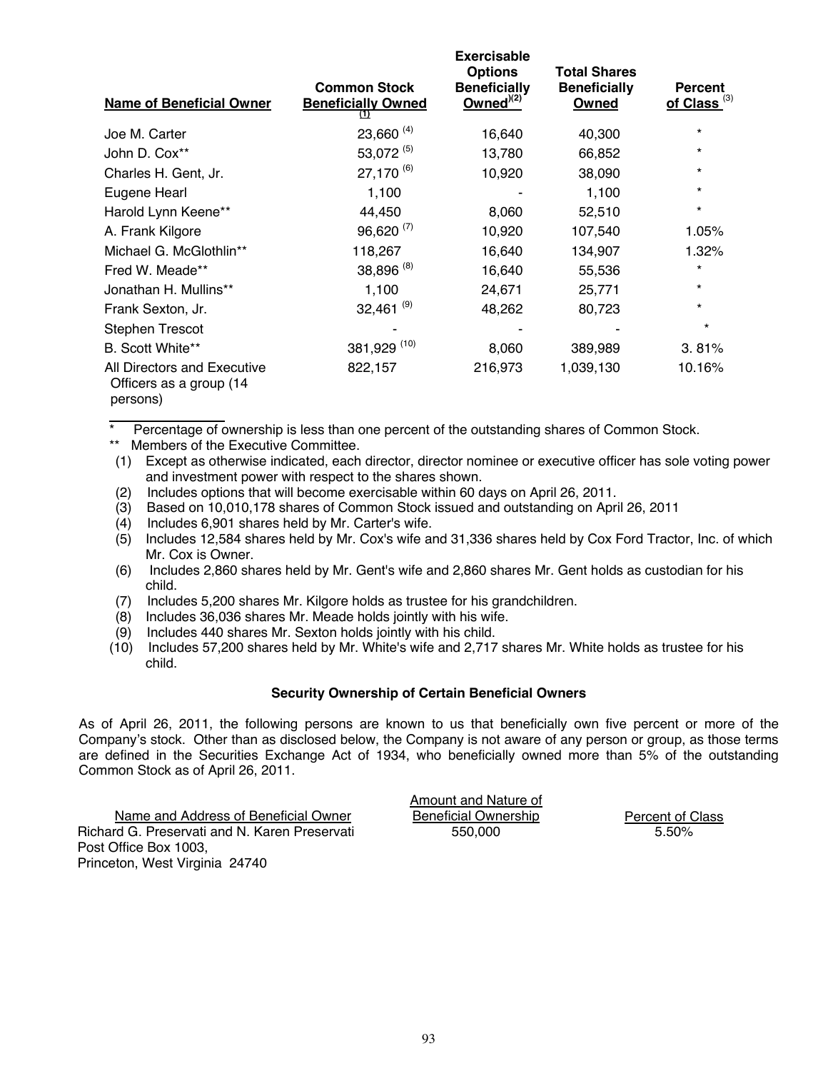| Name of Beneficial Owner | Common Stock Beneficially Owned (1) | Exercisable Options Beneficially Owned(2) | Total Shares Beneficially Owned | Percent of Class (3) |
|---|---|---|---|---|
| Joe M. Carter | 23,660 (4) | 16,640 | 40,300 | * |
| John D. Cox** | 53,072 (5) | 13,780 | 66,852 | * |
| Charles H. Gent, Jr. | 27,170 (6) | 10,920 | 38,090 | * |
| Eugene Hearl | 1,100 | - | 1,100 | * |
| Harold Lynn Keene** | 44,450 | 8,060 | 52,510 | * |
| A. Frank Kilgore | 96,620 (7) | 10,920 | 107,540 | 1.05% |
| Michael G. McGlothlin** | 118,267 | 16,640 | 134,907 | 1.32% |
| Fred W. Meade** | 38,896 (8) | 16,640 | 55,536 | * |
| Jonathan H. Mullins** | 1,100 | 24,671 | 25,771 | * |
| Frank Sexton, Jr. | 32,461 (9) | 48,262 | 80,723 | * |
| Stephen Trescot | - | - | - | * |
| B. Scott White** | 381,929 (10) | 8,060 | 389,989 | 3. 81% |
| All Directors and Executive Officers as a group (14 persons) | 822,157 | 216,973 | 1,039,130 | 10.16% |

\* Percentage of ownership is less than one percent of the outstanding shares of Common Stock.

** Members of the Executive Committee.

(1) Except as otherwise indicated, each director, director nominee or executive officer has sole voting power and investment power with respect to the shares shown.

(2) Includes options that will become exercisable within 60 days on April 26, 2011.

(3) Based on 10,010,178 shares of Common Stock issued and outstanding on April 26, 2011

(4) Includes 6,901 shares held by Mr. Carter's wife.

(5) Includes 12,584 shares held by Mr. Cox's wife and 31,336 shares held by Cox Ford Tractor, Inc. of which Mr. Cox is Owner.

(6) Includes 2,860 shares held by Mr. Gent's wife and 2,860 shares Mr. Gent holds as custodian for his child.

(7) Includes 5,200 shares Mr. Kilgore holds as trustee for his grandchildren.

(8) Includes 36,036 shares Mr. Meade holds jointly with his wife.

(9) Includes 440 shares Mr. Sexton holds jointly with his child.

(10) Includes 57,200 shares held by Mr. White's wife and 2,717 shares Mr. White holds as trustee for his child.

**Security Ownership of Certain Beneficial Owners**

As of April 26, 2011, the following persons are known to us that beneficially own five percent or more of the Company's stock. Other than as disclosed below, the Company is not aware of any person or group, as those terms are defined in the Securities Exchange Act of 1934, who beneficially owned more than 5% of the outstanding Common Stock as of April 26, 2011.

| Name and Address of Beneficial Owner | Amount and Nature of Beneficial Ownership | Percent of Class |
|---|---|---|
| Richard G. Preservati and N. Karen Preservati<br>Post Office Box 1003,<br>Princeton, West Virginia 24740 | 550,000 | 5.50% |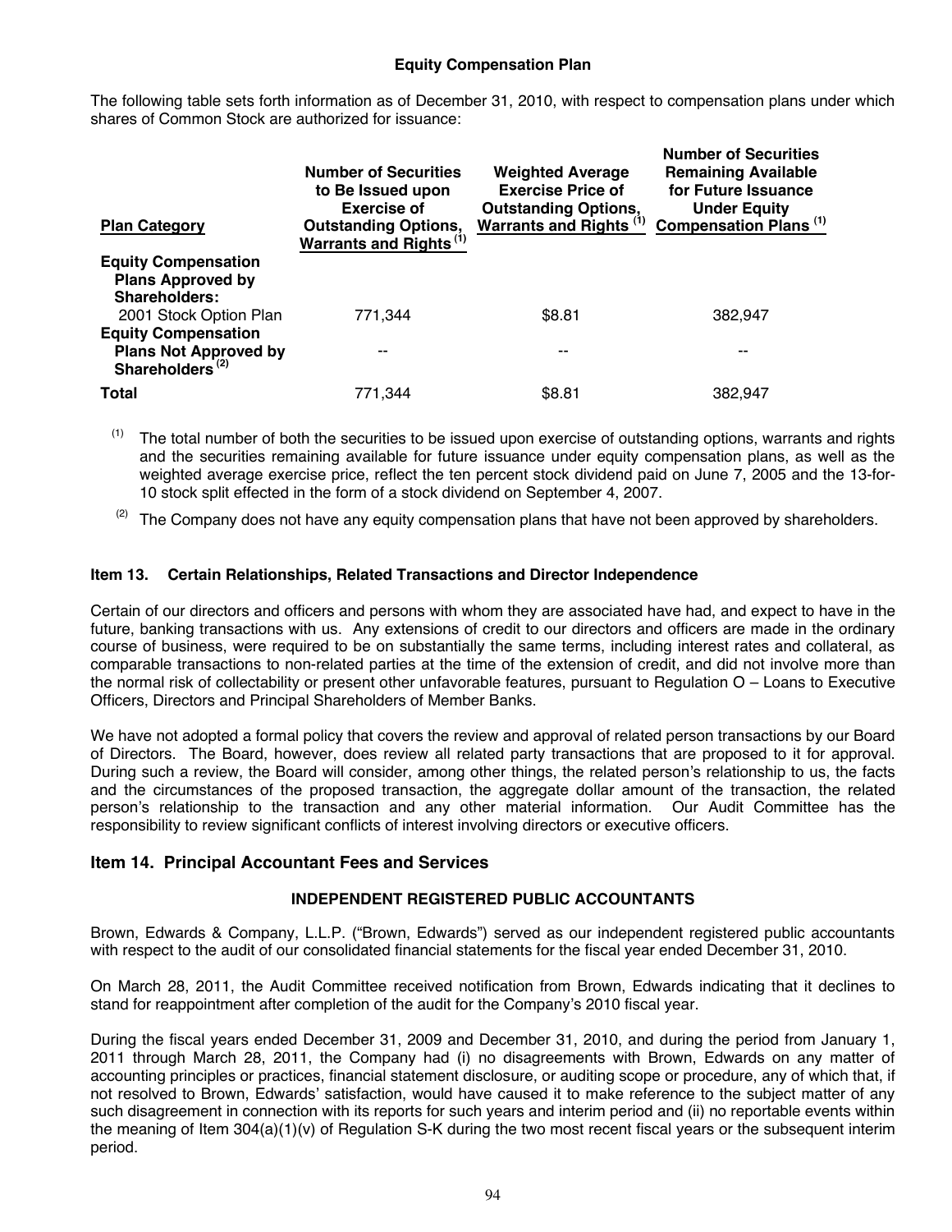### Equity Compensation Plan

The following table sets forth information as of December 31, 2010, with respect to compensation plans under which shares of Common Stock are authorized for issuance:

| Plan Category | Number of Securities to Be Issued upon Exercise of Outstanding Options, Warrants and Rights [(1)] | Weighted Average Exercise Price of Outstanding Options, Warrants and Rights [(1)] | Number of Securities Remaining Available for Future Issuance Under Equity Compensation Plans [(1)] |
|---|---|---|---|
| **Equity Compensation Plans Approved by Shareholders:** | | | |
| 2001 Stock Option Plan | 771,344 | $8.81 | 382,947 |
| **Equity Compensation Plans Not Approved by Shareholders** [(2)] | -- | -- | -- |
| **Total** | 771,344 | $8.81 | 382,947 |

(1) The total number of both the securities to be issued upon exercise of outstanding options, warrants and rights and the securities remaining available for future issuance under equity compensation plans, as well as the weighted average exercise price, reflect the ten percent stock dividend paid on June 7, 2005 and the 13-for-10 stock split effected in the form of a stock dividend on September 4, 2007.

(2) The Company does not have any equity compensation plans that have not been approved by shareholders.

### Item 13. Certain Relationships, Related Transactions and Director Independence

Certain of our directors and officers and persons with whom they are associated have had, and expect to have in the future, banking transactions with us. Any extensions of credit to our directors and officers are made in the ordinary course of business, were required to be on substantially the same terms, including interest rates and collateral, as comparable transactions to non-related parties at the time of the extension of credit, and did not involve more than the normal risk of collectability or present other unfavorable features, pursuant to Regulation O – Loans to Executive Officers, Directors and Principal Shareholders of Member Banks.

We have not adopted a formal policy that covers the review and approval of related person transactions by our Board of Directors. The Board, however, does review all related party transactions that are proposed to it for approval. During such a review, the Board will consider, among other things, the related person's relationship to us, the facts and the circumstances of the proposed transaction, the aggregate dollar amount of the transaction, the related person's relationship to the transaction and any other material information. Our Audit Committee has the responsibility to review significant conflicts of interest involving directors or executive officers.

## Item 14. Principal Accountant Fees and Services

### INDEPENDENT REGISTERED PUBLIC ACCOUNTANTS

Brown, Edwards & Company, L.L.P. ("Brown, Edwards") served as our independent registered public accountants with respect to the audit of our consolidated financial statements for the fiscal year ended December 31, 2010.

On March 28, 2011, the Audit Committee received notification from Brown, Edwards indicating that it declines to stand for reappointment after completion of the audit for the Company's 2010 fiscal year.

During the fiscal years ended December 31, 2009 and December 31, 2010, and during the period from January 1, 2011 through March 28, 2011, the Company had (i) no disagreements with Brown, Edwards on any matter of accounting principles or practices, financial statement disclosure, or auditing scope or procedure, any of which that, if not resolved to Brown, Edwards' satisfaction, would have caused it to make reference to the subject matter of any such disagreement in connection with its reports for such years and interim period and (ii) no reportable events within the meaning of Item 304(a)(1)(v) of Regulation S-K during the two most recent fiscal years or the subsequent interim period.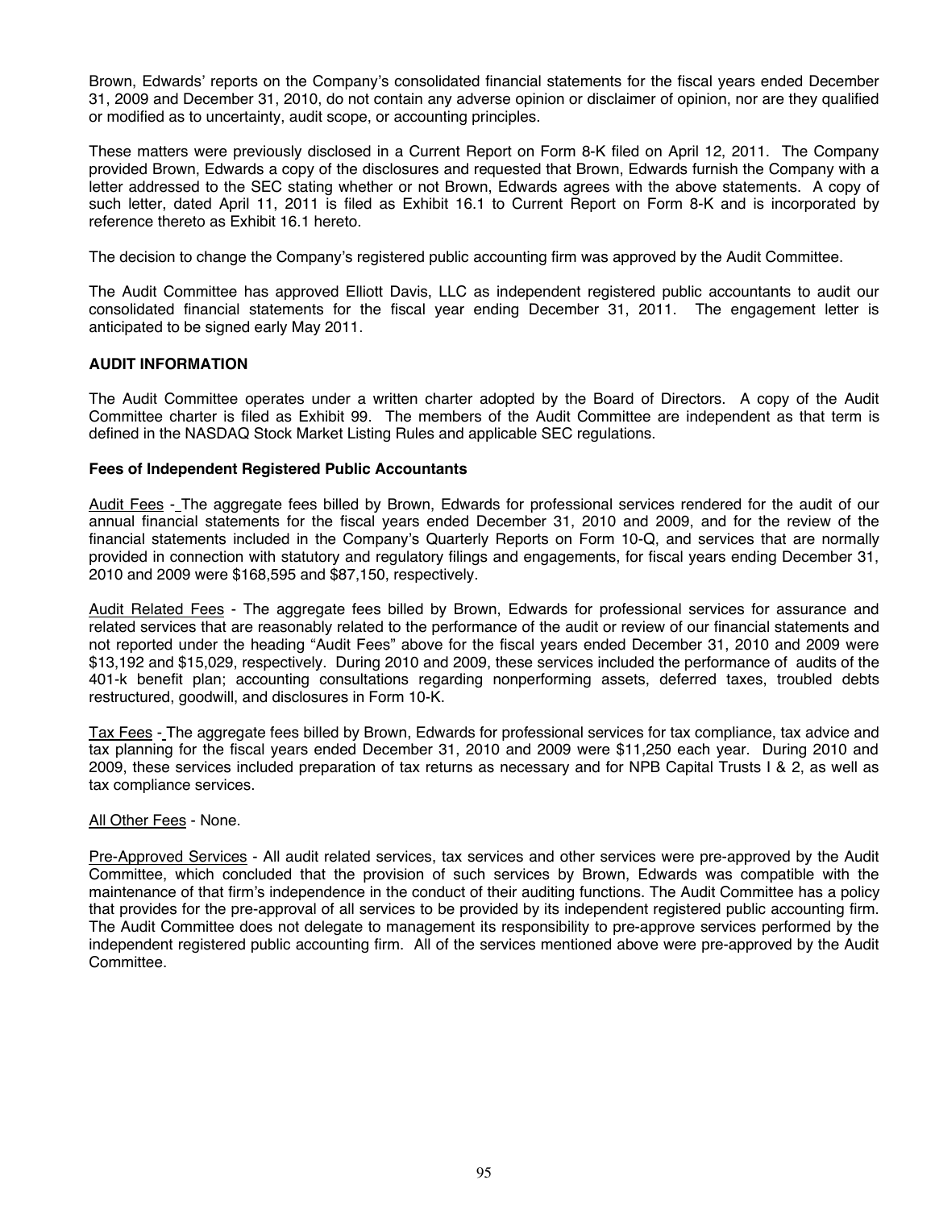Brown, Edwards' reports on the Company's consolidated financial statements for the fiscal years ended December 31, 2009 and December 31, 2010, do not contain any adverse opinion or disclaimer of opinion, nor are they qualified or modified as to uncertainty, audit scope, or accounting principles.

These matters were previously disclosed in a Current Report on Form 8-K filed on April 12, 2011. The Company provided Brown, Edwards a copy of the disclosures and requested that Brown, Edwards furnish the Company with a letter addressed to the SEC stating whether or not Brown, Edwards agrees with the above statements. A copy of such letter, dated April 11, 2011 is filed as Exhibit 16.1 to Current Report on Form 8-K and is incorporated by reference thereto as Exhibit 16.1 hereto.

The decision to change the Company's registered public accounting firm was approved by the Audit Committee.

The Audit Committee has approved Elliott Davis, LLC as independent registered public accountants to audit our consolidated financial statements for the fiscal year ending December 31, 2011. The engagement letter is anticipated to be signed early May 2011.

**AUDIT INFORMATION**

The Audit Committee operates under a written charter adopted by the Board of Directors. A copy of the Audit Committee charter is filed as Exhibit 99. The members of the Audit Committee are independent as that term is defined in the NASDAQ Stock Market Listing Rules and applicable SEC regulations.

**Fees of Independent Registered Public Accountants**

Audit Fees - The aggregate fees billed by Brown, Edwards for professional services rendered for the audit of our annual financial statements for the fiscal years ended December 31, 2010 and 2009, and for the review of the financial statements included in the Company's Quarterly Reports on Form 10-Q, and services that are normally provided in connection with statutory and regulatory filings and engagements, for fiscal years ending December 31, 2010 and 2009 were $168,595 and $87,150, respectively.

Audit Related Fees - The aggregate fees billed by Brown, Edwards for professional services for assurance and related services that are reasonably related to the performance of the audit or review of our financial statements and not reported under the heading "Audit Fees" above for the fiscal years ended December 31, 2010 and 2009 were $13,192 and $15,029, respectively. During 2010 and 2009, these services included the performance of audits of the 401-k benefit plan; accounting consultations regarding nonperforming assets, deferred taxes, troubled debts restructured, goodwill, and disclosures in Form 10-K.

Tax Fees - The aggregate fees billed by Brown, Edwards for professional services for tax compliance, tax advice and tax planning for the fiscal years ended December 31, 2010 and 2009 were $11,250 each year. During 2010 and 2009, these services included preparation of tax returns as necessary and for NPB Capital Trusts I & 2, as well as tax compliance services.

All Other Fees - None.

Pre-Approved Services - All audit related services, tax services and other services were pre-approved by the Audit Committee, which concluded that the provision of such services by Brown, Edwards was compatible with the maintenance of that firm's independence in the conduct of their auditing functions. The Audit Committee has a policy that provides for the pre-approval of all services to be provided by its independent registered public accounting firm. The Audit Committee does not delegate to management its responsibility to pre-approve services performed by the independent registered public accounting firm. All of the services mentioned above were pre-approved by the Audit Committee.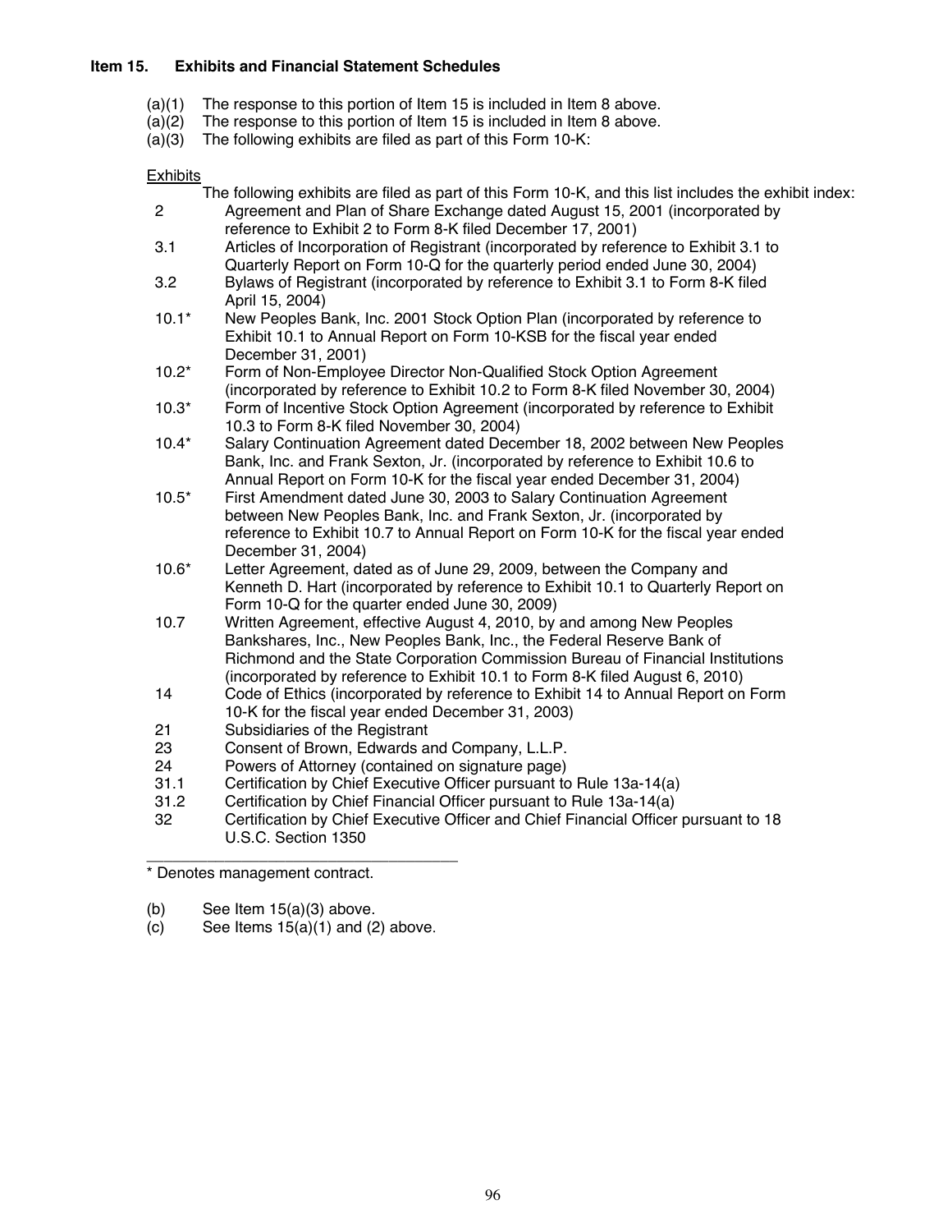### Item 15. Exhibits and Financial Statement Schedules

(a)(1) The response to this portion of Item 15 is included in Item 8 above.
(a)(2) The response to this portion of Item 15 is included in Item 8 above.
(a)(3) The following exhibits are filed as part of this Form 10-K:

Exhibits

The following exhibits are filed as part of this Form 10-K, and this list includes the exhibit index:

| | |
|---|---|
| 2 | Agreement and Plan of Share Exchange dated August 15, 2001 (incorporated by reference to Exhibit 2 to Form 8-K filed December 17, 2001) |
| 3.1 | Articles of Incorporation of Registrant (incorporated by reference to Exhibit 3.1 to Quarterly Report on Form 10-Q for the quarterly period ended June 30, 2004) |
| 3.2 | Bylaws of Registrant (incorporated by reference to Exhibit 3.1 to Form 8-K filed April 15, 2004) |
| 10.1* | New Peoples Bank, Inc. 2001 Stock Option Plan (incorporated by reference to Exhibit 10.1 to Annual Report on Form 10-KSB for the fiscal year ended December 31, 2001) |
| 10.2* | Form of Non-Employee Director Non-Qualified Stock Option Agreement (incorporated by reference to Exhibit 10.2 to Form 8-K filed November 30, 2004) |
| 10.3* | Form of Incentive Stock Option Agreement (incorporated by reference to Exhibit 10.3 to Form 8-K filed November 30, 2004) |
| 10.4* | Salary Continuation Agreement dated December 18, 2002 between New Peoples Bank, Inc. and Frank Sexton, Jr. (incorporated by reference to Exhibit 10.6 to Annual Report on Form 10-K for the fiscal year ended December 31, 2004) |
| 10.5* | First Amendment dated June 30, 2003 to Salary Continuation Agreement between New Peoples Bank, Inc. and Frank Sexton, Jr. (incorporated by reference to Exhibit 10.7 to Annual Report on Form 10-K for the fiscal year ended December 31, 2004) |
| 10.6* | Letter Agreement, dated as of June 29, 2009, between the Company and Kenneth D. Hart (incorporated by reference to Exhibit 10.1 to Quarterly Report on Form 10-Q for the quarter ended June 30, 2009) |
| 10.7 | Written Agreement, effective August 4, 2010, by and among New Peoples Bankshares, Inc., New Peoples Bank, Inc., the Federal Reserve Bank of Richmond and the State Corporation Commission Bureau of Financial Institutions (incorporated by reference to Exhibit 10.1 to Form 8-K filed August 6, 2010) |
| 14 | Code of Ethics (incorporated by reference to Exhibit 14 to Annual Report on Form 10-K for the fiscal year ended December 31, 2003) |
| 21 | Subsidiaries of the Registrant |
| 23 | Consent of Brown, Edwards and Company, L.L.P. |
| 24 | Powers of Attorney (contained on signature page) |
| 31.1 | Certification by Chief Executive Officer pursuant to Rule 13a-14(a) |
| 31.2 | Certification by Chief Financial Officer pursuant to Rule 13a-14(a) |
| 32 | Certification by Chief Executive Officer and Chief Financial Officer pursuant to 18 U.S.C. Section 1350 |

* Denotes management contract.

(b) See Item 15(a)(3) above.
(c) See Items 15(a)(1) and (2) above.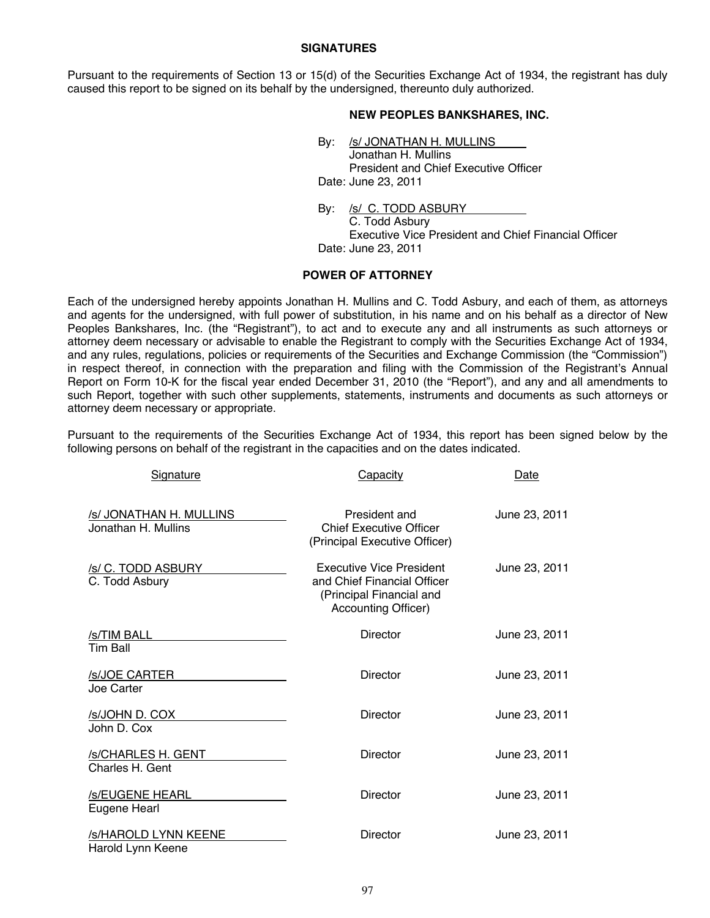## SIGNATURES

Pursuant to the requirements of Section 13 or 15(d) of the Securities Exchange Act of 1934, the registrant has duly caused this report to be signed on its behalf by the undersigned, thereunto duly authorized.

**NEW PEOPLES BANKSHARES, INC.**

By: /s/ JONATHAN H. MULLINS
Jonathan H. Mullins
President and Chief Executive Officer
Date: June 23, 2011

By: /s/ C. TODD ASBURY
C. Todd Asbury
Executive Vice President and Chief Financial Officer
Date: June 23, 2011

## POWER OF ATTORNEY

Each of the undersigned hereby appoints Jonathan H. Mullins and C. Todd Asbury, and each of them, as attorneys and agents for the undersigned, with full power of substitution, in his name and on his behalf as a director of New Peoples Bankshares, Inc. (the "Registrant"), to act and to execute any and all instruments as such attorneys or attorney deem necessary or advisable to enable the Registrant to comply with the Securities Exchange Act of 1934, and any rules, regulations, policies or requirements of the Securities and Exchange Commission (the "Commission") in respect thereof, in connection with the preparation and filing with the Commission of the Registrant's Annual Report on Form 10-K for the fiscal year ended December 31, 2010 (the "Report"), and any and all amendments to such Report, together with such other supplements, statements, instruments and documents as such attorneys or attorney deem necessary or appropriate.

Pursuant to the requirements of the Securities Exchange Act of 1934, this report has been signed below by the following persons on behalf of the registrant in the capacities and on the dates indicated.

| Signature | Capacity | Date |
|---|---|---|
| /s/ JONATHAN H. MULLINS<br>Jonathan H. Mullins | President and Chief Executive Officer (Principal Executive Officer) | June 23, 2011 |
| /s/ C. TODD ASBURY<br>C. Todd Asbury | Executive Vice President and Chief Financial Officer (Principal Financial and Accounting Officer) | June 23, 2011 |
| /s/TIM BALL<br>Tim Ball | Director | June 23, 2011 |
| /s/JOE CARTER<br>Joe Carter | Director | June 23, 2011 |
| /s/JOHN D. COX<br>John D. Cox | Director | June 23, 2011 |
| /s/CHARLES H. GENT<br>Charles H. Gent | Director | June 23, 2011 |
| /s/EUGENE HEARL<br>Eugene Hearl | Director | June 23, 2011 |
| /s/HAROLD LYNN KEENE<br>Harold Lynn Keene | Director | June 23, 2011 |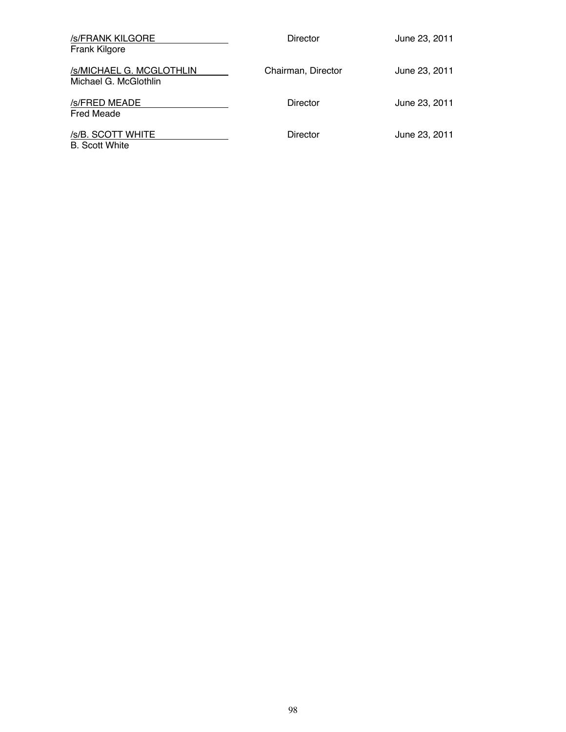| | | |
|---|---|---|
| /s/FRANK KILGORE<br>Frank Kilgore | Director | June 23, 2011 |
| /s/MICHAEL G. MCGLOTHLIN<br>Michael G. McGlothlin | Chairman, Director | June 23, 2011 |
| /s/FRED MEADE<br>Fred Meade | Director | June 23, 2011 |
| /s/B. SCOTT WHITE<br>B. Scott White | Director | June 23, 2011 |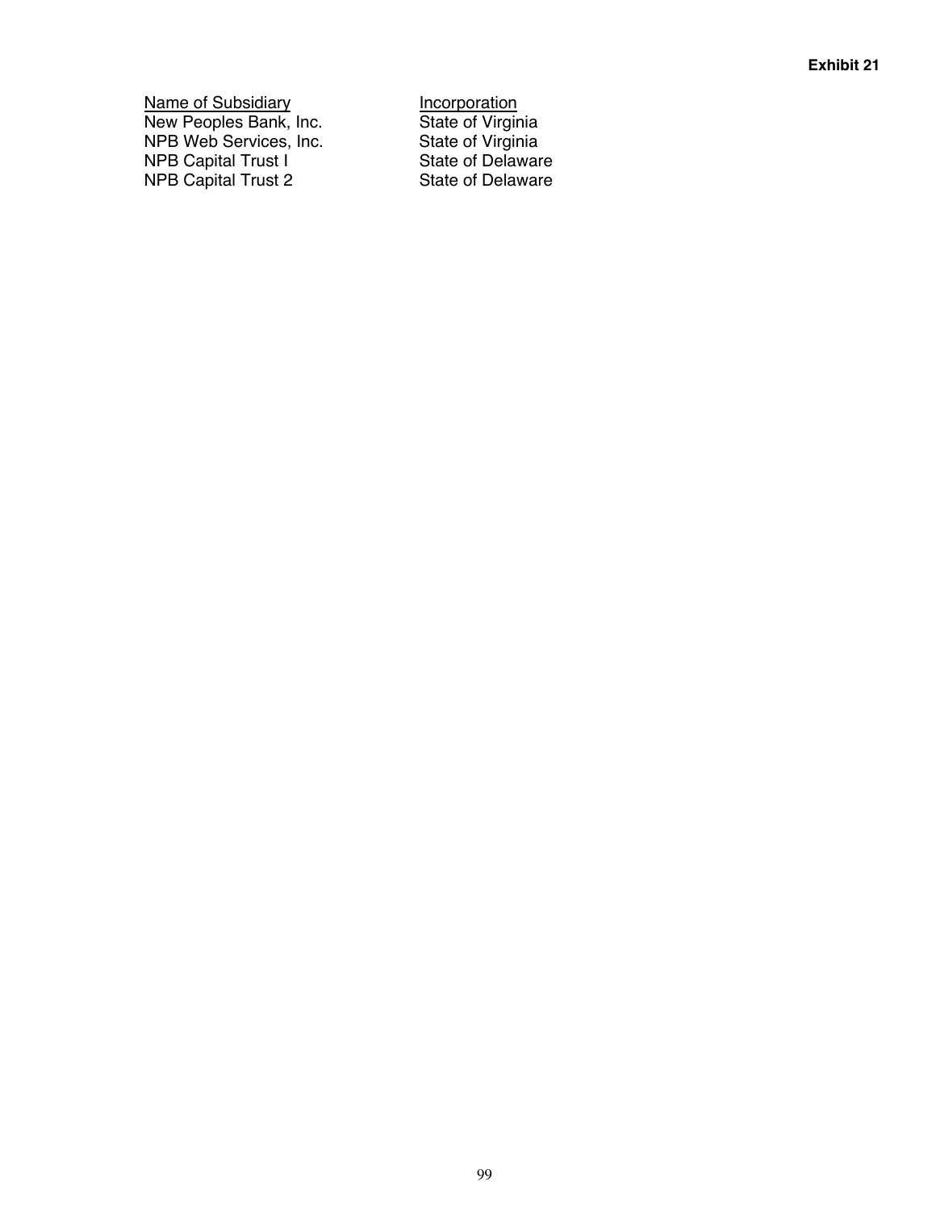**Exhibit 21**

| Name of Subsidiary | Incorporation |
| --- | --- |
| New Peoples Bank, Inc. | State of Virginia |
| NPB Web Services, Inc. | State of Virginia |
| NPB Capital Trust I | State of Delaware |
| NPB Capital Trust 2 | State of Delaware |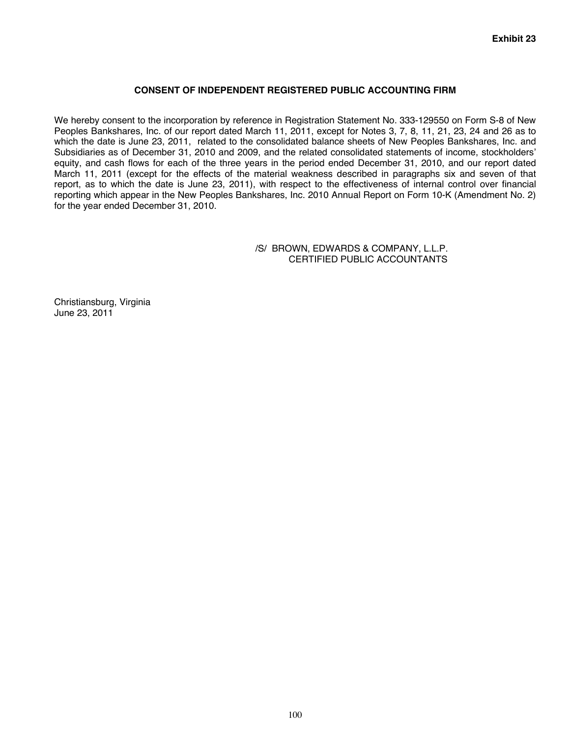**Exhibit 23**

## CONSENT OF INDEPENDENT REGISTERED PUBLIC ACCOUNTING FIRM

We hereby consent to the incorporation by reference in Registration Statement No. 333-129550 on Form S-8 of New Peoples Bankshares, Inc. of our report dated March 11, 2011, except for Notes 3, 7, 8, 11, 21, 23, 24 and 26 as to which the date is June 23, 2011, related to the consolidated balance sheets of New Peoples Bankshares, Inc. and Subsidiaries as of December 31, 2010 and 2009, and the related consolidated statements of income, stockholders' equity, and cash flows for each of the three years in the period ended December 31, 2010, and our report dated March 11, 2011 (except for the effects of the material weakness described in paragraphs six and seven of that report, as to which the date is June 23, 2011), with respect to the effectiveness of internal control over financial reporting which appear in the New Peoples Bankshares, Inc. 2010 Annual Report on Form 10-K (Amendment No. 2) for the year ended December 31, 2010.

/S/ BROWN, EDWARDS & COMPANY, L.L.P.
CERTIFIED PUBLIC ACCOUNTANTS

Christiansburg, Virginia
June 23, 2011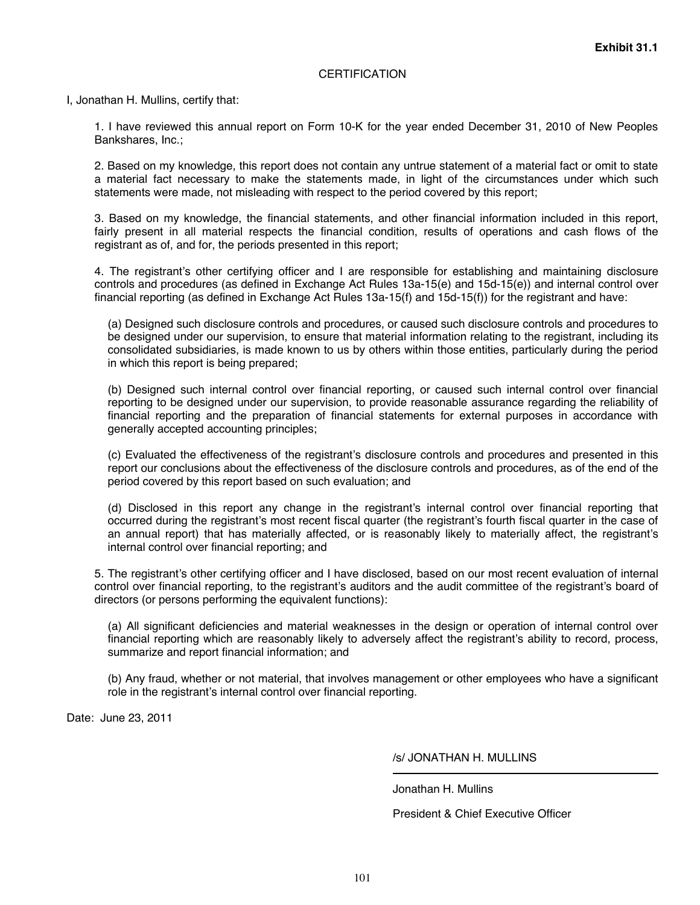**Exhibit 31.1**

CERTIFICATION

I, Jonathan H. Mullins, certify that:

1. I have reviewed this annual report on Form 10-K for the year ended December 31, 2010 of New Peoples Bankshares, Inc.;

2. Based on my knowledge, this report does not contain any untrue statement of a material fact or omit to state a material fact necessary to make the statements made, in light of the circumstances under which such statements were made, not misleading with respect to the period covered by this report;

3. Based on my knowledge, the financial statements, and other financial information included in this report, fairly present in all material respects the financial condition, results of operations and cash flows of the registrant as of, and for, the periods presented in this report;

4. The registrant's other certifying officer and I are responsible for establishing and maintaining disclosure controls and procedures (as defined in Exchange Act Rules 13a-15(e) and 15d-15(e)) and internal control over financial reporting (as defined in Exchange Act Rules 13a-15(f) and 15d-15(f)) for the registrant and have:

(a) Designed such disclosure controls and procedures, or caused such disclosure controls and procedures to be designed under our supervision, to ensure that material information relating to the registrant, including its consolidated subsidiaries, is made known to us by others within those entities, particularly during the period in which this report is being prepared;

(b) Designed such internal control over financial reporting, or caused such internal control over financial reporting to be designed under our supervision, to provide reasonable assurance regarding the reliability of financial reporting and the preparation of financial statements for external purposes in accordance with generally accepted accounting principles;

(c) Evaluated the effectiveness of the registrant's disclosure controls and procedures and presented in this report our conclusions about the effectiveness of the disclosure controls and procedures, as of the end of the period covered by this report based on such evaluation; and

(d) Disclosed in this report any change in the registrant's internal control over financial reporting that occurred during the registrant's most recent fiscal quarter (the registrant's fourth fiscal quarter in the case of an annual report) that has materially affected, or is reasonably likely to materially affect, the registrant's internal control over financial reporting; and

5. The registrant's other certifying officer and I have disclosed, based on our most recent evaluation of internal control over financial reporting, to the registrant's auditors and the audit committee of the registrant's board of directors (or persons performing the equivalent functions):

(a) All significant deficiencies and material weaknesses in the design or operation of internal control over financial reporting which are reasonably likely to adversely affect the registrant's ability to record, process, summarize and report financial information; and

(b) Any fraud, whether or not material, that involves management or other employees who have a significant role in the registrant's internal control over financial reporting.

Date: June 23, 2011

/s/ JONATHAN H. MULLINS

Jonathan H. Mullins

President & Chief Executive Officer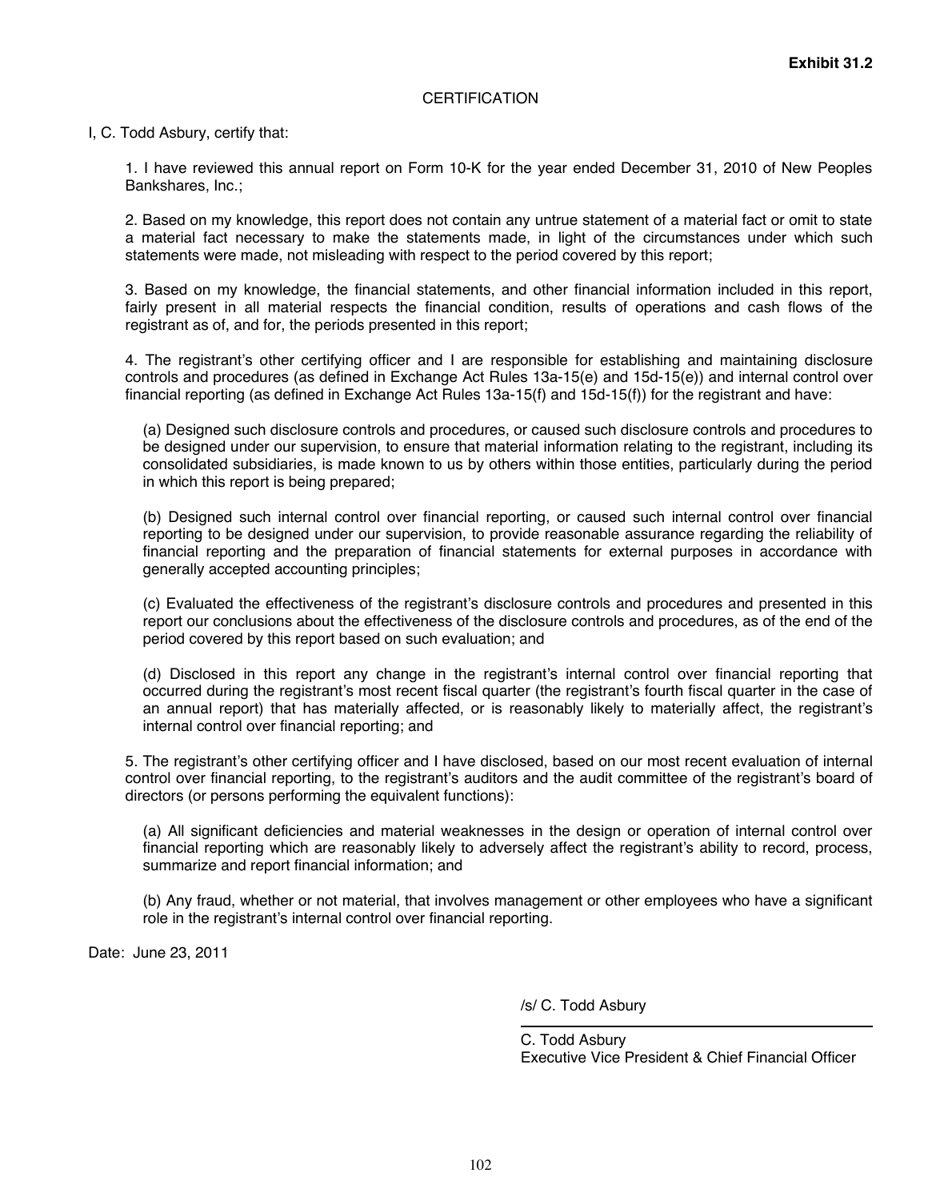**Exhibit 31.2**

CERTIFICATION

I, C. Todd Asbury, certify that:

1. I have reviewed this annual report on Form 10-K for the year ended December 31, 2010 of New Peoples Bankshares, Inc.;

2. Based on my knowledge, this report does not contain any untrue statement of a material fact or omit to state a material fact necessary to make the statements made, in light of the circumstances under which such statements were made, not misleading with respect to the period covered by this report;

3. Based on my knowledge, the financial statements, and other financial information included in this report, fairly present in all material respects the financial condition, results of operations and cash flows of the registrant as of, and for, the periods presented in this report;

4. The registrant's other certifying officer and I are responsible for establishing and maintaining disclosure controls and procedures (as defined in Exchange Act Rules 13a-15(e) and 15d-15(e)) and internal control over financial reporting (as defined in Exchange Act Rules 13a-15(f) and 15d-15(f)) for the registrant and have:

(a) Designed such disclosure controls and procedures, or caused such disclosure controls and procedures to be designed under our supervision, to ensure that material information relating to the registrant, including its consolidated subsidiaries, is made known to us by others within those entities, particularly during the period in which this report is being prepared;

(b) Designed such internal control over financial reporting, or caused such internal control over financial reporting to be designed under our supervision, to provide reasonable assurance regarding the reliability of financial reporting and the preparation of financial statements for external purposes in accordance with generally accepted accounting principles;

(c) Evaluated the effectiveness of the registrant's disclosure controls and procedures and presented in this report our conclusions about the effectiveness of the disclosure controls and procedures, as of the end of the period covered by this report based on such evaluation; and

(d) Disclosed in this report any change in the registrant's internal control over financial reporting that occurred during the registrant's most recent fiscal quarter (the registrant's fourth fiscal quarter in the case of an annual report) that has materially affected, or is reasonably likely to materially affect, the registrant's internal control over financial reporting; and

5. The registrant's other certifying officer and I have disclosed, based on our most recent evaluation of internal control over financial reporting, to the registrant's auditors and the audit committee of the registrant's board of directors (or persons performing the equivalent functions):

(a) All significant deficiencies and material weaknesses in the design or operation of internal control over financial reporting which are reasonably likely to adversely affect the registrant's ability to record, process, summarize and report financial information; and

(b) Any fraud, whether or not material, that involves management or other employees who have a significant role in the registrant's internal control over financial reporting.

Date: June 23, 2011

/s/ C. Todd Asbury

C. Todd Asbury
Executive Vice President & Chief Financial Officer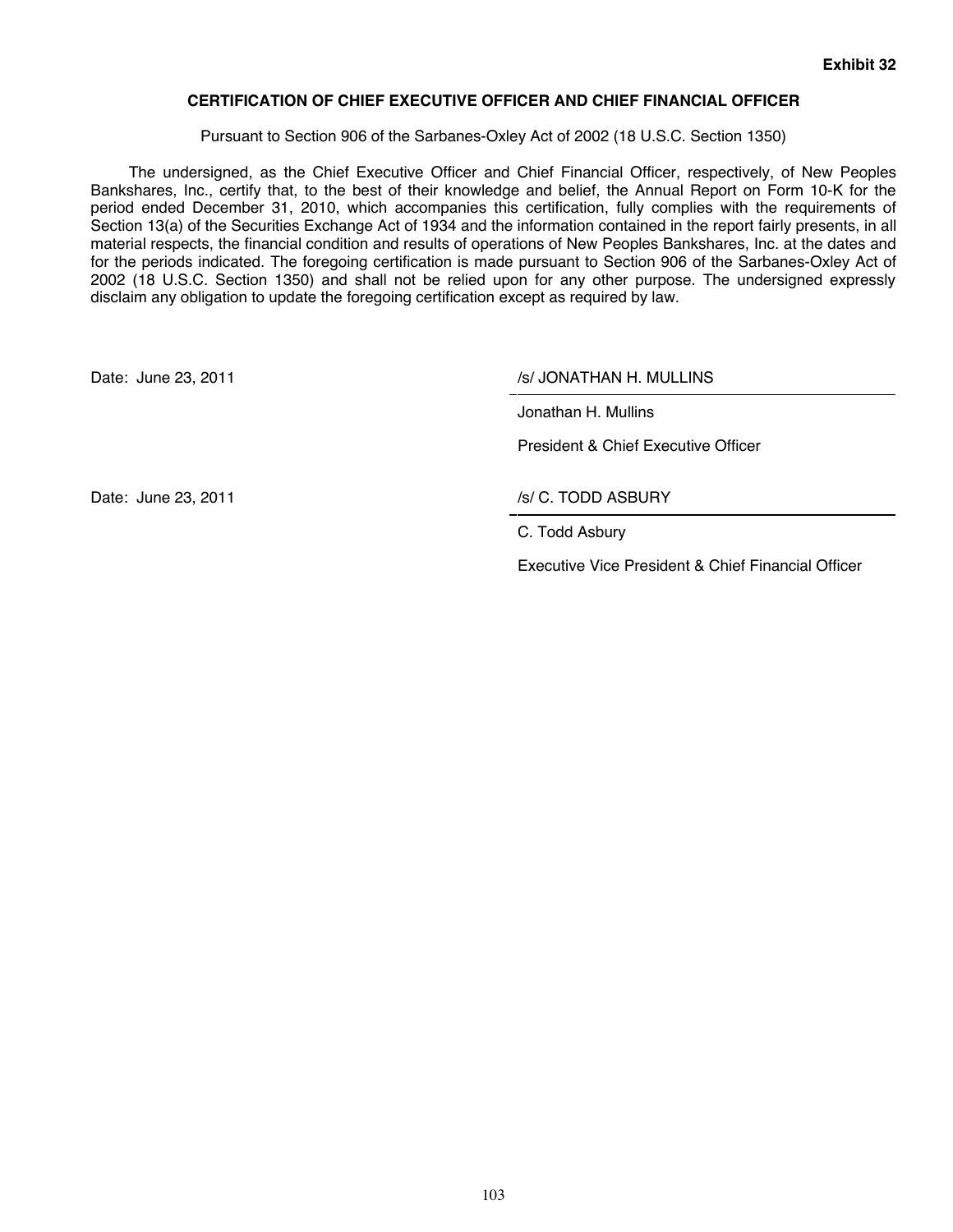**Exhibit 32**

**CERTIFICATION OF CHIEF EXECUTIVE OFFICER AND CHIEF FINANCIAL OFFICER**

Pursuant to Section 906 of the Sarbanes-Oxley Act of 2002 (18 U.S.C. Section 1350)

The undersigned, as the Chief Executive Officer and Chief Financial Officer, respectively, of New Peoples Bankshares, Inc., certify that, to the best of their knowledge and belief, the Annual Report on Form 10-K for the period ended December 31, 2010, which accompanies this certification, fully complies with the requirements of Section 13(a) of the Securities Exchange Act of 1934 and the information contained in the report fairly presents, in all material respects, the financial condition and results of operations of New Peoples Bankshares, Inc. at the dates and for the periods indicated. The foregoing certification is made pursuant to Section 906 of the Sarbanes-Oxley Act of 2002 (18 U.S.C. Section 1350) and shall not be relied upon for any other purpose. The undersigned expressly disclaim any obligation to update the foregoing certification except as required by law.

Date: June 23, 2011

/s/ JONATHAN H. MULLINS

Jonathan H. Mullins

President & Chief Executive Officer

Date: June 23, 2011

/s/ C. TODD ASBURY

C. Todd Asbury

Executive Vice President & Chief Financial Officer